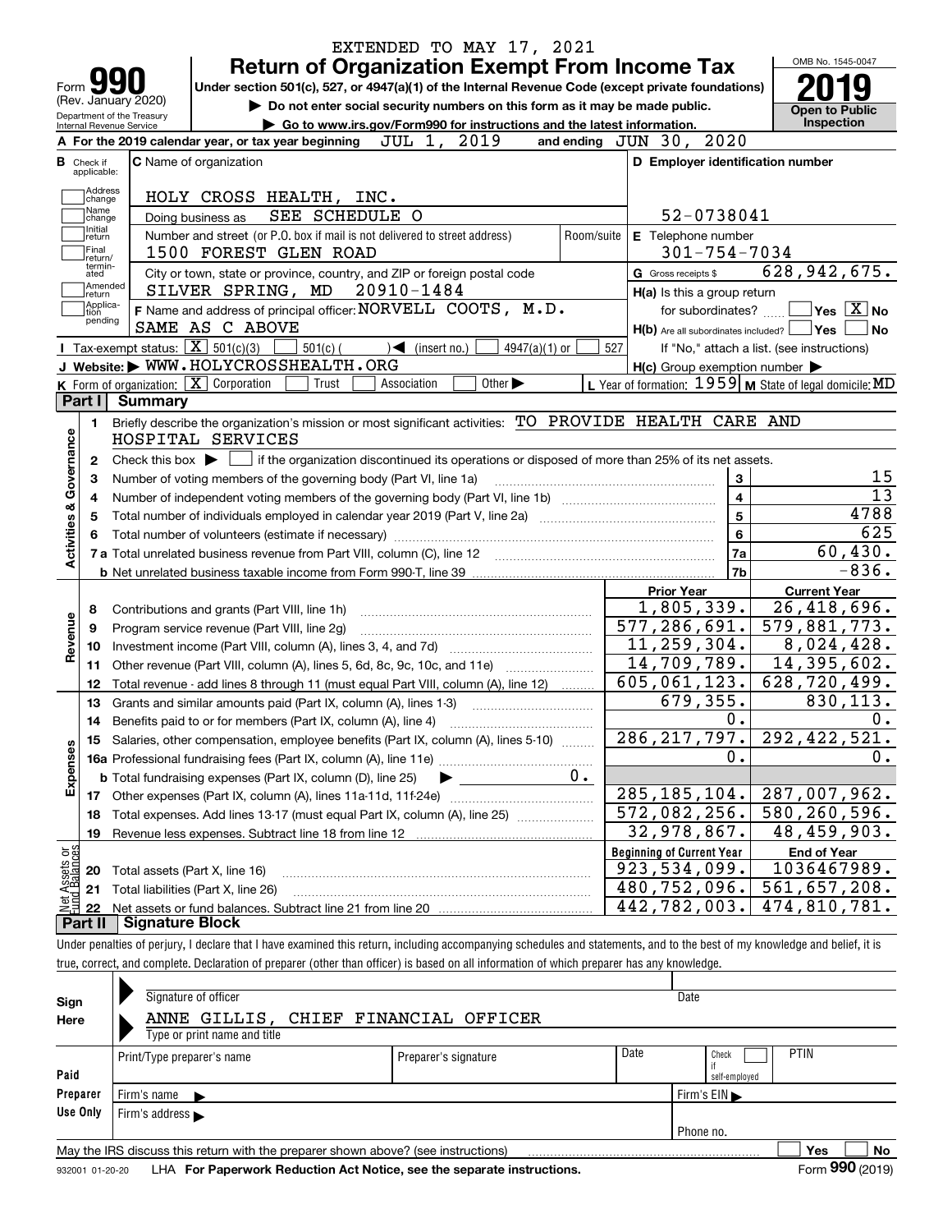EXTENDED TO MAY 17, 2021

# Form 990 — Return of Organization Exempt From Income Tax — 2019

(Rev. January 2020)

Department of the Treasury Internal Revenue Service

Under section 501(c), 527, or 4947(a)(1) of the Internal Revenue Code (except private foundations)

▶ Do not enter social security numbers on this form as it may be made public.

▶ Go to www.irs.gov/Form990 for instructions and the latest information.

OMB No. 1545-0047

**Open to Public Inspection**

**A** For the 2019 calendar year, or tax year beginning JUL 1, 2019 and ending JUN 30, 2020

**B** Check if applicable: Address change, Name change, Initial return, Final return/terminated, Amended return, Application pending

**C** Name of organization: HOLY CROSS HEALTH, INC.

Doing business as: SEE SCHEDULE O

Number and street (or P.O. box if mail is not delivered to street address): 1500 FOREST GLEN ROAD

Room/suite:

City or town, state or province, country, and ZIP or foreign postal code: SILVER SPRING, MD 20910-1484

**D** Employer identification number: 52-0738041

**E** Telephone number: 301-754-7034

**G** Gross receipts $ 628,942,675.

**F** Name and address of principal officer: NORVELL COOTS, M.D. SAME AS C ABOVE

**H(a)** Is this a group return for subordinates? ☐ Yes ☒ No

**H(b)** Are all subordinates included? ☐ Yes ☐ No — If "No," attach a list. (see instructions)

**H(c)** Group exemption number ▶

**I** Tax-exempt status: ☒ 501(c)(3) ☐ 501(c) ( ) ◀ (insert no.) ☐ 4947(a)(1) or ☐ 527

**J** Website: ▶ WWW.HOLYCROSSHEALTH.ORG

**K** Form of organization: ☒ Corporation ☐ Trust ☐ Association ☐ Other ▶

**L** Year of formation: 1959 **M** State of legal domicile: MD

## Part I Summary

**Activities & Governance**

1. Briefly describe the organization's mission or most significant activities: TO PROVIDE HEALTH CARE AND HOSPITAL SERVICES
2. Check this box ▶ ☐ if the organization discontinued its operations or disposed of more than 25% of its net assets.

| | | Line | |
|---|---|---|---|
| 3 | Number of voting members of the governing body (Part VI, line 1a) | 3 | 15 |
| 4 | Number of independent voting members of the governing body (Part VI, line 1b) | 4 | 13 |
| 5 | Total number of individuals employed in calendar year 2019 (Part V, line 2a) | 5 | 4788 |
| 6 | Total number of volunteers (estimate if necessary) | 6 | 625 |
| 7a | Total unrelated business revenue from Part VIII, column (C), line 12 | 7a | 60,430. |
| 7b | Net unrelated business taxable income from Form 990-T, line 39 | 7b | -836. |

| | | | Prior Year | Current Year |
|---|---|---|---|---|
| **Revenue** | 8 | Contributions and grants (Part VIII, line 1h) | 1,805,339. | 26,418,696. |
| | 9 | Program service revenue (Part VIII, line 2g) | 577,286,691. | 579,881,773. |
| | 10 | Investment income (Part VIII, column (A), lines 3, 4, and 7d) | 11,259,304. | 8,024,428. |
| | 11 | Other revenue (Part VIII, column (A), lines 5, 6d, 8c, 9c, 10c, and 11e) | 14,709,789. | 14,395,602. |
| | 12 | Total revenue - add lines 8 through 11 (must equal Part VIII, column (A), line 12) | 605,061,123. | 628,720,499. |
| **Expenses** | 13 | Grants and similar amounts paid (Part IX, column (A), lines 1-3) | 679,355. | 830,113. |
| | 14 | Benefits paid to or for members (Part IX, column (A), line 4) | 0. | 0. |
| | 15 | Salaries, other compensation, employee benefits (Part IX, column (A), lines 5-10) | 286,217,797. | 292,422,521. |
| | 16a | Professional fundraising fees (Part IX, column (A), line 11e) | 0. | 0. |
| | b | Total fundraising expenses (Part IX, column (D), line 25) ▶ 0. | | |
| | 17 | Other expenses (Part IX, column (A), lines 11a-11d, 11f-24e) | 285,185,104. | 287,007,962. |
| | 18 | Total expenses. Add lines 13-17 (must equal Part IX, column (A), line 25) | 572,082,256. | 580,260,596. |
| | 19 | Revenue less expenses. Subtract line 18 from line 12 | 32,978,867. | 48,459,903. |

| | | | Beginning of Current Year | End of Year |
|---|---|---|---|---|
| **Net Assets or Fund Balances** | 20 | Total assets (Part X, line 16) | 923,534,099. | 1036467989. |
| | 21 | Total liabilities (Part X, line 26) | 480,752,096. | 561,657,208. |
| | 22 | Net assets or fund balances. Subtract line 21 from line 20 | 442,782,003. | 474,810,781. |

## Part II Signature Block

Under penalties of perjury, I declare that I have examined this return, including accompanying schedules and statements, and to the best of my knowledge and belief, it is true, correct, and complete. Declaration of preparer (other than officer) is based on all information of which preparer has any knowledge.

**Sign Here**

Signature of officer — Date

ANNE GILLIS, CHIEF FINANCIAL OFFICER

Type or print name and title

**Paid Preparer Use Only**

| Print/Type preparer's name | Preparer's signature | Date | Check ☐ if self-employed | PTIN |
|---|---|---|---|---|
| | | | | |

Firm's name ▶ — Firm's EIN ▶

Firm's address ▶ — Phone no.

May the IRS discuss this return with the preparer shown above? (see instructions) ☐ Yes ☐ No

932001 01-20-20 LHA For Paperwork Reduction Act Notice, see the separate instructions. Form **990** (2019)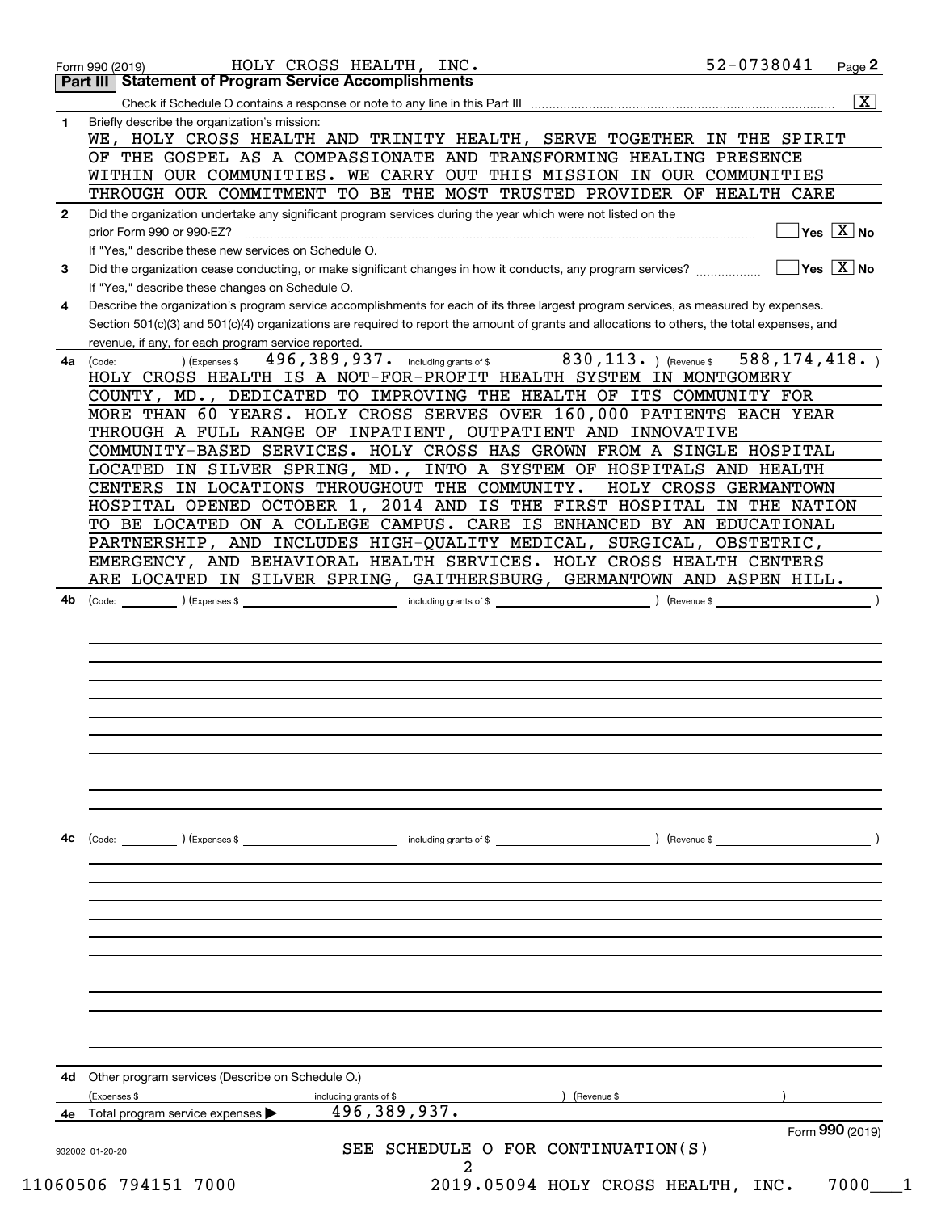Form 990 (2019) HOLY CROSS HEALTH, INC. 52-0738041

## Part III Statement of Program Service Accomplishments

Check if Schedule O contains a response or note to any line in this Part III ... [X]

**1** Briefly describe the organization's mission:

WE, HOLY CROSS HEALTH AND TRINITY HEALTH, SERVE TOGETHER IN THE SPIRIT OF THE GOSPEL AS A COMPASSIONATE AND TRANSFORMING HEALING PRESENCE WITHIN OUR COMMUNITIES. WE CARRY OUT THIS MISSION IN OUR COMMUNITIES THROUGH OUR COMMITMENT TO BE THE MOST TRUSTED PROVIDER OF HEALTH CARE

**2** Did the organization undertake any significant program services during the year which were not listed on the prior Form 990 or 990-EZ? [ ] Yes [X] No

If "Yes," describe these new services on Schedule O.

**3** Did the organization cease conducting, or make significant changes in how it conducts, any program services? [ ] Yes [X] No

If "Yes," describe these changes on Schedule O.

**4** Describe the organization's program service accomplishments for each of its three largest program services, as measured by expenses. Section 501(c)(3) and 501(c)(4) organizations are required to report the amount of grants and allocations to others, the total expenses, and revenue, if any, for each program service reported.

**4a** (Code: ) (Expenses $ 496,389,937. including grants of $ 830,113. ) (Revenue $ 588,174,418. )

HOLY CROSS HEALTH IS A NOT-FOR-PROFIT HEALTH SYSTEM IN MONTGOMERY COUNTY, MD., DEDICATED TO IMPROVING THE HEALTH OF ITS COMMUNITY FOR MORE THAN 60 YEARS. HOLY CROSS SERVES OVER 160,000 PATIENTS EACH YEAR THROUGH A FULL RANGE OF INPATIENT, OUTPATIENT AND INNOVATIVE COMMUNITY-BASED SERVICES. HOLY CROSS HAS GROWN FROM A SINGLE HOSPITAL LOCATED IN SILVER SPRING, MD., INTO A SYSTEM OF HOSPITALS AND HEALTH CENTERS IN LOCATIONS THROUGHOUT THE COMMUNITY. HOLY CROSS GERMANTOWN HOSPITAL OPENED OCTOBER 1, 2014 AND IS THE FIRST HOSPITAL IN THE NATION TO BE LOCATED ON A COLLEGE CAMPUS. CARE IS ENHANCED BY AN EDUCATIONAL PARTNERSHIP, AND INCLUDES HIGH-QUALITY MEDICAL, SURGICAL, OBSTETRIC, EMERGENCY, AND BEHAVIORAL HEALTH SERVICES. HOLY CROSS HEALTH CENTERS ARE LOCATED IN SILVER SPRING, GAITHERSBURG, GERMANTOWN AND ASPEN HILL.

**4b** (Code: ) (Expenses $ including grants of $ ) (Revenue $ )

**4c** (Code: ) (Expenses $ including grants of $ ) (Revenue $ )

**4d** Other program services (Describe on Schedule O.)

(Expenses $ including grants of $ ) (Revenue $ )

**4e** Total program service expenses ▶ 496,389,937.

Form **990** (2019)

SEE SCHEDULE O FOR CONTINUATION(S)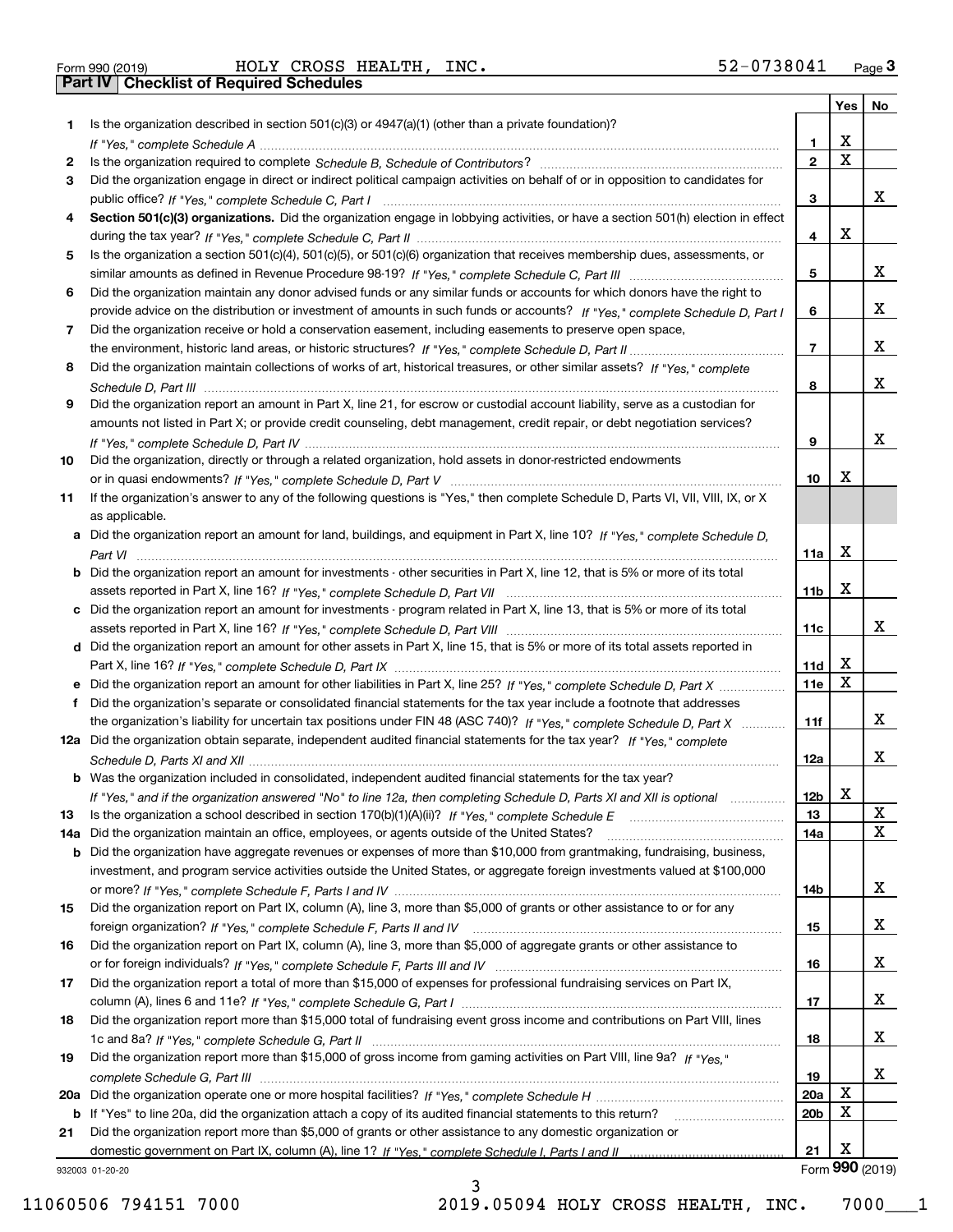Form 990 (2019) HOLY CROSS HEALTH, INC. 52-0738041

## Part IV Checklist of Required Schedules

| | | | Yes | No |
|---|---|---|---|---|
| 1 | Is the organization described in section 501(c)(3) or 4947(a)(1) (other than a private foundation)? *If "Yes," complete Schedule A* | 1 | X | |
| 2 | Is the organization required to complete *Schedule B, Schedule of Contributors*? | 2 | X | |
| 3 | Did the organization engage in direct or indirect political campaign activities on behalf of or in opposition to candidates for public office? *If "Yes," complete Schedule C, Part I* | 3 | | X |
| 4 | **Section 501(c)(3) organizations.** Did the organization engage in lobbying activities, or have a section 501(h) election in effect during the tax year? *If "Yes," complete Schedule C, Part II* | 4 | X | |
| 5 | Is the organization a section 501(c)(4), 501(c)(5), or 501(c)(6) organization that receives membership dues, assessments, or similar amounts as defined in Revenue Procedure 98-19? *If "Yes," complete Schedule C, Part III* | 5 | | X |
| 6 | Did the organization maintain any donor advised funds or any similar funds or accounts for which donors have the right to provide advice on the distribution or investment of amounts in such funds or accounts? *If "Yes," complete Schedule D, Part I* | 6 | | X |
| 7 | Did the organization receive or hold a conservation easement, including easements to preserve open space, the environment, historic land areas, or historic structures? *If "Yes," complete Schedule D, Part II* | 7 | | X |
| 8 | Did the organization maintain collections of works of art, historical treasures, or other similar assets? *If "Yes," complete Schedule D, Part III* | 8 | | X |
| 9 | Did the organization report an amount in Part X, line 21, for escrow or custodial account liability, serve as a custodian for amounts not listed in Part X; or provide credit counseling, debt management, credit repair, or debt negotiation services? *If "Yes," complete Schedule D, Part IV* | 9 | | X |
| 10 | Did the organization, directly or through a related organization, hold assets in donor-restricted endowments or in quasi endowments? *If "Yes," complete Schedule D, Part V* | 10 | X | |
| 11 | If the organization's answer to any of the following questions is "Yes," then complete Schedule D, Parts VI, VII, VIII, IX, or X as applicable. | | | |
| a | Did the organization report an amount for land, buildings, and equipment in Part X, line 10? *If "Yes," complete Schedule D, Part VI* | 11a | X | |
| b | Did the organization report an amount for investments - other securities in Part X, line 12, that is 5% or more of its total assets reported in Part X, line 16? *If "Yes," complete Schedule D, Part VII* | 11b | X | |
| c | Did the organization report an amount for investments - program related in Part X, line 13, that is 5% or more of its total assets reported in Part X, line 16? *If "Yes," complete Schedule D, Part VIII* | 11c | | X |
| d | Did the organization report an amount for other assets in Part X, line 15, that is 5% or more of its total assets reported in Part X, line 16? *If "Yes," complete Schedule D, Part IX* | 11d | X | |
| e | Did the organization report an amount for other liabilities in Part X, line 25? *If "Yes," complete Schedule D, Part X* | 11e | X | |
| f | Did the organization's separate or consolidated financial statements for the tax year include a footnote that addresses the organization's liability for uncertain tax positions under FIN 48 (ASC 740)? *If "Yes," complete Schedule D, Part X* | 11f | | X |
| 12a | Did the organization obtain separate, independent audited financial statements for the tax year? *If "Yes," complete Schedule D, Parts XI and XII* | 12a | | X |
| b | Was the organization included in consolidated, independent audited financial statements for the tax year? *If "Yes," and if the organization answered "No" to line 12a, then completing Schedule D, Parts XI and XII is optional* | 12b | X | |
| 13 | Is the organization a school described in section 170(b)(1)(A)(ii)? *If "Yes," complete Schedule E* | 13 | | X |
| 14a | Did the organization maintain an office, employees, or agents outside of the United States? | 14a | | X |
| b | Did the organization have aggregate revenues or expenses of more than $10,000 from grantmaking, fundraising, business, investment, and program service activities outside the United States, or aggregate foreign investments valued at $100,000 or more? *If "Yes," complete Schedule F, Parts I and IV* | 14b | | X |
| 15 | Did the organization report on Part IX, column (A), line 3, more than $5,000 of grants or other assistance to or for any foreign organization? *If "Yes," complete Schedule F, Parts II and IV* | 15 | | X |
| 16 | Did the organization report on Part IX, column (A), line 3, more than $5,000 of aggregate grants or other assistance to or for foreign individuals? *If "Yes," complete Schedule F, Parts III and IV* | 16 | | X |
| 17 | Did the organization report a total of more than $15,000 of expenses for professional fundraising services on Part IX, column (A), lines 6 and 11e? *If "Yes," complete Schedule G, Part I* | 17 | | X |
| 18 | Did the organization report more than $15,000 total of fundraising event gross income and contributions on Part VIII, lines 1c and 8a? *If "Yes," complete Schedule G, Part II* | 18 | | X |
| 19 | Did the organization report more than $15,000 of gross income from gaming activities on Part VIII, line 9a? *If "Yes," complete Schedule G, Part III* | 19 | | X |
| 20a | Did the organization operate one or more hospital facilities? *If "Yes," complete Schedule H* | 20a | X | |
| b | If "Yes" to line 20a, did the organization attach a copy of its audited financial statements to this return? | 20b | X | |
| 21 | Did the organization report more than $5,000 of grants or other assistance to any domestic organization or domestic government on Part IX, column (A), line 1? *If "Yes," complete Schedule I, Parts I and II* | 21 | X | |

932003 01-20-20 Form **990** (2019)

11060506 794151 7000 2019.05094 HOLY CROSS HEALTH, INC. 7000___1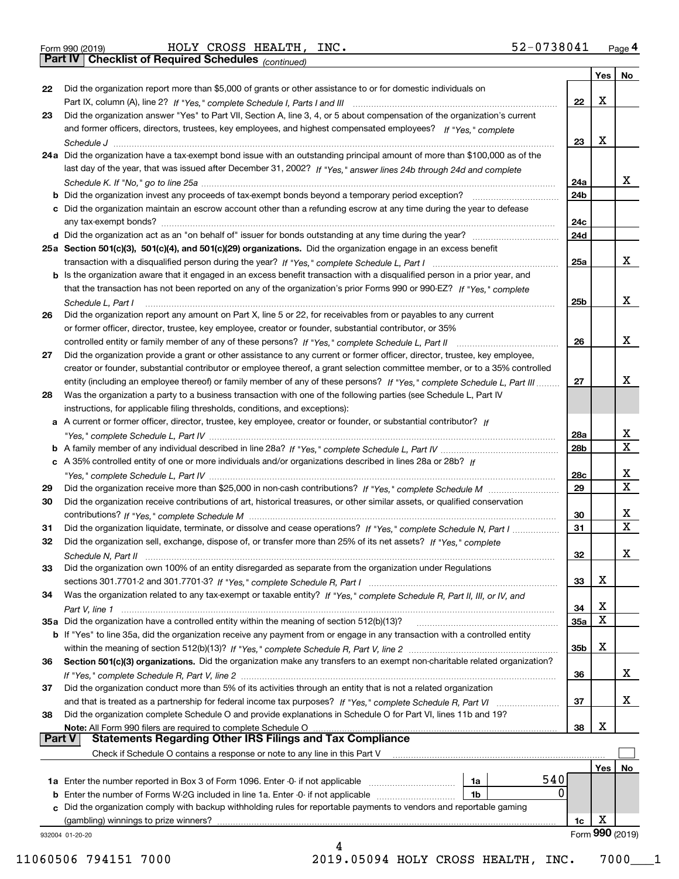Form 990 (2019) HOLY CROSS HEALTH, INC. 52-0738041 Page 4

**Part IV | Checklist of Required Schedules** *(continued)*

| | | | Yes | No |
|---|---|---|---|---|
| **22** | Did the organization report more than $5,000 of grants or other assistance to or for domestic individuals on Part IX, column (A), line 2? *If "Yes," complete Schedule I, Parts I and III* | 22 | X | |
| **23** | Did the organization answer "Yes" to Part VII, Section A, line 3, 4, or 5 about compensation of the organization's current and former officers, directors, trustees, key employees, and highest compensated employees? *If "Yes," complete Schedule J* | 23 | X | |
| **24a** | Did the organization have a tax-exempt bond issue with an outstanding principal amount of more than $100,000 as of the last day of the year, that was issued after December 31, 2002? *If "Yes," answer lines 24b through 24d and complete Schedule K. If "No," go to line 25a* | 24a | | X |
| **b** | Did the organization invest any proceeds of tax-exempt bonds beyond a temporary period exception? | 24b | | |
| **c** | Did the organization maintain an escrow account other than a refunding escrow at any time during the year to defease any tax-exempt bonds? | 24c | | |
| **d** | Did the organization act as an "on behalf of" issuer for bonds outstanding at any time during the year? | 24d | | |
| **25a** | **Section 501(c)(3), 501(c)(4), and 501(c)(29) organizations.** Did the organization engage in an excess benefit transaction with a disqualified person during the year? *If "Yes," complete Schedule L, Part I* | 25a | | X |
| **b** | Is the organization aware that it engaged in an excess benefit transaction with a disqualified person in a prior year, and that the transaction has not been reported on any of the organization's prior Forms 990 or 990-EZ? *If "Yes," complete Schedule L, Part I* | 25b | | X |
| **26** | Did the organization report any amount on Part X, line 5 or 22, for receivables from or payables to any current or former officer, director, trustee, key employee, creator or founder, substantial contributor, or 35% controlled entity or family member of any of these persons? *If "Yes," complete Schedule L, Part II* | 26 | | X |
| **27** | Did the organization provide a grant or other assistance to any current or former officer, director, trustee, key employee, creator or founder, substantial contributor or employee thereof, a grant selection committee member, or to a 35% controlled entity (including an employee thereof) or family member of any of these persons? *If "Yes," complete Schedule L, Part III* | 27 | | X |
| **28** | Was the organization a party to a business transaction with one of the following parties (see Schedule L, Part IV instructions, for applicable filing thresholds, conditions, and exceptions): | | | |
| **a** | A current or former officer, director, trustee, key employee, creator or founder, or substantial contributor? *If "Yes," complete Schedule L, Part IV* | 28a | | X |
| **b** | A family member of any individual described in line 28a? *If "Yes," complete Schedule L, Part IV* | 28b | | X |
| **c** | A 35% controlled entity of one or more individuals and/or organizations described in lines 28a or 28b? *If "Yes," complete Schedule L, Part IV* | 28c | | X |
| **29** | Did the organization receive more than $25,000 in non-cash contributions? *If "Yes," complete Schedule M* | 29 | | X |
| **30** | Did the organization receive contributions of art, historical treasures, or other similar assets, or qualified conservation contributions? *If "Yes," complete Schedule M* | 30 | | X |
| **31** | Did the organization liquidate, terminate, or dissolve and cease operations? *If "Yes," complete Schedule N, Part I* | 31 | | X |
| **32** | Did the organization sell, exchange, dispose of, or transfer more than 25% of its net assets? *If "Yes," complete Schedule N, Part II* | 32 | | X |
| **33** | Did the organization own 100% of an entity disregarded as separate from the organization under Regulations sections 301.7701-2 and 301.7701-3? *If "Yes," complete Schedule R, Part I* | 33 | X | |
| **34** | Was the organization related to any tax-exempt or taxable entity? *If "Yes," complete Schedule R, Part II, III, or IV, and Part V, line 1* | 34 | X | |
| **35a** | Did the organization have a controlled entity within the meaning of section 512(b)(13)? | 35a | X | |
| **b** | If "Yes" to line 35a, did the organization receive any payment from or engage in any transaction with a controlled entity within the meaning of section 512(b)(13)? *If "Yes," complete Schedule R, Part V, line 2* | 35b | X | |
| **36** | **Section 501(c)(3) organizations.** Did the organization make any transfers to an exempt non-charitable related organization? *If "Yes," complete Schedule R, Part V, line 2* | 36 | | X |
| **37** | Did the organization conduct more than 5% of its activities through an entity that is not a related organization and that is treated as a partnership for federal income tax purposes? *If "Yes," complete Schedule R, Part VI* | 37 | | X |
| **38** | Did the organization complete Schedule O and provide explanations in Schedule O for Part VI, lines 11b and 19? **Note:** All Form 990 filers are required to complete Schedule O | 38 | X | |

**Part V | Statements Regarding Other IRS Filings and Tax Compliance**

Check if Schedule O contains a response or note to any line in this Part V ☐

| | | | | | Yes | No |
|---|---|---|---|---|---|---|
| **1a** | Enter the number reported in Box 3 of Form 1096. Enter -0- if not applicable | 1a | 540 | | | |
| **b** | Enter the number of Forms W-2G included in line 1a. Enter -0- if not applicable | 1b | 0 | | | |
| **c** | Did the organization comply with backup withholding rules for reportable payments to vendors and reportable gaming (gambling) winnings to prize winners? | | | 1c | X | |

932004 01-20-20 Form **990** (2019)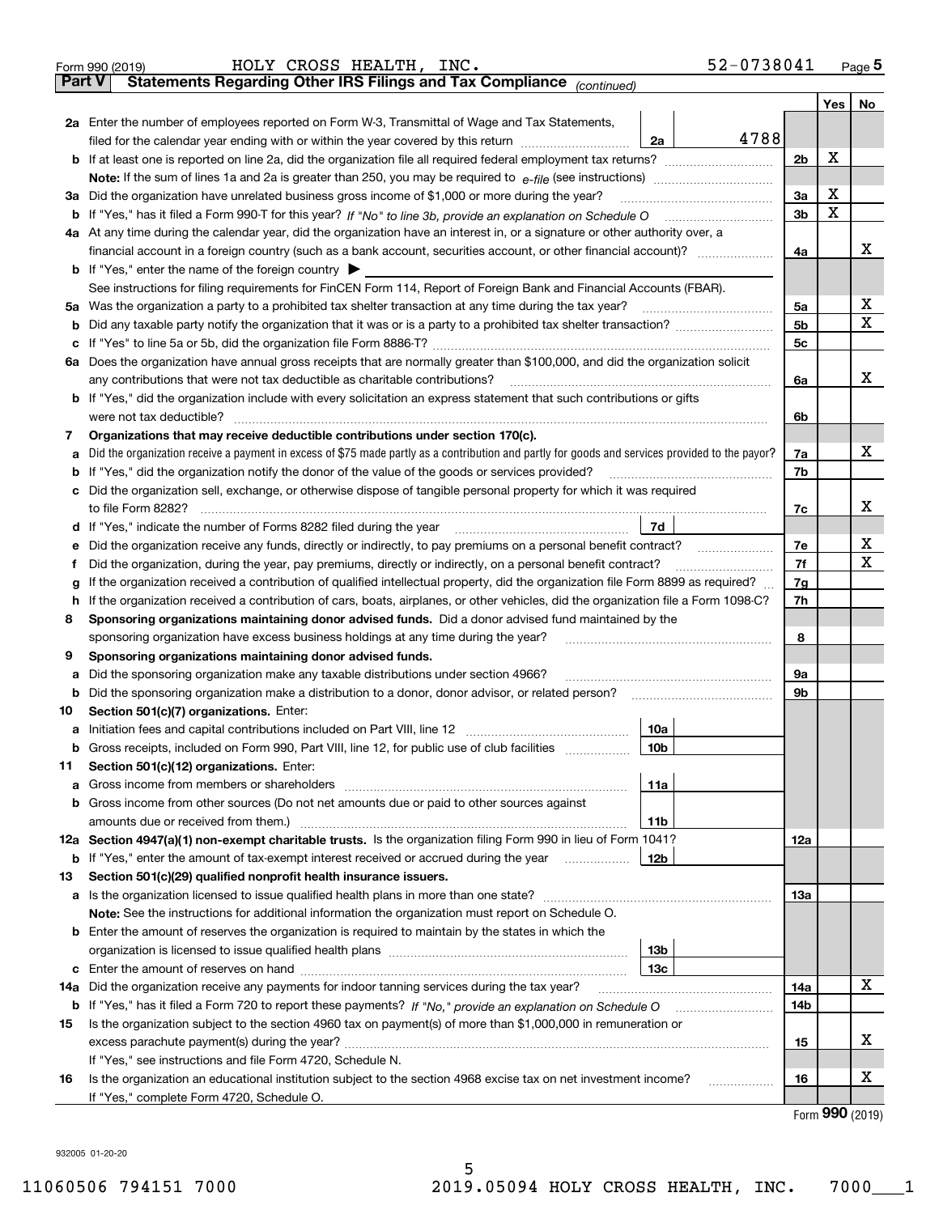Form 990 (2019) HOLY CROSS HEALTH, INC. 52-0738041 Page 5

**Part V Statements Regarding Other IRS Filings and Tax Compliance** *(continued)*

| | | | | | Yes | No |
|---|---|---|---|---|---|---|
| **2a** | Enter the number of employees reported on Form W-3, Transmittal of Wage and Tax Statements, filed for the calendar year ending with or within the year covered by this return | 2a | 4788 | | | |
| **b** | If at least one is reported on line 2a, did the organization file all required federal employment tax returns? | | | 2b | X | |
| | **Note:** If the sum of lines 1a and 2a is greater than 250, you may be required to *e-file* (see instructions) | | | | | |
| **3a** | Did the organization have unrelated business gross income of $1,000 or more during the year? | | | 3a | X | |
| **b** | If "Yes," has it filed a Form 990-T for this year? *If "No" to line 3b, provide an explanation on Schedule O* | | | 3b | X | |
| **4a** | At any time during the calendar year, did the organization have an interest in, or a signature or other authority over, a financial account in a foreign country (such as a bank account, securities account, or other financial account)? | | | 4a | | X |
| **b** | If "Yes," enter the name of the foreign country ▶ | | | | | |
| | See instructions for filing requirements for FinCEN Form 114, Report of Foreign Bank and Financial Accounts (FBAR). | | | | | |
| **5a** | Was the organization a party to a prohibited tax shelter transaction at any time during the tax year? | | | 5a | | X |
| **b** | Did any taxable party notify the organization that it was or is a party to a prohibited tax shelter transaction? | | | 5b | | X |
| **c** | If "Yes" to line 5a or 5b, did the organization file Form 8886-T? | | | 5c | | |
| **6a** | Does the organization have annual gross receipts that are normally greater than $100,000, and did the organization solicit any contributions that were not tax deductible as charitable contributions? | | | 6a | | X |
| **b** | If "Yes," did the organization include with every solicitation an express statement that such contributions or gifts were not tax deductible? | | | 6b | | |
| **7** | **Organizations that may receive deductible contributions under section 170(c).** | | | | | |
| **a** | Did the organization receive a payment in excess of $75 made partly as a contribution and partly for goods and services provided to the payor? | | | 7a | | X |
| **b** | If "Yes," did the organization notify the donor of the value of the goods or services provided? | | | 7b | | |
| **c** | Did the organization sell, exchange, or otherwise dispose of tangible personal property for which it was required to file Form 8282? | | | 7c | | X |
| **d** | If "Yes," indicate the number of Forms 8282 filed during the year | 7d | | | | |
| **e** | Did the organization receive any funds, directly or indirectly, to pay premiums on a personal benefit contract? | | | 7e | | X |
| **f** | Did the organization, during the year, pay premiums, directly or indirectly, on a personal benefit contract? | | | 7f | | X |
| **g** | If the organization received a contribution of qualified intellectual property, did the organization file Form 8899 as required? | | | 7g | | |
| **h** | If the organization received a contribution of cars, boats, airplanes, or other vehicles, did the organization file a Form 1098-C? | | | 7h | | |
| **8** | **Sponsoring organizations maintaining donor advised funds.** Did a donor advised fund maintained by the sponsoring organization have excess business holdings at any time during the year? | | | 8 | | |
| **9** | **Sponsoring organizations maintaining donor advised funds.** | | | | | |
| **a** | Did the sponsoring organization make any taxable distributions under section 4966? | | | 9a | | |
| **b** | Did the sponsoring organization make a distribution to a donor, donor advisor, or related person? | | | 9b | | |
| **10** | **Section 501(c)(7) organizations.** Enter: | | | | | |
| **a** | Initiation fees and capital contributions included on Part VIII, line 12 | 10a | | | | |
| **b** | Gross receipts, included on Form 990, Part VIII, line 12, for public use of club facilities | 10b | | | | |
| **11** | **Section 501(c)(12) organizations.** Enter: | | | | | |
| **a** | Gross income from members or shareholders | 11a | | | | |
| **b** | Gross income from other sources (Do not net amounts due or paid to other sources against amounts due or received from them.) | 11b | | | | |
| **12a** | **Section 4947(a)(1) non-exempt charitable trusts.** Is the organization filing Form 990 in lieu of Form 1041? | | | 12a | | |
| **b** | If "Yes," enter the amount of tax-exempt interest received or accrued during the year | 12b | | | | |
| **13** | **Section 501(c)(29) qualified nonprofit health insurance issuers.** | | | | | |
| **a** | Is the organization licensed to issue qualified health plans in more than one state? | | | 13a | | |
| | **Note:** See the instructions for additional information the organization must report on Schedule O. | | | | | |
| **b** | Enter the amount of reserves the organization is required to maintain by the states in which the organization is licensed to issue qualified health plans | 13b | | | | |
| **c** | Enter the amount of reserves on hand | 13c | | | | |
| **14a** | Did the organization receive any payments for indoor tanning services during the tax year? | | | 14a | | X |
| **b** | If "Yes," has it filed a Form 720 to report these payments? *If "No," provide an explanation on Schedule O* | | | 14b | | |
| **15** | Is the organization subject to the section 4960 tax on payment(s) of more than $1,000,000 in remuneration or excess parachute payment(s) during the year? | | | 15 | | X |
| | If "Yes," see instructions and file Form 4720, Schedule N. | | | | | |
| **16** | Is the organization an educational institution subject to the section 4968 excise tax on net investment income? | | | 16 | | X |
| | If "Yes," complete Form 4720, Schedule O. | | | | | |

Form **990** (2019)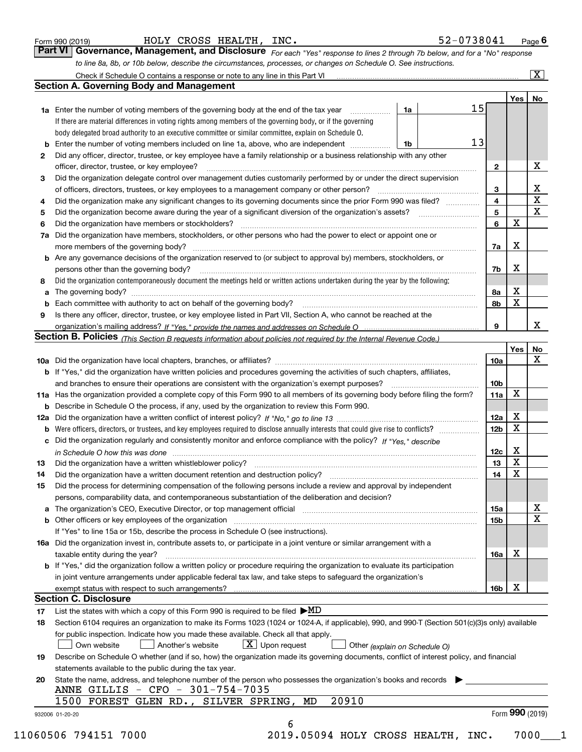Form 990 (2019) HOLY CROSS HEALTH, INC. 52-0738041 Page 6

## Part VI Governance, Management, and Disclosure

*For each "Yes" response to lines 2 through 7b below, and for a "No" response to line 8a, 8b, or 10b below, describe the circumstances, processes, or changes on Schedule O. See instructions.*

Check if Schedule O contains a response or note to any line in this Part VI [X]

### Section A. Governing Body and Management

| | | | | Yes | No |
|---|---|---|---|---|---|
| **1a** | Enter the number of voting members of the governing body at the end of the tax year | 1a | 15 | | |
| | If there are material differences in voting rights among members of the governing body, or if the governing body delegated broad authority to an executive committee or similar committee, explain on Schedule O. | | | | |
| **b** | Enter the number of voting members included on line 1a, above, who are independent | 1b | 13 | | |
| **2** | Did any officer, director, trustee, or key employee have a family relationship or a business relationship with any other officer, director, trustee, or key employee? | 2 | | | X |
| **3** | Did the organization delegate control over management duties customarily performed by or under the direct supervision of officers, directors, trustees, or key employees to a management company or other person? | 3 | | | X |
| **4** | Did the organization make any significant changes to its governing documents since the prior Form 990 was filed? | 4 | | | X |
| **5** | Did the organization become aware during the year of a significant diversion of the organization's assets? | 5 | | | X |
| **6** | Did the organization have members or stockholders? | 6 | | X | |
| **7a** | Did the organization have members, stockholders, or other persons who had the power to elect or appoint one or more members of the governing body? | 7a | | X | |
| **b** | Are any governance decisions of the organization reserved to (or subject to approval by) members, stockholders, or persons other than the governing body? | 7b | | X | |
| **8** | Did the organization contemporaneously document the meetings held or written actions undertaken during the year by the following: | | | | |
| **a** | The governing body? | 8a | | X | |
| **b** | Each committee with authority to act on behalf of the governing body? | 8b | | X | |
| **9** | Is there any officer, director, trustee, or key employee listed in Part VII, Section A, who cannot be reached at the organization's mailing address? *If "Yes," provide the names and addresses on Schedule O* | 9 | | | X |

### Section B. Policies *(This Section B requests information about policies not required by the Internal Revenue Code.)*

| | | | Yes | No |
|---|---|---|---|---|
| **10a** | Did the organization have local chapters, branches, or affiliates? | 10a | | X |
| **b** | If "Yes," did the organization have written policies and procedures governing the activities of such chapters, affiliates, and branches to ensure their operations are consistent with the organization's exempt purposes? | 10b | | |
| **11a** | Has the organization provided a complete copy of this Form 990 to all members of its governing body before filing the form? | 11a | X | |
| **b** | Describe in Schedule O the process, if any, used by the organization to review this Form 990. | | | |
| **12a** | Did the organization have a written conflict of interest policy? *If "No," go to line 13* | 12a | X | |
| **b** | Were officers, directors, or trustees, and key employees required to disclose annually interests that could give rise to conflicts? | 12b | X | |
| **c** | Did the organization regularly and consistently monitor and enforce compliance with the policy? *If "Yes," describe in Schedule O how this was done* | 12c | X | |
| **13** | Did the organization have a written whistleblower policy? | 13 | X | |
| **14** | Did the organization have a written document retention and destruction policy? | 14 | X | |
| **15** | Did the process for determining compensation of the following persons include a review and approval by independent persons, comparability data, and contemporaneous substantiation of the deliberation and decision? | | | |
| **a** | The organization's CEO, Executive Director, or top management official | 15a | | X |
| **b** | Other officers or key employees of the organization | 15b | | X |
| | If "Yes" to line 15a or 15b, describe the process in Schedule O (see instructions). | | | |
| **16a** | Did the organization invest in, contribute assets to, or participate in a joint venture or similar arrangement with a taxable entity during the year? | 16a | X | |
| **b** | If "Yes," did the organization follow a written policy or procedure requiring the organization to evaluate its participation in joint venture arrangements under applicable federal tax law, and take steps to safeguard the organization's exempt status with respect to such arrangements? | 16b | X | |

### Section C. Disclosure

**17** List the states with which a copy of this Form 990 is required to be filed ▶ MD

**18** Section 6104 requires an organization to make its Forms 1023 (1024 or 1024-A, if applicable), 990, and 990-T (Section 501(c)(3)s only) available for public inspection. Indicate how you made these available. Check all that apply.

[ ] Own website [ ] Another's website [X] Upon request [ ] Other *(explain on Schedule O)*

**19** Describe on Schedule O whether (and if so, how) the organization made its governing documents, conflict of interest policy, and financial statements available to the public during the tax year.

**20** State the name, address, and telephone number of the person who possesses the organization's books and records ▶

ANNE GILLIS - CFO - 301-754-7035
1500 FOREST GLEN RD., SILVER SPRING, MD 20910

932006 01-20-20 Form **990** (2019)

11060506 794151 7000 2019.05094 HOLY CROSS HEALTH, INC. 7000___1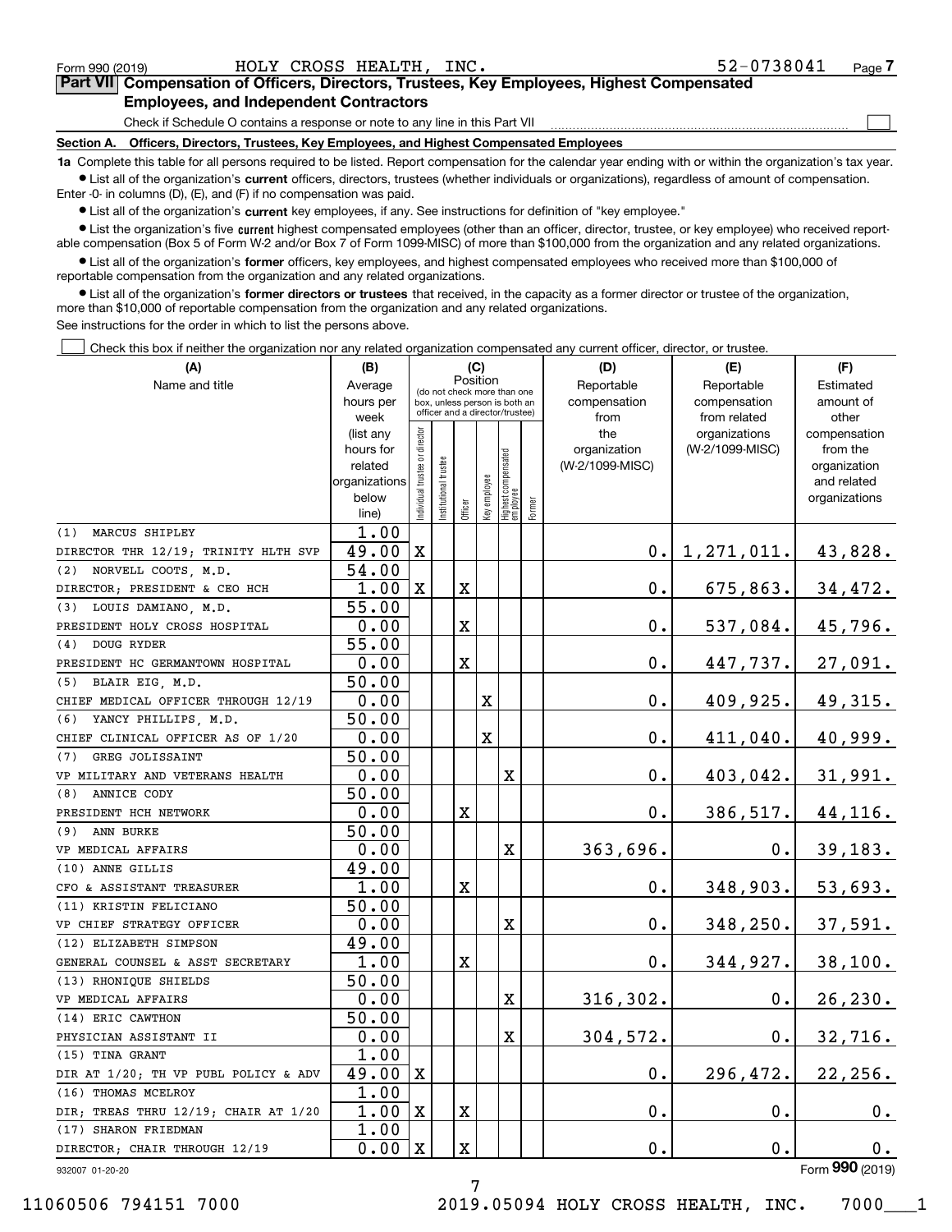Form 990 (2019) HOLY CROSS HEALTH, INC. 52-0738041 Page 7

**Part VII Compensation of Officers, Directors, Trustees, Key Employees, Highest Compensated Employees, and Independent Contractors**

Check if Schedule O contains a response or note to any line in this Part VII

**Section A. Officers, Directors, Trustees, Key Employees, and Highest Compensated Employees**

**1a** Complete this table for all persons required to be listed. Report compensation for the calendar year ending with or within the organization's tax year.

- List all of the organization's **current** officers, directors, trustees (whether individuals or organizations), regardless of amount of compensation. Enter -0- in columns (D), (E), and (F) if no compensation was paid.
- List all of the organization's **current** key employees, if any. See instructions for definition of "key employee."
- List the organization's five **current** highest compensated employees (other than an officer, director, trustee, or key employee) who received reportable compensation (Box 5 of Form W-2 and/or Box 7 of Form 1099-MISC) of more than $100,000 from the organization and any related organizations.
- List all of the organization's **former** officers, key employees, and highest compensated employees who received more than $100,000 of reportable compensation from the organization and any related organizations.
- List all of the organization's **former directors or trustees** that received, in the capacity as a former director or trustee of the organization, more than $10,000 of reportable compensation from the organization and any related organizations.

See instructions for the order in which to list the persons above.

Check this box if neither the organization nor any related organization compensated any current officer, director, or trustee.

| (A) Name and title | (B) Average hours per week (list any hours for related organizations below line) | (C) Position: Individual trustee or director | Institutional trustee | Officer | Key employee | Highest compensated employee | Former | (D) Reportable compensation from the organization (W-2/1099-MISC) | (E) Reportable compensation from related organizations (W-2/1099-MISC) | (F) Estimated amount of other compensation from the organization and related organizations |
|---|---|---|---|---|---|---|---|---|---|---|
| (1) MARCUS SHIPLEY<br>DIRECTOR THR 12/19; TRINITY HLTH SVP | 1.00<br>49.00 | X | | | | | | 0. | 1,271,011. | 43,828. |
| (2) NORVELL COOTS, M.D.<br>DIRECTOR; PRESIDENT & CEO HCH | 54.00<br>1.00 | X | | X | | | | 0. | 675,863. | 34,472. |
| (3) LOUIS DAMIANO, M.D.<br>PRESIDENT HOLY CROSS HOSPITAL | 55.00<br>0.00 | | | X | | | | 0. | 537,084. | 45,796. |
| (4) DOUG RYDER<br>PRESIDENT HC GERMANTOWN HOSPITAL | 55.00<br>0.00 | | | X | | | | 0. | 447,737. | 27,091. |
| (5) BLAIR EIG, M.D.<br>CHIEF MEDICAL OFFICER THROUGH 12/19 | 50.00<br>0.00 | | | | X | | | 0. | 409,925. | 49,315. |
| (6) YANCY PHILLIPS, M.D.<br>CHIEF CLINICAL OFFICER AS OF 1/20 | 50.00<br>0.00 | | | | X | | | 0. | 411,040. | 40,999. |
| (7) GREG JOLISSAINT<br>VP MILITARY AND VETERANS HEALTH | 50.00<br>0.00 | | | | | X | | 0. | 403,042. | 31,991. |
| (8) ANNICE CODY<br>PRESIDENT HCH NETWORK | 50.00<br>0.00 | | | X | | | | 0. | 386,517. | 44,116. |
| (9) ANN BURKE<br>VP MEDICAL AFFAIRS | 50.00<br>0.00 | | | | | X | | 363,696. | 0. | 39,183. |
| (10) ANNE GILLIS<br>CFO & ASSISTANT TREASURER | 49.00<br>1.00 | | | X | | | | 0. | 348,903. | 53,693. |
| (11) KRISTIN FELICIANO<br>VP CHIEF STRATEGY OFFICER | 50.00<br>0.00 | | | | | X | | 0. | 348,250. | 37,591. |
| (12) ELIZABETH SIMPSON<br>GENERAL COUNSEL & ASST SECRETARY | 49.00<br>1.00 | | | X | | | | 0. | 344,927. | 38,100. |
| (13) RHONIQUE SHIELDS<br>VP MEDICAL AFFAIRS | 50.00<br>0.00 | | | | | X | | 316,302. | 0. | 26,230. |
| (14) ERIC CAWTHON<br>PHYSICIAN ASSISTANT II | 50.00<br>0.00 | | | | | X | | 304,572. | 0. | 32,716. |
| (15) TINA GRANT<br>DIR AT 1/20; TH VP PUBL POLICY & ADV | 1.00<br>49.00 | X | | | | | | 0. | 296,472. | 22,256. |
| (16) THOMAS MCELROY<br>DIR; TREAS THRU 12/19; CHAIR AT 1/20 | 1.00<br>1.00 | X | | X | | | | 0. | 0. | 0. |
| (17) SHARON FRIEDMAN<br>DIRECTOR; CHAIR THROUGH 12/19 | 1.00<br>0.00 | X | | X | | | | 0. | 0. | 0. |

932007 01-20-20

Form **990** (2019)

11060506 794151 7000 2019.05094 HOLY CROSS HEALTH, INC. 7000___1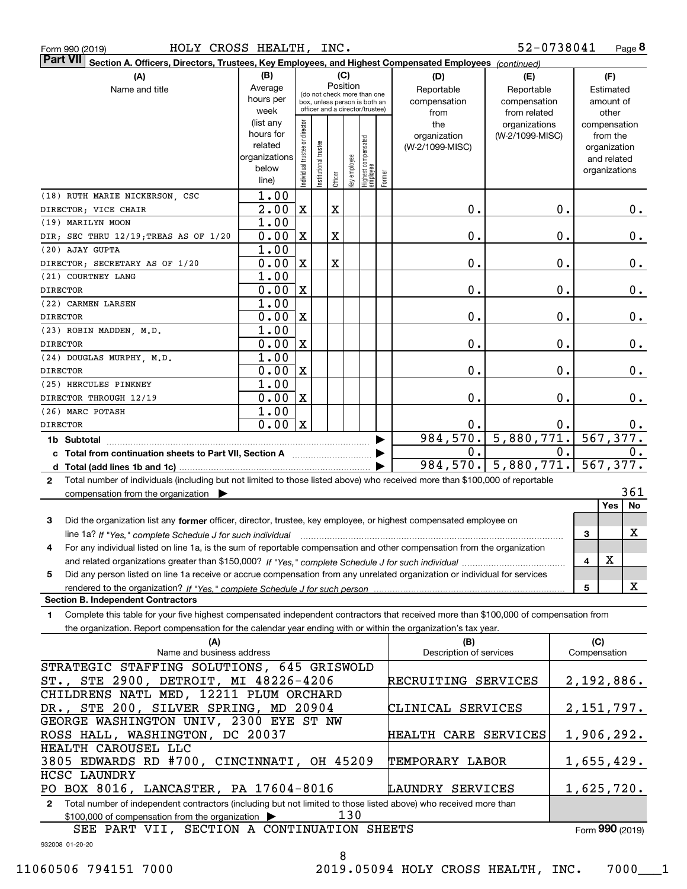Form 990 (2019) HOLY CROSS HEALTH, INC. 52-0738041 Page 8

**Part VII** Section A. Officers, Directors, Trustees, Key Employees, and Highest Compensated Employees *(continued)*

| (A) Name and title | (B) Average hours per week (list any hours for related organizations below line) | (C) Individual trustee or director | Institutional trustee | Officer | Key employee | Highest compensated employee | Former | (D) Reportable compensation from the organization (W-2/1099-MISC) | (E) Reportable compensation from related organizations (W-2/1099-MISC) | (F) Estimated amount of other compensation from the organization and related organizations |
|---|---|---|---|---|---|---|---|---|---|---|
| (18) RUTH MARIE NICKERSON, CSC DIRECTOR; VICE CHAIR | 1.00 2.00 | X | | X | | | | 0. | 0. | 0. |
| (19) MARILYN MOON DIR; SEC THRU 12/19;TREAS AS OF 1/20 | 1.00 0.00 | X | | X | | | | 0. | 0. | 0. |
| (20) AJAY GUPTA DIRECTOR; SECRETARY AS OF 1/20 | 1.00 0.00 | X | | X | | | | 0. | 0. | 0. |
| (21) COURTNEY LANG DIRECTOR | 1.00 0.00 | X | | | | | | 0. | 0. | 0. |
| (22) CARMEN LARSEN DIRECTOR | 1.00 0.00 | X | | | | | | 0. | 0. | 0. |
| (23) ROBIN MADDEN, M.D. DIRECTOR | 1.00 0.00 | X | | | | | | 0. | 0. | 0. |
| (24) DOUGLAS MURPHY, M.D. DIRECTOR | 1.00 0.00 | X | | | | | | 0. | 0. | 0. |
| (25) HERCULES PINKNEY DIRECTOR THROUGH 12/19 | 1.00 0.00 | X | | | | | | 0. | 0. | 0. |
| (26) MARC POTASH DIRECTOR | 1.00 0.00 | X | | | | | | 0. | 0. | 0. |
| **1b Subtotal** | | | | | | | | 984,570. | 5,880,771. | 567,377. |
| **c Total from continuation sheets to Part VII, Section A** | | | | | | | | 0. | 0. | 0. |
| **d Total (add lines 1b and 1c)** | | | | | | | | 984,570. | 5,880,771. | 567,377. |

**2** Total number of individuals (including but not limited to those listed above) who received more than $100,000 of reportable compensation from the organization ▶ 361

| | | Yes | No |
|---|---|---|---|
| **3** Did the organization list any **former** officer, director, trustee, key employee, or highest compensated employee on line 1a? *If "Yes," complete Schedule J for such individual* | 3 | | X |
| **4** For any individual listed on line 1a, is the sum of reportable compensation and other compensation from the organization and related organizations greater than $150,000? *If "Yes," complete Schedule J for such individual* | 4 | X | |
| **5** Did any person listed on line 1a receive or accrue compensation from any unrelated organization or individual for services rendered to the organization? *If "Yes," complete Schedule J for such person* | 5 | | X |

**Section B. Independent Contractors**

**1** Complete this table for your five highest compensated independent contractors that received more than $100,000 of compensation from the organization. Report compensation for the calendar year ending with or within the organization's tax year.

| (A) Name and business address | (B) Description of services | (C) Compensation |
|---|---|---|
| STRATEGIC STAFFING SOLUTIONS, 645 GRISWOLD ST., STE 2900, DETROIT, MI 48226-4206 | RECRUITING SERVICES | 2,192,886. |
| CHILDRENS NATL MED, 12211 PLUM ORCHARD DR., STE 200, SILVER SPRING, MD 20904 | CLINICAL SERVICES | 2,151,797. |
| GEORGE WASHINGTON UNIV, 2300 EYE ST NW ROSS HALL, WASHINGTON, DC 20037 | HEALTH CARE SERVICES | 1,906,292. |
| HEALTH CAROUSEL LLC 3805 EDWARDS RD #700, CINCINNATI, OH 45209 | TEMPORARY LABOR | 1,655,429. |
| HCSC LAUNDRY PO BOX 8016, LANCASTER, PA 17604-8016 | LAUNDRY SERVICES | 1,625,720. |

**2** Total number of independent contractors (including but not limited to those listed above) who received more than $100,000 of compensation from the organization ▶ 130

SEE PART VII, SECTION A CONTINUATION SHEETS

Form **990** (2019)

932008 01-20-20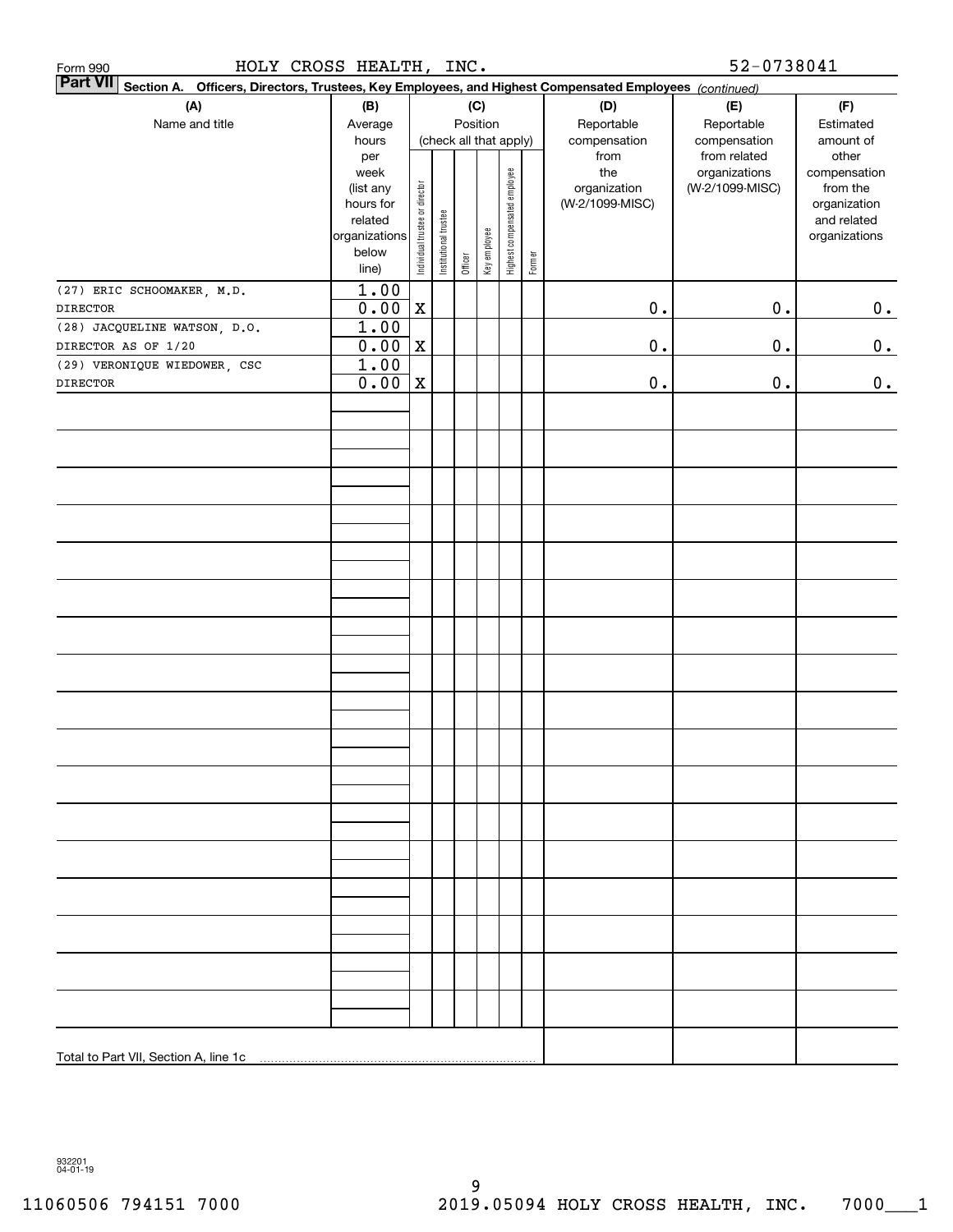Form 990 HOLY CROSS HEALTH, INC. 52-0738041

**Part VII** **Section A. Officers, Directors, Trustees, Key Employees, and Highest Compensated Employees** *(continued)*

| (A) Name and title | (B) Average hours per week (list any hours for related organizations below line) | (C) Position (check all that apply): Individual trustee or director | Institutional trustee | Officer | Key employee | Highest compensated employee | Former | (D) Reportable compensation from the organization (W-2/1099-MISC) | (E) Reportable compensation from related organizations (W-2/1099-MISC) | (F) Estimated amount of other compensation from the organization and related organizations |
|---|---|---|---|---|---|---|---|---|---|---|
| (27) ERIC SCHOOMAKER, M.D. | 1.00 | | | | | | | | | |
| DIRECTOR | 0.00 | X | | | | | | 0. | 0. | 0. |
| (28) JACQUELINE WATSON, D.O. | 1.00 | | | | | | | | | |
| DIRECTOR AS OF 1/20 | 0.00 | X | | | | | | 0. | 0. | 0. |
| (29) VERONIQUE WIEDOWER, CSC | 1.00 | | | | | | | | | |
| DIRECTOR | 0.00 | X | | | | | | 0. | 0. | 0. |
| Total to Part VII, Section A, line 1c | | | | | | | | | | |

932201 04-01-19

11060506 794151 7000 2019.05094 HOLY CROSS HEALTH, INC. 7000___1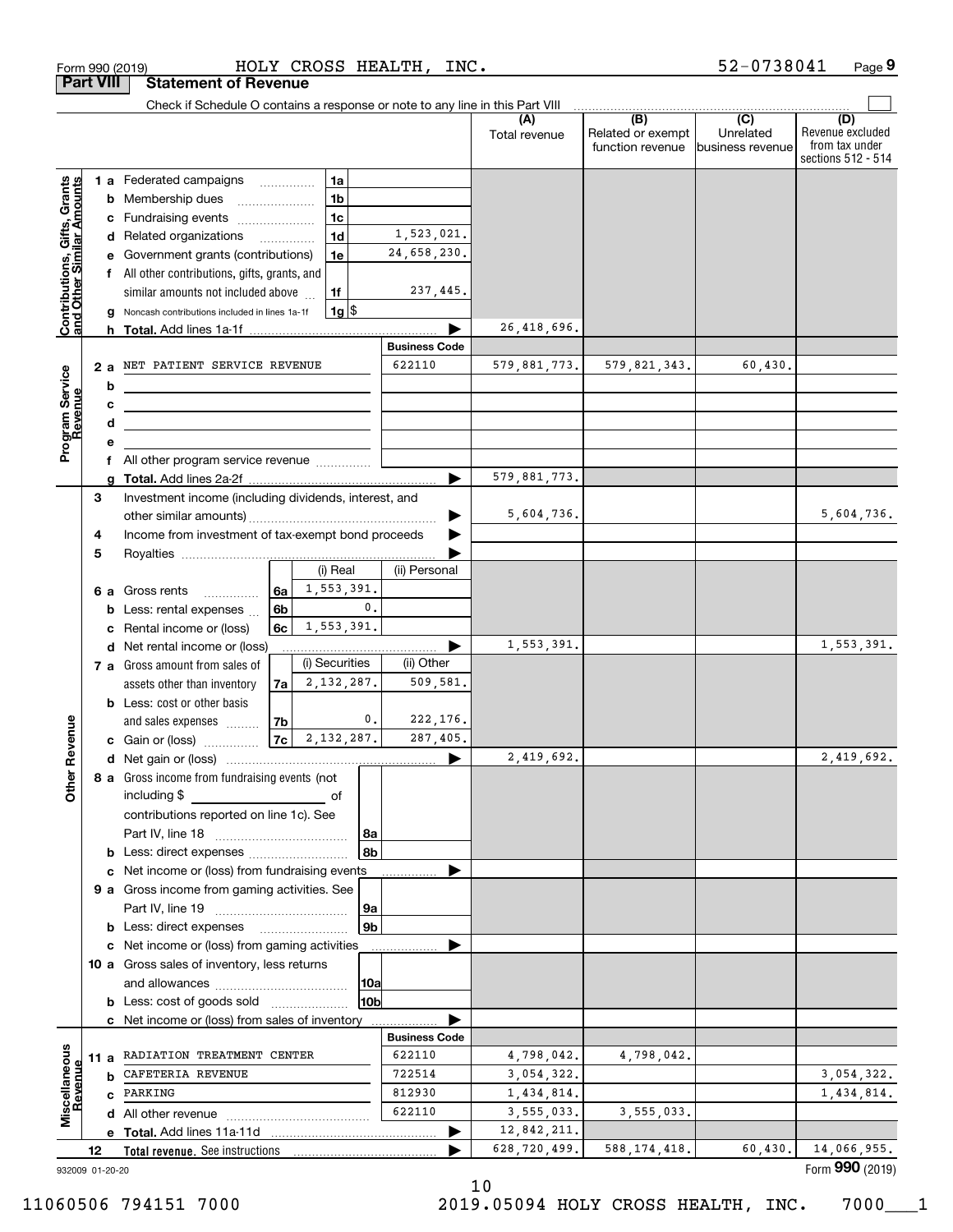Form 990 (2019) HOLY CROSS HEALTH, INC. 52-0738041 Page 9

**Part VIII Statement of Revenue**

Check if Schedule O contains a response or note to any line in this Part VIII

| | | | | (A) Total revenue | (B) Related or exempt function revenue | (C) Unrelated business revenue | (D) Revenue excluded from tax under sections 512 - 514 |
|---|---|---|---|---|---|---|---|
| **Contributions, Gifts, Grants and Other Similar Amounts** | 1 a Federated campaigns | 1a | | | | | |
| | b Membership dues | 1b | | | | | |
| | c Fundraising events | 1c | | | | | |
| | d Related organizations | 1d | 1,523,021. | | | | |
| | e Government grants (contributions) | 1e | 24,658,230. | | | | |
| | f All other contributions, gifts, grants, and similar amounts not included above | 1f | 237,445. | | | | |
| | g Noncash contributions included in lines 1a-1f | 1g | $ | | | | |
| | h **Total.** Add lines 1a-1f | | | 26,418,696. | | | |
| **Program Service Revenue** | | | **Business Code** | | | | |
| | 2 a NET PATIENT SERVICE REVENUE | | 622110 | 579,881,773. | 579,821,343. | 60,430. | |
| | b | | | | | | |
| | c | | | | | | |
| | d | | | | | | |
| | e | | | | | | |
| | f All other program service revenue | | | | | | |
| | g **Total.** Add lines 2a-2f | | | 579,881,773. | | | |
| **Other Revenue** | 3 Investment income (including dividends, interest, and other similar amounts) | | | 5,604,736. | | | 5,604,736. |
| | 4 Income from investment of tax-exempt bond proceeds | | | | | | |
| | 5 Royalties | | | | | | |
| | | | (i) Real / (ii) Personal | | | | |
| | 6 a Gross rents | 6a | 1,553,391. / | | | | |
| | b Less: rental expenses | 6b | 0. / | | | | |
| | c Rental income or (loss) | 6c | 1,553,391. / | | | | |
| | d Net rental income or (loss) | | | 1,553,391. | | | 1,553,391. |
| | | | (i) Securities / (ii) Other | | | | |
| | 7 a Gross amount from sales of assets other than inventory | 7a | 2,132,287. / 509,581. | | | | |
| | b Less: cost or other basis and sales expenses | 7b | 0. / 222,176. | | | | |
| | c Gain or (loss) | 7c | 2,132,287. / 287,405. | | | | |
| | d Net gain or (loss) | | | 2,419,692. | | | 2,419,692. |
| | 8 a Gross income from fundraising events (not including $ of contributions reported on line 1c). See Part IV, line 18 | 8a | | | | | |
| | b Less: direct expenses | 8b | | | | | |
| | c Net income or (loss) from fundraising events | | | | | | |
| | 9 a Gross income from gaming activities. See Part IV, line 19 | 9a | | | | | |
| | b Less: direct expenses | 9b | | | | | |
| | c Net income or (loss) from gaming activities | | | | | | |
| | 10 a Gross sales of inventory, less returns and allowances | 10a | | | | | |
| | b Less: cost of goods sold | 10b | | | | | |
| | c Net income or (loss) from sales of inventory | | | | | | |
| **Miscellaneous Revenue** | | | **Business Code** | | | | |
| | 11 a RADIATION TREATMENT CENTER | | 622110 | 4,798,042. | 4,798,042. | | |
| | b CAFETERIA REVENUE | | 722514 | 3,054,322. | | | 3,054,322. |
| | c PARKING | | 812930 | 1,434,814. | | | 1,434,814. |
| | d All other revenue | | 622110 | 3,555,033. | 3,555,033. | | |
| | e **Total.** Add lines 11a-11d | | | 12,842,211. | | | |
| | 12 **Total revenue.** See instructions | | | 628,720,499. | 588,174,418. | 60,430. | 14,066,955. |

932009 01-20-20 Form **990** (2019)

11060506 794151 7000 2019.05094 HOLY CROSS HEALTH, INC. 7000___1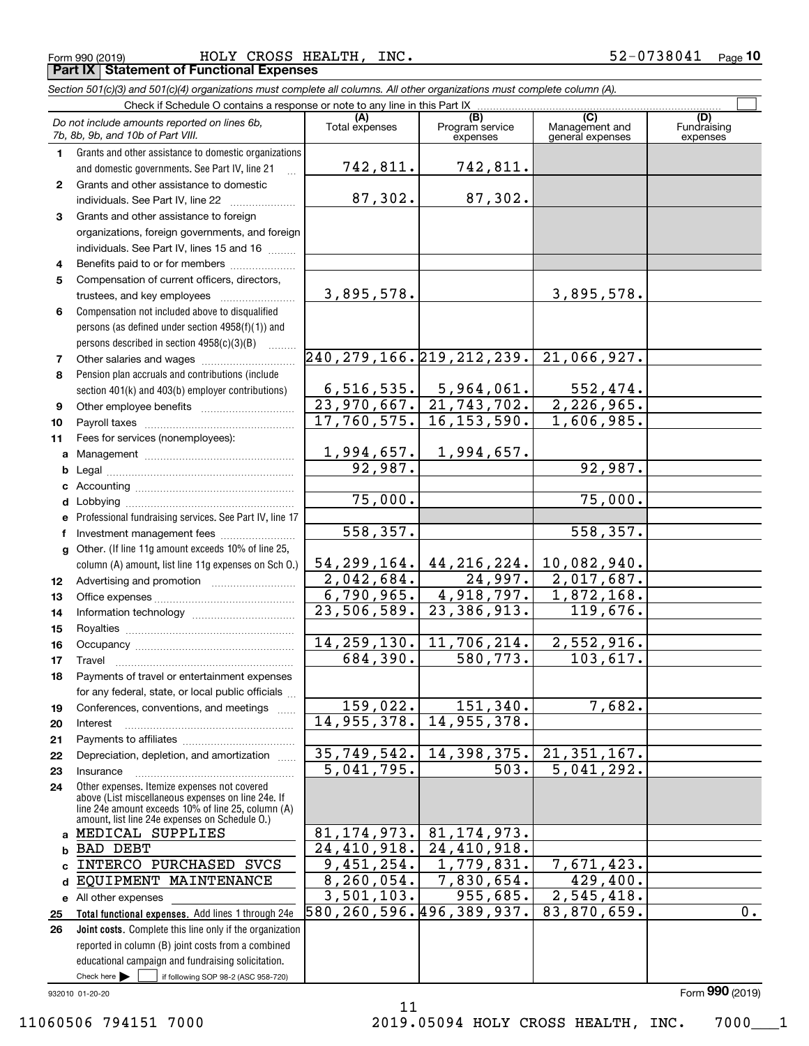Form 990 (2019) HOLY CROSS HEALTH, INC. 52-0738041 Page 10

**Part IX Statement of Functional Expenses**

*Section 501(c)(3) and 501(c)(4) organizations must complete all columns. All other organizations must complete column (A).*

Check if Schedule O contains a response or note to any line in this Part IX

| *Do not include amounts reported on lines 6b, 7b, 8b, 9b, and 10b of Part VIII.* | (A) Total expenses | (B) Program service expenses | (C) Management and general expenses | (D) Fundraising expenses |
|---|---|---|---|---|
| **1** Grants and other assistance to domestic organizations and domestic governments. See Part IV, line 21 | 742,811. | 742,811. | | |
| **2** Grants and other assistance to domestic individuals. See Part IV, line 22 | 87,302. | 87,302. | | |
| **3** Grants and other assistance to foreign organizations, foreign governments, and foreign individuals. See Part IV, lines 15 and 16 | | | | |
| **4** Benefits paid to or for members | | | | |
| **5** Compensation of current officers, directors, trustees, and key employees | 3,895,578. | | 3,895,578. | |
| **6** Compensation not included above to disqualified persons (as defined under section 4958(f)(1)) and persons described in section 4958(c)(3)(B) | | | | |
| **7** Other salaries and wages | 240,279,166. | 219,212,239. | 21,066,927. | |
| **8** Pension plan accruals and contributions (include section 401(k) and 403(b) employer contributions) | 6,516,535. | 5,964,061. | 552,474. | |
| **9** Other employee benefits | 23,970,667. | 21,743,702. | 2,226,965. | |
| **10** Payroll taxes | 17,760,575. | 16,153,590. | 1,606,985. | |
| **11** Fees for services (nonemployees): | | | | |
| **a** Management | 1,994,657. | 1,994,657. | | |
| **b** Legal | 92,987. | | 92,987. | |
| **c** Accounting | | | | |
| **d** Lobbying | 75,000. | | 75,000. | |
| **e** Professional fundraising services. See Part IV, line 17 | | | | |
| **f** Investment management fees | 558,357. | | 558,357. | |
| **g** Other. (If line 11g amount exceeds 10% of line 25, column (A) amount, list line 11g expenses on Sch O.) | 54,299,164. | 44,216,224. | 10,082,940. | |
| **12** Advertising and promotion | 2,042,684. | 24,997. | 2,017,687. | |
| **13** Office expenses | 6,790,965. | 4,918,797. | 1,872,168. | |
| **14** Information technology | 23,506,589. | 23,386,913. | 119,676. | |
| **15** Royalties | | | | |
| **16** Occupancy | 14,259,130. | 11,706,214. | 2,552,916. | |
| **17** Travel | 684,390. | 580,773. | 103,617. | |
| **18** Payments of travel or entertainment expenses for any federal, state, or local public officials | | | | |
| **19** Conferences, conventions, and meetings | 159,022. | 151,340. | 7,682. | |
| **20** Interest | 14,955,378. | 14,955,378. | | |
| **21** Payments to affiliates | | | | |
| **22** Depreciation, depletion, and amortization | 35,749,542. | 14,398,375. | 21,351,167. | |
| **23** Insurance | 5,041,795. | 503. | 5,041,292. | |
| **24** Other expenses. Itemize expenses not covered above (List miscellaneous expenses on line 24e. If line 24e amount exceeds 10% of line 25, column (A) amount, list line 24e expenses on Schedule O.) | | | | |
| **a** MEDICAL SUPPLIES | 81,174,973. | 81,174,973. | | |
| **b** BAD DEBT | 24,410,918. | 24,410,918. | | |
| **c** INTERCO PURCHASED SVCS | 9,451,254. | 1,779,831. | 7,671,423. | |
| **d** EQUIPMENT MAINTENANCE | 8,260,054. | 7,830,654. | 429,400. | |
| **e** All other expenses | 3,501,103. | 955,685. | 2,545,418. | |
| **25** **Total functional expenses.** Add lines 1 through 24e | 580,260,596. | 496,389,937. | 83,870,659. | 0. |
| **26** **Joint costs.** Complete this line only if the organization reported in column (B) joint costs from a combined educational campaign and fundraising solicitation. Check here ☐ if following SOP 98-2 (ASC 958-720) | | | | |

932010 01-20-20

Form **990** (2019)

11060506 794151 7000 2019.05094 HOLY CROSS HEALTH, INC. 7000___1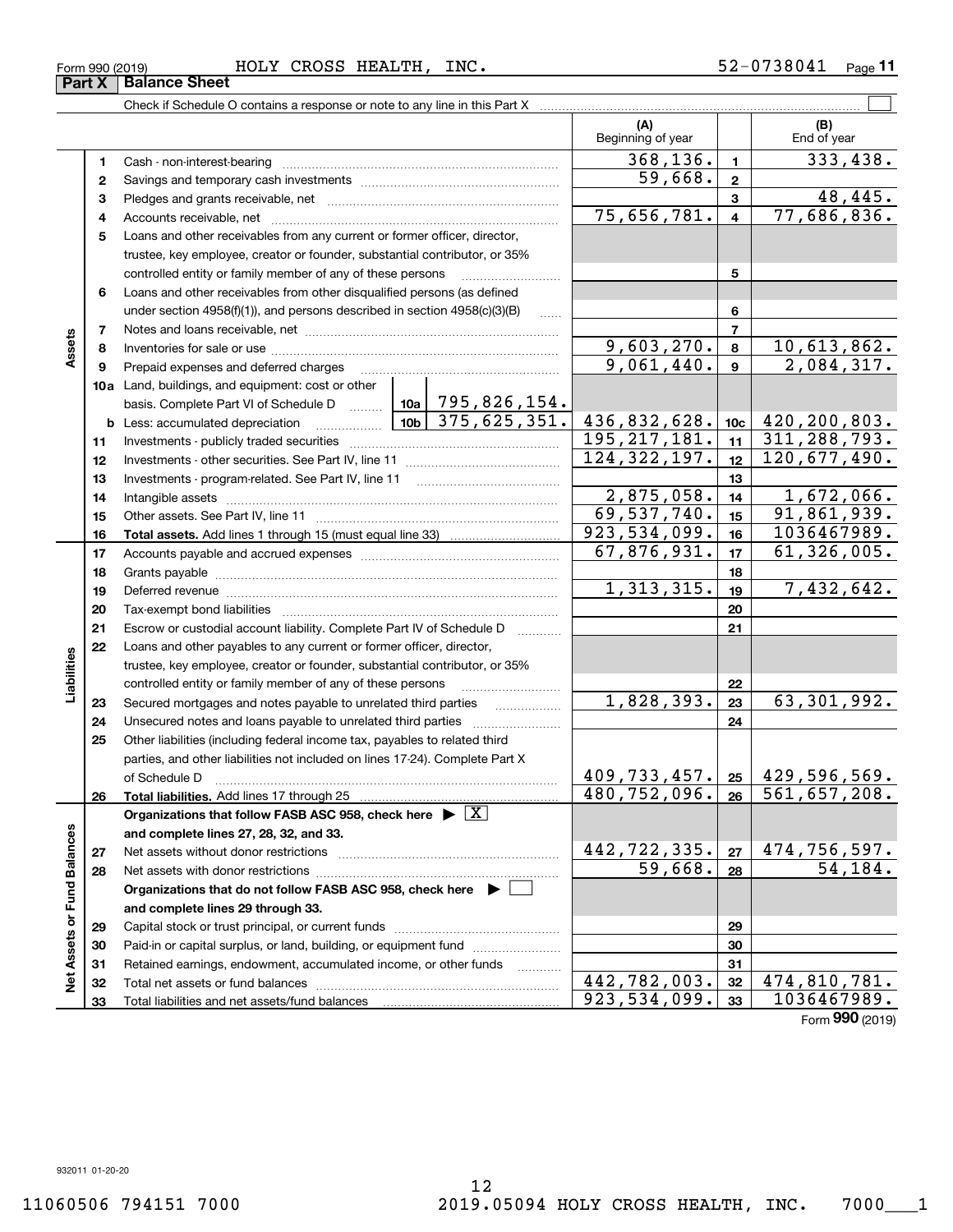Form 990 (2019) HOLY CROSS HEALTH, INC. 52-0738041 Page 11

## Part X Balance Sheet

Check if Schedule O contains a response or note to any line in this Part X

| | | | (A) Beginning of year | | (B) End of year |
|---|---|---|---|---|---|
| **Assets** | 1 | Cash - non-interest-bearing | 368,136. | 1 | 333,438. |
| | 2 | Savings and temporary cash investments | 59,668. | 2 | |
| | 3 | Pledges and grants receivable, net | | 3 | 48,445. |
| | 4 | Accounts receivable, net | 75,656,781. | 4 | 77,686,836. |
| | 5 | Loans and other receivables from any current or former officer, director, trustee, key employee, creator or founder, substantial contributor, or 35% controlled entity or family member of any of these persons | | 5 | |
| | 6 | Loans and other receivables from other disqualified persons (as defined under section 4958(f)(1)), and persons described in section 4958(c)(3)(B) | | 6 | |
| | 7 | Notes and loans receivable, net | | 7 | |
| | 8 | Inventories for sale or use | 9,603,270. | 8 | 10,613,862. |
| | 9 | Prepaid expenses and deferred charges | 9,061,440. | 9 | 2,084,317. |
| | 10a | Land, buildings, and equipment: cost or other basis. Complete Part VI of Schedule D — 10a: 795,826,154. | | | |
| | b | Less: accumulated depreciation — 10b: 375,625,351. | 436,832,628. | 10c | 420,200,803. |
| | 11 | Investments - publicly traded securities | 195,217,181. | 11 | 311,288,793. |
| | 12 | Investments - other securities. See Part IV, line 11 | 124,322,197. | 12 | 120,677,490. |
| | 13 | Investments - program-related. See Part IV, line 11 | | 13 | |
| | 14 | Intangible assets | 2,875,058. | 14 | 1,672,066. |
| | 15 | Other assets. See Part IV, line 11 | 69,537,740. | 15 | 91,861,939. |
| | 16 | **Total assets.** Add lines 1 through 15 (must equal line 33) | 923,534,099. | 16 | 1036467989. |
| **Liabilities** | 17 | Accounts payable and accrued expenses | 67,876,931. | 17 | 61,326,005. |
| | 18 | Grants payable | | 18 | |
| | 19 | Deferred revenue | 1,313,315. | 19 | 7,432,642. |
| | 20 | Tax-exempt bond liabilities | | 20 | |
| | 21 | Escrow or custodial account liability. Complete Part IV of Schedule D | | 21 | |
| | 22 | Loans and other payables to any current or former officer, director, trustee, key employee, creator or founder, substantial contributor, or 35% controlled entity or family member of any of these persons | | 22 | |
| | 23 | Secured mortgages and notes payable to unrelated third parties | 1,828,393. | 23 | 63,301,992. |
| | 24 | Unsecured notes and loans payable to unrelated third parties | | 24 | |
| | 25 | Other liabilities (including federal income tax, payables to related third parties, and other liabilities not included on lines 17-24). Complete Part X of Schedule D | 409,733,457. | 25 | 429,596,569. |
| | 26 | **Total liabilities.** Add lines 17 through 25 | 480,752,096. | 26 | 561,657,208. |
| **Net Assets or Fund Balances** | | **Organizations that follow FASB ASC 958, check here ▶ [X] and complete lines 27, 28, 32, and 33.** | | | |
| | 27 | Net assets without donor restrictions | 442,722,335. | 27 | 474,756,597. |
| | 28 | Net assets with donor restrictions | 59,668. | 28 | 54,184. |
| | | **Organizations that do not follow FASB ASC 958, check here ▶ [ ] and complete lines 29 through 33.** | | | |
| | 29 | Capital stock or trust principal, or current funds | | 29 | |
| | 30 | Paid-in or capital surplus, or land, building, or equipment fund | | 30 | |
| | 31 | Retained earnings, endowment, accumulated income, or other funds | | 31 | |
| | 32 | Total net assets or fund balances | 442,782,003. | 32 | 474,810,781. |
| | 33 | Total liabilities and net assets/fund balances | 923,534,099. | 33 | 1036467989. |

Form **990** (2019)

932011 01-20-20

11060506 794151 7000 2019.05094 HOLY CROSS HEALTH, INC. 7000___1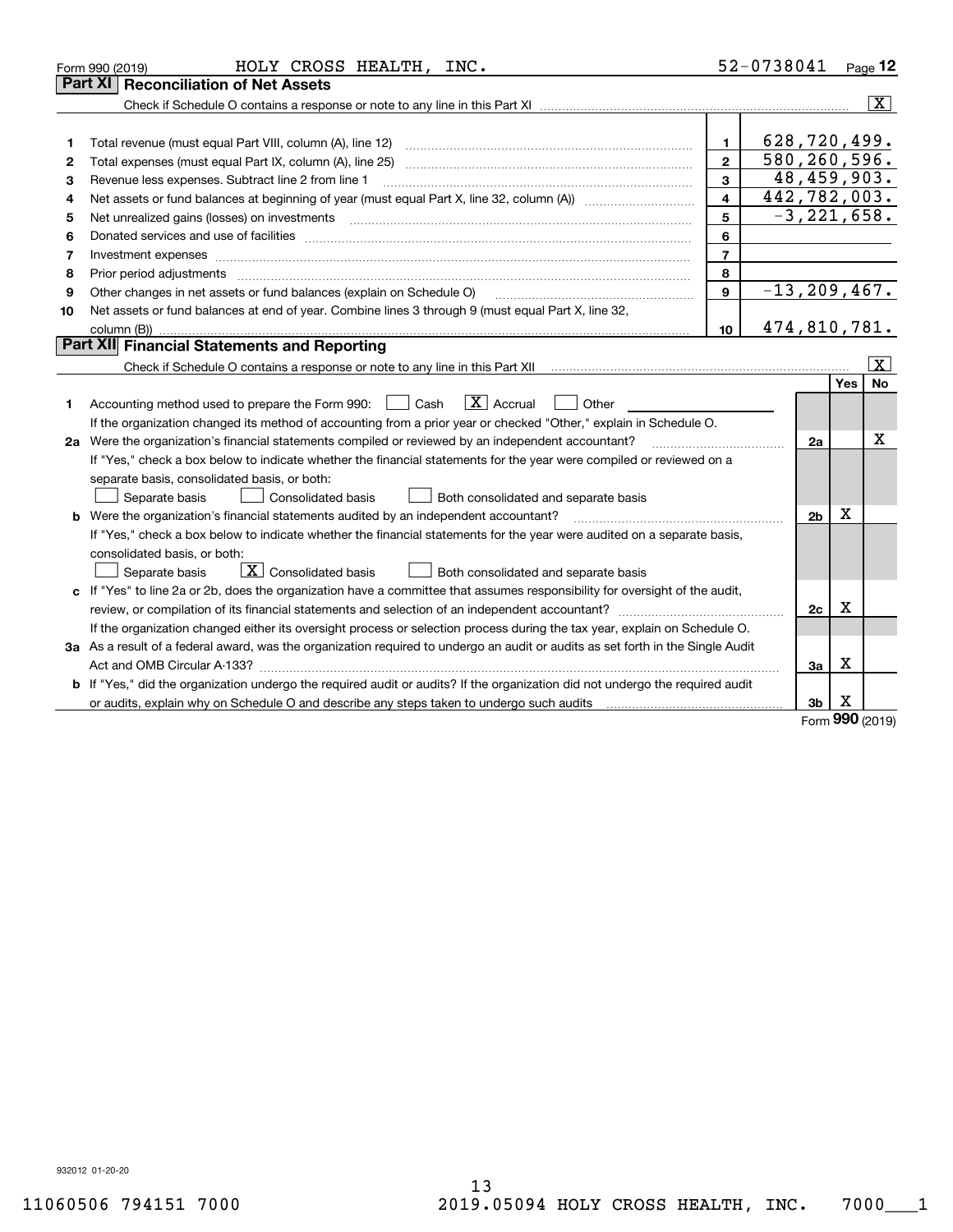Form 990 (2019) HOLY CROSS HEALTH, INC. 52-0738041 Page **12**

## Part XI Reconciliation of Net Assets

Check if Schedule O contains a response or note to any line in this Part XI .......... [X]

| | | | |
|---|---|---|---|
| 1 | Total revenue (must equal Part VIII, column (A), line 12) | 1 | 628,720,499. |
| 2 | Total expenses (must equal Part IX, column (A), line 25) | 2 | 580,260,596. |
| 3 | Revenue less expenses. Subtract line 2 from line 1 | 3 | 48,459,903. |
| 4 | Net assets or fund balances at beginning of year (must equal Part X, line 32, column (A)) | 4 | 442,782,003. |
| 5 | Net unrealized gains (losses) on investments | 5 | -3,221,658. |
| 6 | Donated services and use of facilities | 6 | |
| 7 | Investment expenses | 7 | |
| 8 | Prior period adjustments | 8 | |
| 9 | Other changes in net assets or fund balances (explain on Schedule O) | 9 | -13,209,467. |
| 10 | Net assets or fund balances at end of year. Combine lines 3 through 9 (must equal Part X, line 32, column (B)) | 10 | 474,810,781. |

## Part XII Financial Statements and Reporting

Check if Schedule O contains a response or note to any line in this Part XII .......... [X]

| | | | Yes | No |
|---|---|---|---|---|
| 1 | Accounting method used to prepare the Form 990: [ ] Cash [X] Accrual [ ] Other<br>If the organization changed its method of accounting from a prior year or checked "Other," explain in Schedule O. | | | |
| 2a | Were the organization's financial statements compiled or reviewed by an independent accountant?<br>If "Yes," check a box below to indicate whether the financial statements for the year were compiled or reviewed on a separate basis, consolidated basis, or both:<br>[ ] Separate basis [ ] Consolidated basis [ ] Both consolidated and separate basis | 2a | | X |
| b | Were the organization's financial statements audited by an independent accountant?<br>If "Yes," check a box below to indicate whether the financial statements for the year were audited on a separate basis, consolidated basis, or both:<br>[ ] Separate basis [X] Consolidated basis [ ] Both consolidated and separate basis | 2b | X | |
| c | If "Yes" to line 2a or 2b, does the organization have a committee that assumes responsibility for oversight of the audit, review, or compilation of its financial statements and selection of an independent accountant?<br>If the organization changed either its oversight process or selection process during the tax year, explain on Schedule O. | 2c | X | |
| 3a | As a result of a federal award, was the organization required to undergo an audit or audits as set forth in the Single Audit Act and OMB Circular A-133? | 3a | X | |
| b | If "Yes," did the organization undergo the required audit or audits? If the organization did not undergo the required audit or audits, explain why on Schedule O and describe any steps taken to undergo such audits | 3b | X | |

Form **990** (2019)

932012 01-20-20

11060506 794151 7000 2019.05094 HOLY CROSS HEALTH, INC. 7000___1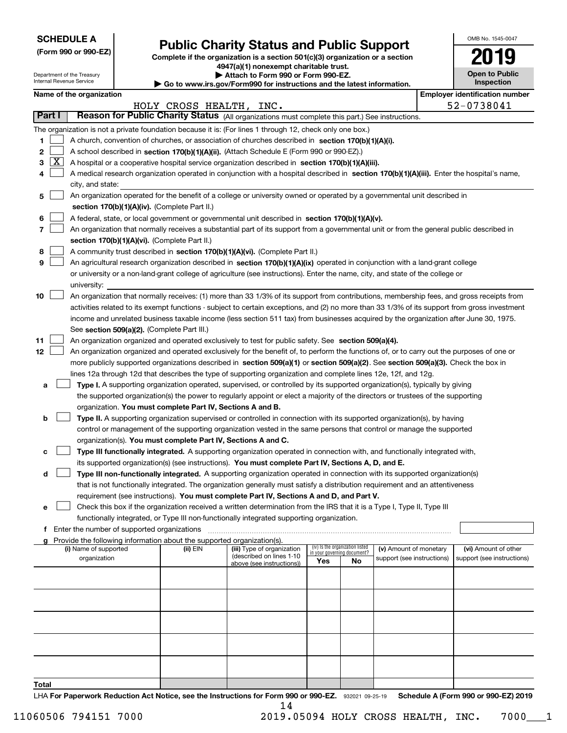**SCHEDULE A**
**(Form 990 or 990-EZ)**

Department of the Treasury
Internal Revenue Service

# Public Charity Status and Public Support

**Complete if the organization is a section 501(c)(3) organization or a section 4947(a)(1) nonexempt charitable trust.**
**▶ Attach to Form 990 or Form 990-EZ.**
**▶ Go to www.irs.gov/Form990 for instructions and the latest information.**

OMB No. 1545-0047
**2019**
**Open to Public Inspection**

**Name of the organization:** HOLY CROSS HEALTH, INC.
**Employer identification number:** 52-0738041

## Part I Reason for Public Charity Status (All organizations must complete this part.) See instructions.

The organization is not a private foundation because it is: (For lines 1 through 12, check only one box.)

1. [ ] A church, convention of churches, or association of churches described in **section 170(b)(1)(A)(i).**
2. [ ] A school described in **section 170(b)(1)(A)(ii).** (Attach Schedule E (Form 990 or 990-EZ).)
3. [X] A hospital or a cooperative hospital service organization described in **section 170(b)(1)(A)(iii).**
4. [ ] A medical research organization operated in conjunction with a hospital described in **section 170(b)(1)(A)(iii).** Enter the hospital's name, city, and state:
5. [ ] An organization operated for the benefit of a college or university owned or operated by a governmental unit described in **section 170(b)(1)(A)(iv).** (Complete Part II.)
6. [ ] A federal, state, or local government or governmental unit described in **section 170(b)(1)(A)(v).**
7. [ ] An organization that normally receives a substantial part of its support from a governmental unit or from the general public described in **section 170(b)(1)(A)(vi).** (Complete Part II.)
8. [ ] A community trust described in **section 170(b)(1)(A)(vi).** (Complete Part II.)
9. [ ] An agricultural research organization described in **section 170(b)(1)(A)(ix)** operated in conjunction with a land-grant college or university or a non-land-grant college of agriculture (see instructions). Enter the name, city, and state of the college or university:
10. [ ] An organization that normally receives: (1) more than 33 1/3% of its support from contributions, membership fees, and gross receipts from activities related to its exempt functions - subject to certain exceptions, and (2) no more than 33 1/3% of its support from gross investment income and unrelated business taxable income (less section 511 tax) from businesses acquired by the organization after June 30, 1975. See **section 509(a)(2).** (Complete Part III.)
11. [ ] An organization organized and operated exclusively to test for public safety. See **section 509(a)(4).**
12. [ ] An organization organized and operated exclusively for the benefit of, to perform the functions of, or to carry out the purposes of one or more publicly supported organizations described in **section 509(a)(1)** or **section 509(a)(2)**. See **section 509(a)(3).** Check the box in lines 12a through 12d that describes the type of supporting organization and complete lines 12e, 12f, and 12g.
   - **a** [ ] **Type I.** A supporting organization operated, supervised, or controlled by its supported organization(s), typically by giving the supported organization(s) the power to regularly appoint or elect a majority of the directors or trustees of the supporting organization. **You must complete Part IV, Sections A and B.**
   - **b** [ ] **Type II.** A supporting organization supervised or controlled in connection with its supported organization(s), by having control or management of the supporting organization vested in the same persons that control or manage the supported organization(s). **You must complete Part IV, Sections A and C.**
   - **c** [ ] **Type III functionally integrated.** A supporting organization operated in connection with, and functionally integrated with, its supported organization(s) (see instructions). **You must complete Part IV, Sections A, D, and E.**
   - **d** [ ] **Type III non-functionally integrated.** A supporting organization operated in connection with its supported organization(s) that is not functionally integrated. The organization generally must satisfy a distribution requirement and an attentiveness requirement (see instructions). **You must complete Part IV, Sections A and D, and Part V.**
   - **e** [ ] Check this box if the organization received a written determination from the IRS that it is a Type I, Type II, Type III functionally integrated, or Type III non-functionally integrated supporting organization.
   - **f** Enter the number of supported organizations
   - **g** Provide the following information about the supported organization(s).

| (i) Name of supported organization | (ii) EIN | (iii) Type of organization (described on lines 1-10 above (see instructions)) | (iv) Is the organization listed in your governing document? Yes | No | (v) Amount of monetary support (see instructions) | (vi) Amount of other support (see instructions) |
|---|---|---|---|---|---|---|
| | | | | | | |
| | | | | | | |
| | | | | | | |
| | | | | | | |
| | | | | | | |
| **Total** | | | | | | |

LHA **For Paperwork Reduction Act Notice, see the Instructions for Form 990 or 990-EZ.** 932021 09-25-19 **Schedule A (Form 990 or 990-EZ) 2019**

11060506 794151 7000 2019.05094 HOLY CROSS HEALTH, INC. 7000___1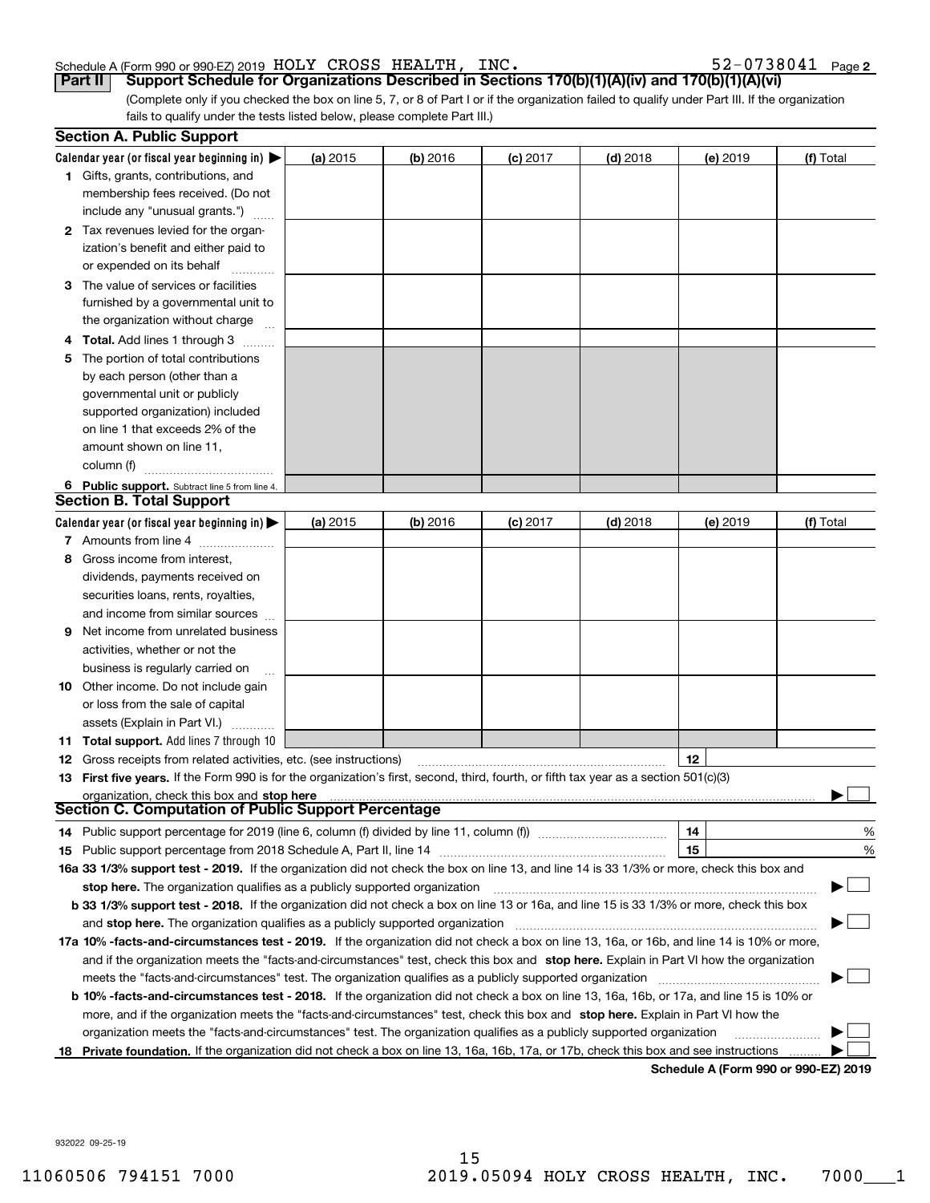Schedule A (Form 990 or 990-EZ) 2019 HOLY CROSS HEALTH, INC. 52-0738041 Page 2

**Part II Support Schedule for Organizations Described in Sections 170(b)(1)(A)(iv) and 170(b)(1)(A)(vi)**

(Complete only if you checked the box on line 5, 7, or 8 of Part I or if the organization failed to qualify under Part III. If the organization fails to qualify under the tests listed below, please complete Part III.)

## Section A. Public Support

| Calendar year (or fiscal year beginning in) ▶ | (a) 2015 | (b) 2016 | (c) 2017 | (d) 2018 | (e) 2019 | (f) Total |
|---|---|---|---|---|---|---|
| 1 Gifts, grants, contributions, and membership fees received. (Do not include any "unusual grants.") | | | | | | |
| 2 Tax revenues levied for the organization's benefit and either paid to or expended on its behalf | | | | | | |
| 3 The value of services or facilities furnished by a governmental unit to the organization without charge | | | | | | |
| 4 **Total.** Add lines 1 through 3 | | | | | | |
| 5 The portion of total contributions by each person (other than a governmental unit or publicly supported organization) included on line 1 that exceeds 2% of the amount shown on line 11, column (f) | | | | | | |
| 6 **Public support.** Subtract line 5 from line 4. | | | | | | |

## Section B. Total Support

| Calendar year (or fiscal year beginning in) ▶ | (a) 2015 | (b) 2016 | (c) 2017 | (d) 2018 | (e) 2019 | (f) Total |
|---|---|---|---|---|---|---|
| 7 Amounts from line 4 | | | | | | |
| 8 Gross income from interest, dividends, payments received on securities loans, rents, royalties, and income from similar sources | | | | | | |
| 9 Net income from unrelated business activities, whether or not the business is regularly carried on | | | | | | |
| 10 Other income. Do not include gain or loss from the sale of capital assets (Explain in Part VI.) | | | | | | |
| 11 **Total support.** Add lines 7 through 10 | | | | | | |

12 Gross receipts from related activities, etc. (see instructions) 12

13 **First five years.** If the Form 990 is for the organization's first, second, third, fourth, or fifth tax year as a section 501(c)(3) organization, check this box and **stop here** ▶ ☐

## Section C. Computation of Public Support Percentage

14 Public support percentage for 2019 (line 6, column (f) divided by line 11, column (f)) 14 %

15 Public support percentage from 2018 Schedule A, Part II, line 14 15 %

16a **33 1/3% support test - 2019.** If the organization did not check the box on line 13, and line 14 is 33 1/3% or more, check this box and **stop here.** The organization qualifies as a publicly supported organization ▶ ☐

b **33 1/3% support test - 2018.** If the organization did not check a box on line 13 or 16a, and line 15 is 33 1/3% or more, check this box and **stop here.** The organization qualifies as a publicly supported organization ▶ ☐

17a **10% -facts-and-circumstances test - 2019.** If the organization did not check a box on line 13, 16a, or 16b, and line 14 is 10% or more, and if the organization meets the "facts-and-circumstances" test, check this box and **stop here.** Explain in Part VI how the organization meets the "facts-and-circumstances" test. The organization qualifies as a publicly supported organization ▶ ☐

b **10% -facts-and-circumstances test - 2018.** If the organization did not check a box on line 13, 16a, 16b, or 17a, and line 15 is 10% or more, and if the organization meets the "facts-and-circumstances" test, check this box and **stop here.** Explain in Part VI how the organization meets the "facts-and-circumstances" test. The organization qualifies as a publicly supported organization ▶ ☐

18 **Private foundation.** If the organization did not check a box on line 13, 16a, 16b, 17a, or 17b, check this box and see instructions ▶ ☐

**Schedule A (Form 990 or 990-EZ) 2019**

932022 09-25-19

11060506 794151 7000 2019.05094 HOLY CROSS HEALTH, INC. 7000___1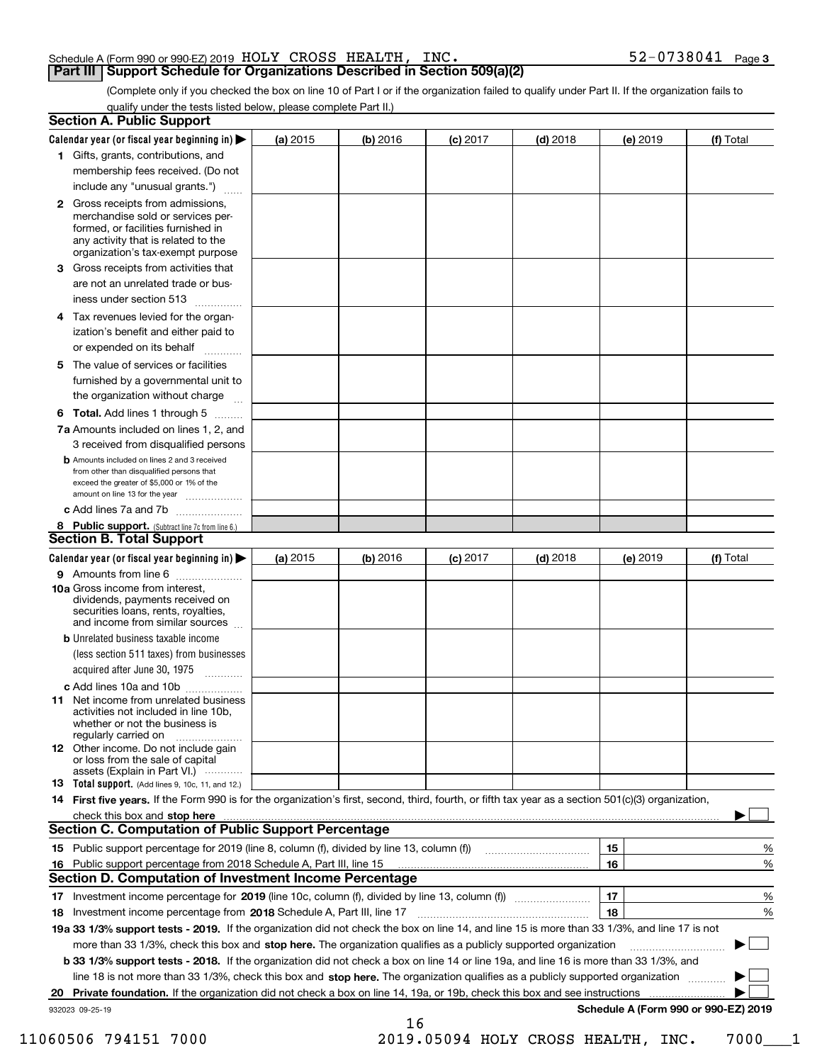Schedule A (Form 990 or 990-EZ) 2019 HOLY CROSS HEALTH, INC. 52-0738041 Page 3

## Part III Support Schedule for Organizations Described in Section 509(a)(2)

(Complete only if you checked the box on line 10 of Part I or if the organization failed to qualify under Part II. If the organization fails to qualify under the tests listed below, please complete Part II.)

### Section A. Public Support

| Calendar year (or fiscal year beginning in) ▶ | (a) 2015 | (b) 2016 | (c) 2017 | (d) 2018 | (e) 2019 | (f) Total |
|---|---|---|---|---|---|---|
| 1 Gifts, grants, contributions, and membership fees received. (Do not include any "unusual grants.") | | | | | | |
| 2 Gross receipts from admissions, merchandise sold or services performed, or facilities furnished in any activity that is related to the organization's tax-exempt purpose | | | | | | |
| 3 Gross receipts from activities that are not an unrelated trade or business under section 513 | | | | | | |
| 4 Tax revenues levied for the organization's benefit and either paid to or expended on its behalf | | | | | | |
| 5 The value of services or facilities furnished by a governmental unit to the organization without charge | | | | | | |
| 6 Total. Add lines 1 through 5 | | | | | | |
| 7a Amounts included on lines 1, 2, and 3 received from disqualified persons | | | | | | |
| b Amounts included on lines 2 and 3 received from other than disqualified persons that exceed the greater of $5,000 or 1% of the amount on line 13 for the year | | | | | | |
| c Add lines 7a and 7b | | | | | | |
| 8 Public support. (Subtract line 7c from line 6.) | | | | | | |

### Section B. Total Support

| Calendar year (or fiscal year beginning in) ▶ | (a) 2015 | (b) 2016 | (c) 2017 | (d) 2018 | (e) 2019 | (f) Total |
|---|---|---|---|---|---|---|
| 9 Amounts from line 6 | | | | | | |
| 10a Gross income from interest, dividends, payments received on securities loans, rents, royalties, and income from similar sources | | | | | | |
| b Unrelated business taxable income (less section 511 taxes) from businesses acquired after June 30, 1975 | | | | | | |
| c Add lines 10a and 10b | | | | | | |
| 11 Net income from unrelated business activities not included in line 10b, whether or not the business is regularly carried on | | | | | | |
| 12 Other income. Do not include gain or loss from the sale of capital assets (Explain in Part VI.) | | | | | | |
| 13 Total support. (Add lines 9, 10c, 11, and 12.) | | | | | | |

14 **First five years.** If the Form 990 is for the organization's first, second, third, fourth, or fifth tax year as a section 501(c)(3) organization, check this box and **stop here** ▶ ☐

### Section C. Computation of Public Support Percentage

| | | | |
|---|---|---|---|
| 15 | Public support percentage for 2019 (line 8, column (f), divided by line 13, column (f)) | 15 | % |
| 16 | Public support percentage from 2018 Schedule A, Part III, line 15 | 16 | % |

### Section D. Computation of Investment Income Percentage

| | | | |
|---|---|---|---|
| 17 | Investment income percentage for **2019** (line 10c, column (f), divided by line 13, column (f)) | 17 | % |
| 18 | Investment income percentage from **2018** Schedule A, Part III, line 17 | 18 | % |

**19a 33 1/3% support tests - 2019.** If the organization did not check the box on line 14, and line 15 is more than 33 1/3%, and line 17 is not more than 33 1/3%, check this box and **stop here.** The organization qualifies as a publicly supported organization ▶ ☐

**b 33 1/3% support tests - 2018.** If the organization did not check a box on line 14 or line 19a, and line 16 is more than 33 1/3%, and line 18 is not more than 33 1/3%, check this box and **stop here.** The organization qualifies as a publicly supported organization ▶ ☐

**20 Private foundation.** If the organization did not check a box on line 14, 19a, or 19b, check this box and see instructions ▶ ☐

932023 09-25-19 **Schedule A (Form 990 or 990-EZ) 2019**

11060506 794151 7000 2019.05094 HOLY CROSS HEALTH, INC. 7000___1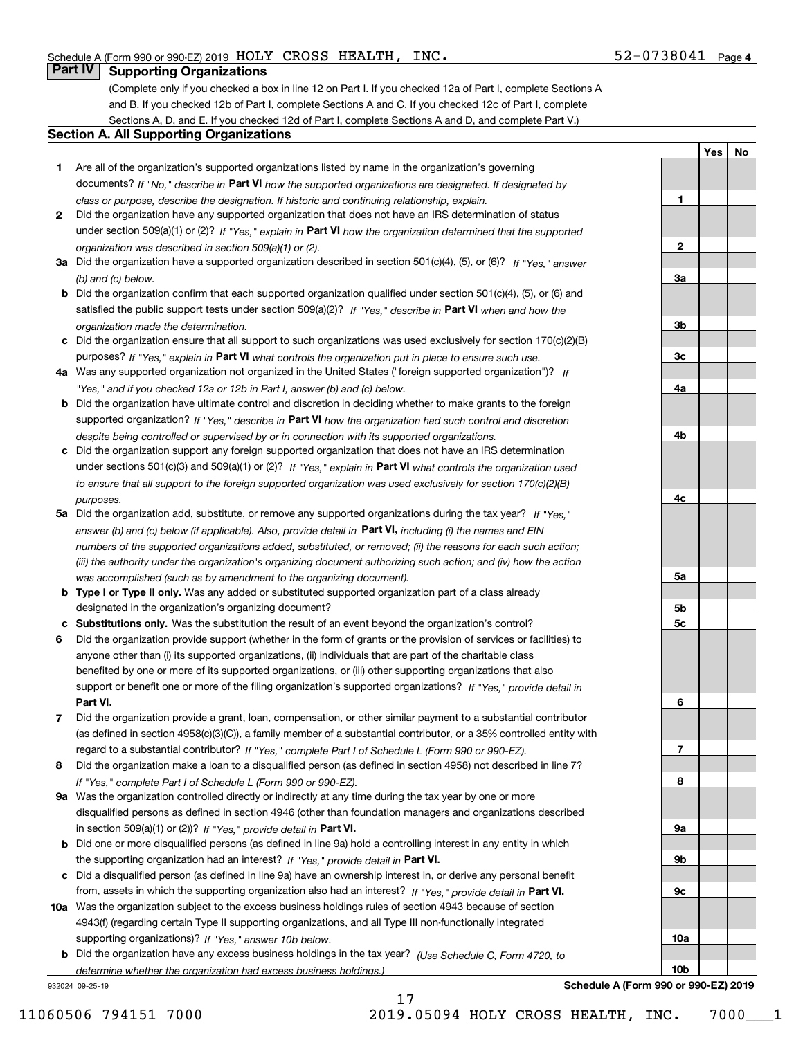Schedule A (Form 990 or 990-EZ) 2019 HOLY CROSS HEALTH, INC. 52-0738041 Page 4

## Part IV Supporting Organizations

(Complete only if you checked a box in line 12 on Part I. If you checked 12a of Part I, complete Sections A and B. If you checked 12b of Part I, complete Sections A and C. If you checked 12c of Part I, complete Sections A, D, and E. If you checked 12d of Part I, complete Sections A and D, and complete Part V.)

### Section A. All Supporting Organizations

| | | Line | Yes | No |
|---|---|---|---|---|
| **1** | Are all of the organization's supported organizations listed by name in the organization's governing documents? *If "No," describe in* **Part VI** *how the supported organizations are designated. If designated by class or purpose, describe the designation. If historic and continuing relationship, explain.* | 1 | | |
| **2** | Did the organization have any supported organization that does not have an IRS determination of status under section 509(a)(1) or (2)? *If "Yes," explain in* **Part VI** *how the organization determined that the supported organization was described in section 509(a)(1) or (2).* | 2 | | |
| **3a** | Did the organization have a supported organization described in section 501(c)(4), (5), or (6)? *If "Yes," answer (b) and (c) below.* | 3a | | |
| **b** | Did the organization confirm that each supported organization qualified under section 501(c)(4), (5), or (6) and satisfied the public support tests under section 509(a)(2)? *If "Yes," describe in* **Part VI** *when and how the organization made the determination.* | 3b | | |
| **c** | Did the organization ensure that all support to such organizations was used exclusively for section 170(c)(2)(B) purposes? *If "Yes," explain in* **Part VI** *what controls the organization put in place to ensure such use.* | 3c | | |
| **4a** | Was any supported organization not organized in the United States ("foreign supported organization")? *If "Yes," and if you checked 12a or 12b in Part I, answer (b) and (c) below.* | 4a | | |
| **b** | Did the organization have ultimate control and discretion in deciding whether to make grants to the foreign supported organization? *If "Yes," describe in* **Part VI** *how the organization had such control and discretion despite being controlled or supervised by or in connection with its supported organizations.* | 4b | | |
| **c** | Did the organization support any foreign supported organization that does not have an IRS determination under sections 501(c)(3) and 509(a)(1) or (2)? *If "Yes," explain in* **Part VI** *what controls the organization used to ensure that all support to the foreign supported organization was used exclusively for section 170(c)(2)(B) purposes.* | 4c | | |
| **5a** | Did the organization add, substitute, or remove any supported organizations during the tax year? *If "Yes," answer (b) and (c) below (if applicable). Also, provide detail in* **Part VI,** *including (i) the names and EIN numbers of the supported organizations added, substituted, or removed; (ii) the reasons for each such action; (iii) the authority under the organization's organizing document authorizing such action; and (iv) how the action was accomplished (such as by amendment to the organizing document).* | 5a | | |
| **b** | **Type I or Type II only.** Was any added or substituted supported organization part of a class already designated in the organization's organizing document? | 5b | | |
| **c** | **Substitutions only.** Was the substitution the result of an event beyond the organization's control? | 5c | | |
| **6** | Did the organization provide support (whether in the form of grants or the provision of services or facilities) to anyone other than (i) its supported organizations, (ii) individuals that are part of the charitable class benefited by one or more of its supported organizations, or (iii) other supporting organizations that also support or benefit one or more of the filing organization's supported organizations? *If "Yes," provide detail in* **Part VI.** | 6 | | |
| **7** | Did the organization provide a grant, loan, compensation, or other similar payment to a substantial contributor (as defined in section 4958(c)(3)(C)), a family member of a substantial contributor, or a 35% controlled entity with regard to a substantial contributor? *If "Yes," complete Part I of Schedule L (Form 990 or 990-EZ).* | 7 | | |
| **8** | Did the organization make a loan to a disqualified person (as defined in section 4958) not described in line 7? *If "Yes," complete Part I of Schedule L (Form 990 or 990-EZ).* | 8 | | |
| **9a** | Was the organization controlled directly or indirectly at any time during the tax year by one or more disqualified persons as defined in section 4946 (other than foundation managers and organizations described in section 509(a)(1) or (2))? *If "Yes," provide detail in* **Part VI.** | 9a | | |
| **b** | Did one or more disqualified persons (as defined in line 9a) hold a controlling interest in any entity in which the supporting organization had an interest? *If "Yes," provide detail in* **Part VI.** | 9b | | |
| **c** | Did a disqualified person (as defined in line 9a) have an ownership interest in, or derive any personal benefit from, assets in which the supporting organization also had an interest? *If "Yes," provide detail in* **Part VI.** | 9c | | |
| **10a** | Was the organization subject to the excess business holdings rules of section 4943 because of section 4943(f) (regarding certain Type II supporting organizations, and all Type III non-functionally integrated supporting organizations)? *If "Yes," answer 10b below.* | 10a | | |
| **b** | Did the organization have any excess business holdings in the tax year? *(Use Schedule C, Form 4720, to determine whether the organization had excess business holdings.)* | 10b | | |

932024 09-25-19 **Schedule A (Form 990 or 990-EZ) 2019**

11060506 794151 7000 2019.05094 HOLY CROSS HEALTH, INC. 7000___1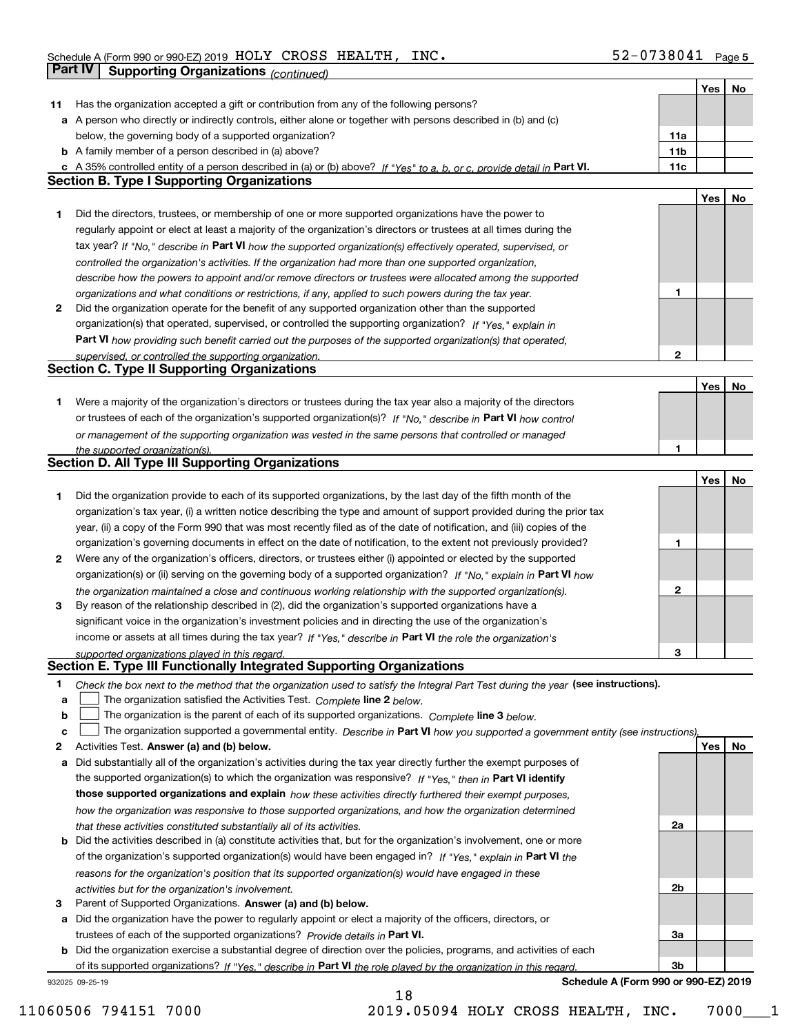Schedule A (Form 990 or 990-EZ) 2019 HOLY CROSS HEALTH, INC. 52-0738041 Page 5

**Part IV Supporting Organizations** *(continued)*

| | | | Yes | No |
|---|---|---|---|---|
| **11** | Has the organization accepted a gift or contribution from any of the following persons? | | | |
| **a** | A person who directly or indirectly controls, either alone or together with persons described in (b) and (c) below, the governing body of a supported organization? | 11a | | |
| **b** | A family member of a person described in (a) above? | 11b | | |
| **c** | A 35% controlled entity of a person described in (a) or (b) above? *If "Yes" to a, b, or c, provide detail in* **Part VI.** | 11c | | |

## Section B. Type I Supporting Organizations

| | | | Yes | No |
|---|---|---|---|---|
| **1** | Did the directors, trustees, or membership of one or more supported organizations have the power to regularly appoint or elect at least a majority of the organization's directors or trustees at all times during the tax year? *If "No," describe in* **Part VI** *how the supported organization(s) effectively operated, supervised, or controlled the organization's activities. If the organization had more than one supported organization, describe how the powers to appoint and/or remove directors or trustees were allocated among the supported organizations and what conditions or restrictions, if any, applied to such powers during the tax year.* | 1 | | |
| **2** | Did the organization operate for the benefit of any supported organization other than the supported organization(s) that operated, supervised, or controlled the supporting organization? *If "Yes," explain in* **Part VI** *how providing such benefit carried out the purposes of the supported organization(s) that operated, supervised, or controlled the supporting organization.* | 2 | | |

## Section C. Type II Supporting Organizations

| | | | Yes | No |
|---|---|---|---|---|
| **1** | Were a majority of the organization's directors or trustees during the tax year also a majority of the directors or trustees of each of the organization's supported organization(s)? *If "No," describe in* **Part VI** *how control or management of the supporting organization was vested in the same persons that controlled or managed the supported organization(s).* | 1 | | |

## Section D. All Type III Supporting Organizations

| | | | Yes | No |
|---|---|---|---|---|
| **1** | Did the organization provide to each of its supported organizations, by the last day of the fifth month of the organization's tax year, (i) a written notice describing the type and amount of support provided during the prior tax year, (ii) a copy of the Form 990 that was most recently filed as of the date of notification, and (iii) copies of the organization's governing documents in effect on the date of notification, to the extent not previously provided? | 1 | | |
| **2** | Were any of the organization's officers, directors, or trustees either (i) appointed or elected by the supported organization(s) or (ii) serving on the governing body of a supported organization? *If "No," explain in* **Part VI** *how the organization maintained a close and continuous working relationship with the supported organization(s).* | 2 | | |
| **3** | By reason of the relationship described in (2), did the organization's supported organizations have a significant voice in the organization's investment policies and in directing the use of the organization's income or assets at all times during the tax year? *If "Yes," describe in* **Part VI** *the role the organization's supported organizations played in this regard.* | 3 | | |

## Section E. Type III Functionally Integrated Supporting Organizations

**1** *Check the box next to the method that the organization used to satisfy the Integral Part Test during the year* **(see instructions).**

- **a** ☐ The organization satisfied the Activities Test. *Complete* **line 2** *below.*
- **b** ☐ The organization is the parent of each of its supported organizations. *Complete* **line 3** *below.*
- **c** ☐ The organization supported a governmental entity. *Describe in* **Part VI** *how you supported a government entity (see instructions).*

| | | | Yes | No |
|---|---|---|---|---|
| **2** | Activities Test. **Answer (a) and (b) below.** | | | |
| **a** | Did substantially all of the organization's activities during the tax year directly further the exempt purposes of the supported organization(s) to which the organization was responsive? *If "Yes," then in* **Part VI identify those supported organizations and explain** *how these activities directly furthered their exempt purposes, how the organization was responsive to those supported organizations, and how the organization determined that these activities constituted substantially all of its activities.* | 2a | | |
| **b** | Did the activities described in (a) constitute activities that, but for the organization's involvement, one or more of the organization's supported organization(s) would have been engaged in? *If "Yes," explain in* **Part VI** *the reasons for the organization's position that its supported organization(s) would have engaged in these activities but for the organization's involvement.* | 2b | | |
| **3** | Parent of Supported Organizations. **Answer (a) and (b) below.** | | | |
| **a** | Did the organization have the power to regularly appoint or elect a majority of the officers, directors, or trustees of each of the supported organizations? *Provide details in* **Part VI.** | 3a | | |
| **b** | Did the organization exercise a substantial degree of direction over the policies, programs, and activities of each of its supported organizations? *If "Yes," describe in* **Part VI** *the role played by the organization in this regard.* | 3b | | |

932025 09-25-19 **Schedule A (Form 990 or 990-EZ) 2019**

11060506 794151 7000 2019.05094 HOLY CROSS HEALTH, INC. 7000___1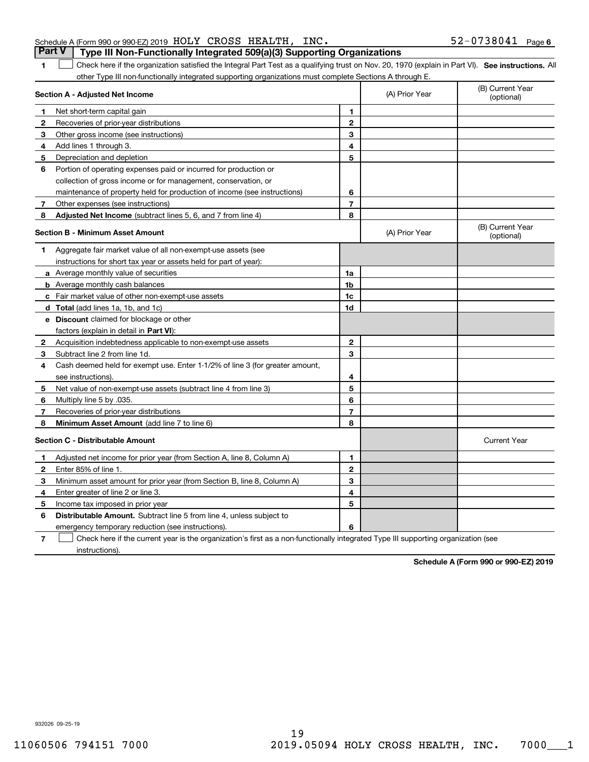Schedule A (Form 990 or 990-EZ) 2019 HOLY CROSS HEALTH, INC. 52-0738041 Page 6

## Part V Type III Non-Functionally Integrated 509(a)(3) Supporting Organizations

**1** ☐ Check here if the organization satisfied the Integral Part Test as a qualifying trust on Nov. 20, 1970 (explain in Part VI). **See instructions.** All other Type III non-functionally integrated supporting organizations must complete Sections A through E.

| **Section A - Adjusted Net Income** | | | (A) Prior Year | (B) Current Year (optional) |
|---|---|---|---|---|
| 1 | Net short-term capital gain | 1 | | |
| 2 | Recoveries of prior-year distributions | 2 | | |
| 3 | Other gross income (see instructions) | 3 | | |
| 4 | Add lines 1 through 3. | 4 | | |
| 5 | Depreciation and depletion | 5 | | |
| 6 | Portion of operating expenses paid or incurred for production or collection of gross income or for management, conservation, or maintenance of property held for production of income (see instructions) | 6 | | |
| 7 | Other expenses (see instructions) | 7 | | |
| 8 | **Adjusted Net Income** (subtract lines 5, 6, and 7 from line 4) | 8 | | |

| **Section B - Minimum Asset Amount** | | | (A) Prior Year | (B) Current Year (optional) |
|---|---|---|---|---|
| 1 | Aggregate fair market value of all non-exempt-use assets (see instructions for short tax year or assets held for part of year): | | | |
| a | Average monthly value of securities | 1a | | |
| b | Average monthly cash balances | 1b | | |
| c | Fair market value of other non-exempt-use assets | 1c | | |
| d | **Total** (add lines 1a, 1b, and 1c) | 1d | | |
| e | **Discount** claimed for blockage or other factors (explain in detail in **Part VI**): | | | |
| 2 | Acquisition indebtedness applicable to non-exempt-use assets | 2 | | |
| 3 | Subtract line 2 from line 1d. | 3 | | |
| 4 | Cash deemed held for exempt use. Enter 1-1/2% of line 3 (for greater amount, see instructions). | 4 | | |
| 5 | Net value of non-exempt-use assets (subtract line 4 from line 3) | 5 | | |
| 6 | Multiply line 5 by .035. | 6 | | |
| 7 | Recoveries of prior-year distributions | 7 | | |
| 8 | **Minimum Asset Amount** (add line 7 to line 6) | 8 | | |

| **Section C - Distributable Amount** | | | | Current Year |
|---|---|---|---|---|
| 1 | Adjusted net income for prior year (from Section A, line 8, Column A) | 1 | | |
| 2 | Enter 85% of line 1. | 2 | | |
| 3 | Minimum asset amount for prior year (from Section B, line 8, Column A) | 3 | | |
| 4 | Enter greater of line 2 or line 3. | 4 | | |
| 5 | Income tax imposed in prior year | 5 | | |
| 6 | **Distributable Amount.** Subtract line 5 from line 4, unless subject to emergency temporary reduction (see instructions). | 6 | | |

**7** ☐ Check here if the current year is the organization's first as a non-functionally integrated Type III supporting organization (see instructions).

**Schedule A (Form 990 or 990-EZ) 2019**

932026 09-25-19

11060506 794151 7000 2019.05094 HOLY CROSS HEALTH, INC. 7000___1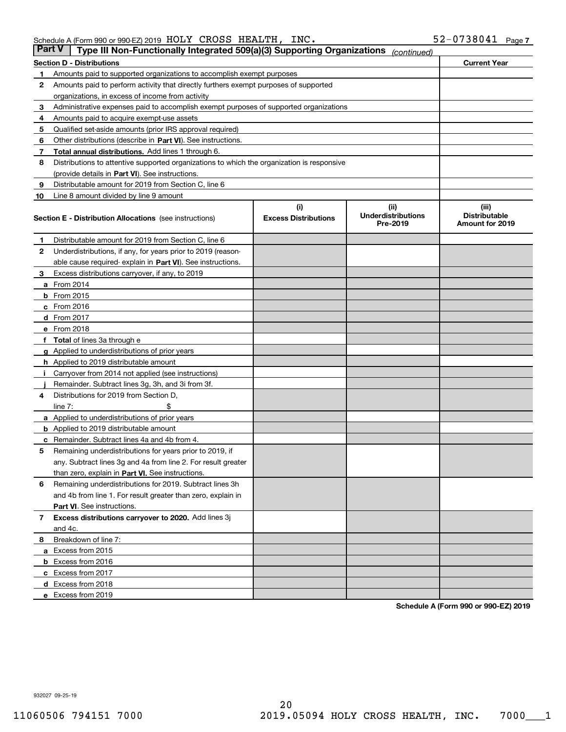Schedule A (Form 990 or 990-EZ) 2019 HOLY CROSS HEALTH, INC. 52-0738041

## Part V Type III Non-Functionally Integrated 509(a)(3) Supporting Organizations *(continued)*

| Section D - Distributions | | Current Year |
|---|---|---|
| 1 | Amounts paid to supported organizations to accomplish exempt purposes | |
| 2 | Amounts paid to perform activity that directly furthers exempt purposes of supported organizations, in excess of income from activity | |
| 3 | Administrative expenses paid to accomplish exempt purposes of supported organizations | |
| 4 | Amounts paid to acquire exempt-use assets | |
| 5 | Qualified set-aside amounts (prior IRS approval required) | |
| 6 | Other distributions (describe in **Part VI**). See instructions. | |
| 7 | **Total annual distributions.** Add lines 1 through 6. | |
| 8 | Distributions to attentive supported organizations to which the organization is responsive (provide details in **Part VI**). See instructions. | |
| 9 | Distributable amount for 2019 from Section C, line 6 | |
| 10 | Line 8 amount divided by line 9 amount | |

| Section E - Distribution Allocations (see instructions) | (i) Excess Distributions | (ii) Underdistributions Pre-2019 | (iii) Distributable Amount for 2019 |
|---|---|---|---|
| **1** Distributable amount for 2019 from Section C, line 6 | | | |
| **2** Underdistributions, if any, for years prior to 2019 (reasonable cause required- explain in **Part VI**). See instructions. | | | |
| **3** Excess distributions carryover, if any, to 2019 | | | |
| **a** From 2014 | | | |
| **b** From 2015 | | | |
| **c** From 2016 | | | |
| **d** From 2017 | | | |
| **e** From 2018 | | | |
| **f Total** of lines 3a through e | | | |
| **g** Applied to underdistributions of prior years | | | |
| **h** Applied to 2019 distributable amount | | | |
| **i** Carryover from 2014 not applied (see instructions) | | | |
| **j** Remainder. Subtract lines 3g, 3h, and 3i from 3f. | | | |
| **4** Distributions for 2019 from Section D, line 7: $ | | | |
| **a** Applied to underdistributions of prior years | | | |
| **b** Applied to 2019 distributable amount | | | |
| **c** Remainder. Subtract lines 4a and 4b from 4. | | | |
| **5** Remaining underdistributions for years prior to 2019, if any. Subtract lines 3g and 4a from line 2. For result greater than zero, explain in **Part VI.** See instructions. | | | |
| **6** Remaining underdistributions for 2019. Subtract lines 3h and 4b from line 1. For result greater than zero, explain in **Part VI**. See instructions. | | | |
| **7 Excess distributions carryover to 2020.** Add lines 3j and 4c. | | | |
| **8** Breakdown of line 7: | | | |
| **a** Excess from 2015 | | | |
| **b** Excess from 2016 | | | |
| **c** Excess from 2017 | | | |
| **d** Excess from 2018 | | | |
| **e** Excess from 2019 | | | |

**Schedule A (Form 990 or 990-EZ) 2019**

932027 09-25-19

11060506 794151 7000 2019.05094 HOLY CROSS HEALTH, INC. 7000___1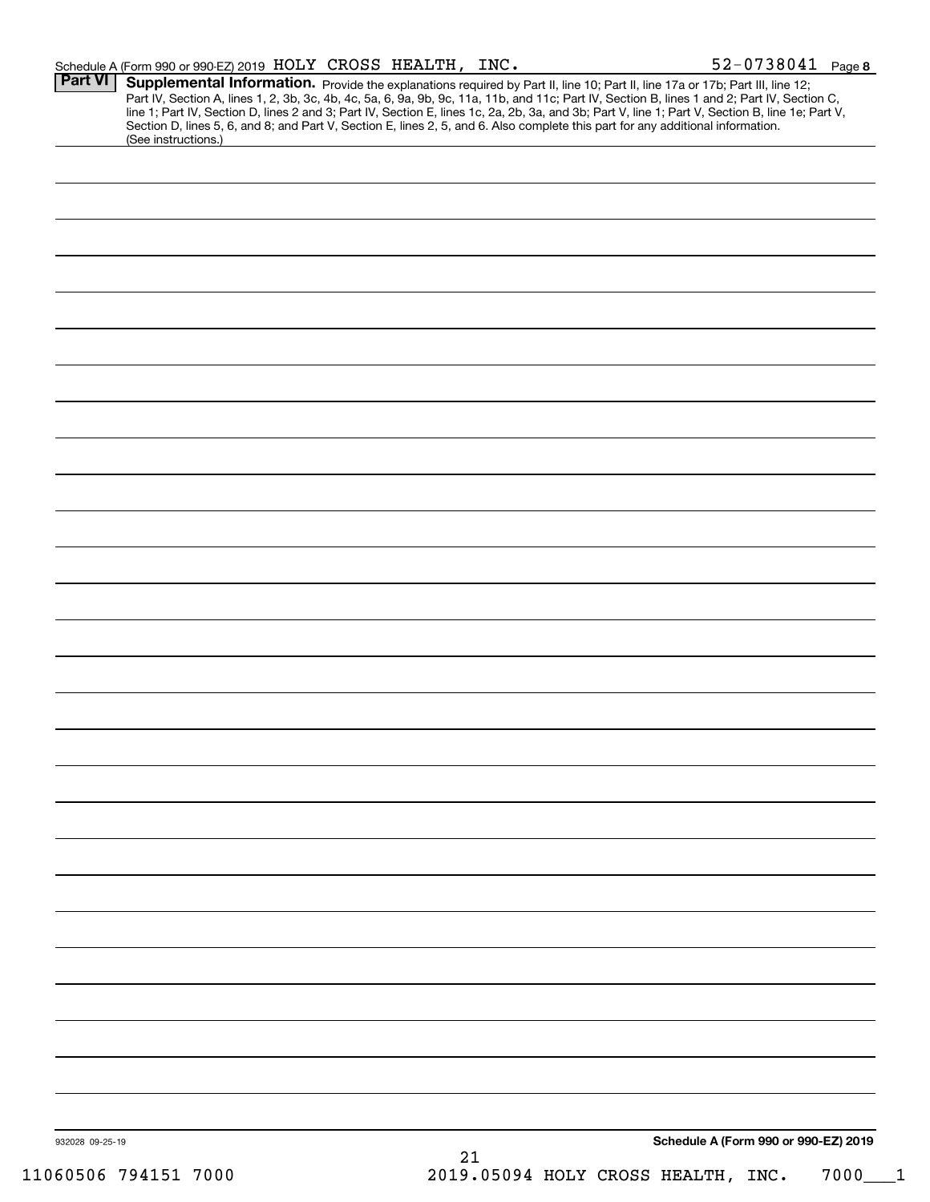Schedule A (Form 990 or 990-EZ) 2019 HOLY CROSS HEALTH, INC. 52-0738041 Page 8

**Part VI Supplemental Information.** Provide the explanations required by Part II, line 10; Part II, line 17a or 17b; Part III, line 12; Part IV, Section A, lines 1, 2, 3b, 3c, 4b, 4c, 5a, 6, 9a, 9b, 9c, 11a, 11b, and 11c; Part IV, Section B, lines 1 and 2; Part IV, Section C, line 1; Part IV, Section D, lines 2 and 3; Part IV, Section E, lines 1c, 2a, 2b, 3a, and 3b; Part V, line 1; Part V, Section B, line 1e; Part V, Section D, lines 5, 6, and 8; and Part V, Section E, lines 2, 5, and 6. Also complete this part for any additional information. (See instructions.)

932028 09-25-19

**Schedule A (Form 990 or 990-EZ) 2019**

11060506 794151 7000 2019.05094 HOLY CROSS HEALTH, INC. 7000___1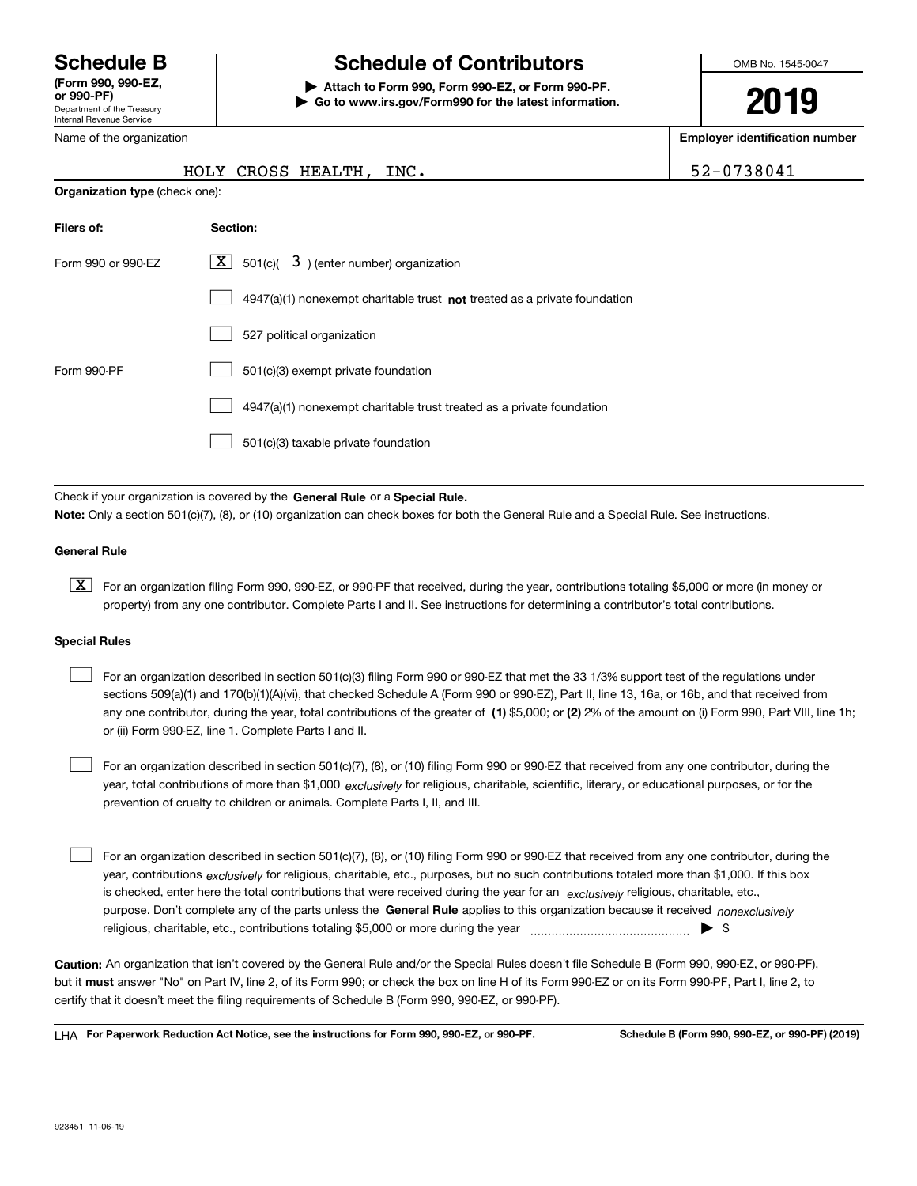**Schedule B**
**(Form 990, 990-EZ, or 990-PF)**
Department of the Treasury
Internal Revenue Service

# Schedule of Contributors

▶ **Attach to Form 990, Form 990-EZ, or Form 990-PF.**
▶ **Go to www.irs.gov/Form990 for the latest information.**

OMB No. 1545-0047

**2019**

| Name of the organization | Employer identification number |
|---|---|
| HOLY CROSS HEALTH, INC. | 52-0738041 |

**Organization type** (check one):

| Filers of: | Section: |
|---|---|
| Form 990 or 990-EZ | [X] 501(c)( 3 ) (enter number) organization |
| | [ ] 4947(a)(1) nonexempt charitable trust **not** treated as a private foundation |
| | [ ] 527 political organization |
| Form 990-PF | [ ] 501(c)(3) exempt private foundation |
| | [ ] 4947(a)(1) nonexempt charitable trust treated as a private foundation |
| | [ ] 501(c)(3) taxable private foundation |

Check if your organization is covered by the **General Rule** or a **Special Rule.**
**Note:** Only a section 501(c)(7), (8), or (10) organization can check boxes for both the General Rule and a Special Rule. See instructions.

**General Rule**

[X] For an organization filing Form 990, 990-EZ, or 990-PF that received, during the year, contributions totaling $5,000 or more (in money or property) from any one contributor. Complete Parts I and II. See instructions for determining a contributor's total contributions.

**Special Rules**

[ ] For an organization described in section 501(c)(3) filing Form 990 or 990-EZ that met the 33 1/3% support test of the regulations under sections 509(a)(1) and 170(b)(1)(A)(vi), that checked Schedule A (Form 990 or 990-EZ), Part II, line 13, 16a, or 16b, and that received from any one contributor, during the year, total contributions of the greater of **(1)** $5,000; or **(2)** 2% of the amount on (i) Form 990, Part VIII, line 1h; or (ii) Form 990-EZ, line 1. Complete Parts I and II.

[ ] For an organization described in section 501(c)(7), (8), or (10) filing Form 990 or 990-EZ that received from any one contributor, during the year, total contributions of more than $1,000 *exclusively* for religious, charitable, scientific, literary, or educational purposes, or for the prevention of cruelty to children or animals. Complete Parts I, II, and III.

[ ] For an organization described in section 501(c)(7), (8), or (10) filing Form 990 or 990-EZ that received from any one contributor, during the year, contributions *exclusively* for religious, charitable, etc., purposes, but no such contributions totaled more than $1,000. If this box is checked, enter here the total contributions that were received during the year for an *exclusively* religious, charitable, etc., purpose. Don't complete any of the parts unless the **General Rule** applies to this organization because it received *nonexclusively* religious, charitable, etc., contributions totaling $5,000 or more during the year ▶ $

**Caution:** An organization that isn't covered by the General Rule and/or the Special Rules doesn't file Schedule B (Form 990, 990-EZ, or 990-PF), but it **must** answer "No" on Part IV, line 2, of its Form 990; or check the box on line H of its Form 990-EZ or on its Form 990-PF, Part I, line 2, to certify that it doesn't meet the filing requirements of Schedule B (Form 990, 990-EZ, or 990-PF).

LHA **For Paperwork Reduction Act Notice, see the instructions for Form 990, 990-EZ, or 990-PF.** **Schedule B (Form 990, 990-EZ, or 990-PF) (2019)**

923451 11-06-19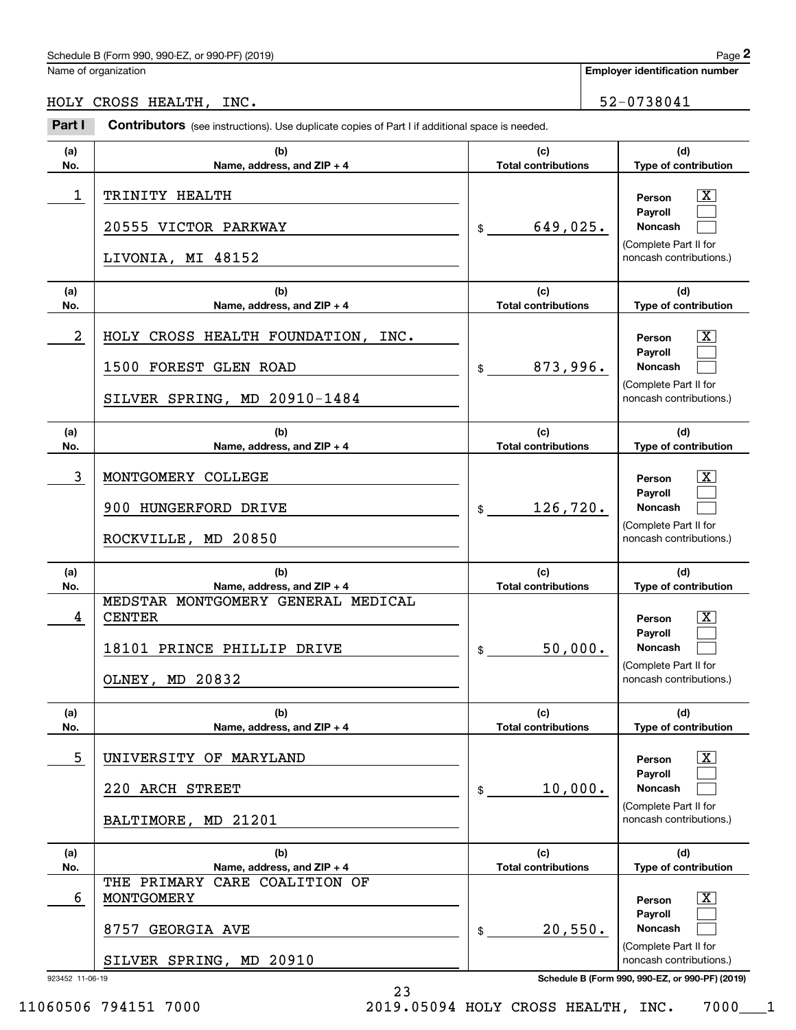Schedule B (Form 990, 990-EZ, or 990-PF) (2019) **Page 2**

Name of organization: HOLY CROSS HEALTH, INC.

**Employer identification number**: 52-0738041

**Part I** **Contributors** (see instructions). Use duplicate copies of Part I if additional space is needed.

| (a) No. | (b) Name, address, and ZIP + 4 | (c) Total contributions | (d) Type of contribution |
|---|---|---|---|
| 1 | TRINITY HEALTH<br>20555 VICTOR PARKWAY<br>LIVONIA, MI 48152 | $ 649,025. | Person [X]<br>Payroll [ ]<br>Noncash [ ]<br>(Complete Part II for noncash contributions.) |
| 2 | HOLY CROSS HEALTH FOUNDATION, INC.<br>1500 FOREST GLEN ROAD<br>SILVER SPRING, MD 20910-1484 | $ 873,996. | Person [X]<br>Payroll [ ]<br>Noncash [ ]<br>(Complete Part II for noncash contributions.) |
| 3 | MONTGOMERY COLLEGE<br>900 HUNGERFORD DRIVE<br>ROCKVILLE, MD 20850 | $ 126,720. | Person [X]<br>Payroll [ ]<br>Noncash [ ]<br>(Complete Part II for noncash contributions.) |
| 4 | MEDSTAR MONTGOMERY GENERAL MEDICAL CENTER<br>18101 PRINCE PHILLIP DRIVE<br>OLNEY, MD 20832 | $ 50,000. | Person [X]<br>Payroll [ ]<br>Noncash [ ]<br>(Complete Part II for noncash contributions.) |
| 5 | UNIVERSITY OF MARYLAND<br>220 ARCH STREET<br>BALTIMORE, MD 21201 | $ 10,000. | Person [X]<br>Payroll [ ]<br>Noncash [ ]<br>(Complete Part II for noncash contributions.) |
| 6 | THE PRIMARY CARE COALITION OF MONTGOMERY<br>8757 GEORGIA AVE<br>SILVER SPRING, MD 20910 | $ 20,550. | Person [X]<br>Payroll [ ]<br>Noncash [ ]<br>(Complete Part II for noncash contributions.) |

923452 11-06-19 **Schedule B (Form 990, 990-EZ, or 990-PF) (2019)**

11060506 794151 7000 2019.05094 HOLY CROSS HEALTH, INC. 7000___1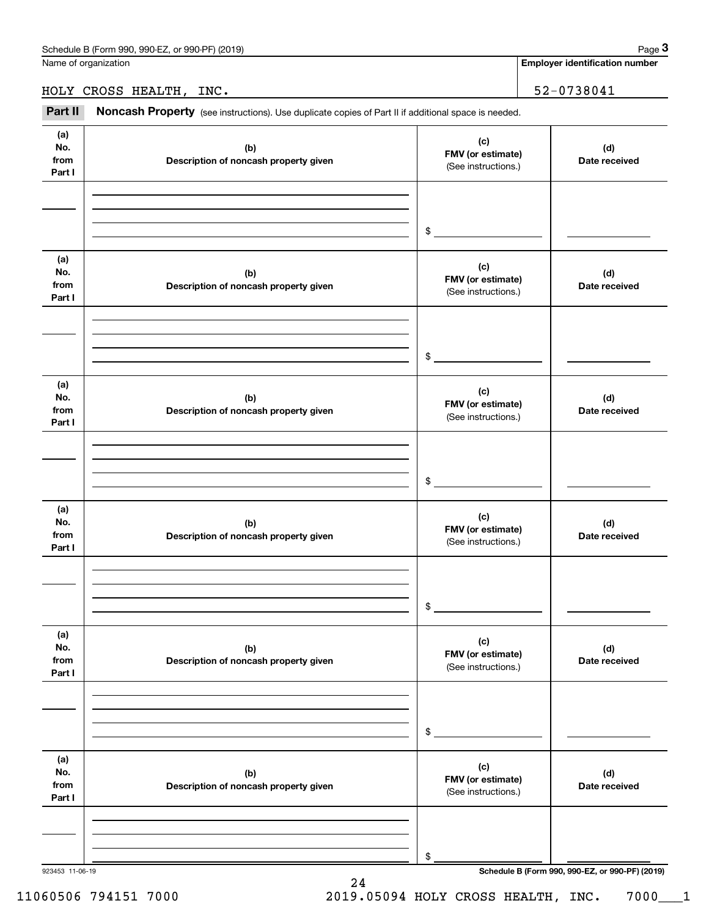Name of organization

HOLY CROSS HEALTH, INC.

**Employer identification number**

52-0738041

## Part II Noncash Property

(see instructions). Use duplicate copies of Part II if additional space is needed.

| (a) No. from Part I | (b) Description of noncash property given | (c) FMV (or estimate) (See instructions.) | (d) Date received |
|---|---|---|---|
| | | $ | |

| (a) No. from Part I | (b) Description of noncash property given | (c) FMV (or estimate) (See instructions.) | (d) Date received |
|---|---|---|---|
| | | $ | |

| (a) No. from Part I | (b) Description of noncash property given | (c) FMV (or estimate) (See instructions.) | (d) Date received |
|---|---|---|---|
| | | $ | |

| (a) No. from Part I | (b) Description of noncash property given | (c) FMV (or estimate) (See instructions.) | (d) Date received |
|---|---|---|---|
| | | $ | |

| (a) No. from Part I | (b) Description of noncash property given | (c) FMV (or estimate) (See instructions.) | (d) Date received |
|---|---|---|---|
| | | $ | |

| (a) No. from Part I | (b) Description of noncash property given | (c) FMV (or estimate) (See instructions.) | (d) Date received |
|---|---|---|---|
| | | $ | |

923453 11-06-19

**Schedule B (Form 990, 990-EZ, or 990-PF) (2019)**

11060506 794151 7000    2019.05094 HOLY CROSS HEALTH, INC.    7000___1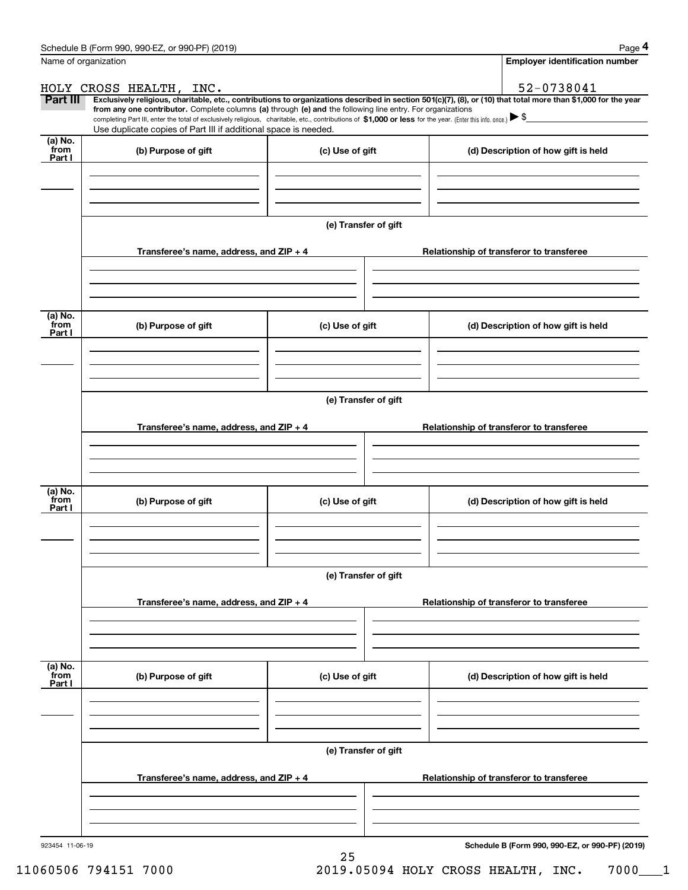Name of organization

HOLY CROSS HEALTH, INC.

**Employer identification number**

52-0738041

**Part III** **Exclusively religious, charitable, etc., contributions to organizations described in section 501(c)(7), (8), or (10) that total more than $1,000 for the year from any one contributor.** Complete columns **(a)** through **(e)** and the following line entry. For organizations completing Part III, enter the total of exclusively religious, charitable, etc., contributions of **$1,000 or less** for the year. (Enter this info. once.) ▶ $

Use duplicate copies of Part III if additional space is needed.

| (a) No. from Part I | (b) Purpose of gift | (c) Use of gift | (d) Description of how gift is held |
|---|---|---|---|
| | | | |

(e) Transfer of gift

| Transferee's name, address, and ZIP + 4 | Relationship of transferor to transferee |
|---|---|
| | |

| (a) No. from Part I | (b) Purpose of gift | (c) Use of gift | (d) Description of how gift is held |
|---|---|---|---|
| | | | |

(e) Transfer of gift

| Transferee's name, address, and ZIP + 4 | Relationship of transferor to transferee |
|---|---|
| | |

| (a) No. from Part I | (b) Purpose of gift | (c) Use of gift | (d) Description of how gift is held |
|---|---|---|---|
| | | | |

(e) Transfer of gift

| Transferee's name, address, and ZIP + 4 | Relationship of transferor to transferee |
|---|---|
| | |

| (a) No. from Part I | (b) Purpose of gift | (c) Use of gift | (d) Description of how gift is held |
|---|---|---|---|
| | | | |

(e) Transfer of gift

| Transferee's name, address, and ZIP + 4 | Relationship of transferor to transferee |
|---|---|
| | |

923454 11-06-19

**Schedule B (Form 990, 990-EZ, or 990-PF) (2019)**

11060506 794151 7000 2019.05094 HOLY CROSS HEALTH, INC. 7000___1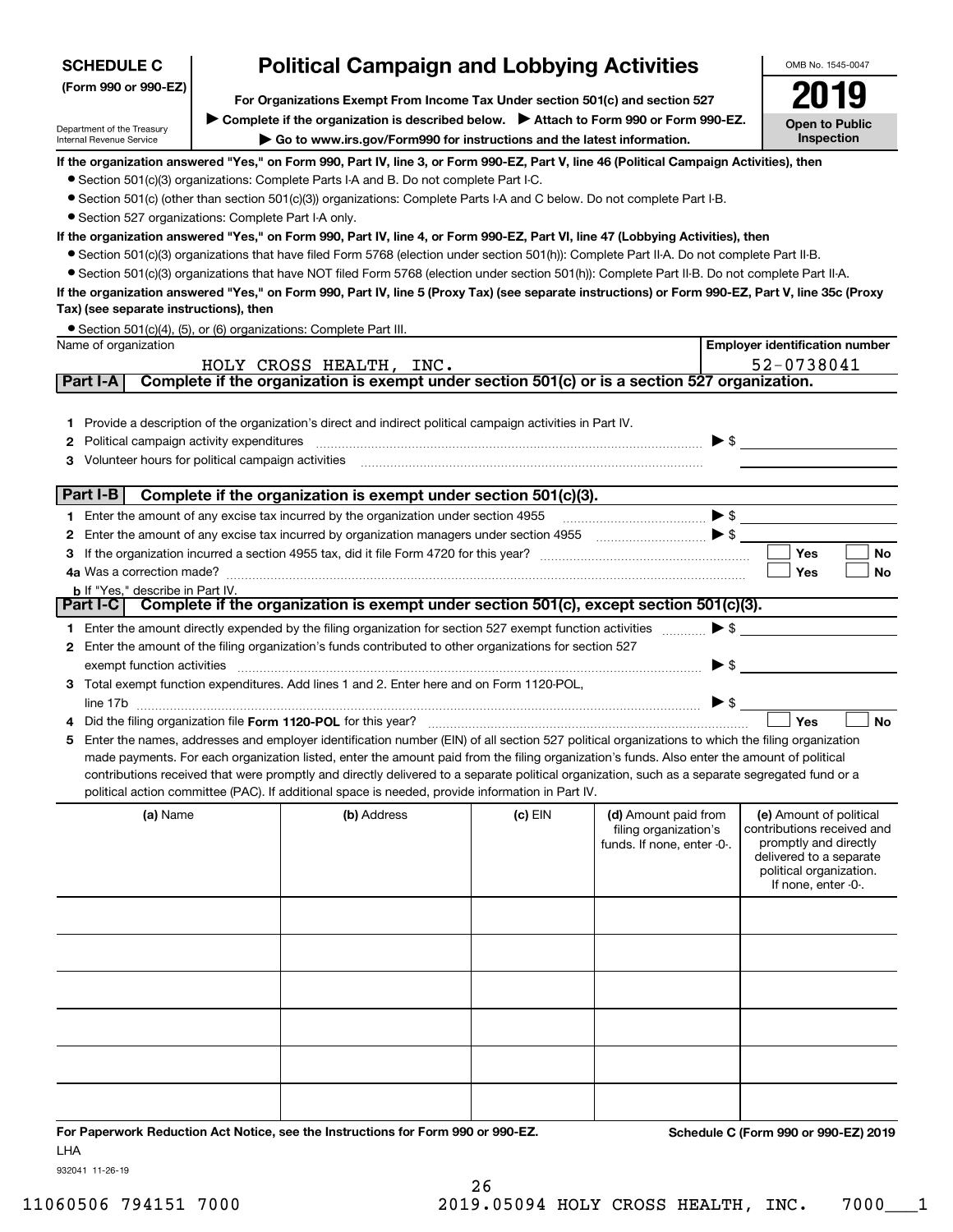**SCHEDULE C**
**(Form 990 or 990-EZ)**

Department of the Treasury
Internal Revenue Service

# Political Campaign and Lobbying Activities

**For Organizations Exempt From Income Tax Under section 501(c) and section 527**

▶ **Complete if the organization is described below.** ▶ **Attach to Form 990 or Form 990-EZ.**

▶ **Go to www.irs.gov/Form990 for instructions and the latest information.**

OMB No. 1545-0047

**2019**

**Open to Public Inspection**

**If the organization answered "Yes," on Form 990, Part IV, line 3, or Form 990-EZ, Part V, line 46 (Political Campaign Activities), then**

- Section 501(c)(3) organizations: Complete Parts I-A and B. Do not complete Part I-C.
- Section 501(c) (other than section 501(c)(3)) organizations: Complete Parts I-A and C below. Do not complete Part I-B.
- Section 527 organizations: Complete Part I-A only.

**If the organization answered "Yes," on Form 990, Part IV, line 4, or Form 990-EZ, Part VI, line 47 (Lobbying Activities), then**

- Section 501(c)(3) organizations that have filed Form 5768 (election under section 501(h)): Complete Part II-A. Do not complete Part II-B.
- Section 501(c)(3) organizations that have NOT filed Form 5768 (election under section 501(h)): Complete Part II-B. Do not complete Part II-A.

**If the organization answered "Yes," on Form 990, Part IV, line 5 (Proxy Tax) (see separate instructions) or Form 990-EZ, Part V, line 35c (Proxy Tax) (see separate instructions), then**

- Section 501(c)(4), (5), or (6) organizations: Complete Part III.

| Name of organization | Employer identification number |
|---|---|
| HOLY CROSS HEALTH, INC. | 52-0738041 |

## Part I-A Complete if the organization is exempt under section 501(c) or is a section 527 organization.

1. Provide a description of the organization's direct and indirect political campaign activities in Part IV.
2. Political campaign activity expenditures ▶ $
3. Volunteer hours for political campaign activities

## Part I-B Complete if the organization is exempt under section 501(c)(3).

1. Enter the amount of any excise tax incurred by the organization under section 4955 ▶ $
2. Enter the amount of any excise tax incurred by organization managers under section 4955 ▶ $
3. If the organization incurred a section 4955 tax, did it file Form 4720 for this year? ☐ Yes ☐ No
4a. Was a correction made? ☐ Yes ☐ No
   b. If "Yes," describe in Part IV.

## Part I-C Complete if the organization is exempt under section 501(c), except section 501(c)(3).

1. Enter the amount directly expended by the filing organization for section 527 exempt function activities ▶ $
2. Enter the amount of the filing organization's funds contributed to other organizations for section 527 exempt function activities ▶ $
3. Total exempt function expenditures. Add lines 1 and 2. Enter here and on Form 1120-POL, line 17b ▶ $
4. Did the filing organization file **Form 1120-POL** for this year? ☐ Yes ☐ No
5. Enter the names, addresses and employer identification number (EIN) of all section 527 political organizations to which the filing organization made payments. For each organization listed, enter the amount paid from the filing organization's funds. Also enter the amount of political contributions received that were promptly and directly delivered to a separate political organization, such as a separate segregated fund or a political action committee (PAC). If additional space is needed, provide information in Part IV.

| (a) Name | (b) Address | (c) EIN | (d) Amount paid from filing organization's funds. If none, enter -0-. | (e) Amount of political contributions received and promptly and directly delivered to a separate political organization. If none, enter -0-. |
|---|---|---|---|---|
| | | | | |
| | | | | |
| | | | | |
| | | | | |
| | | | | |
| | | | | |

**For Paperwork Reduction Act Notice, see the Instructions for Form 990 or 990-EZ.** **Schedule C (Form 990 or 990-EZ) 2019**

LHA

932041 11-26-19

11060506 794151 7000 2019.05094 HOLY CROSS HEALTH, INC. 7000___1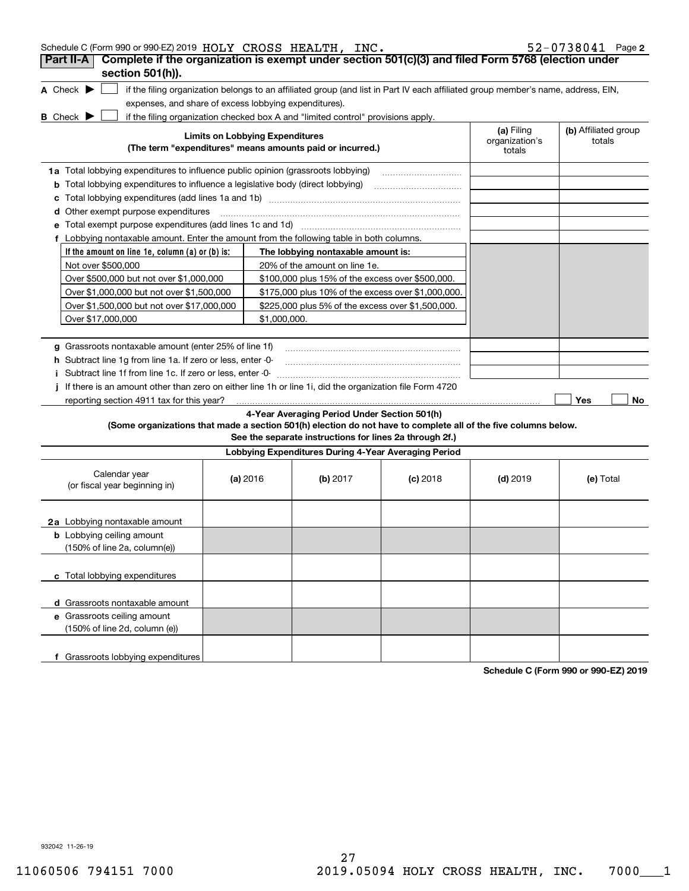Schedule C (Form 990 or 990-EZ) 2019 HOLY CROSS HEALTH, INC. 52-0738041 Page **2**

## Part II-A Complete if the organization is exempt under section 501(c)(3) and filed Form 5768 (election under section 501(h)).

**A** Check ▶ ☐ if the filing organization belongs to an affiliated group (and list in Part IV each affiliated group member's name, address, EIN, expenses, and share of excess lobbying expenditures).

**B** Check ▶ ☐ if the filing organization checked box A and "limited control" provisions apply.

| Limits on Lobbying Expenditures (The term "expenditures" means amounts paid or incurred.) | (a) Filing organization's totals | (b) Affiliated group totals |
|---|---|---|
| **1a** Total lobbying expenditures to influence public opinion (grassroots lobbying) | | |
| **b** Total lobbying expenditures to influence a legislative body (direct lobbying) | | |
| **c** Total lobbying expenditures (add lines 1a and 1b) | | |
| **d** Other exempt purpose expenditures | | |
| **e** Total exempt purpose expenditures (add lines 1c and 1d) | | |
| **f** Lobbying nontaxable amount. Enter the amount from the following table in both columns. | | |

| If the amount on line 1e, column (a) or (b) is: | The lobbying nontaxable amount is: |
|---|---|
| Not over $500,000 | 20% of the amount on line 1e. |
| Over $500,000 but not over $1,000,000 | $100,000 plus 15% of the excess over $500,000. |
| Over $1,000,000 but not over $1,500,000 | $175,000 plus 10% of the excess over $1,000,000. |
| Over $1,500,000 but not over $17,000,000 | $225,000 plus 5% of the excess over $1,500,000. |
| Over $17,000,000 | $1,000,000. |

| | (a) Filing organization's totals | (b) Affiliated group totals |
|---|---|---|
| **g** Grassroots nontaxable amount (enter 25% of line 1f) | | |
| **h** Subtract line 1g from line 1a. If zero or less, enter -0- | | |
| **i** Subtract line 1f from line 1c. If zero or less, enter -0- | | |

**j** If there is an amount other than zero on either line 1h or line 1i, did the organization file Form 4720 reporting section 4911 tax for this year? ☐ Yes ☐ No

### 4-Year Averaging Period Under Section 501(h)

**(Some organizations that made a section 501(h) election do not have to complete all of the five columns below. See the separate instructions for lines 2a through 2f.)**

**Lobbying Expenditures During 4-Year Averaging Period**

| Calendar year (or fiscal year beginning in) | (a) 2016 | (b) 2017 | (c) 2018 | (d) 2019 | (e) Total |
|---|---|---|---|---|---|
| **2a** Lobbying nontaxable amount | | | | | |
| **b** Lobbying ceiling amount (150% of line 2a, column(e)) | | | | | |
| **c** Total lobbying expenditures | | | | | |
| **d** Grassroots nontaxable amount | | | | | |
| **e** Grassroots ceiling amount (150% of line 2d, column (e)) | | | | | |
| **f** Grassroots lobbying expenditures | | | | | |

**Schedule C (Form 990 or 990-EZ) 2019**

932042 11-26-19

11060506 794151 7000 2019.05094 HOLY CROSS HEALTH, INC. 7000___1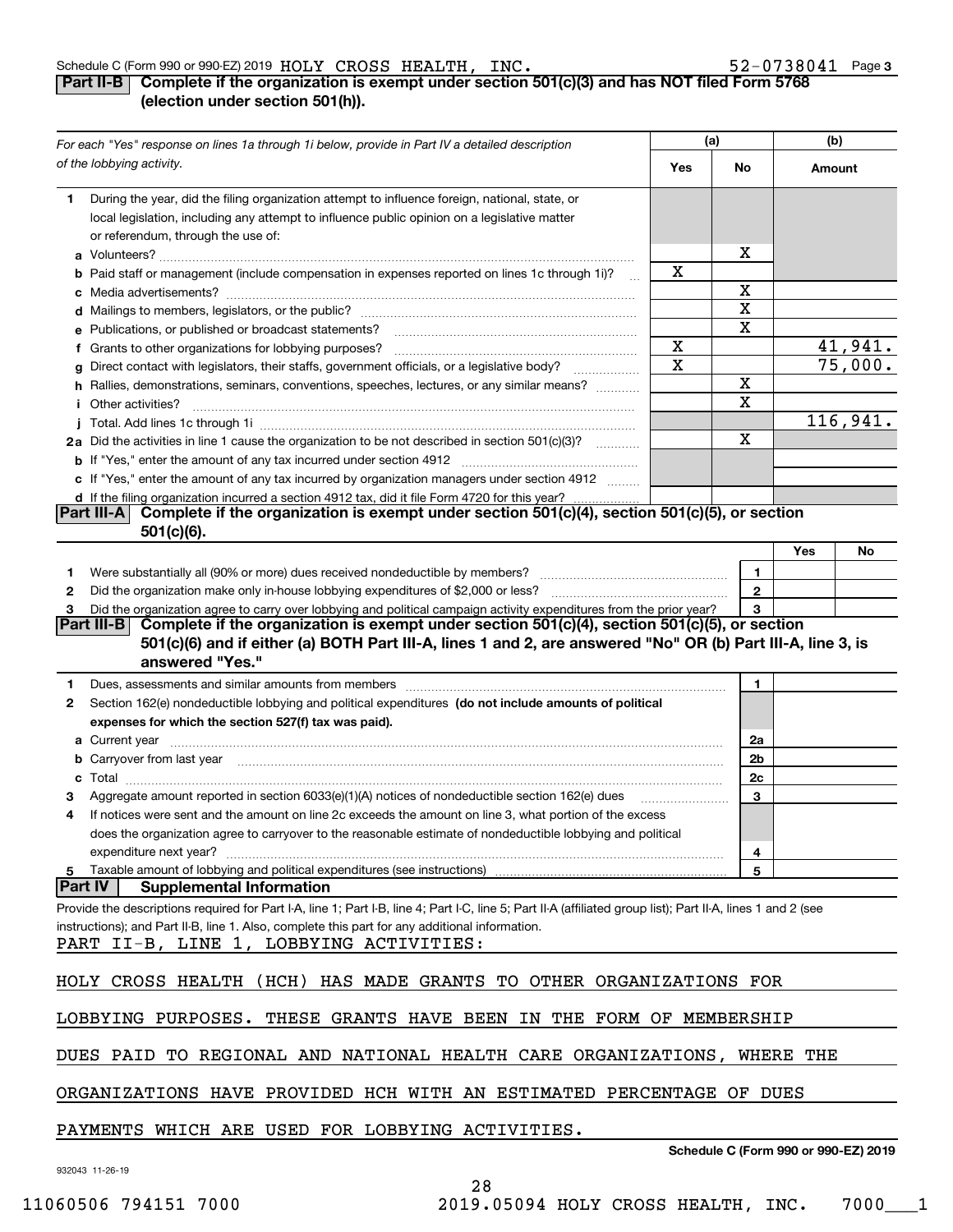Schedule C (Form 990 or 990-EZ) 2019 HOLY CROSS HEALTH, INC. 52-0738041 Page 3

## Part II-B Complete if the organization is exempt under section 501(c)(3) and has NOT filed Form 5768 (election under section 501(h)).

| *For each "Yes" response on lines 1a through 1i below, provide in Part IV a detailed description of the lobbying activity.* | (a) Yes | (a) No | (b) Amount |
|---|---|---|---|
| **1** During the year, did the filing organization attempt to influence foreign, national, state, or local legislation, including any attempt to influence public opinion on a legislative matter or referendum, through the use of: | | | |
| **a** Volunteers? | | X | |
| **b** Paid staff or management (include compensation in expenses reported on lines 1c through 1i)? | X | | |
| **c** Media advertisements? | | X | |
| **d** Mailings to members, legislators, or the public? | | X | |
| **e** Publications, or published or broadcast statements? | | X | |
| **f** Grants to other organizations for lobbying purposes? | X | | 41,941. |
| **g** Direct contact with legislators, their staffs, government officials, or a legislative body? | X | | 75,000. |
| **h** Rallies, demonstrations, seminars, conventions, speeches, lectures, or any similar means? | | X | |
| **i** Other activities? | | X | |
| **j** Total. Add lines 1c through 1i | | | 116,941. |
| **2a** Did the activities in line 1 cause the organization to be not described in section 501(c)(3)? | | X | |
| **b** If "Yes," enter the amount of any tax incurred under section 4912 | | | |
| **c** If "Yes," enter the amount of any tax incurred by organization managers under section 4912 | | | |
| **d** If the filing organization incurred a section 4912 tax, did it file Form 4720 for this year? | | | |

## Part III-A Complete if the organization is exempt under section 501(c)(4), section 501(c)(5), or section 501(c)(6).

| | | Yes | No |
|---|---|---|---|
| **1** Were substantially all (90% or more) dues received nondeductible by members? | 1 | | |
| **2** Did the organization make only in-house lobbying expenditures of $2,000 or less? | 2 | | |
| **3** Did the organization agree to carry over lobbying and political campaign activity expenditures from the prior year? | 3 | | |

## Part III-B Complete if the organization is exempt under section 501(c)(4), section 501(c)(5), or section 501(c)(6) and if either (a) BOTH Part III-A, lines 1 and 2, are answered "No" OR (b) Part III-A, line 3, is answered "Yes."

| | | |
|---|---|---|
| **1** Dues, assessments and similar amounts from members | 1 | |
| **2** Section 162(e) nondeductible lobbying and political expenditures **(do not include amounts of political expenses for which the section 527(f) tax was paid).** | | |
| **a** Current year | 2a | |
| **b** Carryover from last year | 2b | |
| **c** Total | 2c | |
| **3** Aggregate amount reported in section 6033(e)(1)(A) notices of nondeductible section 162(e) dues | 3 | |
| **4** If notices were sent and the amount on line 2c exceeds the amount on line 3, what portion of the excess does the organization agree to carryover to the reasonable estimate of nondeductible lobbying and political expenditure next year? | 4 | |
| **5** Taxable amount of lobbying and political expenditures (see instructions) | 5 | |

## Part IV Supplemental Information

Provide the descriptions required for Part I-A, line 1; Part I-B, line 4; Part I-C, line 5; Part II-A (affiliated group list); Part II-A, lines 1 and 2 (see instructions); and Part II-B, line 1. Also, complete this part for any additional information.

PART II-B, LINE 1, LOBBYING ACTIVITIES:

HOLY CROSS HEALTH (HCH) HAS MADE GRANTS TO OTHER ORGANIZATIONS FOR LOBBYING PURPOSES. THESE GRANTS HAVE BEEN IN THE FORM OF MEMBERSHIP DUES PAID TO REGIONAL AND NATIONAL HEALTH CARE ORGANIZATIONS, WHERE THE ORGANIZATIONS HAVE PROVIDED HCH WITH AN ESTIMATED PERCENTAGE OF DUES PAYMENTS WHICH ARE USED FOR LOBBYING ACTIVITIES.

**Schedule C (Form 990 or 990-EZ) 2019**

932043 11-26-19

11060506 794151 7000 2019.05094 HOLY CROSS HEALTH, INC. 7000___1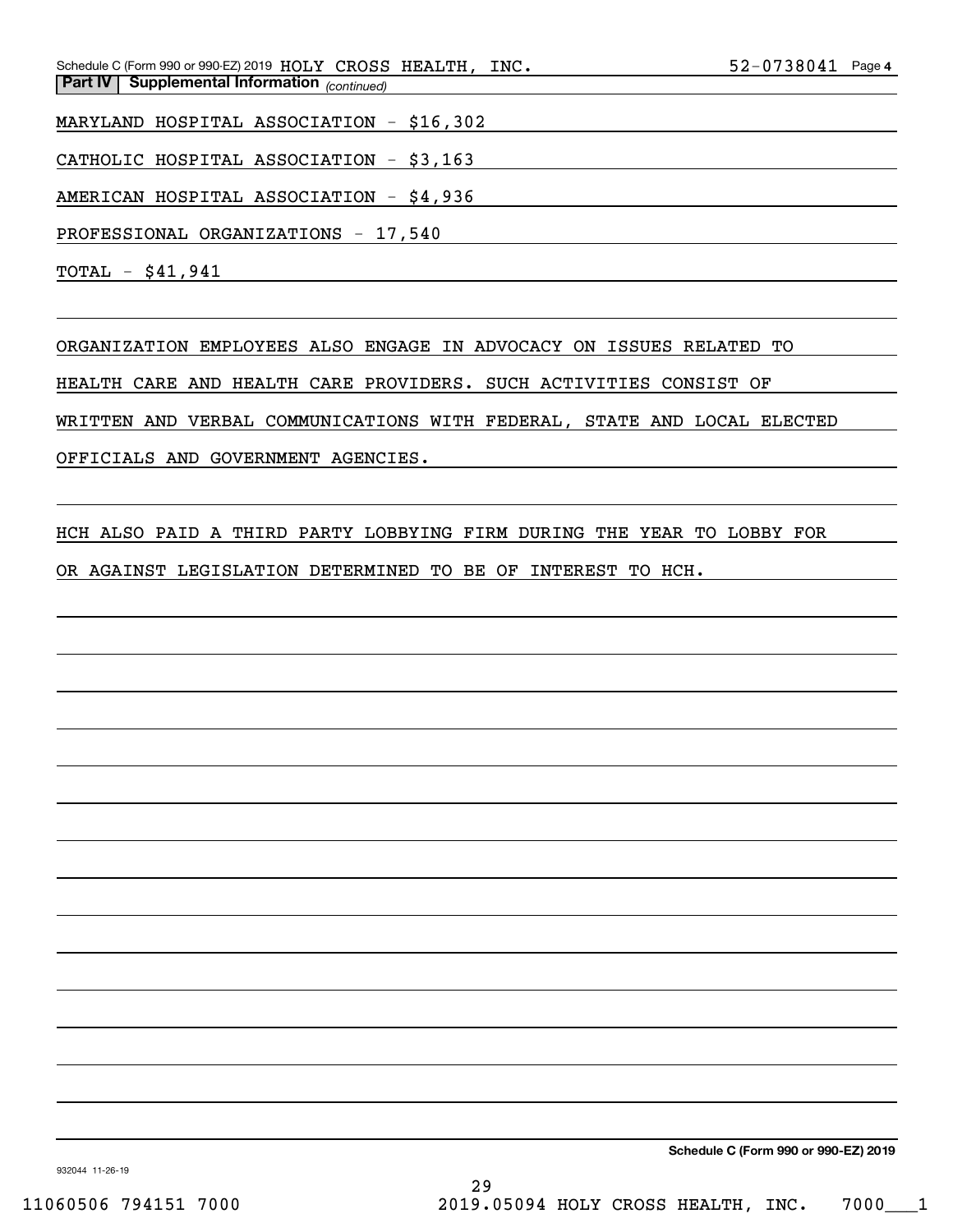**Part IV | Supplemental Information** *(continued)*

MARYLAND HOSPITAL ASSOCIATION - $16,302

CATHOLIC HOSPITAL ASSOCIATION - $3,163

AMERICAN HOSPITAL ASSOCIATION - $4,936

PROFESSIONAL ORGANIZATIONS - 17,540

TOTAL - $41,941

ORGANIZATION EMPLOYEES ALSO ENGAGE IN ADVOCACY ON ISSUES RELATED TO HEALTH CARE AND HEALTH CARE PROVIDERS. SUCH ACTIVITIES CONSIST OF WRITTEN AND VERBAL COMMUNICATIONS WITH FEDERAL, STATE AND LOCAL ELECTED OFFICIALS AND GOVERNMENT AGENCIES.

HCH ALSO PAID A THIRD PARTY LOBBYING FIRM DURING THE YEAR TO LOBBY FOR OR AGAINST LEGISLATION DETERMINED TO BE OF INTEREST TO HCH.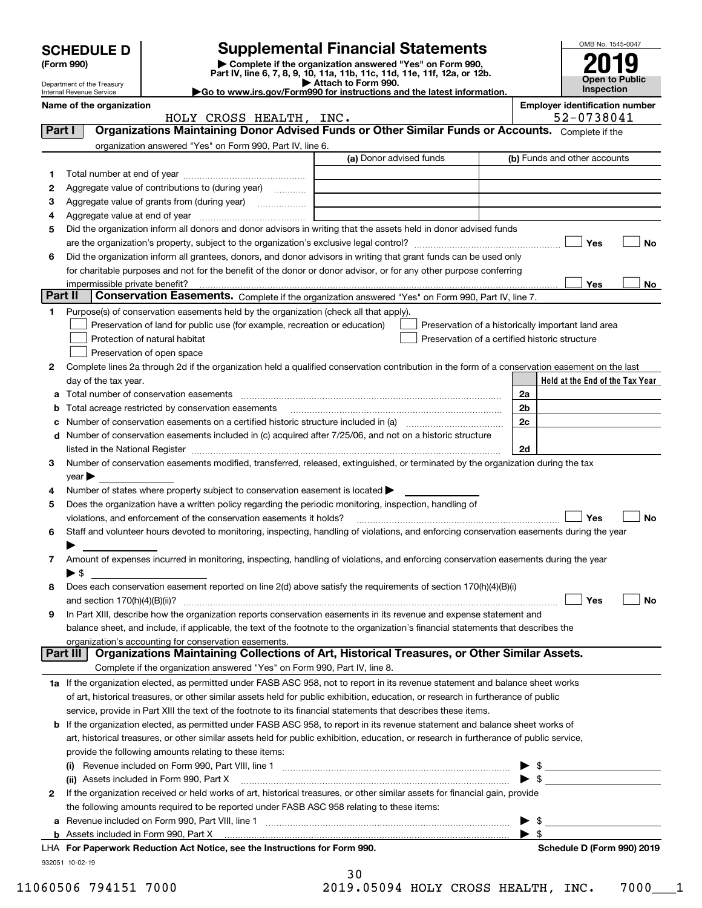# SCHEDULE D (Form 990)

Department of the Treasury
Internal Revenue Service

## Supplemental Financial Statements

▶ Complete if the organization answered "Yes" on Form 990, Part IV, line 6, 7, 8, 9, 10, 11a, 11b, 11c, 11d, 11e, 11f, 12a, or 12b.
▶ Attach to Form 990.
▶Go to www.irs.gov/Form990 for instructions and the latest information.

OMB No. 1545-0047

**2019**

**Open to Public Inspection**

**Name of the organization:** HOLY CROSS HEALTH, INC.

**Employer identification number:** 52-0738041

## Part I — Organizations Maintaining Donor Advised Funds or Other Similar Funds or Accounts.

Complete if the organization answered "Yes" on Form 990, Part IV, line 6.

| | | (a) Donor advised funds | (b) Funds and other accounts |
|---|---|---|---|
| 1 | Total number at end of year | | |
| 2 | Aggregate value of contributions to (during year) | | |
| 3 | Aggregate value of grants from (during year) | | |
| 4 | Aggregate value at end of year | | |

5 Did the organization inform all donors and donor advisors in writing that the assets held in donor advised funds are the organization's property, subject to the organization's exclusive legal control? ☐ Yes ☐ No

6 Did the organization inform all grantees, donors, and donor advisors in writing that grant funds can be used only for charitable purposes and not for the benefit of the donor or donor advisor, or for any other purpose conferring impermissible private benefit? ☐ Yes ☐ No

## Part II — Conservation Easements.

Complete if the organization answered "Yes" on Form 990, Part IV, line 7.

1 Purpose(s) of conservation easements held by the organization (check all that apply).

- ☐ Preservation of land for public use (for example, recreation or education)
- ☐ Protection of natural habitat
- ☐ Preservation of open space
- ☐ Preservation of a historically important land area
- ☐ Preservation of a certified historic structure

2 Complete lines 2a through 2d if the organization held a qualified conservation contribution in the form of a conservation easement on the last day of the tax year.

| | | | Held at the End of the Tax Year |
|---|---|---|---|
| a | Total number of conservation easements | 2a | |
| b | Total acreage restricted by conservation easements | 2b | |
| c | Number of conservation easements on a certified historic structure included in (a) | 2c | |
| d | Number of conservation easements included in (c) acquired after 7/25/06, and not on a historic structure listed in the National Register | 2d | |

3 Number of conservation easements modified, transferred, released, extinguished, or terminated by the organization during the tax year ▶

4 Number of states where property subject to conservation easement is located ▶

5 Does the organization have a written policy regarding the periodic monitoring, inspection, handling of violations, and enforcement of the conservation easements it holds? ☐ Yes ☐ No

6 Staff and volunteer hours devoted to monitoring, inspecting, handling of violations, and enforcing conservation easements during the year ▶

7 Amount of expenses incurred in monitoring, inspecting, handling of violations, and enforcing conservation easements during the year ▶ $

8 Does each conservation easement reported on line 2(d) above satisfy the requirements of section 170(h)(4)(B)(i) and section 170(h)(4)(B)(ii)? ☐ Yes ☐ No

9 In Part XIII, describe how the organization reports conservation easements in its revenue and expense statement and balance sheet, and include, if applicable, the text of the footnote to the organization's financial statements that describes the organization's accounting for conservation easements.

## Part III — Organizations Maintaining Collections of Art, Historical Treasures, or Other Similar Assets.

Complete if the organization answered "Yes" on Form 990, Part IV, line 8.

1a If the organization elected, as permitted under FASB ASC 958, not to report in its revenue statement and balance sheet works of art, historical treasures, or other similar assets held for public exhibition, education, or research in furtherance of public service, provide in Part XIII the text of the footnote to its financial statements that describes these items.

b If the organization elected, as permitted under FASB ASC 958, to report in its revenue statement and balance sheet works of art, historical treasures, or other similar assets held for public exhibition, education, or research in furtherance of public service, provide the following amounts relating to these items:

(i) Revenue included on Form 990, Part VIII, line 1 ▶ $

(ii) Assets included in Form 990, Part X ▶ $

2 If the organization received or held works of art, historical treasures, or other similar assets for financial gain, provide the following amounts required to be reported under FASB ASC 958 relating to these items:

a Revenue included on Form 990, Part VIII, line 1 ▶ $

b Assets included in Form 990, Part X ▶ $

**LHA For Paperwork Reduction Act Notice, see the Instructions for Form 990.** **Schedule D (Form 990) 2019**

932051 10-02-19

11060506 794151 7000 2019.05094 HOLY CROSS HEALTH, INC. 7000___1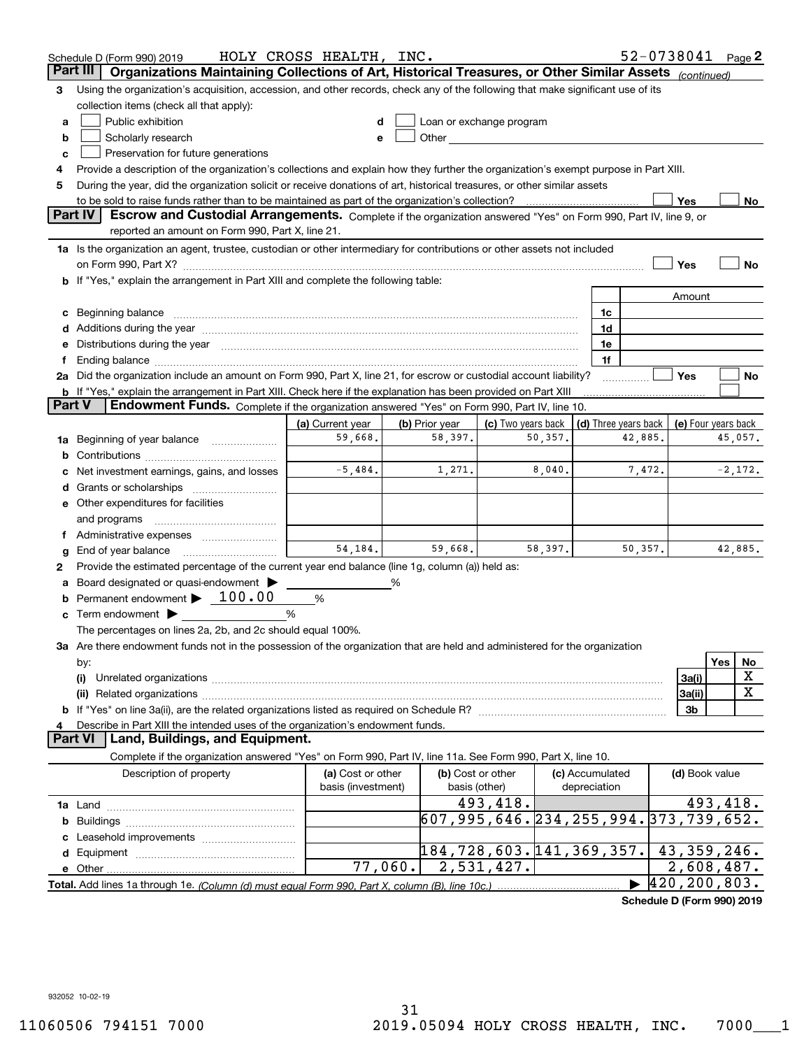Schedule D (Form 990) 2019 HOLY CROSS HEALTH, INC. 52-0738041 Page 2

## Part III Organizations Maintaining Collections of Art, Historical Treasures, or Other Similar Assets *(continued)*

**3** Using the organization's acquisition, accession, and other records, check any of the following that make significant use of its collection items (check all that apply):

- **a** ☐ Public exhibition
- **b** ☐ Scholarly research
- **c** ☐ Preservation for future generations
- **d** ☐ Loan or exchange program
- **e** ☐ Other

**4** Provide a description of the organization's collections and explain how they further the organization's exempt purpose in Part XIII.

**5** During the year, did the organization solicit or receive donations of art, historical treasures, or other similar assets to be sold to raise funds rather than to be maintained as part of the organization's collection? ☐ Yes ☐ No

## Part IV Escrow and Custodial Arrangements.

Complete if the organization answered "Yes" on Form 990, Part IV, line 9, or reported an amount on Form 990, Part X, line 21.

**1a** Is the organization an agent, trustee, custodian or other intermediary for contributions or other assets not included on Form 990, Part X? ☐ Yes ☐ No

**b** If "Yes," explain the arrangement in Part XIII and complete the following table:

| | | | Amount |
|---|---|---|---|
| **c** | Beginning balance | 1c | |
| **d** | Additions during the year | 1d | |
| **e** | Distributions during the year | 1e | |
| **f** | Ending balance | 1f | |

**2a** Did the organization include an amount on Form 990, Part X, line 21, for escrow or custodial account liability? ☐ Yes ☐ No

**b** If "Yes," explain the arrangement in Part XIII. Check here if the explanation has been provided on Part XIII ☐

## Part V Endowment Funds.

Complete if the organization answered "Yes" on Form 990, Part IV, line 10.

| | (a) Current year | (b) Prior year | (c) Two years back | (d) Three years back | (e) Four years back |
|---|---|---|---|---|---|
| **1a** Beginning of year balance | 59,668. | 58,397. | 50,357. | 42,885. | 45,057. |
| **b** Contributions | | | | | |
| **c** Net investment earnings, gains, and losses | -5,484. | 1,271. | 8,040. | 7,472. | -2,172. |
| **d** Grants or scholarships | | | | | |
| **e** Other expenditures for facilities and programs | | | | | |
| **f** Administrative expenses | | | | | |
| **g** End of year balance | 54,184. | 59,668. | 58,397. | 50,357. | 42,885. |

**2** Provide the estimated percentage of the current year end balance (line 1g, column (a)) held as:

- **a** Board designated or quasi-endowment ▶ ______ %
- **b** Permanent endowment ▶ 100.00 %
- **c** Term endowment ▶ ______ %

The percentages on lines 2a, 2b, and 2c should equal 100%.

**3a** Are there endowment funds not in the possession of the organization that are held and administered for the organization by:

| | | | Yes | No |
|---|---|---|---|---|
| **(i)** | Unrelated organizations | 3a(i) | | X |
| **(ii)** | Related organizations | 3a(ii) | | X |
| **b** | If "Yes" on line 3a(ii), are the related organizations listed as required on Schedule R? | 3b | | |

**4** Describe in Part XIII the intended uses of the organization's endowment funds.

## Part VI Land, Buildings, and Equipment.

Complete if the organization answered "Yes" on Form 990, Part IV, line 11a. See Form 990, Part X, line 10.

| Description of property | (a) Cost or other basis (investment) | (b) Cost or other basis (other) | (c) Accumulated depreciation | (d) Book value |
|---|---|---|---|---|
| **1a** Land | | 493,418. | | 493,418. |
| **b** Buildings | | 607,995,646. | 234,255,994. | 373,739,652. |
| **c** Leasehold improvements | | | | |
| **d** Equipment | | 184,728,603. | 141,369,357. | 43,359,246. |
| **e** Other | 77,060. | 2,531,427. | | 2,608,487. |
| **Total.** Add lines 1a through 1e. *(Column (d) must equal Form 990, Part X, column (B), line 10c.)* | | | ▶ | 420,200,803. |

**Schedule D (Form 990) 2019**

932052 10-02-19

11060506 794151 7000 2019.05094 HOLY CROSS HEALTH, INC. 7000___1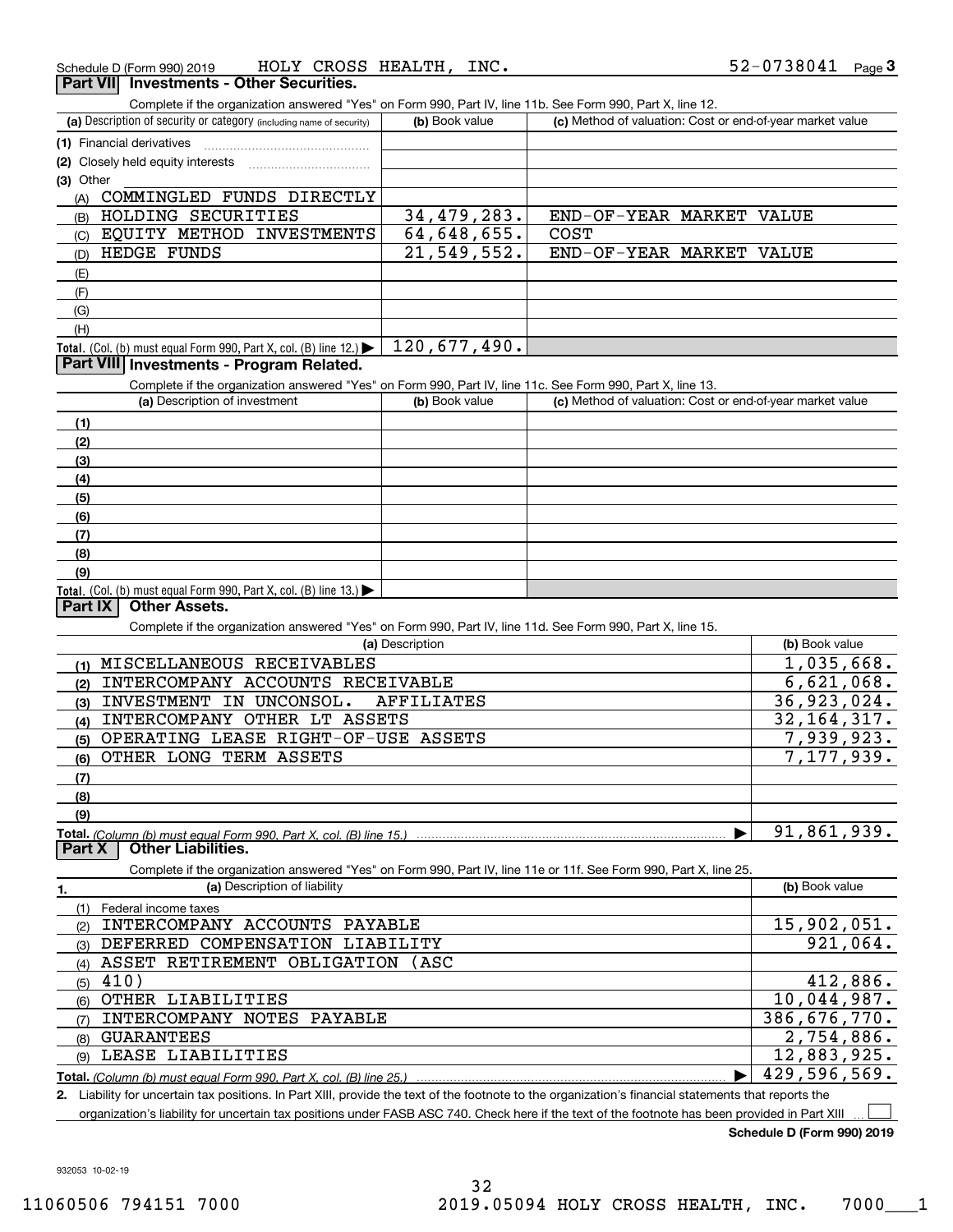Schedule D (Form 990) 2019 HOLY CROSS HEALTH, INC. 52-0738041 Page 3

## Part VII Investments - Other Securities.

Complete if the organization answered "Yes" on Form 990, Part IV, line 11b. See Form 990, Part X, line 12.

| (a) Description of security or category (including name of security) | (b) Book value | (c) Method of valuation: Cost or end-of-year market value |
|---|---|---|
| (1) Financial derivatives | | |
| (2) Closely held equity interests | | |
| (3) Other | | |
| (A) COMMINGLED FUNDS DIRECTLY | | |
| (B) HOLDING SECURITIES | 34,479,283. | END-OF-YEAR MARKET VALUE |
| (C) EQUITY METHOD INVESTMENTS | 64,648,655. | COST |
| (D) HEDGE FUNDS | 21,549,552. | END-OF-YEAR MARKET VALUE |
| (E) | | |
| (F) | | |
| (G) | | |
| (H) | | |
| Total. (Col. (b) must equal Form 990, Part X, col. (B) line 12.) ▶ | 120,677,490. | |

## Part VIII Investments - Program Related.

Complete if the organization answered "Yes" on Form 990, Part IV, line 11c. See Form 990, Part X, line 13.

| (a) Description of investment | (b) Book value | (c) Method of valuation: Cost or end-of-year market value |
|---|---|---|
| (1) | | |
| (2) | | |
| (3) | | |
| (4) | | |
| (5) | | |
| (6) | | |
| (7) | | |
| (8) | | |
| (9) | | |
| Total. (Col. (b) must equal Form 990, Part X, col. (B) line 13.) ▶ | | |

## Part IX Other Assets.

Complete if the organization answered "Yes" on Form 990, Part IV, line 11d. See Form 990, Part X, line 15.

| (a) Description | (b) Book value |
|---|---|
| (1) MISCELLANEOUS RECEIVABLES | 1,035,668. |
| (2) INTERCOMPANY ACCOUNTS RECEIVABLE | 6,621,068. |
| (3) INVESTMENT IN UNCONSOL. AFFILIATES | 36,923,024. |
| (4) INTERCOMPANY OTHER LT ASSETS | 32,164,317. |
| (5) OPERATING LEASE RIGHT-OF-USE ASSETS | 7,939,923. |
| (6) OTHER LONG TERM ASSETS | 7,177,939. |
| (7) | |
| (8) | |
| (9) | |
| Total. (Column (b) must equal Form 990, Part X, col. (B) line 15.) ▶ | 91,861,939. |

## Part X Other Liabilities.

Complete if the organization answered "Yes" on Form 990, Part IV, line 11e or 11f. See Form 990, Part X, line 25.

| 1. (a) Description of liability | (b) Book value |
|---|---|
| (1) Federal income taxes | |
| (2) INTERCOMPANY ACCOUNTS PAYABLE | 15,902,051. |
| (3) DEFERRED COMPENSATION LIABILITY | 921,064. |
| (4) ASSET RETIREMENT OBLIGATION (ASC | |
| (5) 410) | 412,886. |
| (6) OTHER LIABILITIES | 10,044,987. |
| (7) INTERCOMPANY NOTES PAYABLE | 386,676,770. |
| (8) GUARANTEES | 2,754,886. |
| (9) LEASE LIABILITIES | 12,883,925. |
| Total. (Column (b) must equal Form 990, Part X, col. (B) line 25.) ▶ | 429,596,569. |

2. Liability for uncertain tax positions. In Part XIII, provide the text of the footnote to the organization's financial statements that reports the organization's liability for uncertain tax positions under FASB ASC 740. Check here if the text of the footnote has been provided in Part XIII ☐

Schedule D (Form 990) 2019

932053 10-02-19

11060506 794151 7000 2019.05094 HOLY CROSS HEALTH, INC. 7000___1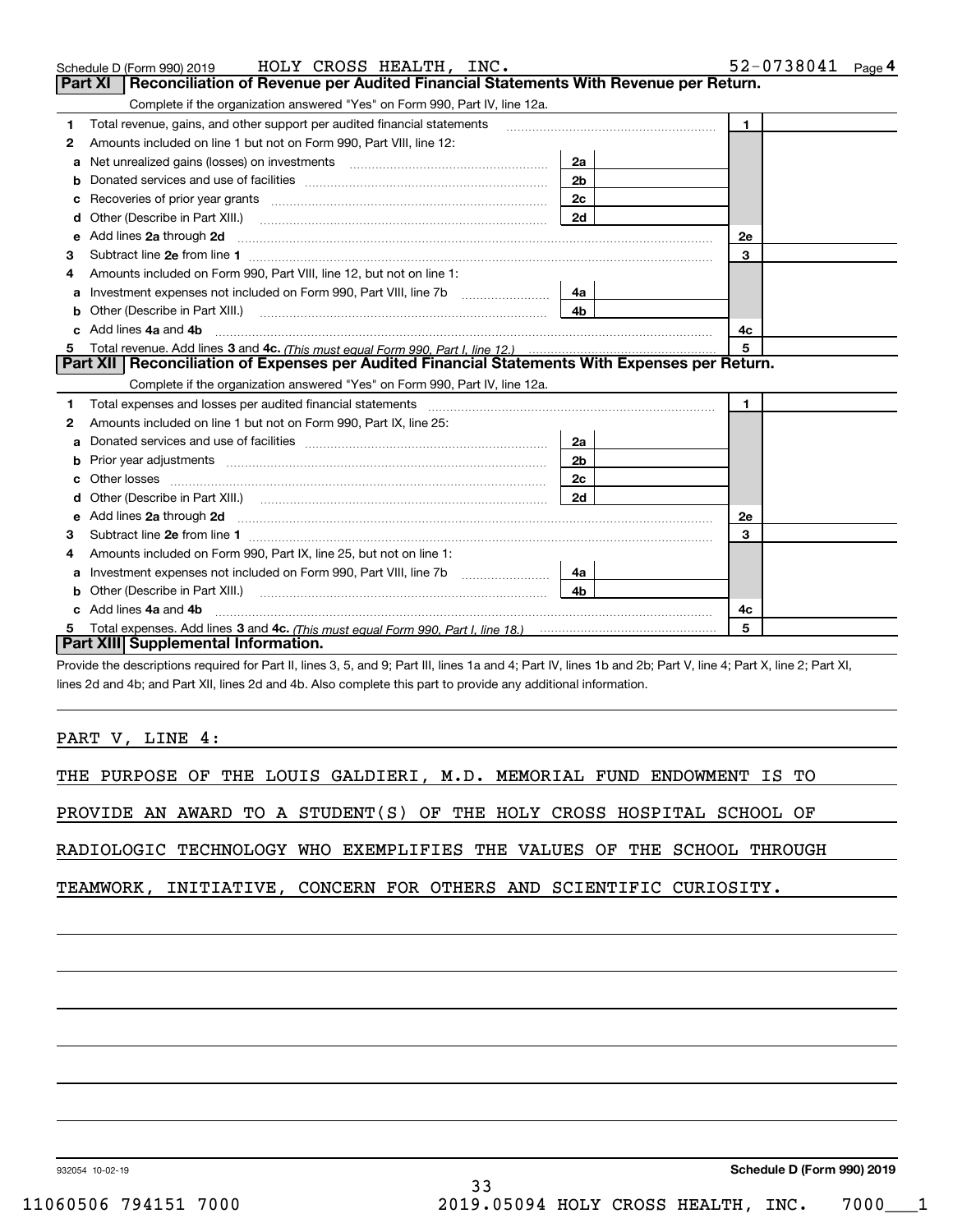Schedule D (Form 990) 2019 HOLY CROSS HEALTH, INC. 52-0738041 Page 4

## Part XI Reconciliation of Revenue per Audited Financial Statements With Revenue per Return.

Complete if the organization answered "Yes" on Form 990, Part IV, line 12a.

| | | | | | |
|---|---|---|---|---|---|
| 1 | Total revenue, gains, and other support per audited financial statements | | | 1 | |
| 2 | Amounts included on line 1 but not on Form 990, Part VIII, line 12: | | | | |
| a | Net unrealized gains (losses) on investments | 2a | | | |
| b | Donated services and use of facilities | 2b | | | |
| c | Recoveries of prior year grants | 2c | | | |
| d | Other (Describe in Part XIII.) | 2d | | | |
| e | Add lines 2a through 2d | | | 2e | |
| 3 | Subtract line 2e from line 1 | | | 3 | |
| 4 | Amounts included on Form 990, Part VIII, line 12, but not on line 1: | | | | |
| a | Investment expenses not included on Form 990, Part VIII, line 7b | 4a | | | |
| b | Other (Describe in Part XIII.) | 4b | | | |
| c | Add lines 4a and 4b | | | 4c | |
| 5 | Total revenue. Add lines 3 and 4c. *(This must equal Form 990, Part I, line 12.)* | | | 5 | |

## Part XII Reconciliation of Expenses per Audited Financial Statements With Expenses per Return.

Complete if the organization answered "Yes" on Form 990, Part IV, line 12a.

| | | | | | |
|---|---|---|---|---|---|
| 1 | Total expenses and losses per audited financial statements | | | 1 | |
| 2 | Amounts included on line 1 but not on Form 990, Part IX, line 25: | | | | |
| a | Donated services and use of facilities | 2a | | | |
| b | Prior year adjustments | 2b | | | |
| c | Other losses | 2c | | | |
| d | Other (Describe in Part XIII.) | 2d | | | |
| e | Add lines 2a through 2d | | | 2e | |
| 3 | Subtract line 2e from line 1 | | | 3 | |
| 4 | Amounts included on Form 990, Part IX, line 25, but not on line 1: | | | | |
| a | Investment expenses not included on Form 990, Part VIII, line 7b | 4a | | | |
| b | Other (Describe in Part XIII.) | 4b | | | |
| c | Add lines 4a and 4b | | | 4c | |
| 5 | Total expenses. Add lines 3 and 4c. *(This must equal Form 990, Part I, line 18.)* | | | 5 | |

## Part XIII Supplemental Information.

Provide the descriptions required for Part II, lines 3, 5, and 9; Part III, lines 1a and 4; Part IV, lines 1b and 2b; Part V, line 4; Part X, line 2; Part XI, lines 2d and 4b; and Part XII, lines 2d and 4b. Also complete this part to provide any additional information.

PART V, LINE 4:

THE PURPOSE OF THE LOUIS GALDIERI, M.D. MEMORIAL FUND ENDOWMENT IS TO PROVIDE AN AWARD TO A STUDENT(S) OF THE HOLY CROSS HOSPITAL SCHOOL OF RADIOLOGIC TECHNOLOGY WHO EXEMPLIFIES THE VALUES OF THE SCHOOL THROUGH TEAMWORK, INITIATIVE, CONCERN FOR OTHERS AND SCIENTIFIC CURIOSITY.

932054 10-02-19 **Schedule D (Form 990) 2019**

11060506 794151 7000 2019.05094 HOLY CROSS HEALTH, INC. 7000___1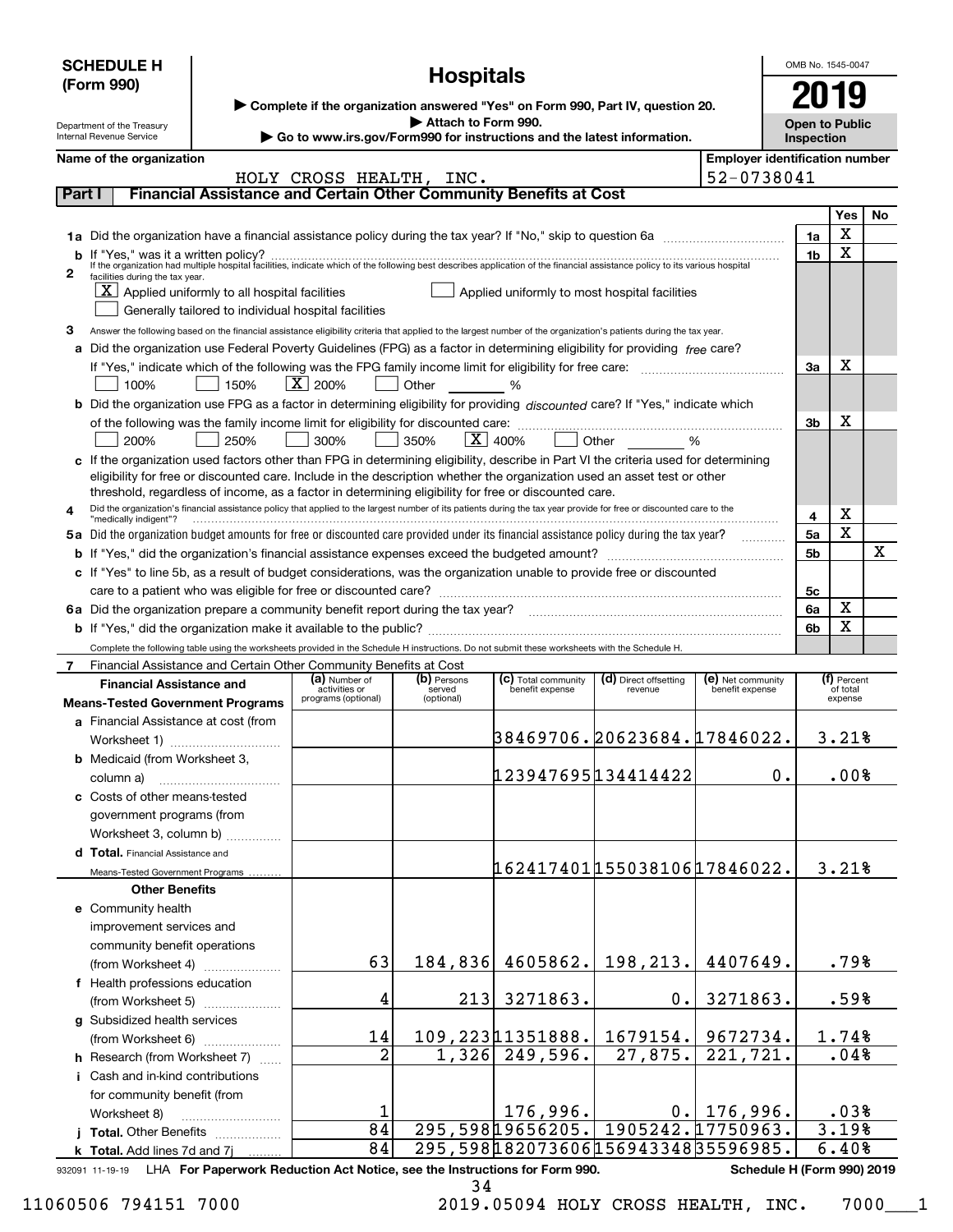**SCHEDULE H (Form 990)**

# Hospitals

▶ Complete if the organization answered "Yes" on Form 990, Part IV, question 20.
▶ Attach to Form 990.
▶ Go to www.irs.gov/Form990 for instructions and the latest information.

OMB No. 1545-0047

**2019**

**Open to Public Inspection**

Department of the Treasury
Internal Revenue Service

**Name of the organization:** HOLY CROSS HEALTH, INC.

**Employer identification number:** 52-0738041

## Part I Financial Assistance and Certain Other Community Benefits at Cost

| | | Yes | No |
|---|---|---|---|
| **1a** Did the organization have a financial assistance policy during the tax year? If "No," skip to question 6a | 1a | X | |
| **b** If "Yes," was it a written policy? | 1b | X | |

**2** If the organization had multiple hospital facilities, indicate which of the following best describes application of the financial assistance policy to its various hospital facilities during the tax year.

[X] Applied uniformly to all hospital facilities [ ] Applied uniformly to most hospital facilities
[ ] Generally tailored to individual hospital facilities

**3** Answer the following based on the financial assistance eligibility criteria that applied to the largest number of the organization's patients during the tax year.

| | | Yes | No |
|---|---|---|---|
| **a** Did the organization use Federal Poverty Guidelines (FPG) as a factor in determining eligibility for providing *free* care? If "Yes," indicate which of the following was the FPG family income limit for eligibility for free care: [ ] 100% [ ] 150% [X] 200% [ ] Other ____ % | 3a | X | |
| **b** Did the organization use FPG as a factor in determining eligibility for providing *discounted* care? If "Yes," indicate which of the following was the family income limit for eligibility for discounted care: [ ] 200% [ ] 250% [ ] 300% [ ] 350% [X] 400% [ ] Other ____ % | 3b | X | |
| **c** If the organization used factors other than FPG in determining eligibility, describe in Part VI the criteria used for determining eligibility for free or discounted care. Include in the description whether the organization used an asset test or other threshold, regardless of income, as a factor in determining eligibility for free or discounted care. | | | |
| **4** Did the organization's financial assistance policy that applied to the largest number of its patients during the tax year provide for free or discounted care to the "medically indigent"? | 4 | X | |
| **5a** Did the organization budget amounts for free or discounted care provided under its financial assistance policy during the tax year? | 5a | X | |
| **b** If "Yes," did the organization's financial assistance expenses exceed the budgeted amount? | 5b | | X |
| **c** If "Yes" to line 5b, as a result of budget considerations, was the organization unable to provide free or discounted care to a patient who was eligible for free or discounted care? | 5c | | |
| **6a** Did the organization prepare a community benefit report during the tax year? | 6a | X | |
| **b** If "Yes," did the organization make it available to the public? | 6b | X | |

Complete the following table using the worksheets provided in the Schedule H instructions. Do not submit these worksheets with the Schedule H.

**7** Financial Assistance and Certain Other Community Benefits at Cost

| Financial Assistance and Means-Tested Government Programs | (a) Number of activities or programs (optional) | (b) Persons served (optional) | (c) Total community benefit expense | (d) Direct offsetting revenue | (e) Net community benefit expense | (f) Percent of total expense |
|---|---|---|---|---|---|---|
| **a** Financial Assistance at cost (from Worksheet 1) | | | 38469706. | 20623684. | 17846022. | 3.21% |
| **b** Medicaid (from Worksheet 3, column a) | | | 123947695 | 134414422 | 0. | .00% |
| **c** Costs of other means-tested government programs (from Worksheet 3, column b) | | | | | | |
| **d Total.** Financial Assistance and Means-Tested Government Programs | | | 162417401 | 155038106 | 17846022. | 3.21% |
| **Other Benefits** | | | | | | |
| **e** Community health improvement services and community benefit operations (from Worksheet 4) | 63 | 184,836 | 4605862. | 198,213. | 4407649. | .79% |
| **f** Health professions education (from Worksheet 5) | 4 | 213 | 3271863. | 0. | 3271863. | .59% |
| **g** Subsidized health services (from Worksheet 6) | 14 | 109,223 | 11351888. | 1679154. | 9672734. | 1.74% |
| **h** Research (from Worksheet 7) | 2 | 1,326 | 249,596. | 27,875. | 221,721. | .04% |
| **i** Cash and in-kind contributions for community benefit (from Worksheet 8) | 1 | | 176,996. | 0. | 176,996. | .03% |
| **j Total.** Other Benefits | 84 | 295,598 | 19656205. | 1905242. | 17750963. | 3.19% |
| **k Total.** Add lines 7d and 7j | 84 | 295,598 | 182073606 | 156943348 | 35596985. | 6.40% |

932091 11-19-19 LHA **For Paperwork Reduction Act Notice, see the Instructions for Form 990.** **Schedule H (Form 990) 2019**

11060506 794151 7000 2019.05094 HOLY CROSS HEALTH, INC. 7000___1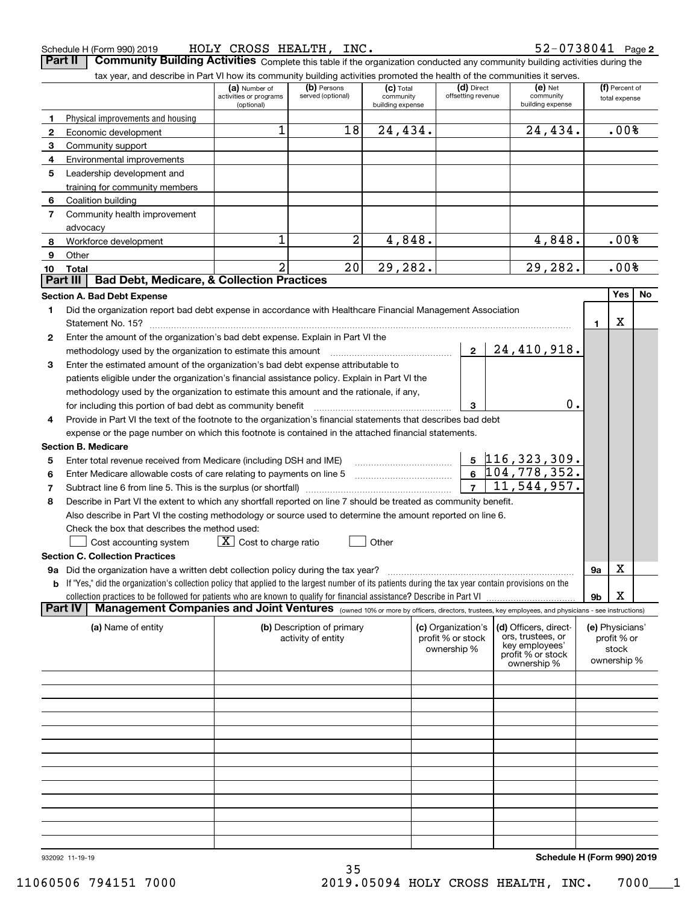Schedule H (Form 990) 2019 HOLY CROSS HEALTH, INC. 52-0738041 Page 2

## Part II Community Building Activities

Complete this table if the organization conducted any community building activities during the tax year, and describe in Part VI how its community building activities promoted the health of the communities it serves.

| | | (a) Number of activities or programs (optional) | (b) Persons served (optional) | (c) Total community building expense | (d) Direct offsetting revenue | (e) Net community building expense | (f) Percent of total expense |
|---|---|---|---|---|---|---|---|
| 1 | Physical improvements and housing | | | | | | |
| 2 | Economic development | 1 | 18 | 24,434. | | 24,434. | .00% |
| 3 | Community support | | | | | | |
| 4 | Environmental improvements | | | | | | |
| 5 | Leadership development and training for community members | | | | | | |
| 6 | Coalition building | | | | | | |
| 7 | Community health improvement advocacy | | | | | | |
| 8 | Workforce development | 1 | 2 | 4,848. | | 4,848. | .00% |
| 9 | Other | | | | | | |
| 10 | Total | 2 | 20 | 29,282. | | 29,282. | .00% |

## Part III Bad Debt, Medicare, & Collection Practices

### Section A. Bad Debt Expense

| | | | | Yes | No |
|---|---|---|---|---|---|
| 1 | Did the organization report bad debt expense in accordance with Healthcare Financial Management Association Statement No. 15? | | 1 | X | |
| 2 | Enter the amount of the organization's bad debt expense. Explain in Part VI the methodology used by the organization to estimate this amount | 2 | 24,410,918. | | |
| 3 | Enter the estimated amount of the organization's bad debt expense attributable to patients eligible under the organization's financial assistance policy. Explain in Part VI the methodology used by the organization to estimate this amount and the rationale, if any, for including this portion of bad debt as community benefit | 3 | 0. | | |
| 4 | Provide in Part VI the text of the footnote to the organization's financial statements that describes bad debt expense or the page number on which this footnote is contained in the attached financial statements. | | | | |

### Section B. Medicare

| | | | |
|---|---|---|---|
| 5 | Enter total revenue received from Medicare (including DSH and IME) | 5 | 116,323,309. |
| 6 | Enter Medicare allowable costs of care relating to payments on line 5 | 6 | 104,778,352. |
| 7 | Subtract line 6 from line 5. This is the surplus (or shortfall) | 7 | 11,544,957. |
| 8 | Describe in Part VI the extent to which any shortfall reported on line 7 should be treated as community benefit. Also describe in Part VI the costing methodology or source used to determine the amount reported on line 6. Check the box that describes the method used: | | |

☐ Cost accounting system ☒ Cost to charge ratio ☐ Other

### Section C. Collection Practices

| | | | Yes | No |
|---|---|---|---|---|
| 9a | Did the organization have a written debt collection policy during the tax year? | 9a | X | |
| b | If "Yes," did the organization's collection policy that applied to the largest number of its patients during the tax year contain provisions on the collection practices to be followed for patients who are known to qualify for financial assistance? Describe in Part VI | 9b | X | |

## Part IV Management Companies and Joint Ventures

(owned 10% or more by officers, directors, trustees, key employees, and physicians - see instructions)

| (a) Name of entity | (b) Description of primary activity of entity | (c) Organization's profit % or stock ownership % | (d) Officers, directors, trustees, or key employees' profit % or stock ownership % | (e) Physicians' profit % or stock ownership % |
|---|---|---|---|---|
| | | | | |
| | | | | |
| | | | | |
| | | | | |
| | | | | |
| | | | | |
| | | | | |
| | | | | |
| | | | | |
| | | | | |
| | | | | |
| | | | | |
| | | | | |

932092 11-19-19 Schedule H (Form 990) 2019

11060506 794151 7000 2019.05094 HOLY CROSS HEALTH, INC. 7000___1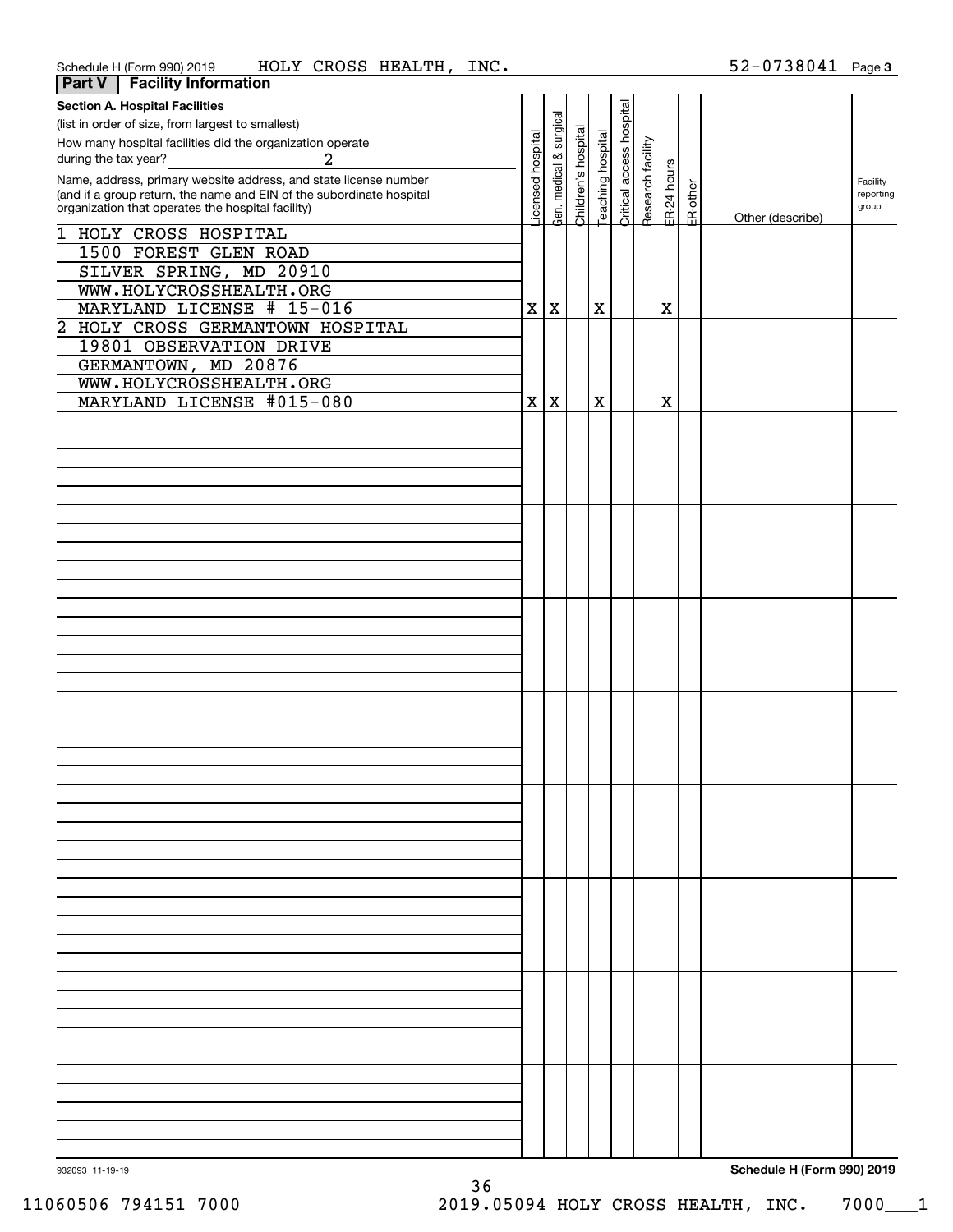Schedule H (Form 990) 2019 HOLY CROSS HEALTH, INC. 52-0738041 Page 3

**Part V | Facility Information**

**Section A. Hospital Facilities**

(list in order of size, from largest to smallest)

How many hospital facilities did the organization operate during the tax year? 2

| Name, address, primary website address, and state license number (and if a group return, the name and EIN of the subordinate hospital organization that operates the hospital facility) | Licensed hospital | Gen. medical & surgical | Children's hospital | Teaching hospital | Critical access hospital | Research facility | ER-24 hours | ER-other | Other (describe) | Facility reporting group |
|---|---|---|---|---|---|---|---|---|---|---|
| 1 HOLY CROSS HOSPITAL<br>1500 FOREST GLEN ROAD<br>SILVER SPRING, MD 20910<br>WWW.HOLYCROSSHEALTH.ORG<br>MARYLAND LICENSE # 15-016 | X | X | | X | | | X | | | |
| 2 HOLY CROSS GERMANTOWN HOSPITAL<br>19801 OBSERVATION DRIVE<br>GERMANTOWN, MD 20876<br>WWW.HOLYCROSSHEALTH.ORG<br>MARYLAND LICENSE #015-080 | X | X | | X | | | X | | | |

932093 11-19-19

**Schedule H (Form 990) 2019**

11060506 794151 7000 2019.05094 HOLY CROSS HEALTH, INC. 7000___1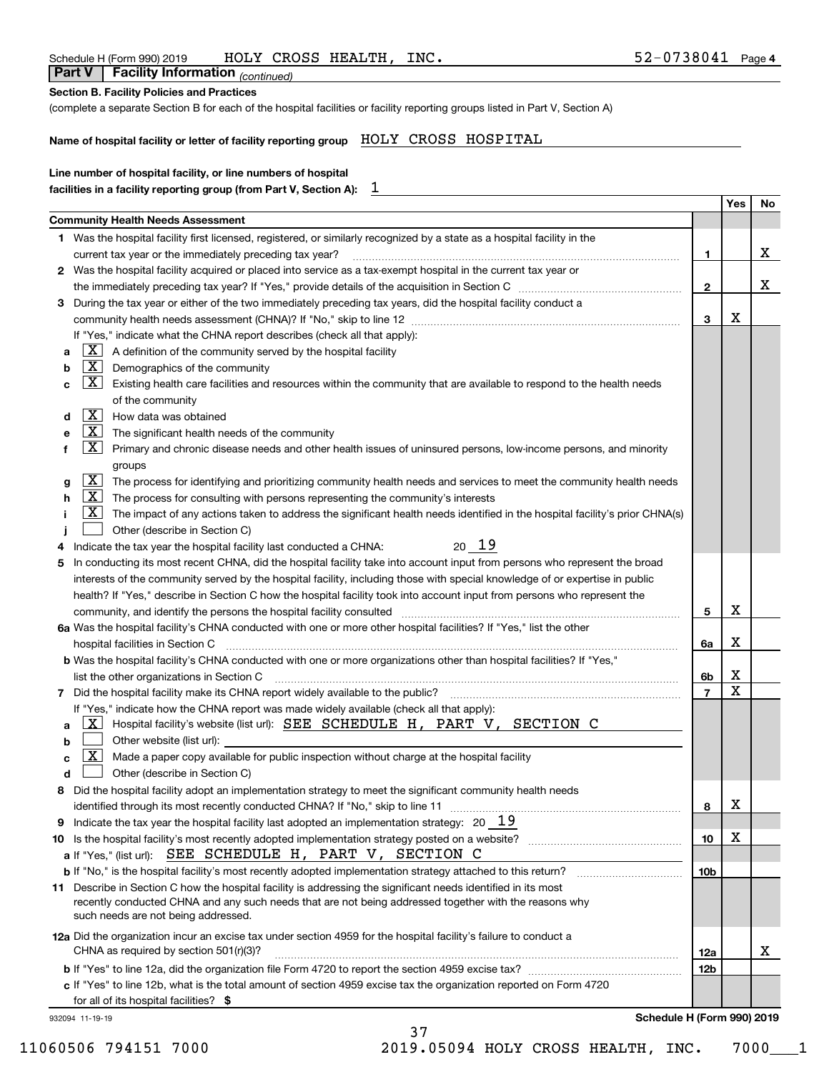Schedule H (Form 990) 2019 HOLY CROSS HEALTH, INC. 52-0738041 Page 4

**Part V | Facility Information** *(continued)*

**Section B. Facility Policies and Practices**

(complete a separate Section B for each of the hospital facilities or facility reporting groups listed in Part V, Section A)

**Name of hospital facility or letter of facility reporting group** HOLY CROSS HOSPITAL

**Line number of hospital facility, or line numbers of hospital facilities in a facility reporting group (from Part V, Section A):** 1

| | | Yes | No |
|---|---|---|---|
| **Community Health Needs Assessment** | | | |
| **1** Was the hospital facility first licensed, registered, or similarly recognized by a state as a hospital facility in the current tax year or the immediately preceding tax year? | 1 | | X |
| **2** Was the hospital facility acquired or placed into service as a tax-exempt hospital in the current tax year or the immediately preceding tax year? If "Yes," provide details of the acquisition in Section C | 2 | | X |
| **3** During the tax year or either of the two immediately preceding tax years, did the hospital facility conduct a community health needs assessment (CHNA)? If "No," skip to line 12 | 3 | X | |
| If "Yes," indicate what the CHNA report describes (check all that apply): | | | |
| **a** [X] A definition of the community served by the hospital facility | | | |
| **b** [X] Demographics of the community | | | |
| **c** [X] Existing health care facilities and resources within the community that are available to respond to the health needs of the community | | | |
| **d** [X] How data was obtained | | | |
| **e** [X] The significant health needs of the community | | | |
| **f** [X] Primary and chronic disease needs and other health issues of uninsured persons, low-income persons, and minority groups | | | |
| **g** [X] The process for identifying and prioritizing community health needs and services to meet the community health needs | | | |
| **h** [X] The process for consulting with persons representing the community's interests | | | |
| **i** [X] The impact of any actions taken to address the significant health needs identified in the hospital facility's prior CHNA(s) | | | |
| **j** [ ] Other (describe in Section C) | | | |
| **4** Indicate the tax year the hospital facility last conducted a CHNA: 20 19 | | | |
| **5** In conducting its most recent CHNA, did the hospital facility take into account input from persons who represent the broad interests of the community served by the hospital facility, including those with special knowledge of or expertise in public health? If "Yes," describe in Section C how the hospital facility took into account input from persons who represent the community, and identify the persons the hospital facility consulted | 5 | X | |
| **6a** Was the hospital facility's CHNA conducted with one or more other hospital facilities? If "Yes," list the other hospital facilities in Section C | 6a | X | |
| **b** Was the hospital facility's CHNA conducted with one or more organizations other than hospital facilities? If "Yes," list the other organizations in Section C | 6b | X | |
| **7** Did the hospital facility make its CHNA report widely available to the public? | 7 | X | |
| If "Yes," indicate how the CHNA report was made widely available (check all that apply): | | | |
| **a** [X] Hospital facility's website (list url): SEE SCHEDULE H, PART V, SECTION C | | | |
| **b** [ ] Other website (list url): | | | |
| **c** [X] Made a paper copy available for public inspection without charge at the hospital facility | | | |
| **d** [ ] Other (describe in Section C) | | | |
| **8** Did the hospital facility adopt an implementation strategy to meet the significant community health needs identified through its most recently conducted CHNA? If "No," skip to line 11 | 8 | X | |
| **9** Indicate the tax year the hospital facility last adopted an implementation strategy: 20 19 | | | |
| **10** Is the hospital facility's most recently adopted implementation strategy posted on a website? | 10 | X | |
| **a** If "Yes," (list url): SEE SCHEDULE H, PART V, SECTION C | | | |
| **b** If "No," is the hospital facility's most recently adopted implementation strategy attached to this return? | 10b | | |
| **11** Describe in Section C how the hospital facility is addressing the significant needs identified in its most recently conducted CHNA and any such needs that are not being addressed together with the reasons why such needs are not being addressed. | | | |
| **12a** Did the organization incur an excise tax under section 4959 for the hospital facility's failure to conduct a CHNA as required by section 501(r)(3)? | 12a | | X |
| **b** If "Yes" to line 12a, did the organization file Form 4720 to report the section 4959 excise tax? | 12b | | |
| **c** If "Yes" to line 12b, what is the total amount of section 4959 excise tax the organization reported on Form 4720 for all of its hospital facilities? $ | | | |

932094 11-19-19 **Schedule H (Form 990) 2019**

11060506 794151 7000 2019.05094 HOLY CROSS HEALTH, INC. 7000___1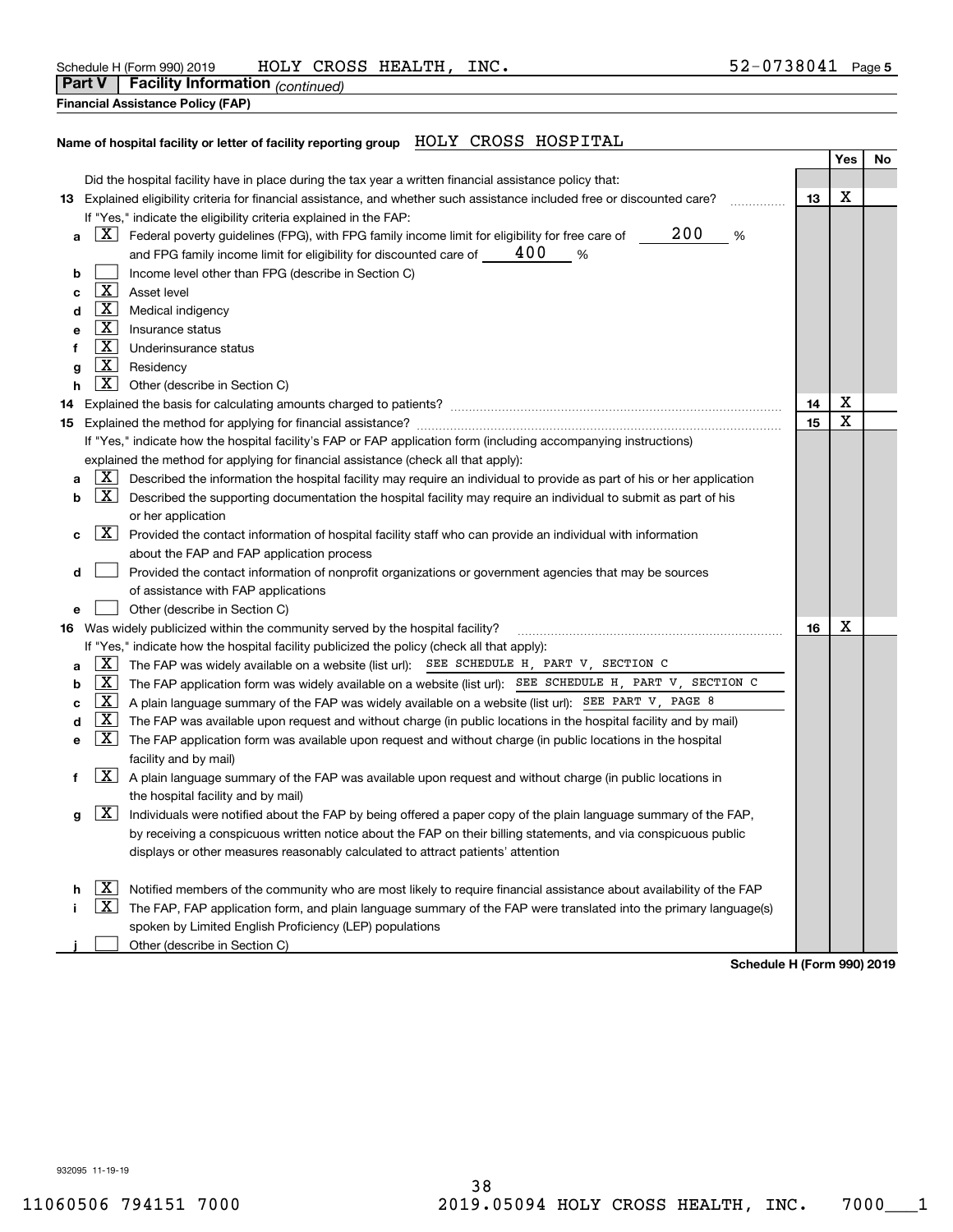Schedule H (Form 990) 2019 HOLY CROSS HEALTH, INC. 52-0738041 Page 5

**Part V Facility Information** *(continued)*

**Financial Assistance Policy (FAP)**

**Name of hospital facility or letter of facility reporting group** HOLY CROSS HOSPITAL

| | | | Yes | No |
|---|---|---|---|---|
| | Did the hospital facility have in place during the tax year a written financial assistance policy that: | | | |
| **13** | Explained eligibility criteria for financial assistance, and whether such assistance included free or discounted care? | 13 | X | |
| | If "Yes," indicate the eligibility criteria explained in the FAP: | | | |
| a | [X] Federal poverty guidelines (FPG), with FPG family income limit for eligibility for free care of 200 % and FPG family income limit for eligibility for discounted care of 400 % | | | |
| b | [ ] Income level other than FPG (describe in Section C) | | | |
| c | [X] Asset level | | | |
| d | [X] Medical indigency | | | |
| e | [X] Insurance status | | | |
| f | [X] Underinsurance status | | | |
| g | [X] Residency | | | |
| h | [X] Other (describe in Section C) | | | |
| **14** | Explained the basis for calculating amounts charged to patients? | 14 | X | |
| **15** | Explained the method for applying for financial assistance? | 15 | X | |
| | If "Yes," indicate how the hospital facility's FAP or FAP application form (including accompanying instructions) explained the method for applying for financial assistance (check all that apply): | | | |
| a | [X] Described the information the hospital facility may require an individual to provide as part of his or her application | | | |
| b | [X] Described the supporting documentation the hospital facility may require an individual to submit as part of his or her application | | | |
| c | [X] Provided the contact information of hospital facility staff who can provide an individual with information about the FAP and FAP application process | | | |
| d | [ ] Provided the contact information of nonprofit organizations or government agencies that may be sources of assistance with FAP applications | | | |
| e | [ ] Other (describe in Section C) | | | |
| **16** | Was widely publicized within the community served by the hospital facility? | 16 | X | |
| | If "Yes," indicate how the hospital facility publicized the policy (check all that apply): | | | |
| a | [X] The FAP was widely available on a website (list url): SEE SCHEDULE H, PART V, SECTION C | | | |
| b | [X] The FAP application form was widely available on a website (list url): SEE SCHEDULE H, PART V, SECTION C | | | |
| c | [X] A plain language summary of the FAP was widely available on a website (list url): SEE PART V, PAGE 8 | | | |
| d | [X] The FAP was available upon request and without charge (in public locations in the hospital facility and by mail) | | | |
| e | [X] The FAP application form was available upon request and without charge (in public locations in the hospital facility and by mail) | | | |
| f | [X] A plain language summary of the FAP was available upon request and without charge (in public locations in the hospital facility and by mail) | | | |
| g | [X] Individuals were notified about the FAP by being offered a paper copy of the plain language summary of the FAP, by receiving a conspicuous written notice about the FAP on their billing statements, and via conspicuous public displays or other measures reasonably calculated to attract patients' attention | | | |
| h | [X] Notified members of the community who are most likely to require financial assistance about availability of the FAP | | | |
| i | [X] The FAP, FAP application form, and plain language summary of the FAP were translated into the primary language(s) spoken by Limited English Proficiency (LEP) populations | | | |
| j | [ ] Other (describe in Section C) | | | |

**Schedule H (Form 990) 2019**

932095 11-19-19

11060506 794151 7000 2019.05094 HOLY CROSS HEALTH, INC. 7000___1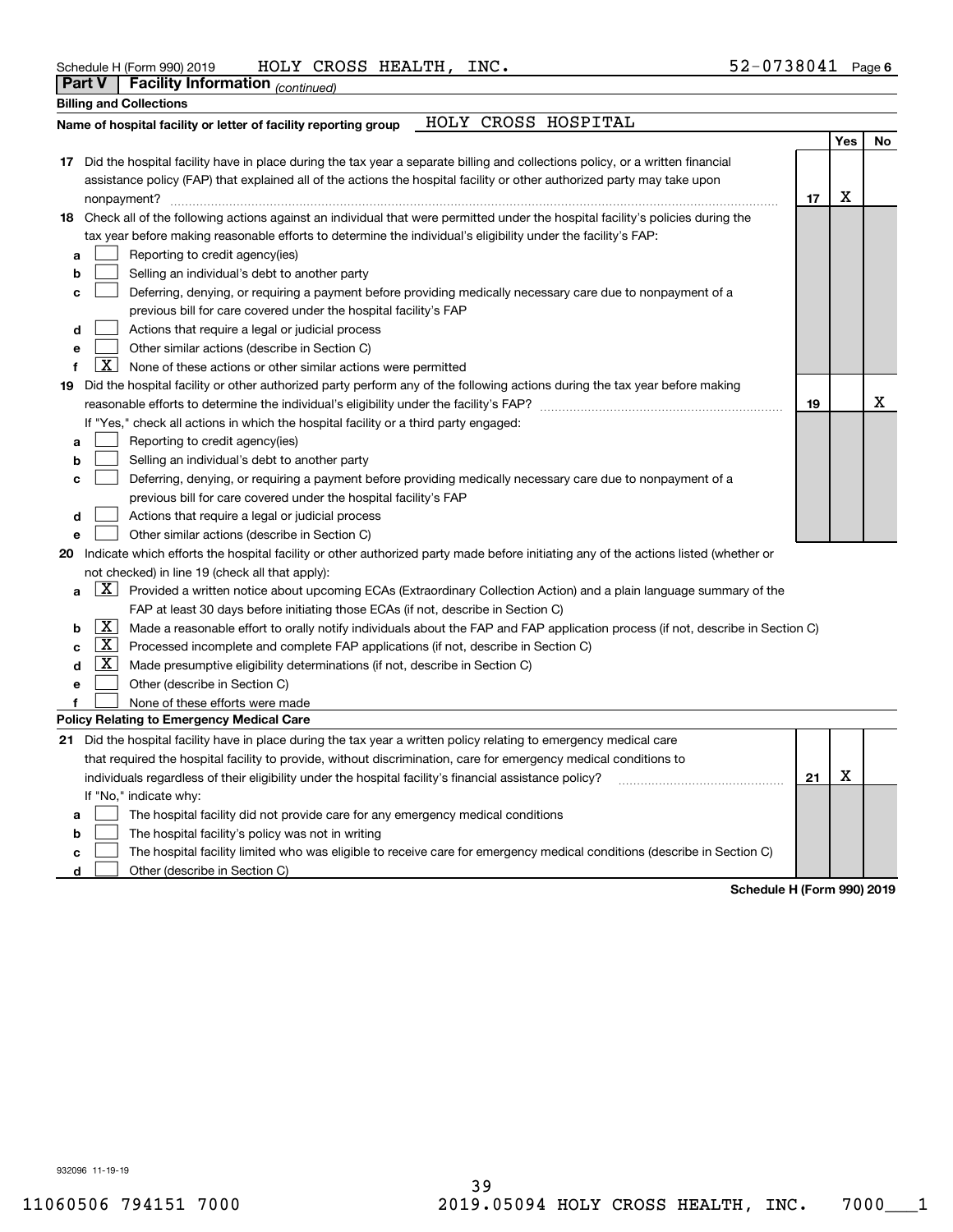Schedule H (Form 990) 2019 HOLY CROSS HEALTH, INC. 52-0738041 Page 6

**Part V** **Facility Information** *(continued)*

**Billing and Collections**

**Name of hospital facility or letter of facility reporting group** HOLY CROSS HOSPITAL

| | | | Yes | No |
|---|---|---|---|---|
| **17** | Did the hospital facility have in place during the tax year a separate billing and collections policy, or a written financial assistance policy (FAP) that explained all of the actions the hospital facility or other authorized party may take upon nonpayment? | 17 | X | |
| **18** | Check all of the following actions against an individual that were permitted under the hospital facility's policies during the tax year before making reasonable efforts to determine the individual's eligibility under the facility's FAP: | | | |
| **a** | [ ] Reporting to credit agency(ies) | | | |
| **b** | [ ] Selling an individual's debt to another party | | | |
| **c** | [ ] Deferring, denying, or requiring a payment before providing medically necessary care due to nonpayment of a previous bill for care covered under the hospital facility's FAP | | | |
| **d** | [ ] Actions that require a legal or judicial process | | | |
| **e** | [ ] Other similar actions (describe in Section C) | | | |
| **f** | [X] None of these actions or other similar actions were permitted | | | |
| **19** | Did the hospital facility or other authorized party perform any of the following actions during the tax year before making reasonable efforts to determine the individual's eligibility under the facility's FAP? | 19 | | X |
| | If "Yes," check all actions in which the hospital facility or a third party engaged: | | | |
| **a** | [ ] Reporting to credit agency(ies) | | | |
| **b** | [ ] Selling an individual's debt to another party | | | |
| **c** | [ ] Deferring, denying, or requiring a payment before providing medically necessary care due to nonpayment of a previous bill for care covered under the hospital facility's FAP | | | |
| **d** | [ ] Actions that require a legal or judicial process | | | |
| **e** | [ ] Other similar actions (describe in Section C) | | | |

**20** Indicate which efforts the hospital facility or other authorized party made before initiating any of the actions listed (whether or not checked) in line 19 (check all that apply):

- **a** [X] Provided a written notice about upcoming ECAs (Extraordinary Collection Action) and a plain language summary of the FAP at least 30 days before initiating those ECAs (if not, describe in Section C)
- **b** [X] Made a reasonable effort to orally notify individuals about the FAP and FAP application process (if not, describe in Section C)
- **c** [X] Processed incomplete and complete FAP applications (if not, describe in Section C)
- **d** [X] Made presumptive eligibility determinations (if not, describe in Section C)
- **e** [ ] Other (describe in Section C)
- **f** [ ] None of these efforts were made

**Policy Relating to Emergency Medical Care**

| | | | Yes | No |
|---|---|---|---|---|
| **21** | Did the hospital facility have in place during the tax year a written policy relating to emergency medical care that required the hospital facility to provide, without discrimination, care for emergency medical conditions to individuals regardless of their eligibility under the hospital facility's financial assistance policy? | 21 | X | |
| | If "No," indicate why: | | | |
| **a** | [ ] The hospital facility did not provide care for any emergency medical conditions | | | |
| **b** | [ ] The hospital facility's policy was not in writing | | | |
| **c** | [ ] The hospital facility limited who was eligible to receive care for emergency medical conditions (describe in Section C) | | | |
| **d** | [ ] Other (describe in Section C) | | | |

**Schedule H (Form 990) 2019**

932096 11-19-19

11060506 794151 7000 2019.05094 HOLY CROSS HEALTH, INC. 7000___1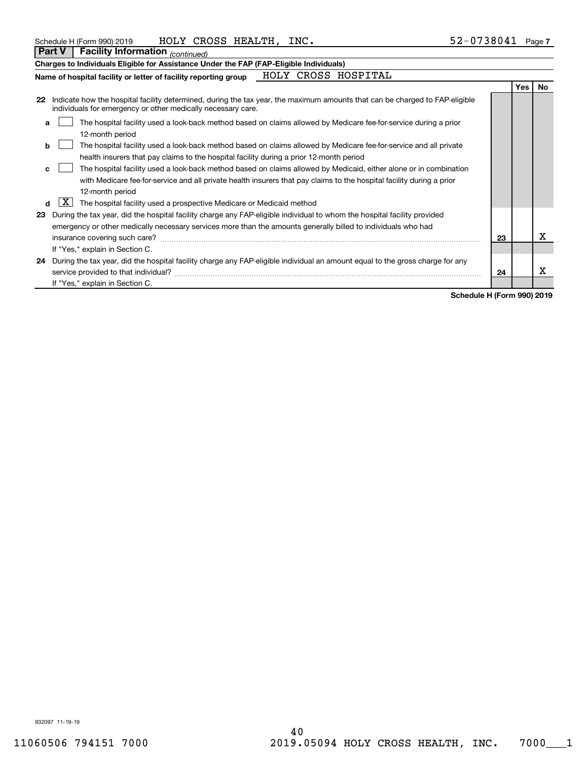Schedule H (Form 990) 2019 HOLY CROSS HEALTH, INC. 52-0738041 Page 7

**Part V** **Facility Information** *(continued)*

**Charges to Individuals Eligible for Assistance Under the FAP (FAP-Eligible Individuals)**

**Name of hospital facility or letter of facility reporting group** HOLY CROSS HOSPITAL

| | | | Yes | No |
|---|---|---|---|---|
| **22** | Indicate how the hospital facility determined, during the tax year, the maximum amounts that can be charged to FAP-eligible individuals for emergency or other medically necessary care. | | | |
| **a** | [ ] The hospital facility used a look-back method based on claims allowed by Medicare fee-for-service during a prior 12-month period | | | |
| **b** | [ ] The hospital facility used a look-back method based on claims allowed by Medicare fee-for-service and all private health insurers that pay claims to the hospital facility during a prior 12-month period | | | |
| **c** | [ ] The hospital facility used a look-back method based on claims allowed by Medicaid, either alone or in combination with Medicare fee-for-service and all private health insurers that pay claims to the hospital facility during a prior 12-month period | | | |
| **d** | [X] The hospital facility used a prospective Medicare or Medicaid method | | | |
| **23** | During the tax year, did the hospital facility charge any FAP-eligible individual to whom the hospital facility provided emergency or other medically necessary services more than the amounts generally billed to individuals who had insurance covering such care? | 23 | | X |
| | If "Yes," explain in Section C. | | | |
| **24** | During the tax year, did the hospital facility charge any FAP-eligible individual an amount equal to the gross charge for any service provided to that individual? | 24 | | X |
| | If "Yes," explain in Section C. | | | |

**Schedule H (Form 990) 2019**

932097 11-19-19

11060506 794151 7000 2019.05094 HOLY CROSS HEALTH, INC. 7000___1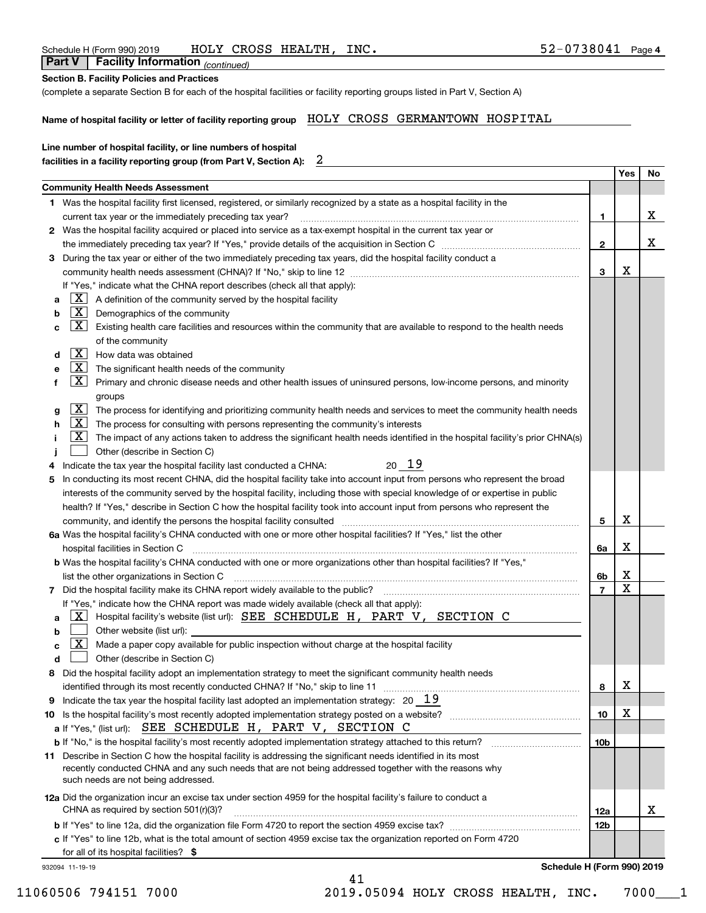Schedule H (Form 990) 2019 HOLY CROSS HEALTH, INC. 52-0738041 Page 4

**Part V | Facility Information** *(continued)*

**Section B. Facility Policies and Practices**

(complete a separate Section B for each of the hospital facilities or facility reporting groups listed in Part V, Section A)

**Name of hospital facility or letter of facility reporting group** HOLY CROSS GERMANTOWN HOSPITAL

**Line number of hospital facility, or line numbers of hospital facilities in a facility reporting group (from Part V, Section A):** 2

| | | Yes | No |
|---|---|---|---|
| **Community Health Needs Assessment** | | | |
| **1** Was the hospital facility first licensed, registered, or similarly recognized by a state as a hospital facility in the current tax year or the immediately preceding tax year? | 1 | | X |
| **2** Was the hospital facility acquired or placed into service as a tax-exempt hospital in the current tax year or the immediately preceding tax year? If "Yes," provide details of the acquisition in Section C | 2 | | X |
| **3** During the tax year or either of the two immediately preceding tax years, did the hospital facility conduct a community health needs assessment (CHNA)? If "No," skip to line 12 | 3 | X | |
| If "Yes," indicate what the CHNA report describes (check all that apply): | | | |
| **a** [X] A definition of the community served by the hospital facility | | | |
| **b** [X] Demographics of the community | | | |
| **c** [X] Existing health care facilities and resources within the community that are available to respond to the health needs of the community | | | |
| **d** [X] How data was obtained | | | |
| **e** [X] The significant health needs of the community | | | |
| **f** [X] Primary and chronic disease needs and other health issues of uninsured persons, low-income persons, and minority groups | | | |
| **g** [X] The process for identifying and prioritizing community health needs and services to meet the community health needs | | | |
| **h** [X] The process for consulting with persons representing the community's interests | | | |
| **i** [X] The impact of any actions taken to address the significant health needs identified in the hospital facility's prior CHNA(s) | | | |
| **j** [ ] Other (describe in Section C) | | | |
| **4** Indicate the tax year the hospital facility last conducted a CHNA: 20 19 | | | |
| **5** In conducting its most recent CHNA, did the hospital facility take into account input from persons who represent the broad interests of the community served by the hospital facility, including those with special knowledge of or expertise in public health? If "Yes," describe in Section C how the hospital facility took into account input from persons who represent the community, and identify the persons the hospital facility consulted | 5 | X | |
| **6a** Was the hospital facility's CHNA conducted with one or more other hospital facilities? If "Yes," list the other hospital facilities in Section C | 6a | X | |
| **b** Was the hospital facility's CHNA conducted with one or more organizations other than hospital facilities? If "Yes," list the other organizations in Section C | 6b | X | |
| **7** Did the hospital facility make its CHNA report widely available to the public? | 7 | X | |
| If "Yes," indicate how the CHNA report was made widely available (check all that apply): | | | |
| **a** [X] Hospital facility's website (list url): SEE SCHEDULE H, PART V, SECTION C | | | |
| **b** [ ] Other website (list url): | | | |
| **c** [X] Made a paper copy available for public inspection without charge at the hospital facility | | | |
| **d** [ ] Other (describe in Section C) | | | |
| **8** Did the hospital facility adopt an implementation strategy to meet the significant community health needs identified through its most recently conducted CHNA? If "No," skip to line 11 | 8 | X | |
| **9** Indicate the tax year the hospital facility last adopted an implementation strategy: 20 19 | | | |
| **10** Is the hospital facility's most recently adopted implementation strategy posted on a website? | 10 | X | |
| **a** If "Yes," (list url): SEE SCHEDULE H, PART V, SECTION C | | | |
| **b** If "No," is the hospital facility's most recently adopted implementation strategy attached to this return? | 10b | | |
| **11** Describe in Section C how the hospital facility is addressing the significant needs identified in its most recently conducted CHNA and any such needs that are not being addressed together with the reasons why such needs are not being addressed. | | | |
| **12a** Did the organization incur an excise tax under section 4959 for the hospital facility's failure to conduct a CHNA as required by section 501(r)(3)? | 12a | | X |
| **b** If "Yes" to line 12a, did the organization file Form 4720 to report the section 4959 excise tax? | 12b | | |
| **c** If "Yes" to line 12b, what is the total amount of section 4959 excise tax the organization reported on Form 4720 for all of its hospital facilities? $ | | | |

932094 11-19-19 **Schedule H (Form 990) 2019**

11060506 794151 7000 2019.05094 HOLY CROSS HEALTH, INC. 7000___1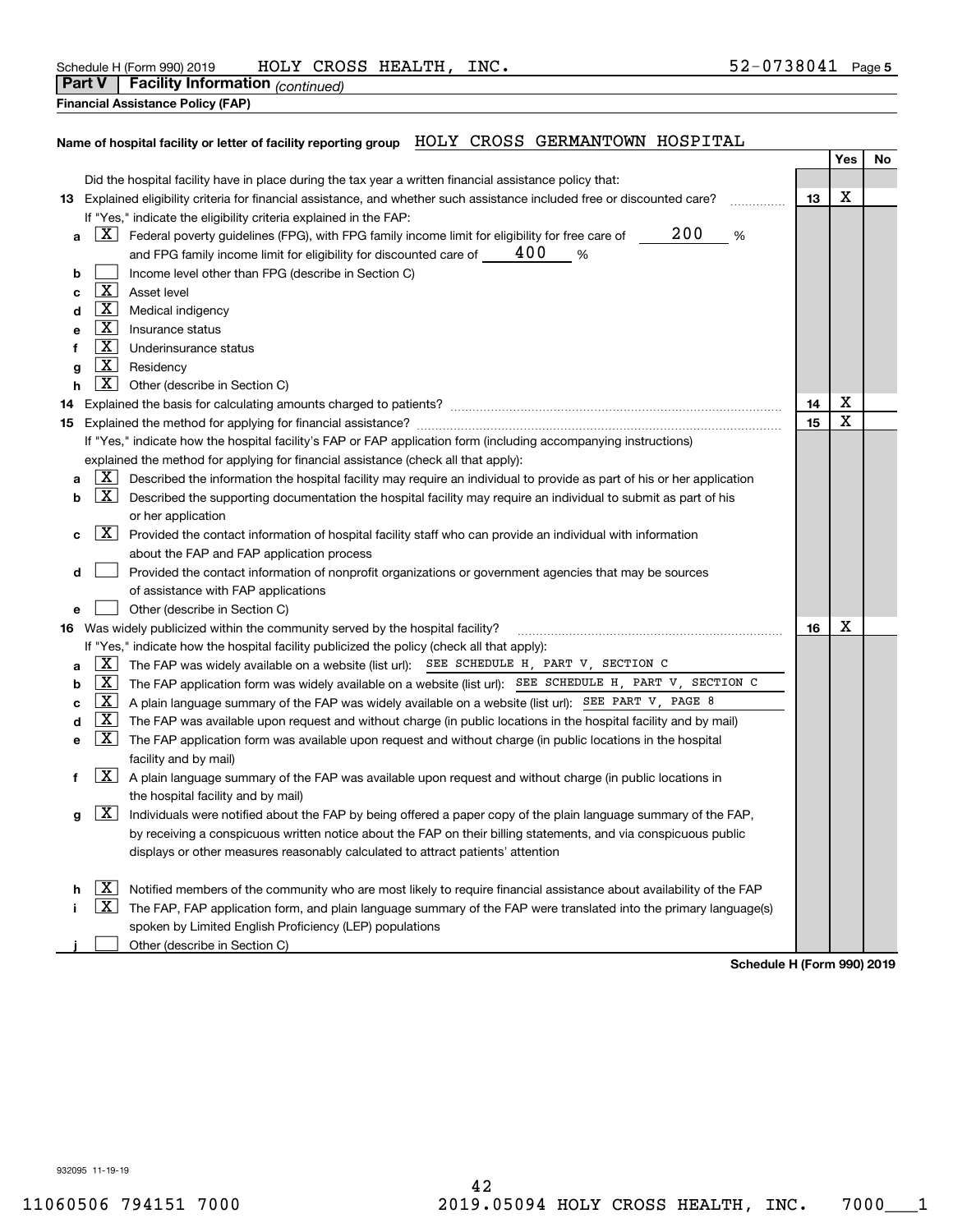Schedule H (Form 990) 2019 HOLY CROSS HEALTH, INC. 52-0738041 Page 5

**Part V | Facility Information** *(continued)*

**Financial Assistance Policy (FAP)**

**Name of hospital facility or letter of facility reporting group** HOLY CROSS GERMANTOWN HOSPITAL

| | | | Yes | No |
|---|---|---|---|---|
| | Did the hospital facility have in place during the tax year a written financial assistance policy that: | | | |
| **13** | Explained eligibility criteria for financial assistance, and whether such assistance included free or discounted care? | **13** | X | |
| | If "Yes," indicate the eligibility criteria explained in the FAP: | | | |
| **a** | [X] Federal poverty guidelines (FPG), with FPG family income limit for eligibility for free care of 200 % and FPG family income limit for eligibility for discounted care of 400 % | | | |
| **b** | [ ] Income level other than FPG (describe in Section C) | | | |
| **c** | [X] Asset level | | | |
| **d** | [X] Medical indigency | | | |
| **e** | [X] Insurance status | | | |
| **f** | [X] Underinsurance status | | | |
| **g** | [X] Residency | | | |
| **h** | [X] Other (describe in Section C) | | | |
| **14** | Explained the basis for calculating amounts charged to patients? | **14** | X | |
| **15** | Explained the method for applying for financial assistance? | **15** | X | |
| | If "Yes," indicate how the hospital facility's FAP or FAP application form (including accompanying instructions) explained the method for applying for financial assistance (check all that apply): | | | |
| **a** | [X] Described the information the hospital facility may require an individual to provide as part of his or her application | | | |
| **b** | [X] Described the supporting documentation the hospital facility may require an individual to submit as part of his or her application | | | |
| **c** | [X] Provided the contact information of hospital facility staff who can provide an individual with information about the FAP and FAP application process | | | |
| **d** | [ ] Provided the contact information of nonprofit organizations or government agencies that may be sources of assistance with FAP applications | | | |
| **e** | [ ] Other (describe in Section C) | | | |
| **16** | Was widely publicized within the community served by the hospital facility? | **16** | X | |
| | If "Yes," indicate how the hospital facility publicized the policy (check all that apply): | | | |
| **a** | [X] The FAP was widely available on a website (list url): SEE SCHEDULE H, PART V, SECTION C | | | |
| **b** | [X] The FAP application form was widely available on a website (list url): SEE SCHEDULE H, PART V, SECTION C | | | |
| **c** | [X] A plain language summary of the FAP was widely available on a website (list url): SEE PART V, PAGE 8 | | | |
| **d** | [X] The FAP was available upon request and without charge (in public locations in the hospital facility and by mail) | | | |
| **e** | [X] The FAP application form was available upon request and without charge (in public locations in the hospital facility and by mail) | | | |
| **f** | [X] A plain language summary of the FAP was available upon request and without charge (in public locations in the hospital facility and by mail) | | | |
| **g** | [X] Individuals were notified about the FAP by being offered a paper copy of the plain language summary of the FAP, by receiving a conspicuous written notice about the FAP on their billing statements, and via conspicuous public displays or other measures reasonably calculated to attract patients' attention | | | |
| **h** | [X] Notified members of the community who are most likely to require financial assistance about availability of the FAP | | | |
| **i** | [X] The FAP, FAP application form, and plain language summary of the FAP were translated into the primary language(s) spoken by Limited English Proficiency (LEP) populations | | | |
| **j** | [ ] Other (describe in Section C) | | | |

**Schedule H (Form 990) 2019**

932095 11-19-19

11060506 794151 7000 2019.05094 HOLY CROSS HEALTH, INC. 7000___1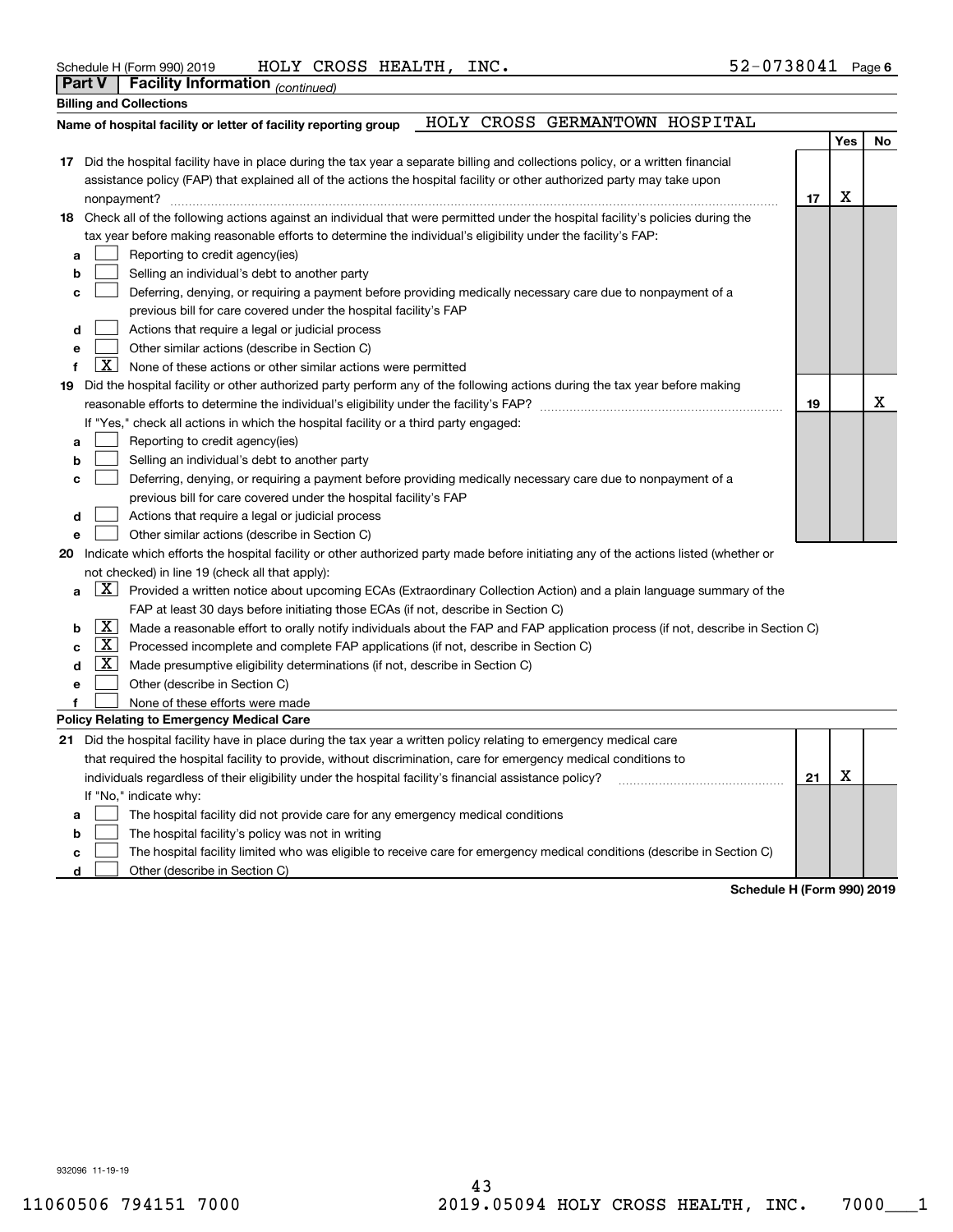Schedule H (Form 990) 2019 HOLY CROSS HEALTH, INC. 52-0738041 Page 6

**Part V | Facility Information** *(continued)*

**Billing and Collections**

**Name of hospital facility or letter of facility reporting group** HOLY CROSS GERMANTOWN HOSPITAL

| | | | Yes | No |
|---|---|---|---|---|
| **17** | Did the hospital facility have in place during the tax year a separate billing and collections policy, or a written financial assistance policy (FAP) that explained all of the actions the hospital facility or other authorized party may take upon nonpayment? | 17 | X | |
| **18** | Check all of the following actions against an individual that were permitted under the hospital facility's policies during the tax year before making reasonable efforts to determine the individual's eligibility under the facility's FAP: | | | |
| a | ☐ Reporting to credit agency(ies) | | | |
| b | ☐ Selling an individual's debt to another party | | | |
| c | ☐ Deferring, denying, or requiring a payment before providing medically necessary care due to nonpayment of a previous bill for care covered under the hospital facility's FAP | | | |
| d | ☐ Actions that require a legal or judicial process | | | |
| e | ☐ Other similar actions (describe in Section C) | | | |
| f | ☒ None of these actions or other similar actions were permitted | | | |
| **19** | Did the hospital facility or other authorized party perform any of the following actions during the tax year before making reasonable efforts to determine the individual's eligibility under the facility's FAP? | 19 | | X |
| | If "Yes," check all actions in which the hospital facility or a third party engaged: | | | |
| a | ☐ Reporting to credit agency(ies) | | | |
| b | ☐ Selling an individual's debt to another party | | | |
| c | ☐ Deferring, denying, or requiring a payment before providing medically necessary care due to nonpayment of a previous bill for care covered under the hospital facility's FAP | | | |
| d | ☐ Actions that require a legal or judicial process | | | |
| e | ☐ Other similar actions (describe in Section C) | | | |

**20** Indicate which efforts the hospital facility or other authorized party made before initiating any of the actions listed (whether or not checked) in line 19 (check all that apply):

- a ☒ Provided a written notice about upcoming ECAs (Extraordinary Collection Action) and a plain language summary of the FAP at least 30 days before initiating those ECAs (if not, describe in Section C)
- b ☒ Made a reasonable effort to orally notify individuals about the FAP and FAP application process (if not, describe in Section C)
- c ☒ Processed incomplete and complete FAP applications (if not, describe in Section C)
- d ☒ Made presumptive eligibility determinations (if not, describe in Section C)
- e ☐ Other (describe in Section C)
- f ☐ None of these efforts were made

**Policy Relating to Emergency Medical Care**

| | | | Yes | No |
|---|---|---|---|---|
| **21** | Did the hospital facility have in place during the tax year a written policy relating to emergency medical care that required the hospital facility to provide, without discrimination, care for emergency medical conditions to individuals regardless of their eligibility under the hospital facility's financial assistance policy? | 21 | X | |
| | If "No," indicate why: | | | |
| a | ☐ The hospital facility did not provide care for any emergency medical conditions | | | |
| b | ☐ The hospital facility's policy was not in writing | | | |
| c | ☐ The hospital facility limited who was eligible to receive care for emergency medical conditions (describe in Section C) | | | |
| d | ☐ Other (describe in Section C) | | | |

**Schedule H (Form 990) 2019**

932096 11-19-19

11060506 794151 7000 2019.05094 HOLY CROSS HEALTH, INC. 7000___1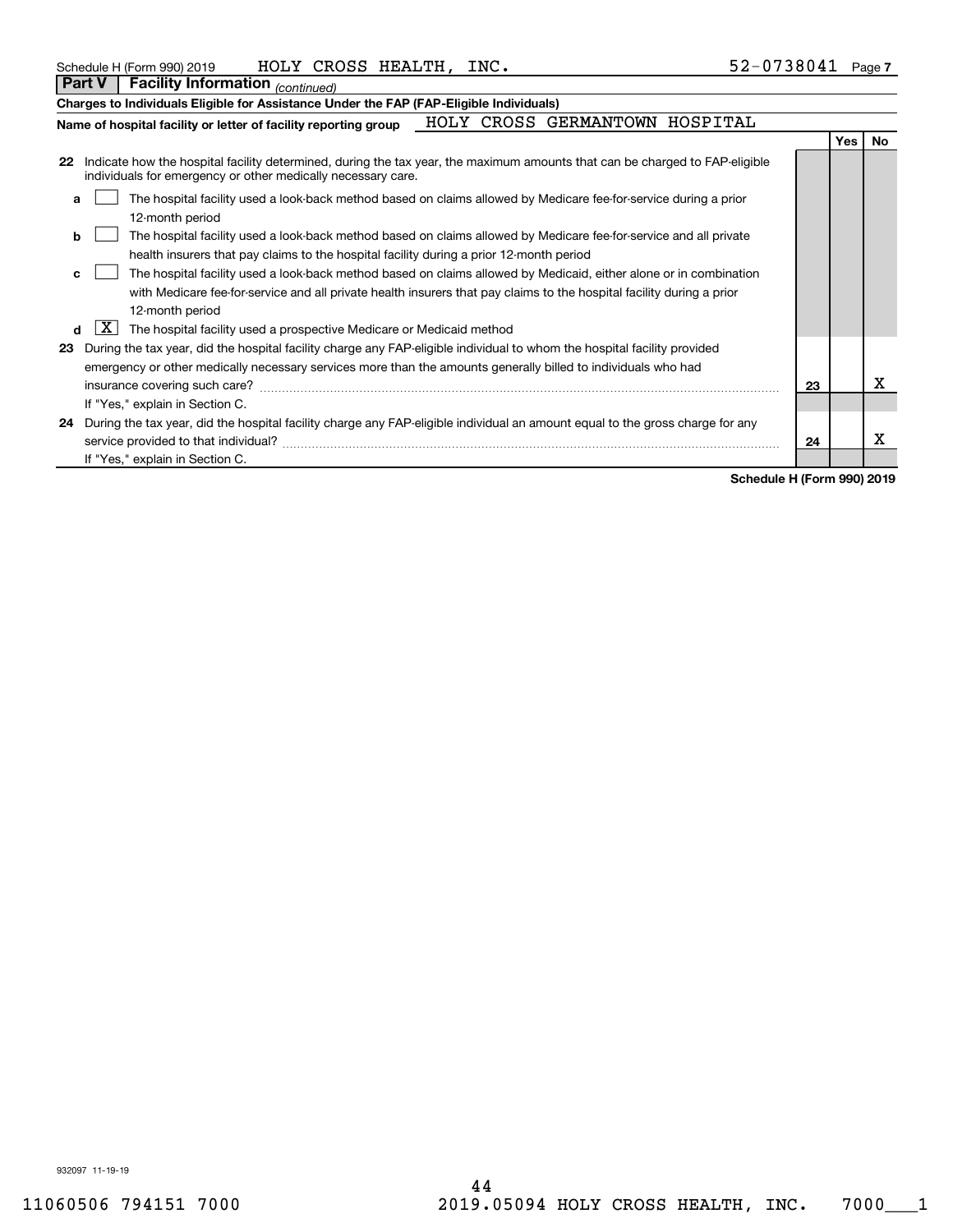Schedule H (Form 990) 2019 HOLY CROSS HEALTH, INC. 52-0738041 Page 7

**Part V | Facility Information** *(continued)*

**Charges to Individuals Eligible for Assistance Under the FAP (FAP-Eligible Individuals)**

**Name of hospital facility or letter of facility reporting group** HOLY CROSS GERMANTOWN HOSPITAL

| | | | Yes | No |
|---|---|---|---|---|
| **22** | Indicate how the hospital facility determined, during the tax year, the maximum amounts that can be charged to FAP-eligible individuals for emergency or other medically necessary care. | | | |
| **a** | [ ] The hospital facility used a look-back method based on claims allowed by Medicare fee-for-service during a prior 12-month period | | | |
| **b** | [ ] The hospital facility used a look-back method based on claims allowed by Medicare fee-for-service and all private health insurers that pay claims to the hospital facility during a prior 12-month period | | | |
| **c** | [ ] The hospital facility used a look-back method based on claims allowed by Medicaid, either alone or in combination with Medicare fee-for-service and all private health insurers that pay claims to the hospital facility during a prior 12-month period | | | |
| **d** | [X] The hospital facility used a prospective Medicare or Medicaid method | | | |
| **23** | During the tax year, did the hospital facility charge any FAP-eligible individual to whom the hospital facility provided emergency or other medically necessary services more than the amounts generally billed to individuals who had insurance covering such care? If "Yes," explain in Section C. | 23 | | X |
| **24** | During the tax year, did the hospital facility charge any FAP-eligible individual an amount equal to the gross charge for any service provided to that individual? If "Yes," explain in Section C. | 24 | | X |

**Schedule H (Form 990) 2019**

932097 11-19-19

11060506 794151 7000 2019.05094 HOLY CROSS HEALTH, INC. 7000___1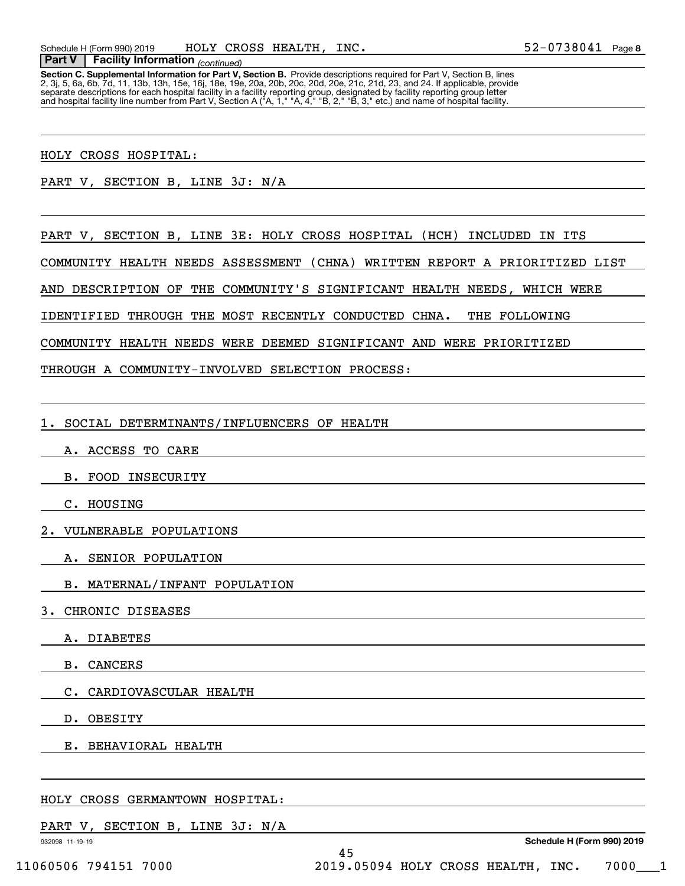**Part V | Facility Information** *(continued)*

**Section C. Supplemental Information for Part V, Section B.** Provide descriptions required for Part V, Section B, lines 2, 3j, 5, 6a, 6b, 7d, 11, 13b, 13h, 15e, 16j, 18e, 19e, 20a, 20b, 20c, 20d, 20e, 21c, 21d, 23, and 24. If applicable, provide separate descriptions for each hospital facility in a facility reporting group, designated by facility reporting group letter and hospital facility line number from Part V, Section A ("A, 1," "A, 4," "B, 2," "B, 3," etc.) and name of hospital facility.

HOLY CROSS HOSPITAL:

PART V, SECTION B, LINE 3J: N/A

PART V, SECTION B, LINE 3E: HOLY CROSS HOSPITAL (HCH) INCLUDED IN ITS COMMUNITY HEALTH NEEDS ASSESSMENT (CHNA) WRITTEN REPORT A PRIORITIZED LIST AND DESCRIPTION OF THE COMMUNITY'S SIGNIFICANT HEALTH NEEDS, WHICH WERE IDENTIFIED THROUGH THE MOST RECENTLY CONDUCTED CHNA. THE FOLLOWING COMMUNITY HEALTH NEEDS WERE DEEMED SIGNIFICANT AND WERE PRIORITIZED THROUGH A COMMUNITY-INVOLVED SELECTION PROCESS:

1. SOCIAL DETERMINANTS/INFLUENCERS OF HEALTH
   - A. ACCESS TO CARE
   - B. FOOD INSECURITY
   - C. HOUSING
2. VULNERABLE POPULATIONS
   - A. SENIOR POPULATION
   - B. MATERNAL/INFANT POPULATION
3. CHRONIC DISEASES
   - A. DIABETES
   - B. CANCERS
   - C. CARDIOVASCULAR HEALTH
   - D. OBESITY
   - E. BEHAVIORAL HEALTH

HOLY CROSS GERMANTOWN HOSPITAL:

PART V, SECTION B, LINE 3J: N/A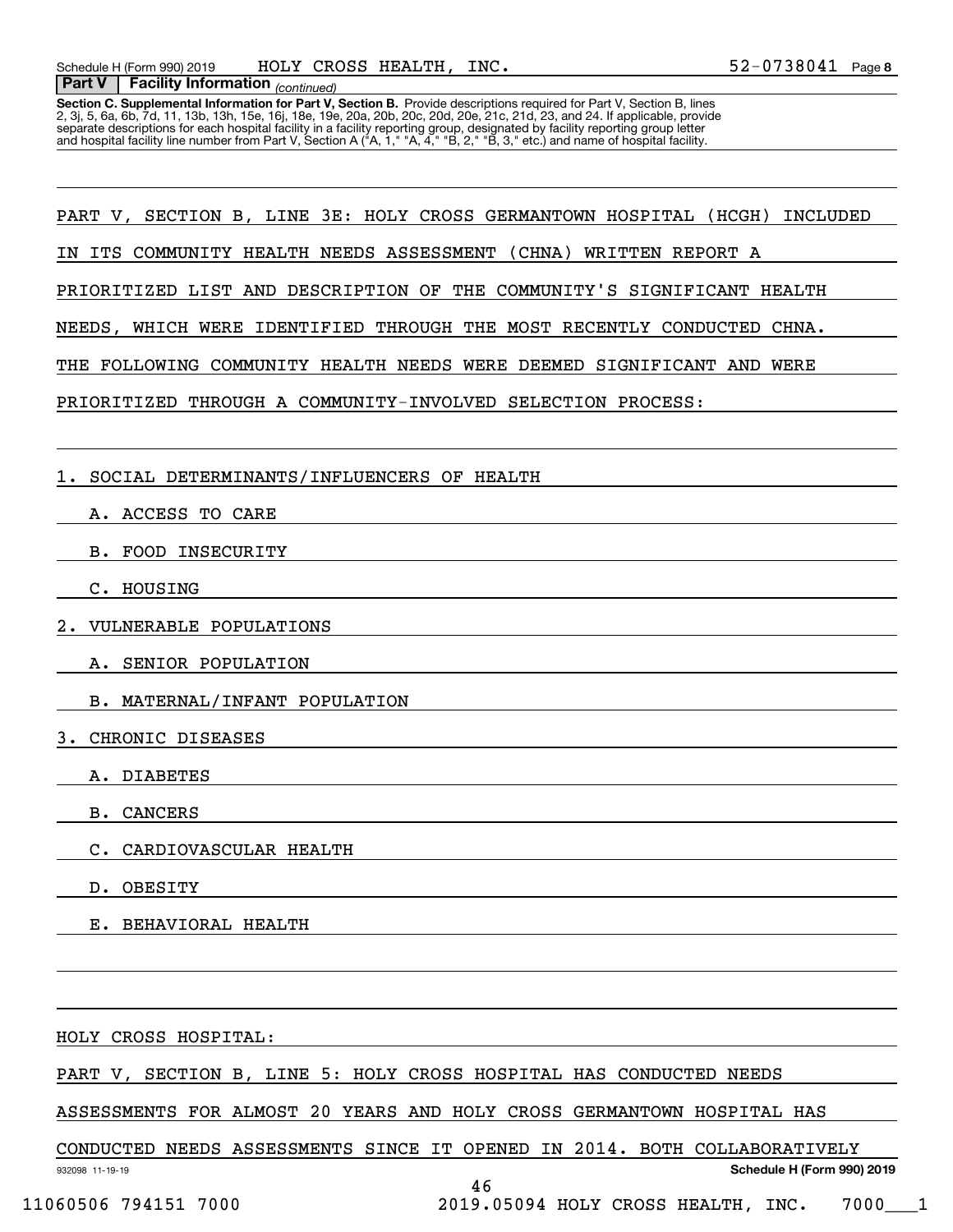**Part V | Facility Information** *(continued)*

**Section C. Supplemental Information for Part V, Section B.** Provide descriptions required for Part V, Section B, lines 2, 3j, 5, 6a, 6b, 7d, 11, 13b, 13h, 15e, 16j, 18e, 19e, 20a, 20b, 20c, 20d, 20e, 21c, 21d, 23, and 24. If applicable, provide separate descriptions for each hospital facility in a facility reporting group, designated by facility reporting group letter and hospital facility line number from Part V, Section A ("A, 1," "A, 4," "B, 2," "B, 3," etc.) and name of hospital facility.

PART V, SECTION B, LINE 3E: HOLY CROSS GERMANTOWN HOSPITAL (HCGH) INCLUDED IN ITS COMMUNITY HEALTH NEEDS ASSESSMENT (CHNA) WRITTEN REPORT A PRIORITIZED LIST AND DESCRIPTION OF THE COMMUNITY'S SIGNIFICANT HEALTH NEEDS, WHICH WERE IDENTIFIED THROUGH THE MOST RECENTLY CONDUCTED CHNA. THE FOLLOWING COMMUNITY HEALTH NEEDS WERE DEEMED SIGNIFICANT AND WERE PRIORITIZED THROUGH A COMMUNITY-INVOLVED SELECTION PROCESS:

1. SOCIAL DETERMINANTS/INFLUENCERS OF HEALTH
   A. ACCESS TO CARE
   B. FOOD INSECURITY
   C. HOUSING
2. VULNERABLE POPULATIONS
   A. SENIOR POPULATION
   B. MATERNAL/INFANT POPULATION
3. CHRONIC DISEASES
   A. DIABETES
   B. CANCERS
   C. CARDIOVASCULAR HEALTH
   D. OBESITY
   E. BEHAVIORAL HEALTH

HOLY CROSS HOSPITAL:

PART V, SECTION B, LINE 5: HOLY CROSS HOSPITAL HAS CONDUCTED NEEDS ASSESSMENTS FOR ALMOST 20 YEARS AND HOLY CROSS GERMANTOWN HOSPITAL HAS CONDUCTED NEEDS ASSESSMENTS SINCE IT OPENED IN 2014. BOTH COLLABORATIVELY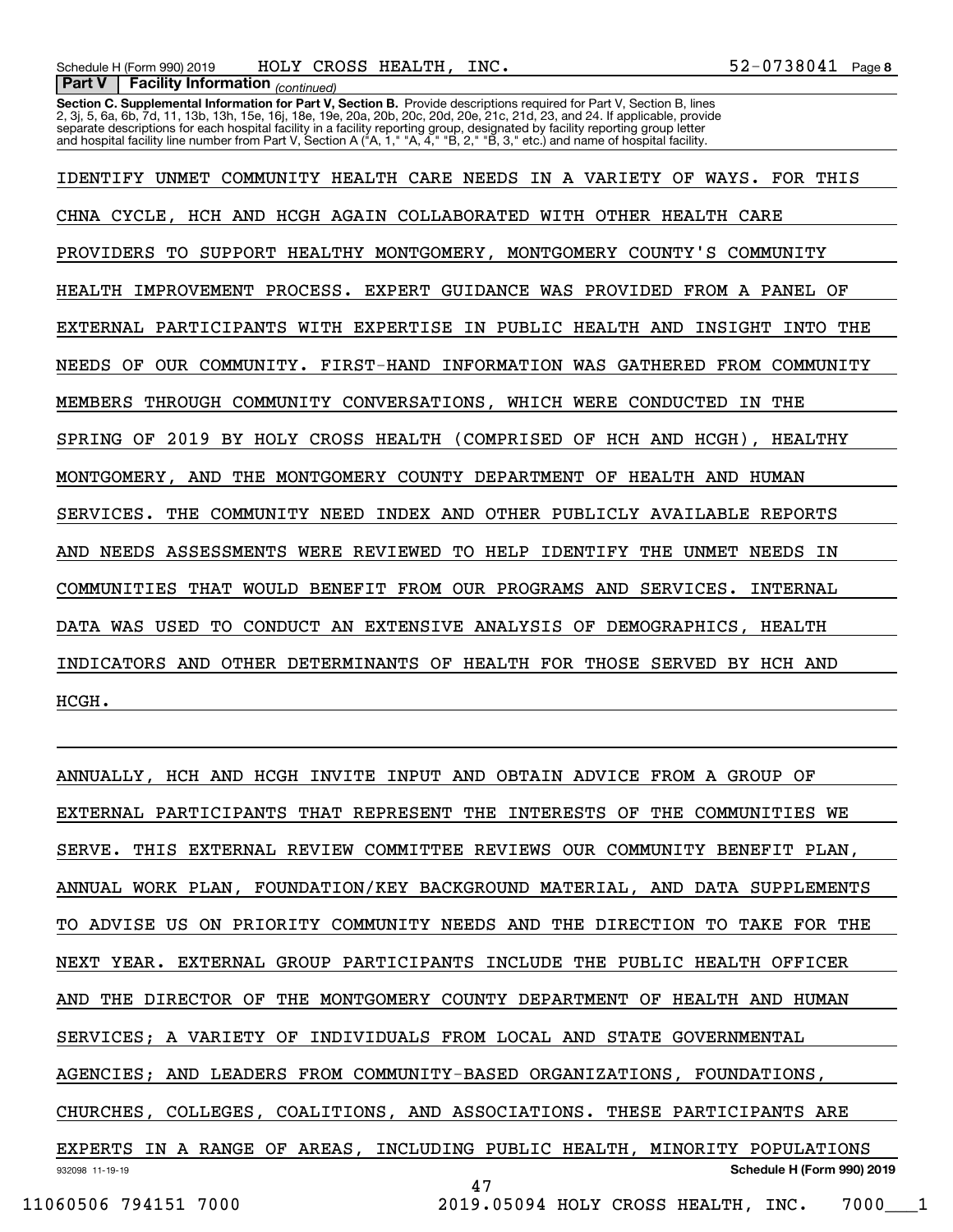**Part V | Facility Information** *(continued)*

**Section C. Supplemental Information for Part V, Section B.** Provide descriptions required for Part V, Section B, lines 2, 3j, 5, 6a, 6b, 7d, 11, 13b, 13h, 15e, 16j, 18e, 19e, 20a, 20b, 20c, 20d, 20e, 21c, 21d, 23, and 24. If applicable, provide separate descriptions for each hospital facility in a facility reporting group, designated by facility reporting group letter and hospital facility line number from Part V, Section A ("A, 1," "A, 4," "B, 2," "B, 3," etc.) and name of hospital facility.

IDENTIFY UNMET COMMUNITY HEALTH CARE NEEDS IN A VARIETY OF WAYS. FOR THIS CHNA CYCLE, HCH AND HCGH AGAIN COLLABORATED WITH OTHER HEALTH CARE PROVIDERS TO SUPPORT HEALTHY MONTGOMERY, MONTGOMERY COUNTY'S COMMUNITY HEALTH IMPROVEMENT PROCESS. EXPERT GUIDANCE WAS PROVIDED FROM A PANEL OF EXTERNAL PARTICIPANTS WITH EXPERTISE IN PUBLIC HEALTH AND INSIGHT INTO THE NEEDS OF OUR COMMUNITY. FIRST-HAND INFORMATION WAS GATHERED FROM COMMUNITY MEMBERS THROUGH COMMUNITY CONVERSATIONS, WHICH WERE CONDUCTED IN THE SPRING OF 2019 BY HOLY CROSS HEALTH (COMPRISED OF HCH AND HCGH), HEALTHY MONTGOMERY, AND THE MONTGOMERY COUNTY DEPARTMENT OF HEALTH AND HUMAN SERVICES. THE COMMUNITY NEED INDEX AND OTHER PUBLICLY AVAILABLE REPORTS AND NEEDS ASSESSMENTS WERE REVIEWED TO HELP IDENTIFY THE UNMET NEEDS IN COMMUNITIES THAT WOULD BENEFIT FROM OUR PROGRAMS AND SERVICES. INTERNAL DATA WAS USED TO CONDUCT AN EXTENSIVE ANALYSIS OF DEMOGRAPHICS, HEALTH INDICATORS AND OTHER DETERMINANTS OF HEALTH FOR THOSE SERVED BY HCH AND HCGH.

ANNUALLY, HCH AND HCGH INVITE INPUT AND OBTAIN ADVICE FROM A GROUP OF EXTERNAL PARTICIPANTS THAT REPRESENT THE INTERESTS OF THE COMMUNITIES WE SERVE. THIS EXTERNAL REVIEW COMMITTEE REVIEWS OUR COMMUNITY BENEFIT PLAN, ANNUAL WORK PLAN, FOUNDATION/KEY BACKGROUND MATERIAL, AND DATA SUPPLEMENTS TO ADVISE US ON PRIORITY COMMUNITY NEEDS AND THE DIRECTION TO TAKE FOR THE NEXT YEAR. EXTERNAL GROUP PARTICIPANTS INCLUDE THE PUBLIC HEALTH OFFICER AND THE DIRECTOR OF THE MONTGOMERY COUNTY DEPARTMENT OF HEALTH AND HUMAN SERVICES; A VARIETY OF INDIVIDUALS FROM LOCAL AND STATE GOVERNMENTAL AGENCIES; AND LEADERS FROM COMMUNITY-BASED ORGANIZATIONS, FOUNDATIONS, CHURCHES, COLLEGES, COALITIONS, AND ASSOCIATIONS. THESE PARTICIPANTS ARE EXPERTS IN A RANGE OF AREAS, INCLUDING PUBLIC HEALTH, MINORITY POPULATIONS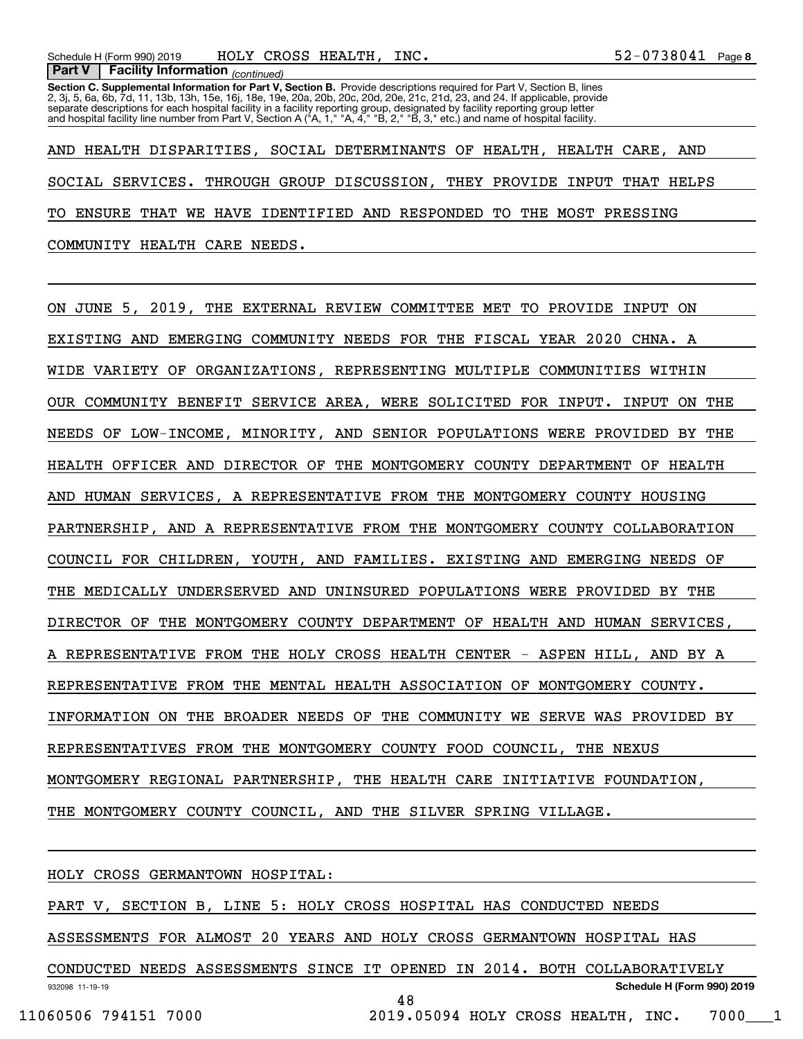**Part V | Facility Information** *(continued)*

**Section C. Supplemental Information for Part V, Section B.** Provide descriptions required for Part V, Section B, lines 2, 3j, 5, 6a, 6b, 7d, 11, 13b, 13h, 15e, 16j, 18e, 19e, 20a, 20b, 20c, 20d, 20e, 21c, 21d, 23, and 24. If applicable, provide separate descriptions for each hospital facility in a facility reporting group, designated by facility reporting group letter and hospital facility line number from Part V, Section A ("A, 1," "A, 4," "B, 2," "B, 3," etc.) and name of hospital facility.

AND HEALTH DISPARITIES, SOCIAL DETERMINANTS OF HEALTH, HEALTH CARE, AND SOCIAL SERVICES. THROUGH GROUP DISCUSSION, THEY PROVIDE INPUT THAT HELPS TO ENSURE THAT WE HAVE IDENTIFIED AND RESPONDED TO THE MOST PRESSING COMMUNITY HEALTH CARE NEEDS.

ON JUNE 5, 2019, THE EXTERNAL REVIEW COMMITTEE MET TO PROVIDE INPUT ON EXISTING AND EMERGING COMMUNITY NEEDS FOR THE FISCAL YEAR 2020 CHNA. A WIDE VARIETY OF ORGANIZATIONS, REPRESENTING MULTIPLE COMMUNITIES WITHIN OUR COMMUNITY BENEFIT SERVICE AREA, WERE SOLICITED FOR INPUT. INPUT ON THE NEEDS OF LOW-INCOME, MINORITY, AND SENIOR POPULATIONS WERE PROVIDED BY THE HEALTH OFFICER AND DIRECTOR OF THE MONTGOMERY COUNTY DEPARTMENT OF HEALTH AND HUMAN SERVICES, A REPRESENTATIVE FROM THE MONTGOMERY COUNTY HOUSING PARTNERSHIP, AND A REPRESENTATIVE FROM THE MONTGOMERY COUNTY COLLABORATION COUNCIL FOR CHILDREN, YOUTH, AND FAMILIES. EXISTING AND EMERGING NEEDS OF THE MEDICALLY UNDERSERVED AND UNINSURED POPULATIONS WERE PROVIDED BY THE DIRECTOR OF THE MONTGOMERY COUNTY DEPARTMENT OF HEALTH AND HUMAN SERVICES, A REPRESENTATIVE FROM THE HOLY CROSS HEALTH CENTER - ASPEN HILL, AND BY A REPRESENTATIVE FROM THE MENTAL HEALTH ASSOCIATION OF MONTGOMERY COUNTY. INFORMATION ON THE BROADER NEEDS OF THE COMMUNITY WE SERVE WAS PROVIDED BY REPRESENTATIVES FROM THE MONTGOMERY COUNTY FOOD COUNCIL, THE NEXUS MONTGOMERY REGIONAL PARTNERSHIP, THE HEALTH CARE INITIATIVE FOUNDATION, THE MONTGOMERY COUNTY COUNCIL, AND THE SILVER SPRING VILLAGE.

HOLY CROSS GERMANTOWN HOSPITAL:

PART V, SECTION B, LINE 5: HOLY CROSS HOSPITAL HAS CONDUCTED NEEDS ASSESSMENTS FOR ALMOST 20 YEARS AND HOLY CROSS GERMANTOWN HOSPITAL HAS CONDUCTED NEEDS ASSESSMENTS SINCE IT OPENED IN 2014. BOTH COLLABORATIVELY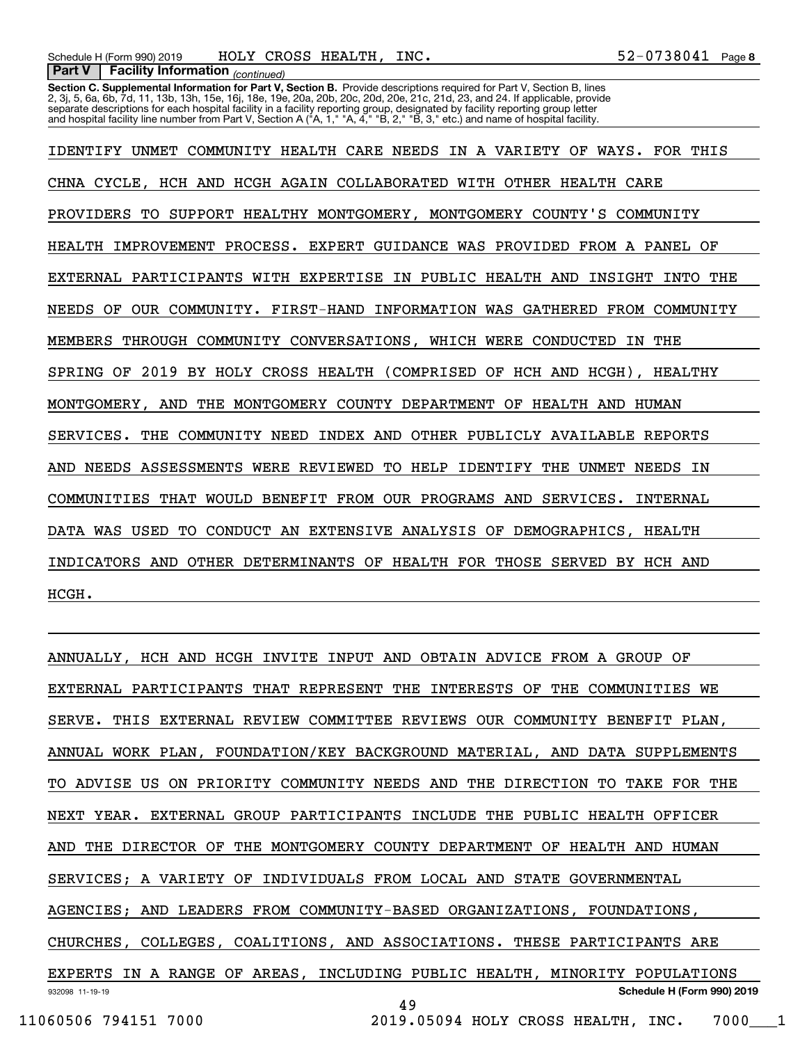**Part V Facility Information** *(continued)*

**Section C. Supplemental Information for Part V, Section B.** Provide descriptions required for Part V, Section B, lines 2, 3j, 5, 6a, 6b, 7d, 11, 13b, 13h, 15e, 16j, 18e, 19e, 20a, 20b, 20c, 20d, 20e, 21c, 21d, 23, and 24. If applicable, provide separate descriptions for each hospital facility in a facility reporting group, designated by facility reporting group letter and hospital facility line number from Part V, Section A ("A, 1," "A, 4," "B, 2," "B, 3," etc.) and name of hospital facility.

IDENTIFY UNMET COMMUNITY HEALTH CARE NEEDS IN A VARIETY OF WAYS. FOR THIS CHNA CYCLE, HCH AND HCGH AGAIN COLLABORATED WITH OTHER HEALTH CARE PROVIDERS TO SUPPORT HEALTHY MONTGOMERY, MONTGOMERY COUNTY'S COMMUNITY HEALTH IMPROVEMENT PROCESS. EXPERT GUIDANCE WAS PROVIDED FROM A PANEL OF EXTERNAL PARTICIPANTS WITH EXPERTISE IN PUBLIC HEALTH AND INSIGHT INTO THE NEEDS OF OUR COMMUNITY. FIRST-HAND INFORMATION WAS GATHERED FROM COMMUNITY MEMBERS THROUGH COMMUNITY CONVERSATIONS, WHICH WERE CONDUCTED IN THE SPRING OF 2019 BY HOLY CROSS HEALTH (COMPRISED OF HCH AND HCGH), HEALTHY MONTGOMERY, AND THE MONTGOMERY COUNTY DEPARTMENT OF HEALTH AND HUMAN SERVICES. THE COMMUNITY NEED INDEX AND OTHER PUBLICLY AVAILABLE REPORTS AND NEEDS ASSESSMENTS WERE REVIEWED TO HELP IDENTIFY THE UNMET NEEDS IN COMMUNITIES THAT WOULD BENEFIT FROM OUR PROGRAMS AND SERVICES. INTERNAL DATA WAS USED TO CONDUCT AN EXTENSIVE ANALYSIS OF DEMOGRAPHICS, HEALTH INDICATORS AND OTHER DETERMINANTS OF HEALTH FOR THOSE SERVED BY HCH AND HCGH.

ANNUALLY, HCH AND HCGH INVITE INPUT AND OBTAIN ADVICE FROM A GROUP OF EXTERNAL PARTICIPANTS THAT REPRESENT THE INTERESTS OF THE COMMUNITIES WE SERVE. THIS EXTERNAL REVIEW COMMITTEE REVIEWS OUR COMMUNITY BENEFIT PLAN, ANNUAL WORK PLAN, FOUNDATION/KEY BACKGROUND MATERIAL, AND DATA SUPPLEMENTS TO ADVISE US ON PRIORITY COMMUNITY NEEDS AND THE DIRECTION TO TAKE FOR THE NEXT YEAR. EXTERNAL GROUP PARTICIPANTS INCLUDE THE PUBLIC HEALTH OFFICER AND THE DIRECTOR OF THE MONTGOMERY COUNTY DEPARTMENT OF HEALTH AND HUMAN SERVICES; A VARIETY OF INDIVIDUALS FROM LOCAL AND STATE GOVERNMENTAL AGENCIES; AND LEADERS FROM COMMUNITY-BASED ORGANIZATIONS, FOUNDATIONS, CHURCHES, COLLEGES, COALITIONS, AND ASSOCIATIONS. THESE PARTICIPANTS ARE EXPERTS IN A RANGE OF AREAS, INCLUDING PUBLIC HEALTH, MINORITY POPULATIONS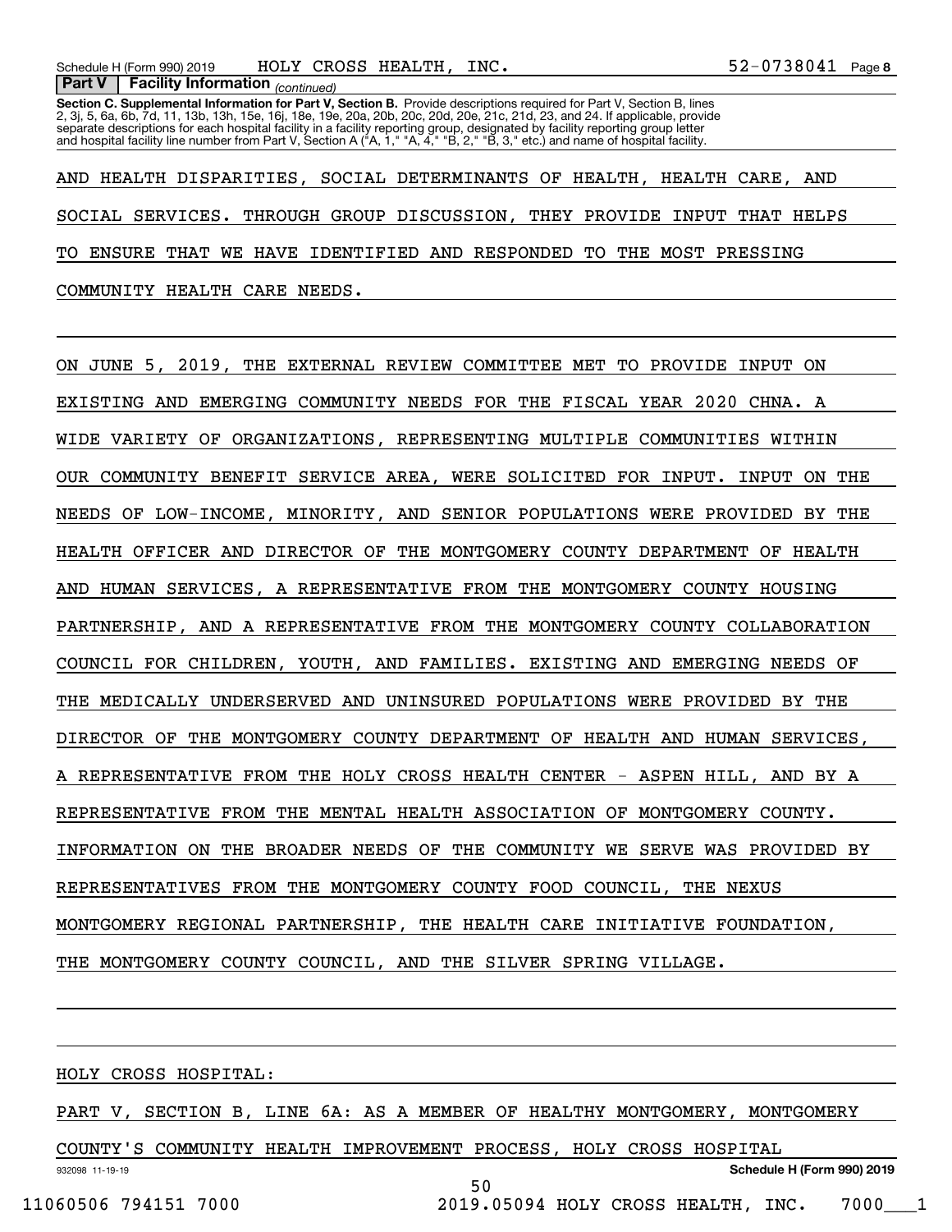**Part V | Facility Information** *(continued)*

**Section C. Supplemental Information for Part V, Section B.** Provide descriptions required for Part V, Section B, lines 2, 3j, 5, 6a, 6b, 7d, 11, 13b, 13h, 15e, 16j, 18e, 19e, 20a, 20b, 20c, 20d, 20e, 21c, 21d, 23, and 24. If applicable, provide separate descriptions for each hospital facility in a facility reporting group, designated by facility reporting group letter and hospital facility line number from Part V, Section A ("A, 1," "A, 4," "B, 2," "B, 3," etc.) and name of hospital facility.

AND HEALTH DISPARITIES, SOCIAL DETERMINANTS OF HEALTH, HEALTH CARE, AND SOCIAL SERVICES. THROUGH GROUP DISCUSSION, THEY PROVIDE INPUT THAT HELPS TO ENSURE THAT WE HAVE IDENTIFIED AND RESPONDED TO THE MOST PRESSING COMMUNITY HEALTH CARE NEEDS.

ON JUNE 5, 2019, THE EXTERNAL REVIEW COMMITTEE MET TO PROVIDE INPUT ON EXISTING AND EMERGING COMMUNITY NEEDS FOR THE FISCAL YEAR 2020 CHNA. A WIDE VARIETY OF ORGANIZATIONS, REPRESENTING MULTIPLE COMMUNITIES WITHIN OUR COMMUNITY BENEFIT SERVICE AREA, WERE SOLICITED FOR INPUT. INPUT ON THE NEEDS OF LOW-INCOME, MINORITY, AND SENIOR POPULATIONS WERE PROVIDED BY THE HEALTH OFFICER AND DIRECTOR OF THE MONTGOMERY COUNTY DEPARTMENT OF HEALTH AND HUMAN SERVICES, A REPRESENTATIVE FROM THE MONTGOMERY COUNTY HOUSING PARTNERSHIP, AND A REPRESENTATIVE FROM THE MONTGOMERY COUNTY COLLABORATION COUNCIL FOR CHILDREN, YOUTH, AND FAMILIES. EXISTING AND EMERGING NEEDS OF THE MEDICALLY UNDERSERVED AND UNINSURED POPULATIONS WERE PROVIDED BY THE DIRECTOR OF THE MONTGOMERY COUNTY DEPARTMENT OF HEALTH AND HUMAN SERVICES, A REPRESENTATIVE FROM THE HOLY CROSS HEALTH CENTER - ASPEN HILL, AND BY A REPRESENTATIVE FROM THE MENTAL HEALTH ASSOCIATION OF MONTGOMERY COUNTY. INFORMATION ON THE BROADER NEEDS OF THE COMMUNITY WE SERVE WAS PROVIDED BY REPRESENTATIVES FROM THE MONTGOMERY COUNTY FOOD COUNCIL, THE NEXUS MONTGOMERY REGIONAL PARTNERSHIP, THE HEALTH CARE INITIATIVE FOUNDATION, THE MONTGOMERY COUNTY COUNCIL, AND THE SILVER SPRING VILLAGE.

HOLY CROSS HOSPITAL:

PART V, SECTION B, LINE 6A: AS A MEMBER OF HEALTHY MONTGOMERY, MONTGOMERY COUNTY'S COMMUNITY HEALTH IMPROVEMENT PROCESS, HOLY CROSS HOSPITAL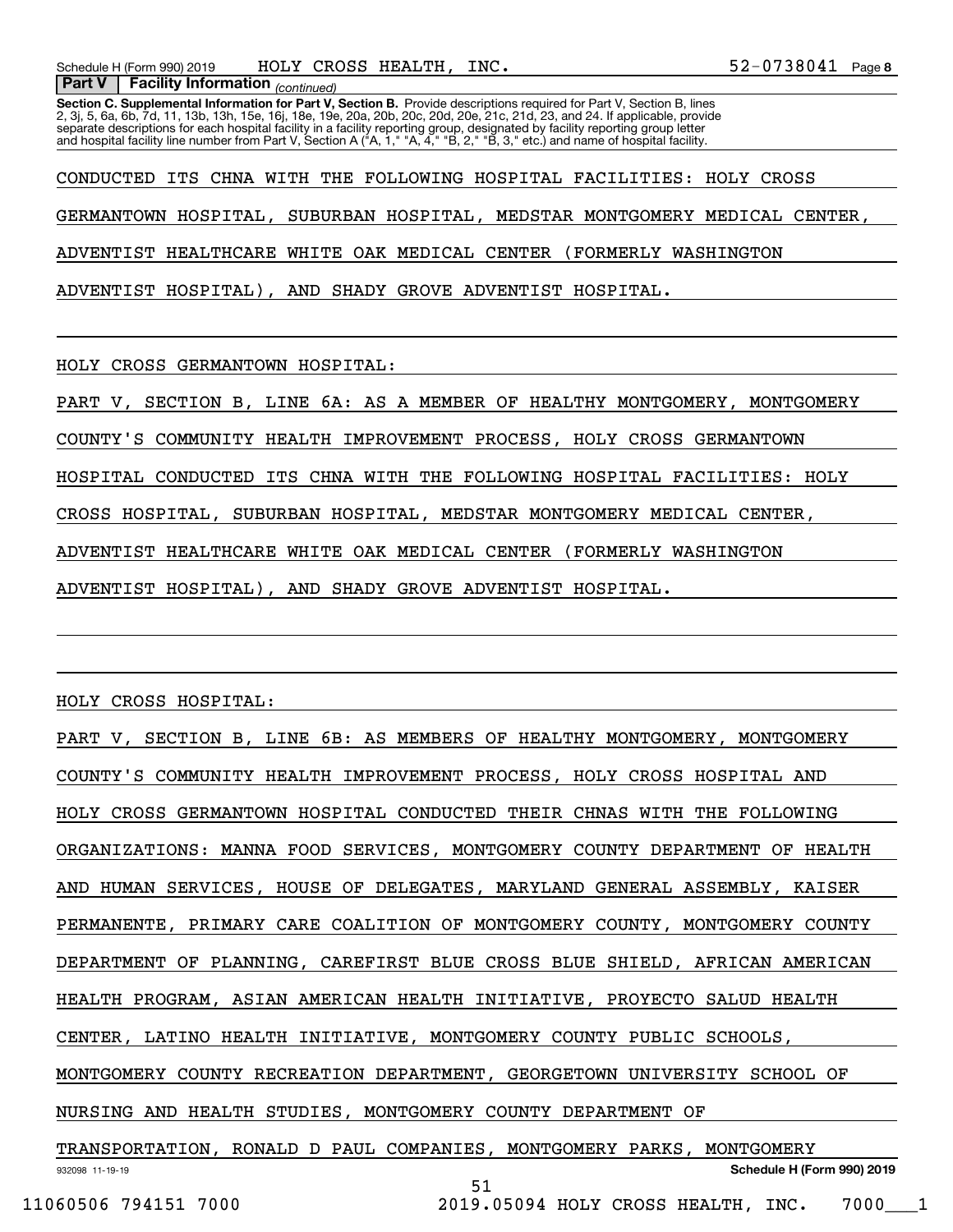**Part V | Facility Information** *(continued)*

**Section C. Supplemental Information for Part V, Section B.** Provide descriptions required for Part V, Section B, lines 2, 3j, 5, 6a, 6b, 7d, 11, 13b, 13h, 15e, 16j, 18e, 19e, 20a, 20b, 20c, 20d, 20e, 21c, 21d, 23, and 24. If applicable, provide separate descriptions for each hospital facility in a facility reporting group, designated by facility reporting group letter and hospital facility line number from Part V, Section A ("A, 1," "A, 4," "B, 2," "B, 3," etc.) and name of hospital facility.

CONDUCTED ITS CHNA WITH THE FOLLOWING HOSPITAL FACILITIES: HOLY CROSS GERMANTOWN HOSPITAL, SUBURBAN HOSPITAL, MEDSTAR MONTGOMERY MEDICAL CENTER, ADVENTIST HEALTHCARE WHITE OAK MEDICAL CENTER (FORMERLY WASHINGTON ADVENTIST HOSPITAL), AND SHADY GROVE ADVENTIST HOSPITAL.

HOLY CROSS GERMANTOWN HOSPITAL:

PART V, SECTION B, LINE 6A: AS A MEMBER OF HEALTHY MONTGOMERY, MONTGOMERY COUNTY'S COMMUNITY HEALTH IMPROVEMENT PROCESS, HOLY CROSS GERMANTOWN HOSPITAL CONDUCTED ITS CHNA WITH THE FOLLOWING HOSPITAL FACILITIES: HOLY CROSS HOSPITAL, SUBURBAN HOSPITAL, MEDSTAR MONTGOMERY MEDICAL CENTER, ADVENTIST HEALTHCARE WHITE OAK MEDICAL CENTER (FORMERLY WASHINGTON ADVENTIST HOSPITAL), AND SHADY GROVE ADVENTIST HOSPITAL.

HOLY CROSS HOSPITAL:

PART V, SECTION B, LINE 6B: AS MEMBERS OF HEALTHY MONTGOMERY, MONTGOMERY COUNTY'S COMMUNITY HEALTH IMPROVEMENT PROCESS, HOLY CROSS HOSPITAL AND HOLY CROSS GERMANTOWN HOSPITAL CONDUCTED THEIR CHNAS WITH THE FOLLOWING ORGANIZATIONS: MANNA FOOD SERVICES, MONTGOMERY COUNTY DEPARTMENT OF HEALTH AND HUMAN SERVICES, HOUSE OF DELEGATES, MARYLAND GENERAL ASSEMBLY, KAISER PERMANENTE, PRIMARY CARE COALITION OF MONTGOMERY COUNTY, MONTGOMERY COUNTY DEPARTMENT OF PLANNING, CAREFIRST BLUE CROSS BLUE SHIELD, AFRICAN AMERICAN HEALTH PROGRAM, ASIAN AMERICAN HEALTH INITIATIVE, PROYECTO SALUD HEALTH CENTER, LATINO HEALTH INITIATIVE, MONTGOMERY COUNTY PUBLIC SCHOOLS, MONTGOMERY COUNTY RECREATION DEPARTMENT, GEORGETOWN UNIVERSITY SCHOOL OF NURSING AND HEALTH STUDIES, MONTGOMERY COUNTY DEPARTMENT OF TRANSPORTATION, RONALD D PAUL COMPANIES, MONTGOMERY PARKS, MONTGOMERY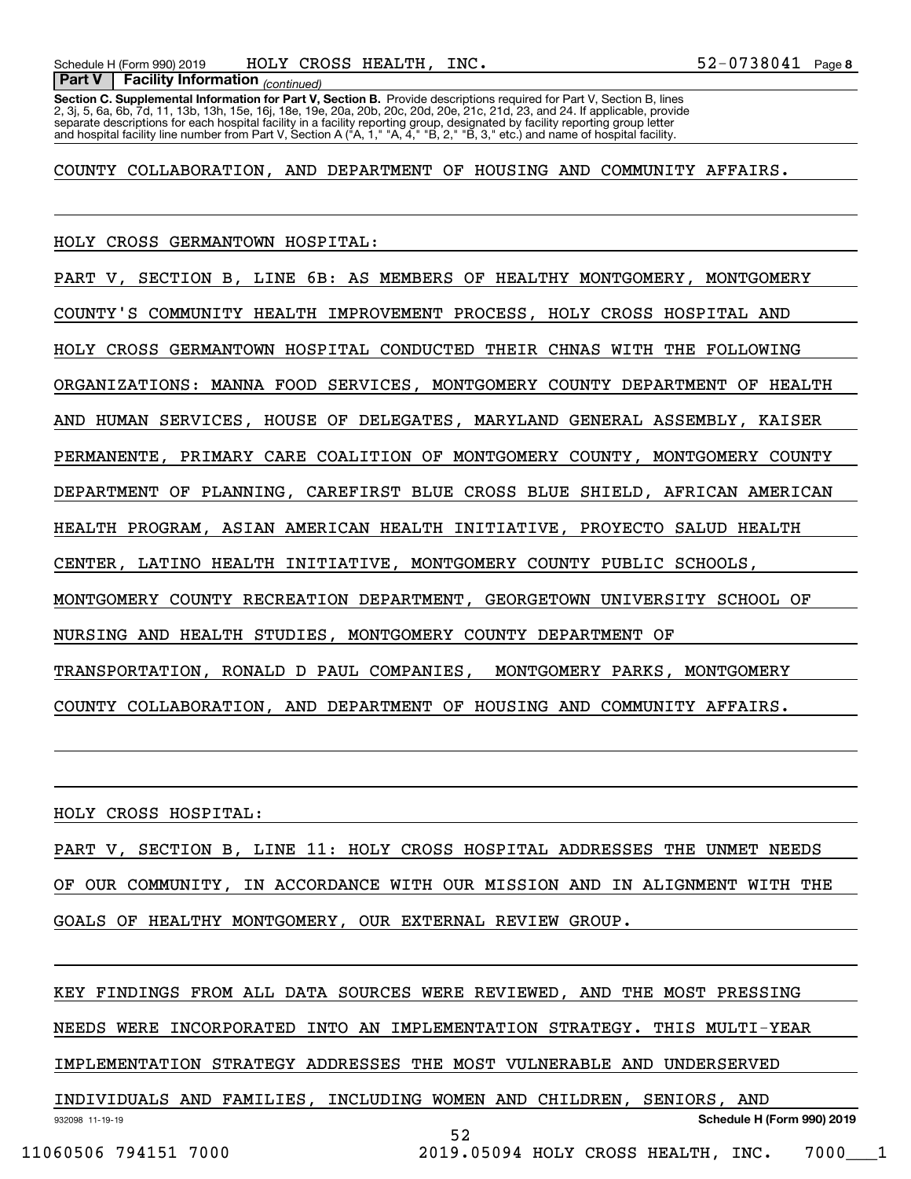**Part V | Facility Information** *(continued)*

**Section C. Supplemental Information for Part V, Section B.** Provide descriptions required for Part V, Section B, lines 2, 3j, 5, 6a, 6b, 7d, 11, 13b, 13h, 15e, 16j, 18e, 19e, 20a, 20b, 20c, 20d, 20e, 21c, 21d, 23, and 24. If applicable, provide separate descriptions for each hospital facility in a facility reporting group, designated by facility reporting group letter and hospital facility line number from Part V, Section A ("A, 1," "A, 4," "B, 2," "B, 3," etc.) and name of hospital facility.

COUNTY COLLABORATION, AND DEPARTMENT OF HOUSING AND COMMUNITY AFFAIRS.

HOLY CROSS GERMANTOWN HOSPITAL:

PART V, SECTION B, LINE 6B: AS MEMBERS OF HEALTHY MONTGOMERY, MONTGOMERY COUNTY'S COMMUNITY HEALTH IMPROVEMENT PROCESS, HOLY CROSS HOSPITAL AND HOLY CROSS GERMANTOWN HOSPITAL CONDUCTED THEIR CHNAS WITH THE FOLLOWING ORGANIZATIONS: MANNA FOOD SERVICES, MONTGOMERY COUNTY DEPARTMENT OF HEALTH AND HUMAN SERVICES, HOUSE OF DELEGATES, MARYLAND GENERAL ASSEMBLY, KAISER PERMANENTE, PRIMARY CARE COALITION OF MONTGOMERY COUNTY, MONTGOMERY COUNTY DEPARTMENT OF PLANNING, CAREFIRST BLUE CROSS BLUE SHIELD, AFRICAN AMERICAN HEALTH PROGRAM, ASIAN AMERICAN HEALTH INITIATIVE, PROYECTO SALUD HEALTH CENTER, LATINO HEALTH INITIATIVE, MONTGOMERY COUNTY PUBLIC SCHOOLS, MONTGOMERY COUNTY RECREATION DEPARTMENT, GEORGETOWN UNIVERSITY SCHOOL OF NURSING AND HEALTH STUDIES, MONTGOMERY COUNTY DEPARTMENT OF TRANSPORTATION, RONALD D PAUL COMPANIES, MONTGOMERY PARKS, MONTGOMERY COUNTY COLLABORATION, AND DEPARTMENT OF HOUSING AND COMMUNITY AFFAIRS.

HOLY CROSS HOSPITAL:

PART V, SECTION B, LINE 11: HOLY CROSS HOSPITAL ADDRESSES THE UNMET NEEDS OF OUR COMMUNITY, IN ACCORDANCE WITH OUR MISSION AND IN ALIGNMENT WITH THE GOALS OF HEALTHY MONTGOMERY, OUR EXTERNAL REVIEW GROUP.

KEY FINDINGS FROM ALL DATA SOURCES WERE REVIEWED, AND THE MOST PRESSING NEEDS WERE INCORPORATED INTO AN IMPLEMENTATION STRATEGY. THIS MULTI-YEAR IMPLEMENTATION STRATEGY ADDRESSES THE MOST VULNERABLE AND UNDERSERVED INDIVIDUALS AND FAMILIES, INCLUDING WOMEN AND CHILDREN, SENIORS, AND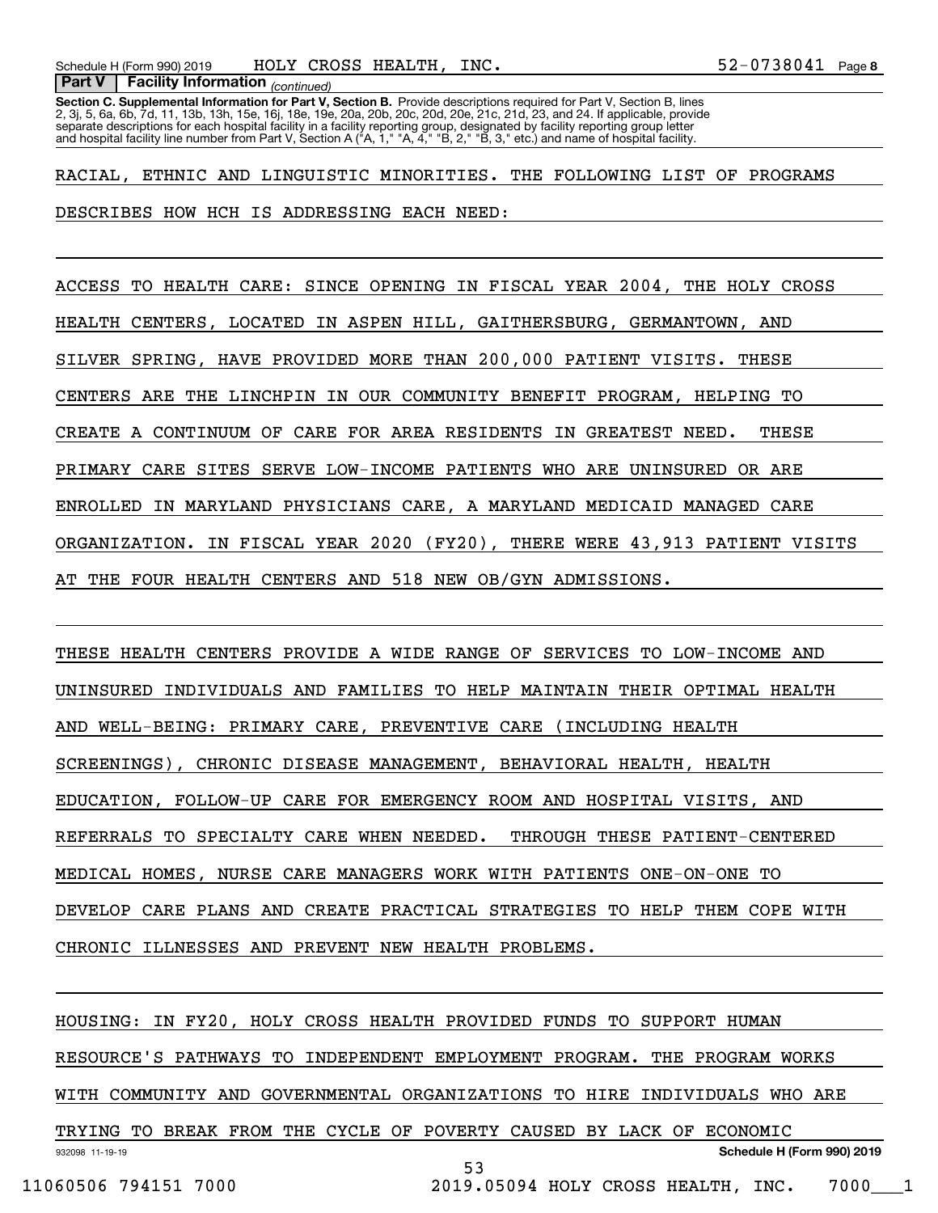**Part V Facility Information** *(continued)*

**Section C. Supplemental Information for Part V, Section B.** Provide descriptions required for Part V, Section B, lines 2, 3j, 5, 6a, 6b, 7d, 11, 13b, 13h, 15e, 16j, 18e, 19e, 20a, 20b, 20c, 20d, 20e, 21c, 21d, 23, and 24. If applicable, provide separate descriptions for each hospital facility in a facility reporting group, designated by facility reporting group letter and hospital facility line number from Part V, Section A ("A, 1," "A, 4," "B, 2," "B, 3," etc.) and name of hospital facility.

RACIAL, ETHNIC AND LINGUISTIC MINORITIES. THE FOLLOWING LIST OF PROGRAMS DESCRIBES HOW HCH IS ADDRESSING EACH NEED:

ACCESS TO HEALTH CARE: SINCE OPENING IN FISCAL YEAR 2004, THE HOLY CROSS HEALTH CENTERS, LOCATED IN ASPEN HILL, GAITHERSBURG, GERMANTOWN, AND SILVER SPRING, HAVE PROVIDED MORE THAN 200,000 PATIENT VISITS. THESE CENTERS ARE THE LINCHPIN IN OUR COMMUNITY BENEFIT PROGRAM, HELPING TO CREATE A CONTINUUM OF CARE FOR AREA RESIDENTS IN GREATEST NEED. THESE PRIMARY CARE SITES SERVE LOW-INCOME PATIENTS WHO ARE UNINSURED OR ARE ENROLLED IN MARYLAND PHYSICIANS CARE, A MARYLAND MEDICAID MANAGED CARE ORGANIZATION. IN FISCAL YEAR 2020 (FY20), THERE WERE 43,913 PATIENT VISITS AT THE FOUR HEALTH CENTERS AND 518 NEW OB/GYN ADMISSIONS.

THESE HEALTH CENTERS PROVIDE A WIDE RANGE OF SERVICES TO LOW-INCOME AND UNINSURED INDIVIDUALS AND FAMILIES TO HELP MAINTAIN THEIR OPTIMAL HEALTH AND WELL-BEING: PRIMARY CARE, PREVENTIVE CARE (INCLUDING HEALTH SCREENINGS), CHRONIC DISEASE MANAGEMENT, BEHAVIORAL HEALTH, HEALTH EDUCATION, FOLLOW-UP CARE FOR EMERGENCY ROOM AND HOSPITAL VISITS, AND REFERRALS TO SPECIALTY CARE WHEN NEEDED. THROUGH THESE PATIENT-CENTERED MEDICAL HOMES, NURSE CARE MANAGERS WORK WITH PATIENTS ONE-ON-ONE TO DEVELOP CARE PLANS AND CREATE PRACTICAL STRATEGIES TO HELP THEM COPE WITH CHRONIC ILLNESSES AND PREVENT NEW HEALTH PROBLEMS.

HOUSING: IN FY20, HOLY CROSS HEALTH PROVIDED FUNDS TO SUPPORT HUMAN RESOURCE'S PATHWAYS TO INDEPENDENT EMPLOYMENT PROGRAM. THE PROGRAM WORKS WITH COMMUNITY AND GOVERNMENTAL ORGANIZATIONS TO HIRE INDIVIDUALS WHO ARE TRYING TO BREAK FROM THE CYCLE OF POVERTY CAUSED BY LACK OF ECONOMIC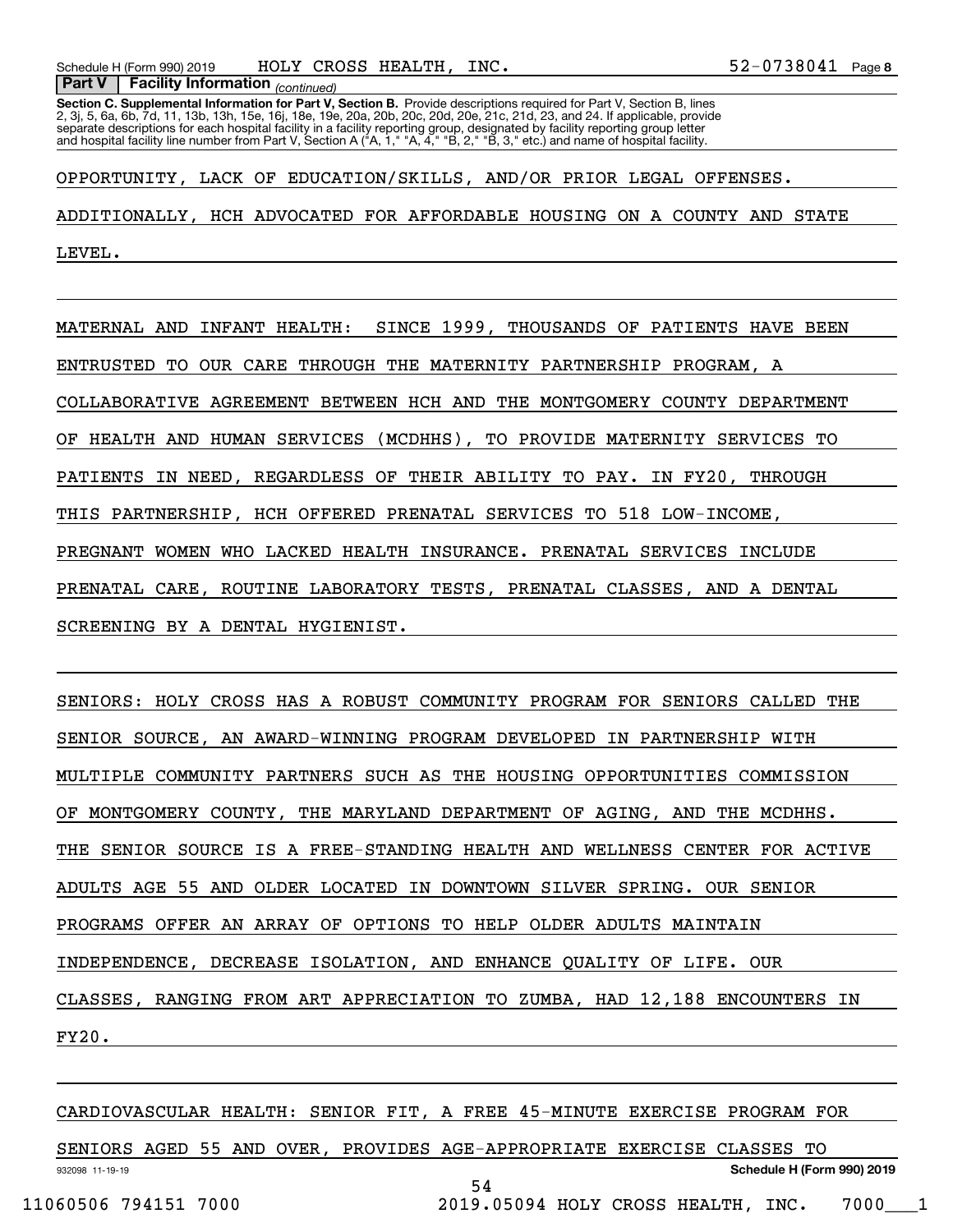**Part V | Facility Information** *(continued)*

**Section C. Supplemental Information for Part V, Section B.** Provide descriptions required for Part V, Section B, lines 2, 3j, 5, 6a, 6b, 7d, 11, 13b, 13h, 15e, 16j, 18e, 19e, 20a, 20b, 20c, 20d, 20e, 21c, 21d, 23, and 24. If applicable, provide separate descriptions for each hospital facility in a facility reporting group, designated by facility reporting group letter and hospital facility line number from Part V, Section A ("A, 1," "A, 4," "B, 2," "B, 3," etc.) and name of hospital facility.

OPPORTUNITY, LACK OF EDUCATION/SKILLS, AND/OR PRIOR LEGAL OFFENSES. ADDITIONALLY, HCH ADVOCATED FOR AFFORDABLE HOUSING ON A COUNTY AND STATE LEVEL.

MATERNAL AND INFANT HEALTH: SINCE 1999, THOUSANDS OF PATIENTS HAVE BEEN ENTRUSTED TO OUR CARE THROUGH THE MATERNITY PARTNERSHIP PROGRAM, A COLLABORATIVE AGREEMENT BETWEEN HCH AND THE MONTGOMERY COUNTY DEPARTMENT OF HEALTH AND HUMAN SERVICES (MCDHHS), TO PROVIDE MATERNITY SERVICES TO PATIENTS IN NEED, REGARDLESS OF THEIR ABILITY TO PAY. IN FY20, THROUGH THIS PARTNERSHIP, HCH OFFERED PRENATAL SERVICES TO 518 LOW-INCOME, PREGNANT WOMEN WHO LACKED HEALTH INSURANCE. PRENATAL SERVICES INCLUDE PRENATAL CARE, ROUTINE LABORATORY TESTS, PRENATAL CLASSES, AND A DENTAL SCREENING BY A DENTAL HYGIENIST.

SENIORS: HOLY CROSS HAS A ROBUST COMMUNITY PROGRAM FOR SENIORS CALLED THE SENIOR SOURCE, AN AWARD-WINNING PROGRAM DEVELOPED IN PARTNERSHIP WITH MULTIPLE COMMUNITY PARTNERS SUCH AS THE HOUSING OPPORTUNITIES COMMISSION OF MONTGOMERY COUNTY, THE MARYLAND DEPARTMENT OF AGING, AND THE MCDHHS. THE SENIOR SOURCE IS A FREE-STANDING HEALTH AND WELLNESS CENTER FOR ACTIVE ADULTS AGE 55 AND OLDER LOCATED IN DOWNTOWN SILVER SPRING. OUR SENIOR PROGRAMS OFFER AN ARRAY OF OPTIONS TO HELP OLDER ADULTS MAINTAIN INDEPENDENCE, DECREASE ISOLATION, AND ENHANCE QUALITY OF LIFE. OUR CLASSES, RANGING FROM ART APPRECIATION TO ZUMBA, HAD 12,188 ENCOUNTERS IN FY20.

CARDIOVASCULAR HEALTH: SENIOR FIT, A FREE 45-MINUTE EXERCISE PROGRAM FOR SENIORS AGED 55 AND OVER, PROVIDES AGE-APPROPRIATE EXERCISE CLASSES TO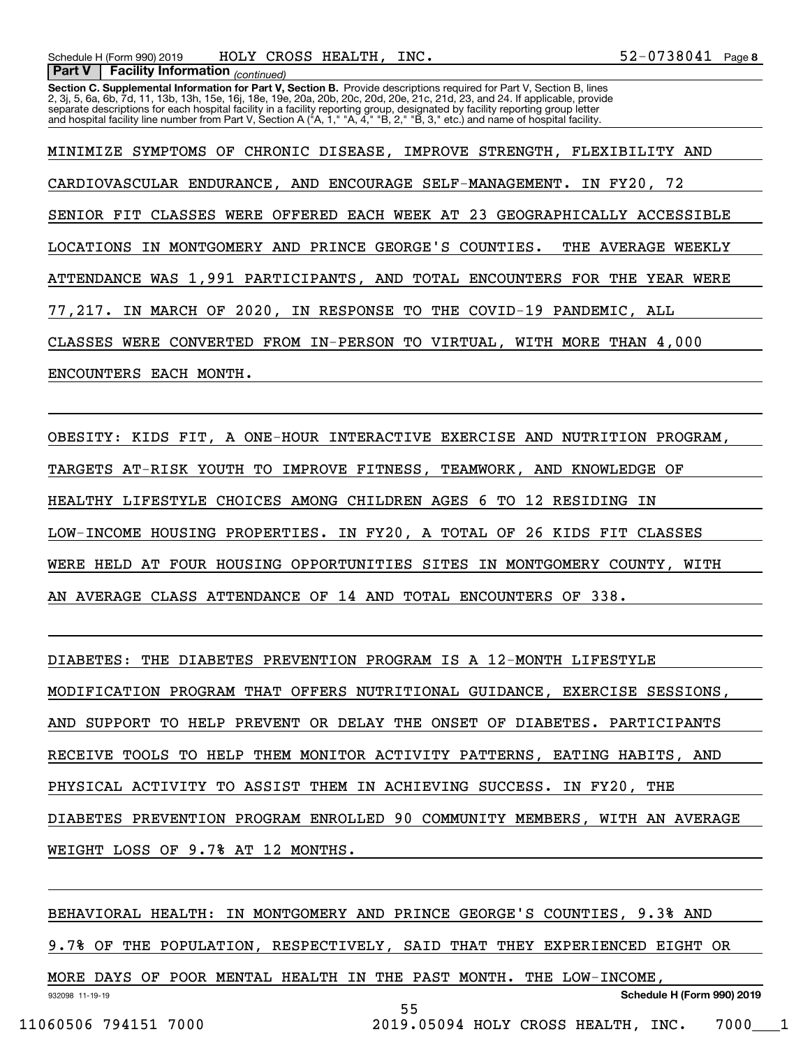**Part V | Facility Information** *(continued)*

**Section C. Supplemental Information for Part V, Section B.** Provide descriptions required for Part V, Section B, lines 2, 3j, 5, 6a, 6b, 7d, 11, 13b, 13h, 15e, 16j, 18e, 19e, 20a, 20b, 20c, 20d, 20e, 21c, 21d, 23, and 24. If applicable, provide separate descriptions for each hospital facility in a facility reporting group, designated by facility reporting group letter and hospital facility line number from Part V, Section A ("A, 1," "A, 4," "B, 2," "B, 3," etc.) and name of hospital facility.

MINIMIZE SYMPTOMS OF CHRONIC DISEASE, IMPROVE STRENGTH, FLEXIBILITY AND CARDIOVASCULAR ENDURANCE, AND ENCOURAGE SELF-MANAGEMENT. IN FY20, 72 SENIOR FIT CLASSES WERE OFFERED EACH WEEK AT 23 GEOGRAPHICALLY ACCESSIBLE LOCATIONS IN MONTGOMERY AND PRINCE GEORGE'S COUNTIES. THE AVERAGE WEEKLY ATTENDANCE WAS 1,991 PARTICIPANTS, AND TOTAL ENCOUNTERS FOR THE YEAR WERE 77,217. IN MARCH OF 2020, IN RESPONSE TO THE COVID-19 PANDEMIC, ALL CLASSES WERE CONVERTED FROM IN-PERSON TO VIRTUAL, WITH MORE THAN 4,000 ENCOUNTERS EACH MONTH.

OBESITY: KIDS FIT, A ONE-HOUR INTERACTIVE EXERCISE AND NUTRITION PROGRAM, TARGETS AT-RISK YOUTH TO IMPROVE FITNESS, TEAMWORK, AND KNOWLEDGE OF HEALTHY LIFESTYLE CHOICES AMONG CHILDREN AGES 6 TO 12 RESIDING IN LOW-INCOME HOUSING PROPERTIES. IN FY20, A TOTAL OF 26 KIDS FIT CLASSES WERE HELD AT FOUR HOUSING OPPORTUNITIES SITES IN MONTGOMERY COUNTY, WITH AN AVERAGE CLASS ATTENDANCE OF 14 AND TOTAL ENCOUNTERS OF 338.

DIABETES: THE DIABETES PREVENTION PROGRAM IS A 12-MONTH LIFESTYLE MODIFICATION PROGRAM THAT OFFERS NUTRITIONAL GUIDANCE, EXERCISE SESSIONS, AND SUPPORT TO HELP PREVENT OR DELAY THE ONSET OF DIABETES. PARTICIPANTS RECEIVE TOOLS TO HELP THEM MONITOR ACTIVITY PATTERNS, EATING HABITS, AND PHYSICAL ACTIVITY TO ASSIST THEM IN ACHIEVING SUCCESS. IN FY20, THE DIABETES PREVENTION PROGRAM ENROLLED 90 COMMUNITY MEMBERS, WITH AN AVERAGE WEIGHT LOSS OF 9.7% AT 12 MONTHS.

BEHAVIORAL HEALTH: IN MONTGOMERY AND PRINCE GEORGE'S COUNTIES, 9.3% AND 9.7% OF THE POPULATION, RESPECTIVELY, SAID THAT THEY EXPERIENCED EIGHT OR MORE DAYS OF POOR MENTAL HEALTH IN THE PAST MONTH. THE LOW-INCOME,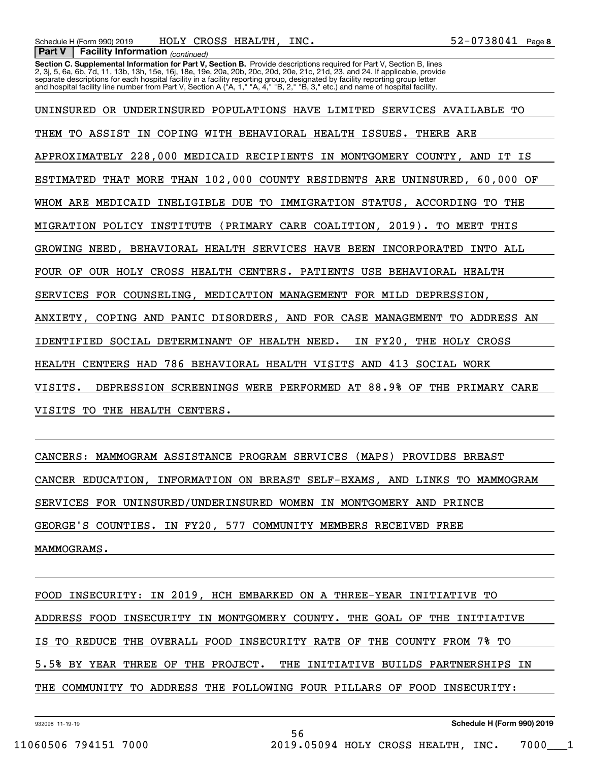**Part V | Facility Information** *(continued)*

**Section C. Supplemental Information for Part V, Section B.** Provide descriptions required for Part V, Section B, lines 2, 3j, 5, 6a, 6b, 7d, 11, 13b, 13h, 15e, 16j, 18e, 19e, 20a, 20b, 20c, 20d, 20e, 21c, 21d, 23, and 24. If applicable, provide separate descriptions for each hospital facility in a facility reporting group, designated by facility reporting group letter and hospital facility line number from Part V, Section A ("A, 1," "A, 4," "B, 2," "B, 3," etc.) and name of hospital facility.

UNINSURED OR UNDERINSURED POPULATIONS HAVE LIMITED SERVICES AVAILABLE TO THEM TO ASSIST IN COPING WITH BEHAVIORAL HEALTH ISSUES. THERE ARE APPROXIMATELY 228,000 MEDICAID RECIPIENTS IN MONTGOMERY COUNTY, AND IT IS ESTIMATED THAT MORE THAN 102,000 COUNTY RESIDENTS ARE UNINSURED, 60,000 OF WHOM ARE MEDICAID INELIGIBLE DUE TO IMMIGRATION STATUS, ACCORDING TO THE MIGRATION POLICY INSTITUTE (PRIMARY CARE COALITION, 2019). TO MEET THIS GROWING NEED, BEHAVIORAL HEALTH SERVICES HAVE BEEN INCORPORATED INTO ALL FOUR OF OUR HOLY CROSS HEALTH CENTERS. PATIENTS USE BEHAVIORAL HEALTH SERVICES FOR COUNSELING, MEDICATION MANAGEMENT FOR MILD DEPRESSION, ANXIETY, COPING AND PANIC DISORDERS, AND FOR CASE MANAGEMENT TO ADDRESS AN IDENTIFIED SOCIAL DETERMINANT OF HEALTH NEED. IN FY20, THE HOLY CROSS HEALTH CENTERS HAD 786 BEHAVIORAL HEALTH VISITS AND 413 SOCIAL WORK VISITS. DEPRESSION SCREENINGS WERE PERFORMED AT 88.9% OF THE PRIMARY CARE VISITS TO THE HEALTH CENTERS.

CANCERS: MAMMOGRAM ASSISTANCE PROGRAM SERVICES (MAPS) PROVIDES BREAST CANCER EDUCATION, INFORMATION ON BREAST SELF-EXAMS, AND LINKS TO MAMMOGRAM SERVICES FOR UNINSURED/UNDERINSURED WOMEN IN MONTGOMERY AND PRINCE GEORGE'S COUNTIES. IN FY20, 577 COMMUNITY MEMBERS RECEIVED FREE MAMMOGRAMS.

FOOD INSECURITY: IN 2019, HCH EMBARKED ON A THREE-YEAR INITIATIVE TO ADDRESS FOOD INSECURITY IN MONTGOMERY COUNTY. THE GOAL OF THE INITIATIVE IS TO REDUCE THE OVERALL FOOD INSECURITY RATE OF THE COUNTY FROM 7% TO 5.5% BY YEAR THREE OF THE PROJECT. THE INITIATIVE BUILDS PARTNERSHIPS IN THE COMMUNITY TO ADDRESS THE FOLLOWING FOUR PILLARS OF FOOD INSECURITY: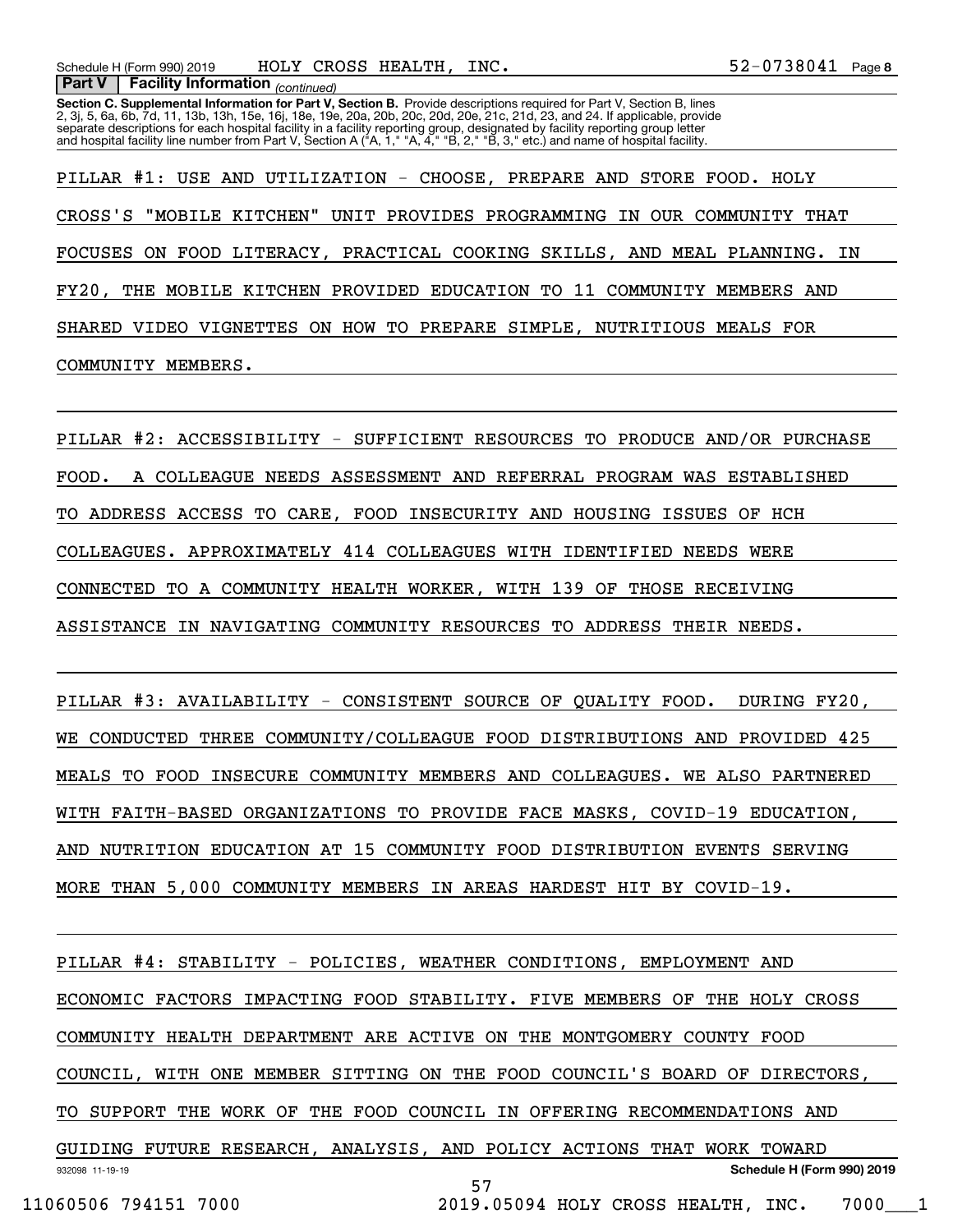**Part V | Facility Information** *(continued)*

**Section C. Supplemental Information for Part V, Section B.** Provide descriptions required for Part V, Section B, lines 2, 3j, 5, 6a, 6b, 7d, 11, 13b, 13h, 15e, 16j, 18e, 19e, 20a, 20b, 20c, 20d, 20e, 21c, 21d, 23, and 24. If applicable, provide separate descriptions for each hospital facility in a facility reporting group, designated by facility reporting group letter and hospital facility line number from Part V, Section A ("A, 1," "A, 4," "B, 2," "B, 3," etc.) and name of hospital facility.

PILLAR #1: USE AND UTILIZATION - CHOOSE, PREPARE AND STORE FOOD. HOLY CROSS'S "MOBILE KITCHEN" UNIT PROVIDES PROGRAMMING IN OUR COMMUNITY THAT FOCUSES ON FOOD LITERACY, PRACTICAL COOKING SKILLS, AND MEAL PLANNING. IN FY20, THE MOBILE KITCHEN PROVIDED EDUCATION TO 11 COMMUNITY MEMBERS AND SHARED VIDEO VIGNETTES ON HOW TO PREPARE SIMPLE, NUTRITIOUS MEALS FOR COMMUNITY MEMBERS.

PILLAR #2: ACCESSIBILITY - SUFFICIENT RESOURCES TO PRODUCE AND/OR PURCHASE FOOD. A COLLEAGUE NEEDS ASSESSMENT AND REFERRAL PROGRAM WAS ESTABLISHED TO ADDRESS ACCESS TO CARE, FOOD INSECURITY AND HOUSING ISSUES OF HCH COLLEAGUES. APPROXIMATELY 414 COLLEAGUES WITH IDENTIFIED NEEDS WERE CONNECTED TO A COMMUNITY HEALTH WORKER, WITH 139 OF THOSE RECEIVING ASSISTANCE IN NAVIGATING COMMUNITY RESOURCES TO ADDRESS THEIR NEEDS.

PILLAR #3: AVAILABILITY - CONSISTENT SOURCE OF QUALITY FOOD. DURING FY20, WE CONDUCTED THREE COMMUNITY/COLLEAGUE FOOD DISTRIBUTIONS AND PROVIDED 425 MEALS TO FOOD INSECURE COMMUNITY MEMBERS AND COLLEAGUES. WE ALSO PARTNERED WITH FAITH-BASED ORGANIZATIONS TO PROVIDE FACE MASKS, COVID-19 EDUCATION, AND NUTRITION EDUCATION AT 15 COMMUNITY FOOD DISTRIBUTION EVENTS SERVING MORE THAN 5,000 COMMUNITY MEMBERS IN AREAS HARDEST HIT BY COVID-19.

PILLAR #4: STABILITY - POLICIES, WEATHER CONDITIONS, EMPLOYMENT AND ECONOMIC FACTORS IMPACTING FOOD STABILITY. FIVE MEMBERS OF THE HOLY CROSS COMMUNITY HEALTH DEPARTMENT ARE ACTIVE ON THE MONTGOMERY COUNTY FOOD COUNCIL, WITH ONE MEMBER SITTING ON THE FOOD COUNCIL'S BOARD OF DIRECTORS, TO SUPPORT THE WORK OF THE FOOD COUNCIL IN OFFERING RECOMMENDATIONS AND GUIDING FUTURE RESEARCH, ANALYSIS, AND POLICY ACTIONS THAT WORK TOWARD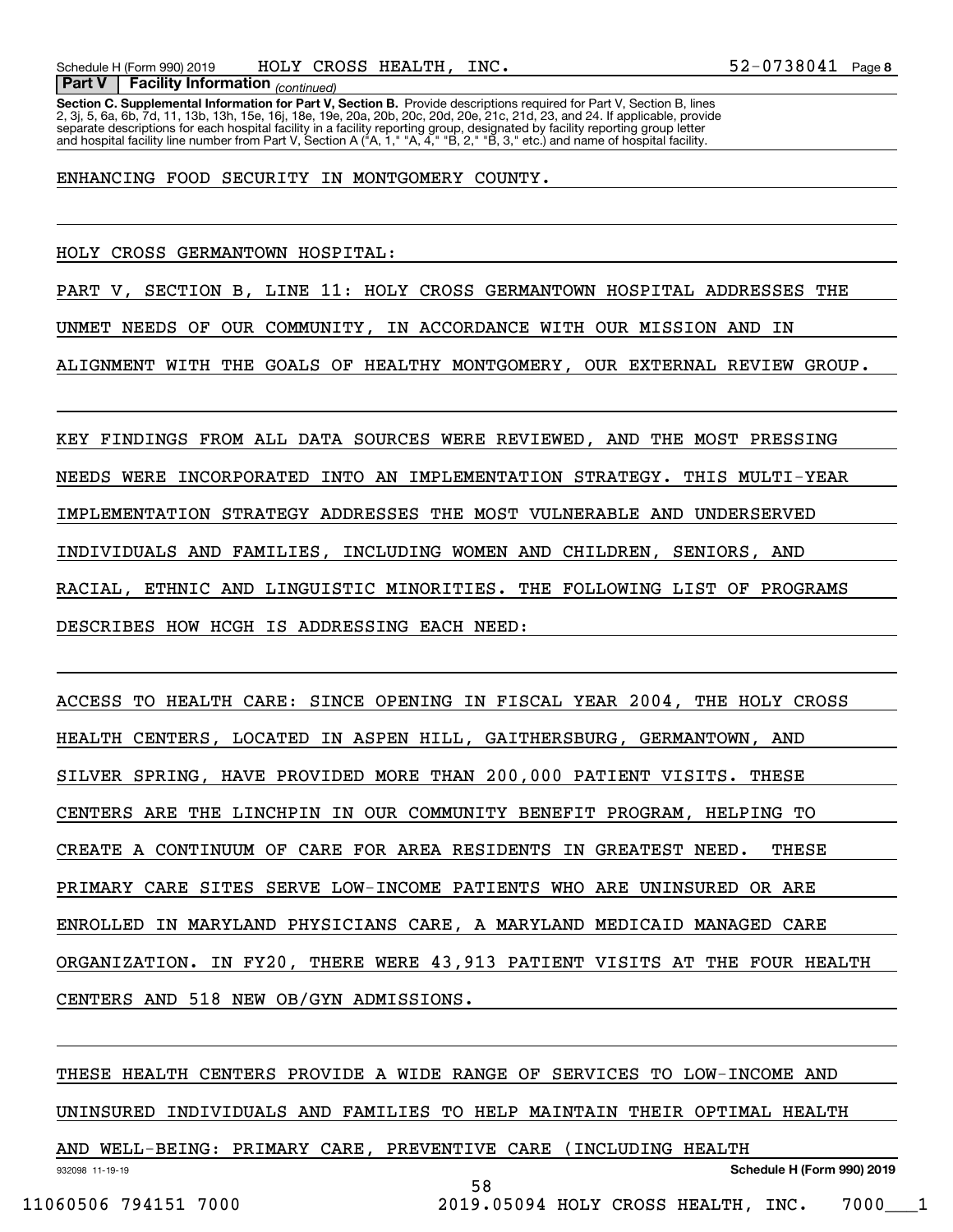**Part V | Facility Information** *(continued)*

**Section C. Supplemental Information for Part V, Section B.** Provide descriptions required for Part V, Section B, lines 2, 3j, 5, 6a, 6b, 7d, 11, 13b, 13h, 15e, 16j, 18e, 19e, 20a, 20b, 20c, 20d, 20e, 21c, 21d, 23, and 24. If applicable, provide separate descriptions for each hospital facility in a facility reporting group, designated by facility reporting group letter and hospital facility line number from Part V, Section A ("A, 1," "A, 4," "B, 2," "B, 3," etc.) and name of hospital facility.

ENHANCING FOOD SECURITY IN MONTGOMERY COUNTY.

HOLY CROSS GERMANTOWN HOSPITAL:

PART V, SECTION B, LINE 11: HOLY CROSS GERMANTOWN HOSPITAL ADDRESSES THE UNMET NEEDS OF OUR COMMUNITY, IN ACCORDANCE WITH OUR MISSION AND IN ALIGNMENT WITH THE GOALS OF HEALTHY MONTGOMERY, OUR EXTERNAL REVIEW GROUP.

KEY FINDINGS FROM ALL DATA SOURCES WERE REVIEWED, AND THE MOST PRESSING NEEDS WERE INCORPORATED INTO AN IMPLEMENTATION STRATEGY. THIS MULTI-YEAR IMPLEMENTATION STRATEGY ADDRESSES THE MOST VULNERABLE AND UNDERSERVED INDIVIDUALS AND FAMILIES, INCLUDING WOMEN AND CHILDREN, SENIORS, AND RACIAL, ETHNIC AND LINGUISTIC MINORITIES. THE FOLLOWING LIST OF PROGRAMS DESCRIBES HOW HCGH IS ADDRESSING EACH NEED:

ACCESS TO HEALTH CARE: SINCE OPENING IN FISCAL YEAR 2004, THE HOLY CROSS HEALTH CENTERS, LOCATED IN ASPEN HILL, GAITHERSBURG, GERMANTOWN, AND SILVER SPRING, HAVE PROVIDED MORE THAN 200,000 PATIENT VISITS. THESE CENTERS ARE THE LINCHPIN IN OUR COMMUNITY BENEFIT PROGRAM, HELPING TO CREATE A CONTINUUM OF CARE FOR AREA RESIDENTS IN GREATEST NEED. THESE PRIMARY CARE SITES SERVE LOW-INCOME PATIENTS WHO ARE UNINSURED OR ARE ENROLLED IN MARYLAND PHYSICIANS CARE, A MARYLAND MEDICAID MANAGED CARE ORGANIZATION. IN FY20, THERE WERE 43,913 PATIENT VISITS AT THE FOUR HEALTH CENTERS AND 518 NEW OB/GYN ADMISSIONS.

THESE HEALTH CENTERS PROVIDE A WIDE RANGE OF SERVICES TO LOW-INCOME AND UNINSURED INDIVIDUALS AND FAMILIES TO HELP MAINTAIN THEIR OPTIMAL HEALTH AND WELL-BEING: PRIMARY CARE, PREVENTIVE CARE (INCLUDING HEALTH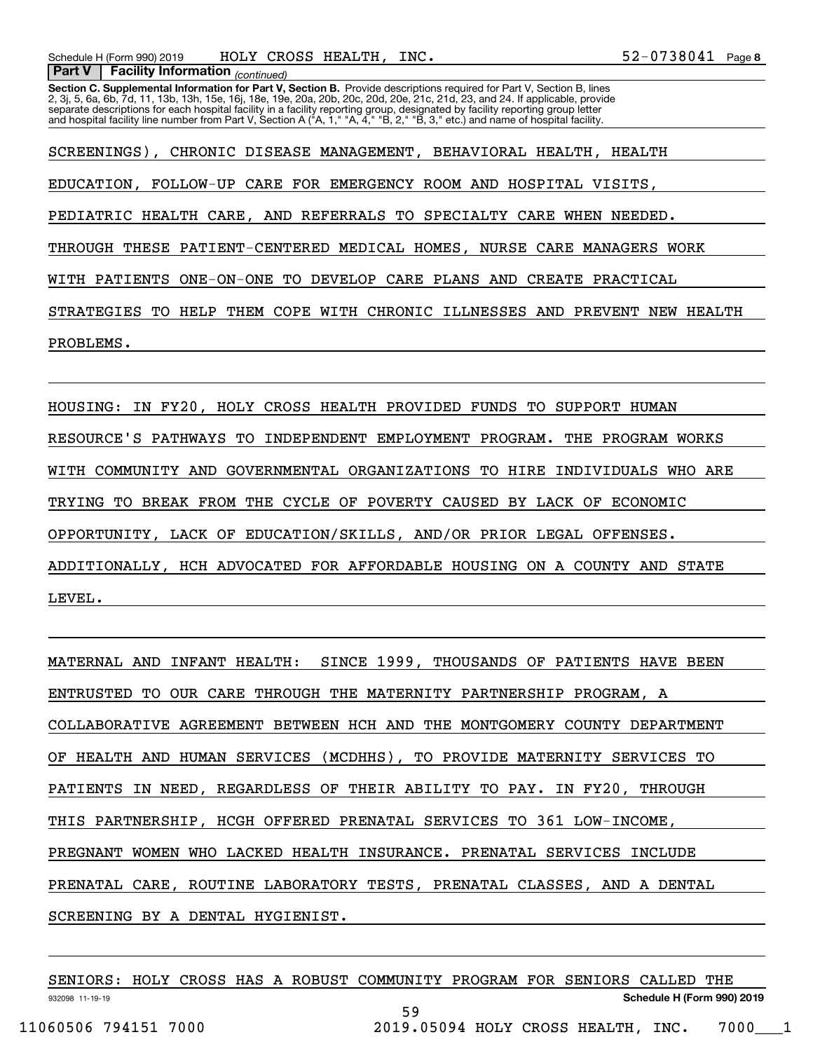**Part V | Facility Information** *(continued)*

**Section C. Supplemental Information for Part V, Section B.** Provide descriptions required for Part V, Section B, lines 2, 3j, 5, 6a, 6b, 7d, 11, 13b, 13h, 15e, 16j, 18e, 19e, 20a, 20b, 20c, 20d, 20e, 21c, 21d, 23, and 24. If applicable, provide separate descriptions for each hospital facility in a facility reporting group, designated by facility reporting group letter and hospital facility line number from Part V, Section A ("A, 1," "A, 4," "B, 2," "B, 3," etc.) and name of hospital facility.

SCREENINGS), CHRONIC DISEASE MANAGEMENT, BEHAVIORAL HEALTH, HEALTH EDUCATION, FOLLOW-UP CARE FOR EMERGENCY ROOM AND HOSPITAL VISITS, PEDIATRIC HEALTH CARE, AND REFERRALS TO SPECIALTY CARE WHEN NEEDED. THROUGH THESE PATIENT-CENTERED MEDICAL HOMES, NURSE CARE MANAGERS WORK WITH PATIENTS ONE-ON-ONE TO DEVELOP CARE PLANS AND CREATE PRACTICAL STRATEGIES TO HELP THEM COPE WITH CHRONIC ILLNESSES AND PREVENT NEW HEALTH PROBLEMS.

HOUSING: IN FY20, HOLY CROSS HEALTH PROVIDED FUNDS TO SUPPORT HUMAN RESOURCE'S PATHWAYS TO INDEPENDENT EMPLOYMENT PROGRAM. THE PROGRAM WORKS WITH COMMUNITY AND GOVERNMENTAL ORGANIZATIONS TO HIRE INDIVIDUALS WHO ARE TRYING TO BREAK FROM THE CYCLE OF POVERTY CAUSED BY LACK OF ECONOMIC OPPORTUNITY, LACK OF EDUCATION/SKILLS, AND/OR PRIOR LEGAL OFFENSES. ADDITIONALLY, HCH ADVOCATED FOR AFFORDABLE HOUSING ON A COUNTY AND STATE LEVEL.

MATERNAL AND INFANT HEALTH: SINCE 1999, THOUSANDS OF PATIENTS HAVE BEEN ENTRUSTED TO OUR CARE THROUGH THE MATERNITY PARTNERSHIP PROGRAM, A COLLABORATIVE AGREEMENT BETWEEN HCH AND THE MONTGOMERY COUNTY DEPARTMENT OF HEALTH AND HUMAN SERVICES (MCDHHS), TO PROVIDE MATERNITY SERVICES TO PATIENTS IN NEED, REGARDLESS OF THEIR ABILITY TO PAY. IN FY20, THROUGH THIS PARTNERSHIP, HCGH OFFERED PRENATAL SERVICES TO 361 LOW-INCOME, PREGNANT WOMEN WHO LACKED HEALTH INSURANCE. PRENATAL SERVICES INCLUDE PRENATAL CARE, ROUTINE LABORATORY TESTS, PRENATAL CLASSES, AND A DENTAL SCREENING BY A DENTAL HYGIENIST.

SENIORS: HOLY CROSS HAS A ROBUST COMMUNITY PROGRAM FOR SENIORS CALLED THE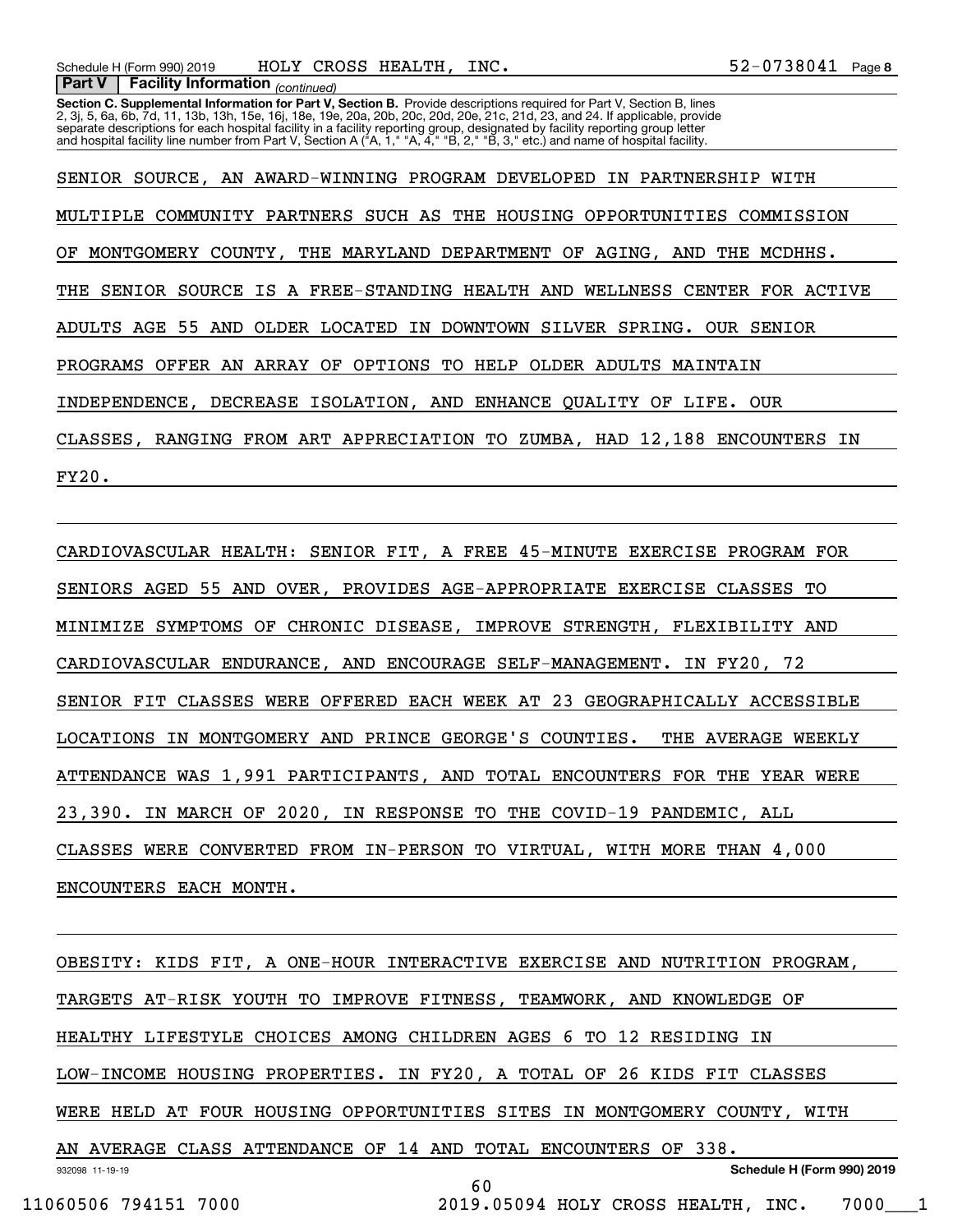**Part V | Facility Information** *(continued)*

**Section C. Supplemental Information for Part V, Section B.** Provide descriptions required for Part V, Section B, lines 2, 3j, 5, 6a, 6b, 7d, 11, 13b, 13h, 15e, 16j, 18e, 19e, 20a, 20b, 20c, 20d, 20e, 21c, 21d, 23, and 24. If applicable, provide separate descriptions for each hospital facility in a facility reporting group, designated by facility reporting group letter and hospital facility line number from Part V, Section A ("A, 1," "A, 4," "B, 2," "B, 3," etc.) and name of hospital facility.

SENIOR SOURCE, AN AWARD-WINNING PROGRAM DEVELOPED IN PARTNERSHIP WITH MULTIPLE COMMUNITY PARTNERS SUCH AS THE HOUSING OPPORTUNITIES COMMISSION OF MONTGOMERY COUNTY, THE MARYLAND DEPARTMENT OF AGING, AND THE MCDHHS. THE SENIOR SOURCE IS A FREE-STANDING HEALTH AND WELLNESS CENTER FOR ACTIVE ADULTS AGE 55 AND OLDER LOCATED IN DOWNTOWN SILVER SPRING. OUR SENIOR PROGRAMS OFFER AN ARRAY OF OPTIONS TO HELP OLDER ADULTS MAINTAIN INDEPENDENCE, DECREASE ISOLATION, AND ENHANCE QUALITY OF LIFE. OUR CLASSES, RANGING FROM ART APPRECIATION TO ZUMBA, HAD 12,188 ENCOUNTERS IN FY20.

CARDIOVASCULAR HEALTH: SENIOR FIT, A FREE 45-MINUTE EXERCISE PROGRAM FOR SENIORS AGED 55 AND OVER, PROVIDES AGE-APPROPRIATE EXERCISE CLASSES TO MINIMIZE SYMPTOMS OF CHRONIC DISEASE, IMPROVE STRENGTH, FLEXIBILITY AND CARDIOVASCULAR ENDURANCE, AND ENCOURAGE SELF-MANAGEMENT. IN FY20, 72 SENIOR FIT CLASSES WERE OFFERED EACH WEEK AT 23 GEOGRAPHICALLY ACCESSIBLE LOCATIONS IN MONTGOMERY AND PRINCE GEORGE'S COUNTIES. THE AVERAGE WEEKLY ATTENDANCE WAS 1,991 PARTICIPANTS, AND TOTAL ENCOUNTERS FOR THE YEAR WERE 23,390. IN MARCH OF 2020, IN RESPONSE TO THE COVID-19 PANDEMIC, ALL CLASSES WERE CONVERTED FROM IN-PERSON TO VIRTUAL, WITH MORE THAN 4,000 ENCOUNTERS EACH MONTH.

OBESITY: KIDS FIT, A ONE-HOUR INTERACTIVE EXERCISE AND NUTRITION PROGRAM, TARGETS AT-RISK YOUTH TO IMPROVE FITNESS, TEAMWORK, AND KNOWLEDGE OF HEALTHY LIFESTYLE CHOICES AMONG CHILDREN AGES 6 TO 12 RESIDING IN LOW-INCOME HOUSING PROPERTIES. IN FY20, A TOTAL OF 26 KIDS FIT CLASSES WERE HELD AT FOUR HOUSING OPPORTUNITIES SITES IN MONTGOMERY COUNTY, WITH AN AVERAGE CLASS ATTENDANCE OF 14 AND TOTAL ENCOUNTERS OF 338.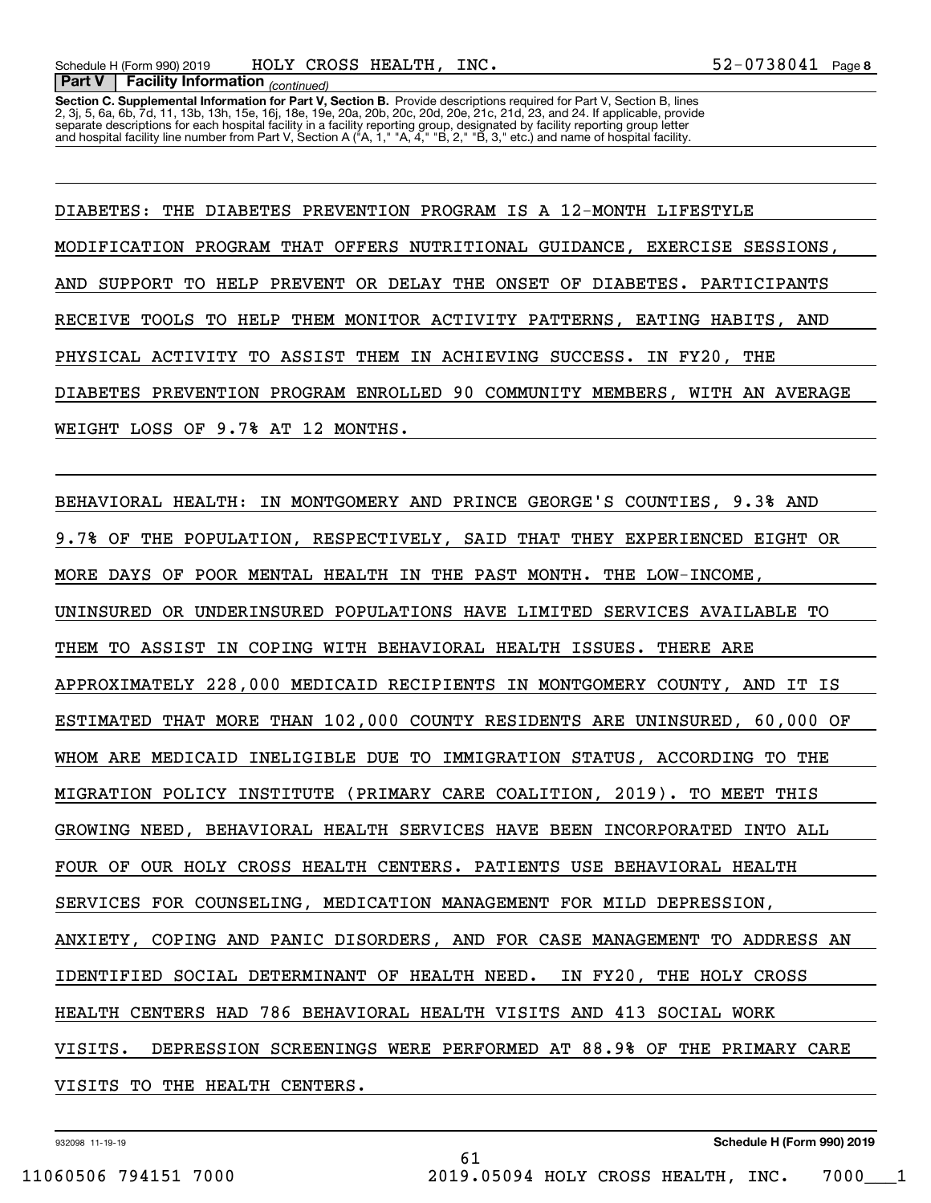**Part V | Facility Information** *(continued)*

**Section C. Supplemental Information for Part V, Section B.** Provide descriptions required for Part V, Section B, lines 2, 3j, 5, 6a, 6b, 7d, 11, 13b, 13h, 15e, 16j, 18e, 19e, 20a, 20b, 20c, 20d, 20e, 21c, 21d, 23, and 24. If applicable, provide separate descriptions for each hospital facility in a facility reporting group, designated by facility reporting group letter and hospital facility line number from Part V, Section A ("A, 1," "A, 4," "B, 2," "B, 3," etc.) and name of hospital facility.

DIABETES: THE DIABETES PREVENTION PROGRAM IS A 12-MONTH LIFESTYLE MODIFICATION PROGRAM THAT OFFERS NUTRITIONAL GUIDANCE, EXERCISE SESSIONS, AND SUPPORT TO HELP PREVENT OR DELAY THE ONSET OF DIABETES. PARTICIPANTS RECEIVE TOOLS TO HELP THEM MONITOR ACTIVITY PATTERNS, EATING HABITS, AND PHYSICAL ACTIVITY TO ASSIST THEM IN ACHIEVING SUCCESS. IN FY20, THE DIABETES PREVENTION PROGRAM ENROLLED 90 COMMUNITY MEMBERS, WITH AN AVERAGE WEIGHT LOSS OF 9.7% AT 12 MONTHS.

BEHAVIORAL HEALTH: IN MONTGOMERY AND PRINCE GEORGE'S COUNTIES, 9.3% AND 9.7% OF THE POPULATION, RESPECTIVELY, SAID THAT THEY EXPERIENCED EIGHT OR MORE DAYS OF POOR MENTAL HEALTH IN THE PAST MONTH. THE LOW-INCOME, UNINSURED OR UNDERINSURED POPULATIONS HAVE LIMITED SERVICES AVAILABLE TO THEM TO ASSIST IN COPING WITH BEHAVIORAL HEALTH ISSUES. THERE ARE APPROXIMATELY 228,000 MEDICAID RECIPIENTS IN MONTGOMERY COUNTY, AND IT IS ESTIMATED THAT MORE THAN 102,000 COUNTY RESIDENTS ARE UNINSURED, 60,000 OF WHOM ARE MEDICAID INELIGIBLE DUE TO IMMIGRATION STATUS, ACCORDING TO THE MIGRATION POLICY INSTITUTE (PRIMARY CARE COALITION, 2019). TO MEET THIS GROWING NEED, BEHAVIORAL HEALTH SERVICES HAVE BEEN INCORPORATED INTO ALL FOUR OF OUR HOLY CROSS HEALTH CENTERS. PATIENTS USE BEHAVIORAL HEALTH SERVICES FOR COUNSELING, MEDICATION MANAGEMENT FOR MILD DEPRESSION, ANXIETY, COPING AND PANIC DISORDERS, AND FOR CASE MANAGEMENT TO ADDRESS AN IDENTIFIED SOCIAL DETERMINANT OF HEALTH NEED. IN FY20, THE HOLY CROSS HEALTH CENTERS HAD 786 BEHAVIORAL HEALTH VISITS AND 413 SOCIAL WORK VISITS. DEPRESSION SCREENINGS WERE PERFORMED AT 88.9% OF THE PRIMARY CARE VISITS TO THE HEALTH CENTERS.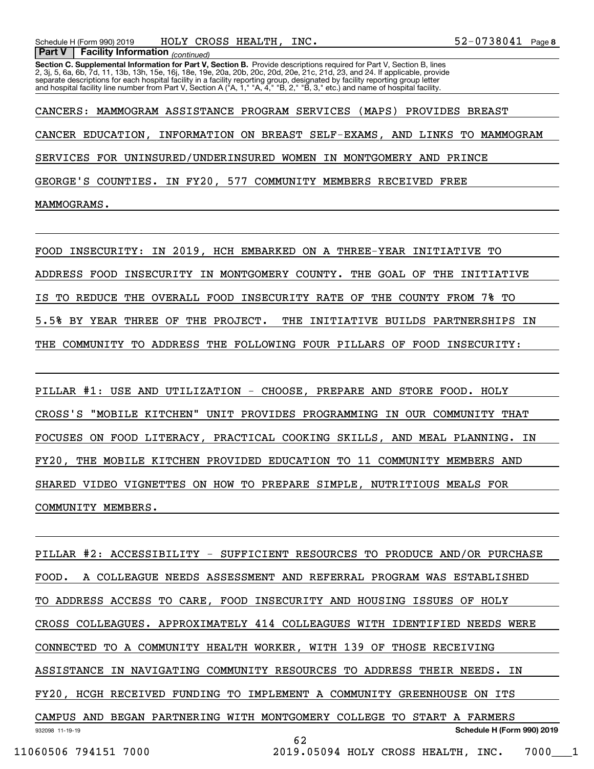**Part V Facility Information** *(continued)*

**Section C. Supplemental Information for Part V, Section B.** Provide descriptions required for Part V, Section B, lines 2, 3j, 5, 6a, 6b, 7d, 11, 13b, 13h, 15e, 16j, 18e, 19e, 20a, 20b, 20c, 20d, 20e, 21c, 21d, 23, and 24. If applicable, provide separate descriptions for each hospital facility in a facility reporting group, designated by facility reporting group letter and hospital facility line number from Part V, Section A ("A, 1," "A, 4," "B, 2," "B, 3," etc.) and name of hospital facility.

CANCERS: MAMMOGRAM ASSISTANCE PROGRAM SERVICES (MAPS) PROVIDES BREAST CANCER EDUCATION, INFORMATION ON BREAST SELF-EXAMS, AND LINKS TO MAMMOGRAM SERVICES FOR UNINSURED/UNDERINSURED WOMEN IN MONTGOMERY AND PRINCE GEORGE'S COUNTIES. IN FY20, 577 COMMUNITY MEMBERS RECEIVED FREE MAMMOGRAMS.

FOOD INSECURITY: IN 2019, HCH EMBARKED ON A THREE-YEAR INITIATIVE TO ADDRESS FOOD INSECURITY IN MONTGOMERY COUNTY. THE GOAL OF THE INITIATIVE IS TO REDUCE THE OVERALL FOOD INSECURITY RATE OF THE COUNTY FROM 7% TO 5.5% BY YEAR THREE OF THE PROJECT. THE INITIATIVE BUILDS PARTNERSHIPS IN THE COMMUNITY TO ADDRESS THE FOLLOWING FOUR PILLARS OF FOOD INSECURITY:

PILLAR #1: USE AND UTILIZATION - CHOOSE, PREPARE AND STORE FOOD. HOLY CROSS'S "MOBILE KITCHEN" UNIT PROVIDES PROGRAMMING IN OUR COMMUNITY THAT FOCUSES ON FOOD LITERACY, PRACTICAL COOKING SKILLS, AND MEAL PLANNING. IN FY20, THE MOBILE KITCHEN PROVIDED EDUCATION TO 11 COMMUNITY MEMBERS AND SHARED VIDEO VIGNETTES ON HOW TO PREPARE SIMPLE, NUTRITIOUS MEALS FOR COMMUNITY MEMBERS.

PILLAR #2: ACCESSIBILITY - SUFFICIENT RESOURCES TO PRODUCE AND/OR PURCHASE FOOD. A COLLEAGUE NEEDS ASSESSMENT AND REFERRAL PROGRAM WAS ESTABLISHED TO ADDRESS ACCESS TO CARE, FOOD INSECURITY AND HOUSING ISSUES OF HOLY CROSS COLLEAGUES. APPROXIMATELY 414 COLLEAGUES WITH IDENTIFIED NEEDS WERE CONNECTED TO A COMMUNITY HEALTH WORKER, WITH 139 OF THOSE RECEIVING ASSISTANCE IN NAVIGATING COMMUNITY RESOURCES TO ADDRESS THEIR NEEDS. IN FY20, HCGH RECEIVED FUNDING TO IMPLEMENT A COMMUNITY GREENHOUSE ON ITS CAMPUS AND BEGAN PARTNERING WITH MONTGOMERY COLLEGE TO START A FARMERS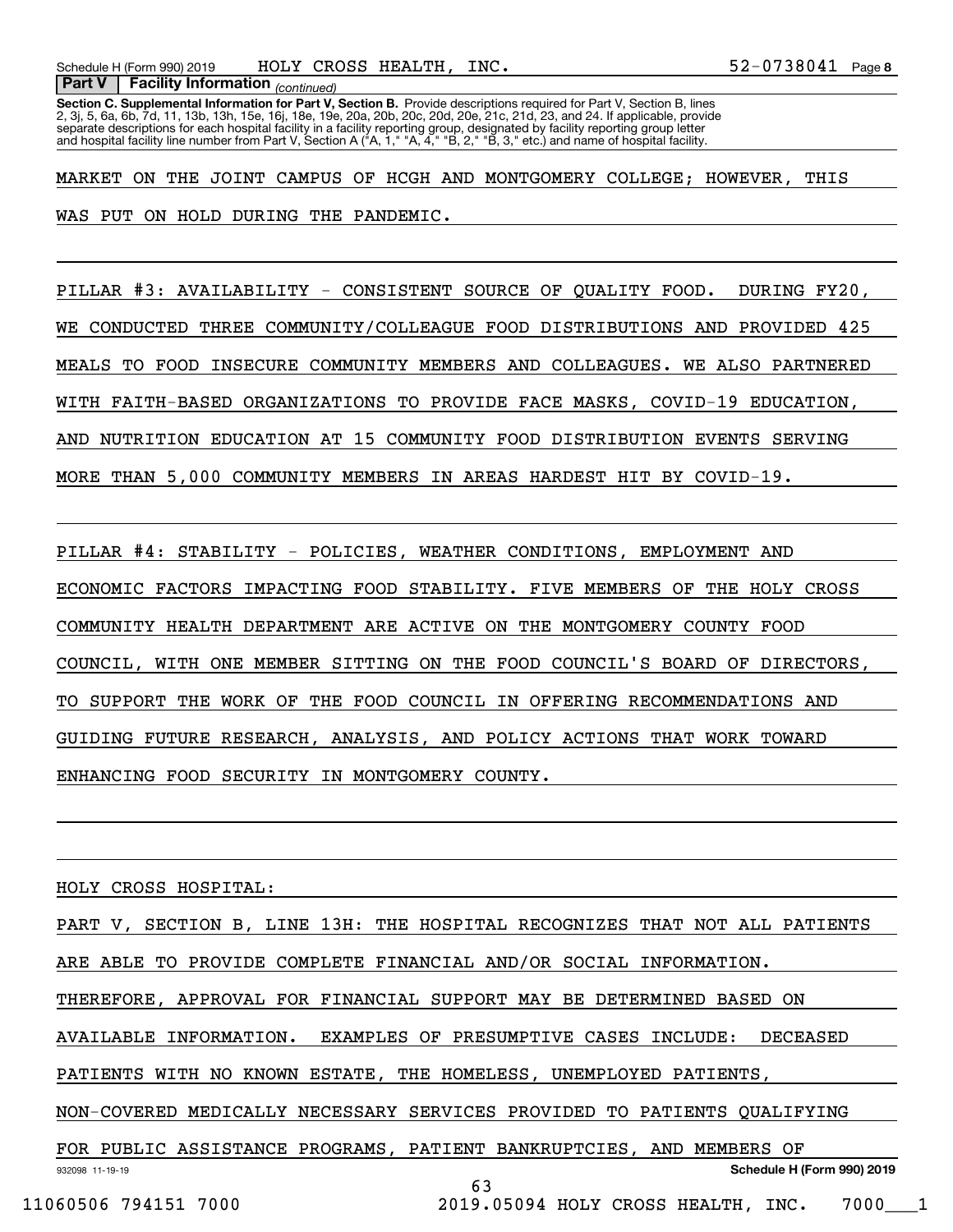**Part V | Facility Information** *(continued)*

**Section C. Supplemental Information for Part V, Section B.** Provide descriptions required for Part V, Section B, lines 2, 3j, 5, 6a, 6b, 7d, 11, 13b, 13h, 15e, 16j, 18e, 19e, 20a, 20b, 20c, 20d, 20e, 21c, 21d, 23, and 24. If applicable, provide separate descriptions for each hospital facility in a facility reporting group, designated by facility reporting group letter and hospital facility line number from Part V, Section A ("A, 1," "A, 4," "B, 2," "B, 3," etc.) and name of hospital facility.

MARKET ON THE JOINT CAMPUS OF HCGH AND MONTGOMERY COLLEGE; HOWEVER, THIS WAS PUT ON HOLD DURING THE PANDEMIC.

PILLAR #3: AVAILABILITY - CONSISTENT SOURCE OF QUALITY FOOD. DURING FY20, WE CONDUCTED THREE COMMUNITY/COLLEAGUE FOOD DISTRIBUTIONS AND PROVIDED 425 MEALS TO FOOD INSECURE COMMUNITY MEMBERS AND COLLEAGUES. WE ALSO PARTNERED WITH FAITH-BASED ORGANIZATIONS TO PROVIDE FACE MASKS, COVID-19 EDUCATION, AND NUTRITION EDUCATION AT 15 COMMUNITY FOOD DISTRIBUTION EVENTS SERVING MORE THAN 5,000 COMMUNITY MEMBERS IN AREAS HARDEST HIT BY COVID-19.

PILLAR #4: STABILITY - POLICIES, WEATHER CONDITIONS, EMPLOYMENT AND ECONOMIC FACTORS IMPACTING FOOD STABILITY. FIVE MEMBERS OF THE HOLY CROSS COMMUNITY HEALTH DEPARTMENT ARE ACTIVE ON THE MONTGOMERY COUNTY FOOD COUNCIL, WITH ONE MEMBER SITTING ON THE FOOD COUNCIL'S BOARD OF DIRECTORS, TO SUPPORT THE WORK OF THE FOOD COUNCIL IN OFFERING RECOMMENDATIONS AND GUIDING FUTURE RESEARCH, ANALYSIS, AND POLICY ACTIONS THAT WORK TOWARD ENHANCING FOOD SECURITY IN MONTGOMERY COUNTY.

HOLY CROSS HOSPITAL:

PART V, SECTION B, LINE 13H: THE HOSPITAL RECOGNIZES THAT NOT ALL PATIENTS ARE ABLE TO PROVIDE COMPLETE FINANCIAL AND/OR SOCIAL INFORMATION. THEREFORE, APPROVAL FOR FINANCIAL SUPPORT MAY BE DETERMINED BASED ON AVAILABLE INFORMATION. EXAMPLES OF PRESUMPTIVE CASES INCLUDE: DECEASED PATIENTS WITH NO KNOWN ESTATE, THE HOMELESS, UNEMPLOYED PATIENTS, NON-COVERED MEDICALLY NECESSARY SERVICES PROVIDED TO PATIENTS QUALIFYING FOR PUBLIC ASSISTANCE PROGRAMS, PATIENT BANKRUPTCIES, AND MEMBERS OF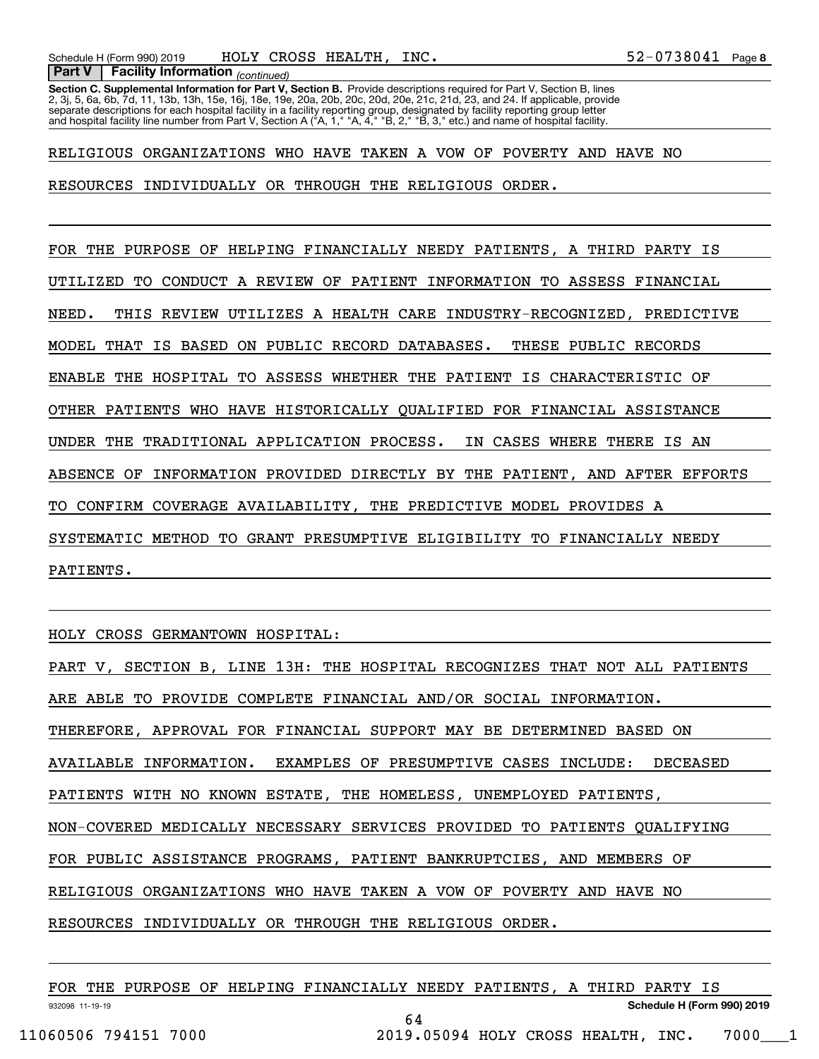**Part V | Facility Information** *(continued)*

**Section C. Supplemental Information for Part V, Section B.** Provide descriptions required for Part V, Section B, lines 2, 3j, 5, 6a, 6b, 7d, 11, 13b, 13h, 15e, 16j, 18e, 19e, 20a, 20b, 20c, 20d, 20e, 21c, 21d, 23, and 24. If applicable, provide separate descriptions for each hospital facility in a facility reporting group, designated by facility reporting group letter and hospital facility line number from Part V, Section A ("A, 1," "A, 4," "B, 2," "B, 3," etc.) and name of hospital facility.

RELIGIOUS ORGANIZATIONS WHO HAVE TAKEN A VOW OF POVERTY AND HAVE NO RESOURCES INDIVIDUALLY OR THROUGH THE RELIGIOUS ORDER.

FOR THE PURPOSE OF HELPING FINANCIALLY NEEDY PATIENTS, A THIRD PARTY IS UTILIZED TO CONDUCT A REVIEW OF PATIENT INFORMATION TO ASSESS FINANCIAL NEED. THIS REVIEW UTILIZES A HEALTH CARE INDUSTRY-RECOGNIZED, PREDICTIVE MODEL THAT IS BASED ON PUBLIC RECORD DATABASES. THESE PUBLIC RECORDS ENABLE THE HOSPITAL TO ASSESS WHETHER THE PATIENT IS CHARACTERISTIC OF OTHER PATIENTS WHO HAVE HISTORICALLY QUALIFIED FOR FINANCIAL ASSISTANCE UNDER THE TRADITIONAL APPLICATION PROCESS. IN CASES WHERE THERE IS AN ABSENCE OF INFORMATION PROVIDED DIRECTLY BY THE PATIENT, AND AFTER EFFORTS TO CONFIRM COVERAGE AVAILABILITY, THE PREDICTIVE MODEL PROVIDES A SYSTEMATIC METHOD TO GRANT PRESUMPTIVE ELIGIBILITY TO FINANCIALLY NEEDY PATIENTS.

HOLY CROSS GERMANTOWN HOSPITAL:

PART V, SECTION B, LINE 13H: THE HOSPITAL RECOGNIZES THAT NOT ALL PATIENTS ARE ABLE TO PROVIDE COMPLETE FINANCIAL AND/OR SOCIAL INFORMATION. THEREFORE, APPROVAL FOR FINANCIAL SUPPORT MAY BE DETERMINED BASED ON AVAILABLE INFORMATION. EXAMPLES OF PRESUMPTIVE CASES INCLUDE: DECEASED PATIENTS WITH NO KNOWN ESTATE, THE HOMELESS, UNEMPLOYED PATIENTS, NON-COVERED MEDICALLY NECESSARY SERVICES PROVIDED TO PATIENTS QUALIFYING FOR PUBLIC ASSISTANCE PROGRAMS, PATIENT BANKRUPTCIES, AND MEMBERS OF RELIGIOUS ORGANIZATIONS WHO HAVE TAKEN A VOW OF POVERTY AND HAVE NO RESOURCES INDIVIDUALLY OR THROUGH THE RELIGIOUS ORDER.

FOR THE PURPOSE OF HELPING FINANCIALLY NEEDY PATIENTS, A THIRD PARTY IS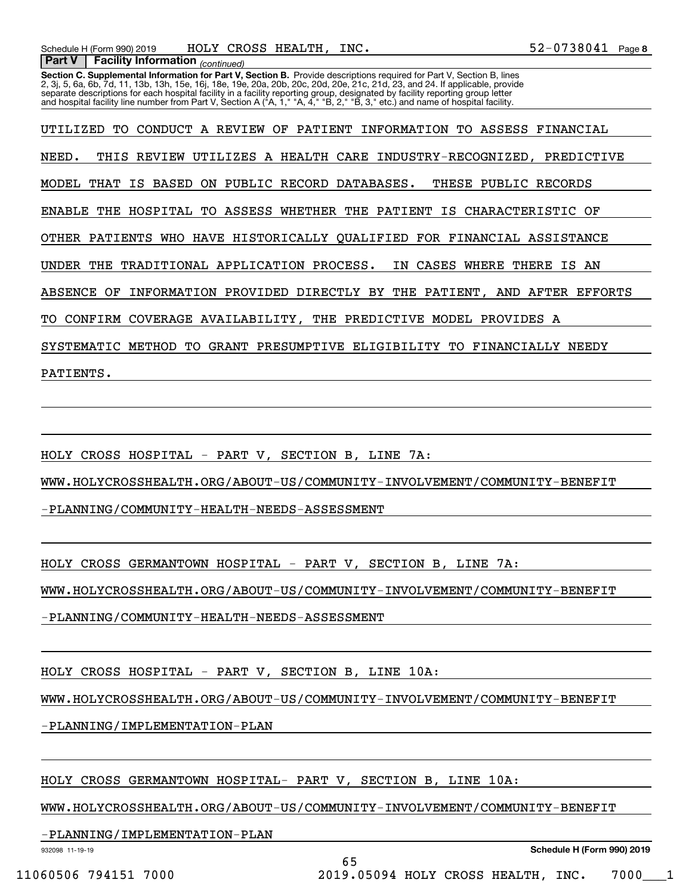**Part V | Facility Information** *(continued)*

**Section C. Supplemental Information for Part V, Section B.** Provide descriptions required for Part V, Section B, lines 2, 3j, 5, 6a, 6b, 7d, 11, 13b, 13h, 15e, 16j, 18e, 19e, 20a, 20b, 20c, 20d, 20e, 21c, 21d, 23, and 24. If applicable, provide separate descriptions for each hospital facility in a facility reporting group, designated by facility reporting group letter and hospital facility line number from Part V, Section A ("A, 1," "A, 4," "B, 2," "B, 3," etc.) and name of hospital facility.

UTILIZED TO CONDUCT A REVIEW OF PATIENT INFORMATION TO ASSESS FINANCIAL NEED. THIS REVIEW UTILIZES A HEALTH CARE INDUSTRY-RECOGNIZED, PREDICTIVE MODEL THAT IS BASED ON PUBLIC RECORD DATABASES. THESE PUBLIC RECORDS ENABLE THE HOSPITAL TO ASSESS WHETHER THE PATIENT IS CHARACTERISTIC OF OTHER PATIENTS WHO HAVE HISTORICALLY QUALIFIED FOR FINANCIAL ASSISTANCE UNDER THE TRADITIONAL APPLICATION PROCESS. IN CASES WHERE THERE IS AN ABSENCE OF INFORMATION PROVIDED DIRECTLY BY THE PATIENT, AND AFTER EFFORTS TO CONFIRM COVERAGE AVAILABILITY, THE PREDICTIVE MODEL PROVIDES A SYSTEMATIC METHOD TO GRANT PRESUMPTIVE ELIGIBILITY TO FINANCIALLY NEEDY PATIENTS.

HOLY CROSS HOSPITAL - PART V, SECTION B, LINE 7A:

WWW.HOLYCROSSHEALTH.ORG/ABOUT-US/COMMUNITY-INVOLVEMENT/COMMUNITY-BENEFIT-PLANNING/COMMUNITY-HEALTH-NEEDS-ASSESSMENT

HOLY CROSS GERMANTOWN HOSPITAL - PART V, SECTION B, LINE 7A:

WWW.HOLYCROSSHEALTH.ORG/ABOUT-US/COMMUNITY-INVOLVEMENT/COMMUNITY-BENEFIT-PLANNING/COMMUNITY-HEALTH-NEEDS-ASSESSMENT

HOLY CROSS HOSPITAL - PART V, SECTION B, LINE 10A:

WWW.HOLYCROSSHEALTH.ORG/ABOUT-US/COMMUNITY-INVOLVEMENT/COMMUNITY-BENEFIT-PLANNING/IMPLEMENTATION-PLAN

HOLY CROSS GERMANTOWN HOSPITAL- PART V, SECTION B, LINE 10A:

WWW.HOLYCROSSHEALTH.ORG/ABOUT-US/COMMUNITY-INVOLVEMENT/COMMUNITY-BENEFIT-PLANNING/IMPLEMENTATION-PLAN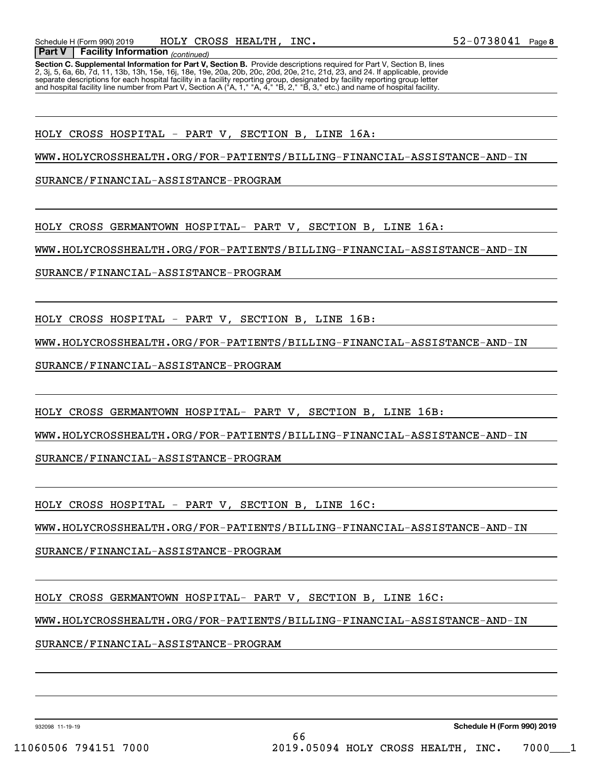Schedule H (Form 990) 2019 HOLY CROSS HEALTH, INC. 52-0738041 Page 8

**Part V | Facility Information** *(continued)*

**Section C. Supplemental Information for Part V, Section B.** Provide descriptions required for Part V, Section B, lines 2, 3j, 5, 6a, 6b, 7d, 11, 13b, 13h, 15e, 16j, 18e, 19e, 20a, 20b, 20c, 20d, 20e, 21c, 21d, 23, and 24. If applicable, provide separate descriptions for each hospital facility in a facility reporting group, designated by facility reporting group letter and hospital facility line number from Part V, Section A ("A, 1," "A, 4," "B, 2," "B, 3," etc.) and name of hospital facility.

HOLY CROSS HOSPITAL - PART V, SECTION B, LINE 16A:

WWW.HOLYCROSSHEALTH.ORG/FOR-PATIENTS/BILLING-FINANCIAL-ASSISTANCE-AND-IN

SURANCE/FINANCIAL-ASSISTANCE-PROGRAM

HOLY CROSS GERMANTOWN HOSPITAL- PART V, SECTION B, LINE 16A:

WWW.HOLYCROSSHEALTH.ORG/FOR-PATIENTS/BILLING-FINANCIAL-ASSISTANCE-AND-IN

SURANCE/FINANCIAL-ASSISTANCE-PROGRAM

HOLY CROSS HOSPITAL - PART V, SECTION B, LINE 16B:

WWW.HOLYCROSSHEALTH.ORG/FOR-PATIENTS/BILLING-FINANCIAL-ASSISTANCE-AND-IN

SURANCE/FINANCIAL-ASSISTANCE-PROGRAM

HOLY CROSS GERMANTOWN HOSPITAL- PART V, SECTION B, LINE 16B:

WWW.HOLYCROSSHEALTH.ORG/FOR-PATIENTS/BILLING-FINANCIAL-ASSISTANCE-AND-IN

SURANCE/FINANCIAL-ASSISTANCE-PROGRAM

HOLY CROSS HOSPITAL - PART V, SECTION B, LINE 16C:

WWW.HOLYCROSSHEALTH.ORG/FOR-PATIENTS/BILLING-FINANCIAL-ASSISTANCE-AND-IN

SURANCE/FINANCIAL-ASSISTANCE-PROGRAM

HOLY CROSS GERMANTOWN HOSPITAL- PART V, SECTION B, LINE 16C:

WWW.HOLYCROSSHEALTH.ORG/FOR-PATIENTS/BILLING-FINANCIAL-ASSISTANCE-AND-IN

SURANCE/FINANCIAL-ASSISTANCE-PROGRAM

932098 11-19-19 **Schedule H (Form 990) 2019**

11060506 794151 7000 2019.05094 HOLY CROSS HEALTH, INC. 7000___1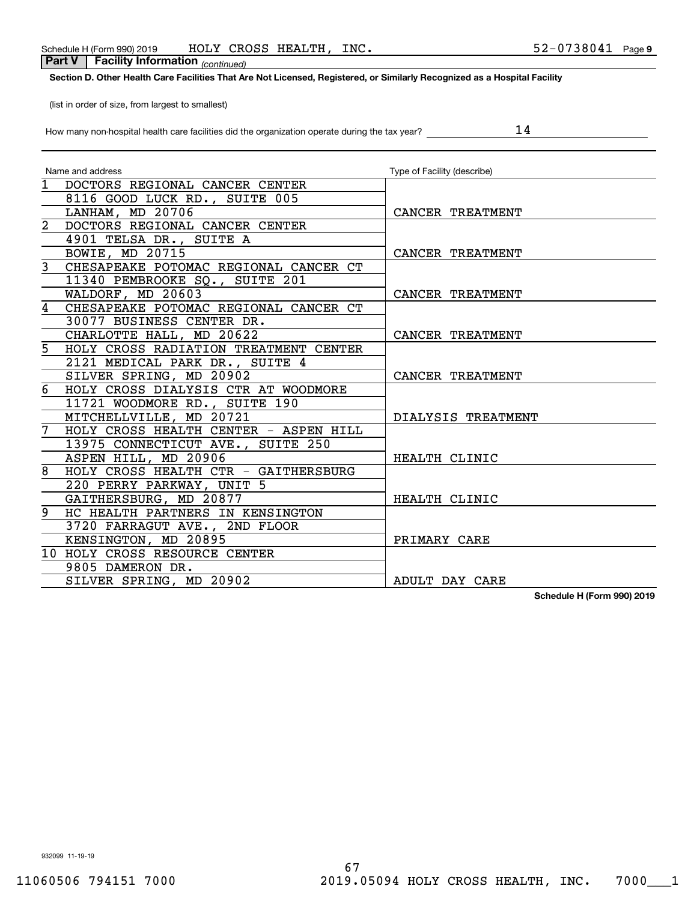Schedule H (Form 990) 2019 HOLY CROSS HEALTH, INC. 52-0738041 Page 9

**Part V | Facility Information** *(continued)*

**Section D. Other Health Care Facilities That Are Not Licensed, Registered, or Similarly Recognized as a Hospital Facility**

(list in order of size, from largest to smallest)

How many non-hospital health care facilities did the organization operate during the tax year? 14

| | Name and address | Type of Facility (describe) |
|---|---|---|
| 1 | DOCTORS REGIONAL CANCER CENTER<br>8116 GOOD LUCK RD., SUITE 005<br>LANHAM, MD 20706 | CANCER TREATMENT |
| 2 | DOCTORS REGIONAL CANCER CENTER<br>4901 TELSA DR., SUITE A<br>BOWIE, MD 20715 | CANCER TREATMENT |
| 3 | CHESAPEAKE POTOMAC REGIONAL CANCER CT<br>11340 PEMBROOKE SQ., SUITE 201<br>WALDORF, MD 20603 | CANCER TREATMENT |
| 4 | CHESAPEAKE POTOMAC REGIONAL CANCER CT<br>30077 BUSINESS CENTER DR.<br>CHARLOTTE HALL, MD 20622 | CANCER TREATMENT |
| 5 | HOLY CROSS RADIATION TREATMENT CENTER<br>2121 MEDICAL PARK DR., SUITE 4<br>SILVER SPRING, MD 20902 | CANCER TREATMENT |
| 6 | HOLY CROSS DIALYSIS CTR AT WOODMORE<br>11721 WOODMORE RD., SUITE 190<br>MITCHELLVILLE, MD 20721 | DIALYSIS TREATMENT |
| 7 | HOLY CROSS HEALTH CENTER - ASPEN HILL<br>13975 CONNECTICUT AVE., SUITE 250<br>ASPEN HILL, MD 20906 | HEALTH CLINIC |
| 8 | HOLY CROSS HEALTH CTR - GAITHERSBURG<br>220 PERRY PARKWAY, UNIT 5<br>GAITHERSBURG, MD 20877 | HEALTH CLINIC |
| 9 | HC HEALTH PARTNERS IN KENSINGTON<br>3720 FARRAGUT AVE., 2ND FLOOR<br>KENSINGTON, MD 20895 | PRIMARY CARE |
| 10 | HOLY CROSS RESOURCE CENTER<br>9805 DAMERON DR.<br>SILVER SPRING, MD 20902 | ADULT DAY CARE |

**Schedule H (Form 990) 2019**

932099 11-19-19

11060506 794151 7000 2019.05094 HOLY CROSS HEALTH, INC. 7000___1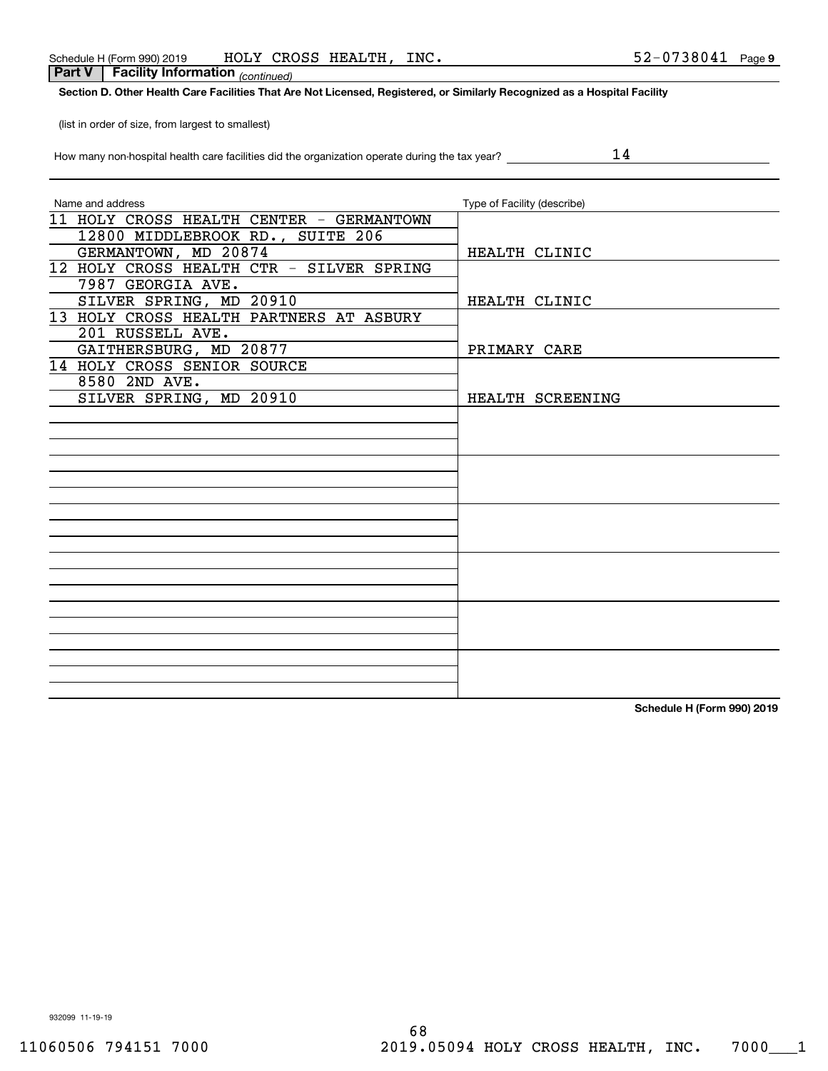Schedule H (Form 990) 2019 HOLY CROSS HEALTH, INC. 52-0738041 Page 9

**Part V Facility Information** *(continued)*

**Section D. Other Health Care Facilities That Are Not Licensed, Registered, or Similarly Recognized as a Hospital Facility**

(list in order of size, from largest to smallest)

How many non-hospital health care facilities did the organization operate during the tax year? 14

| Name and address | Type of Facility (describe) |
|---|---|
| 11 HOLY CROSS HEALTH CENTER - GERMANTOWN<br>12800 MIDDLEBROOK RD., SUITE 206<br>GERMANTOWN, MD 20874 | HEALTH CLINIC |
| 12 HOLY CROSS HEALTH CTR - SILVER SPRING<br>7987 GEORGIA AVE.<br>SILVER SPRING, MD 20910 | HEALTH CLINIC |
| 13 HOLY CROSS HEALTH PARTNERS AT ASBURY<br>201 RUSSELL AVE.<br>GAITHERSBURG, MD 20877 | PRIMARY CARE |
| 14 HOLY CROSS SENIOR SOURCE<br>8580 2ND AVE.<br>SILVER SPRING, MD 20910 | HEALTH SCREENING |
| | |
| | |
| | |
| | |
| | |
| | |

**Schedule H (Form 990) 2019**

932099 11-19-19

11060506 794151 7000 2019.05094 HOLY CROSS HEALTH, INC. 7000___1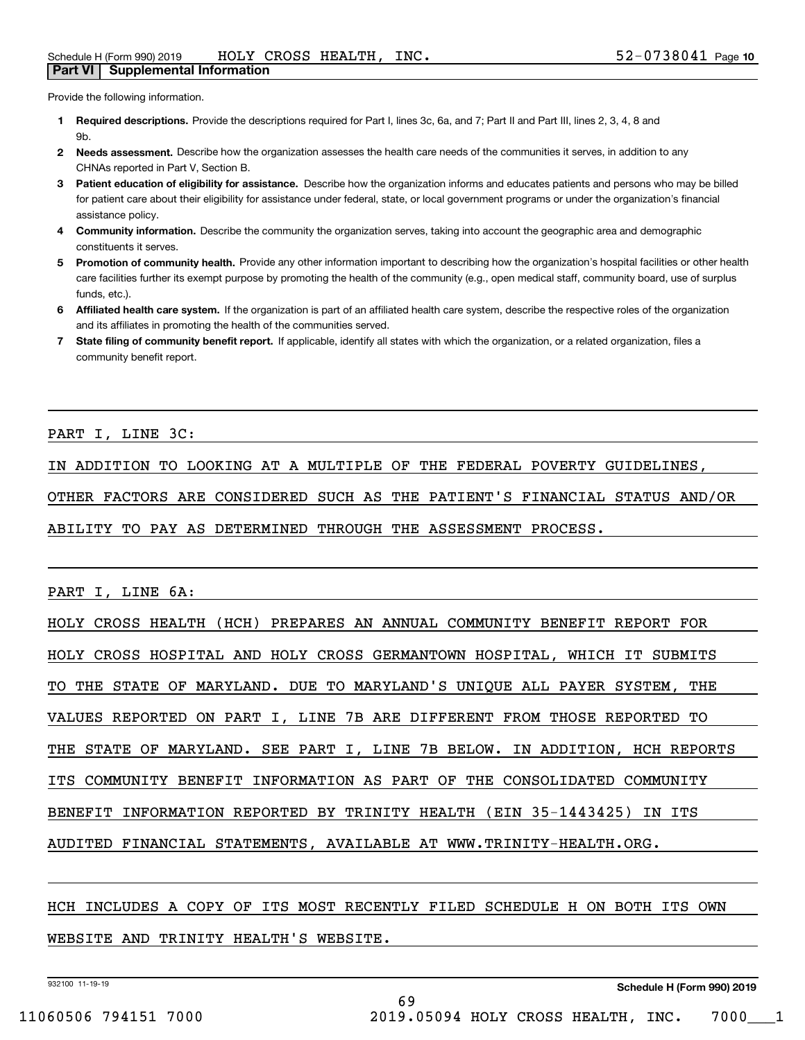## Part VI | Supplemental Information

Provide the following information.

1. **Required descriptions.** Provide the descriptions required for Part I, lines 3c, 6a, and 7; Part II and Part III, lines 2, 3, 4, 8 and 9b.
2. **Needs assessment.** Describe how the organization assesses the health care needs of the communities it serves, in addition to any CHNAs reported in Part V, Section B.
3. **Patient education of eligibility for assistance.** Describe how the organization informs and educates patients and persons who may be billed for patient care about their eligibility for assistance under federal, state, or local government programs or under the organization's financial assistance policy.
4. **Community information.** Describe the community the organization serves, taking into account the geographic area and demographic constituents it serves.
5. **Promotion of community health.** Provide any other information important to describing how the organization's hospital facilities or other health care facilities further its exempt purpose by promoting the health of the community (e.g., open medical staff, community board, use of surplus funds, etc.).
6. **Affiliated health care system.** If the organization is part of an affiliated health care system, describe the respective roles of the organization and its affiliates in promoting the health of the communities served.
7. **State filing of community benefit report.** If applicable, identify all states with which the organization, or a related organization, files a community benefit report.

PART I, LINE 3C:

IN ADDITION TO LOOKING AT A MULTIPLE OF THE FEDERAL POVERTY GUIDELINES, OTHER FACTORS ARE CONSIDERED SUCH AS THE PATIENT'S FINANCIAL STATUS AND/OR ABILITY TO PAY AS DETERMINED THROUGH THE ASSESSMENT PROCESS.

PART I, LINE 6A:

HOLY CROSS HEALTH (HCH) PREPARES AN ANNUAL COMMUNITY BENEFIT REPORT FOR HOLY CROSS HOSPITAL AND HOLY CROSS GERMANTOWN HOSPITAL, WHICH IT SUBMITS TO THE STATE OF MARYLAND. DUE TO MARYLAND'S UNIQUE ALL PAYER SYSTEM, THE VALUES REPORTED ON PART I, LINE 7B ARE DIFFERENT FROM THOSE REPORTED TO THE STATE OF MARYLAND. SEE PART I, LINE 7B BELOW. IN ADDITION, HCH REPORTS ITS COMMUNITY BENEFIT INFORMATION AS PART OF THE CONSOLIDATED COMMUNITY BENEFIT INFORMATION REPORTED BY TRINITY HEALTH (EIN 35-1443425) IN ITS AUDITED FINANCIAL STATEMENTS, AVAILABLE AT WWW.TRINITY-HEALTH.ORG.

HCH INCLUDES A COPY OF ITS MOST RECENTLY FILED SCHEDULE H ON BOTH ITS OWN WEBSITE AND TRINITY HEALTH'S WEBSITE.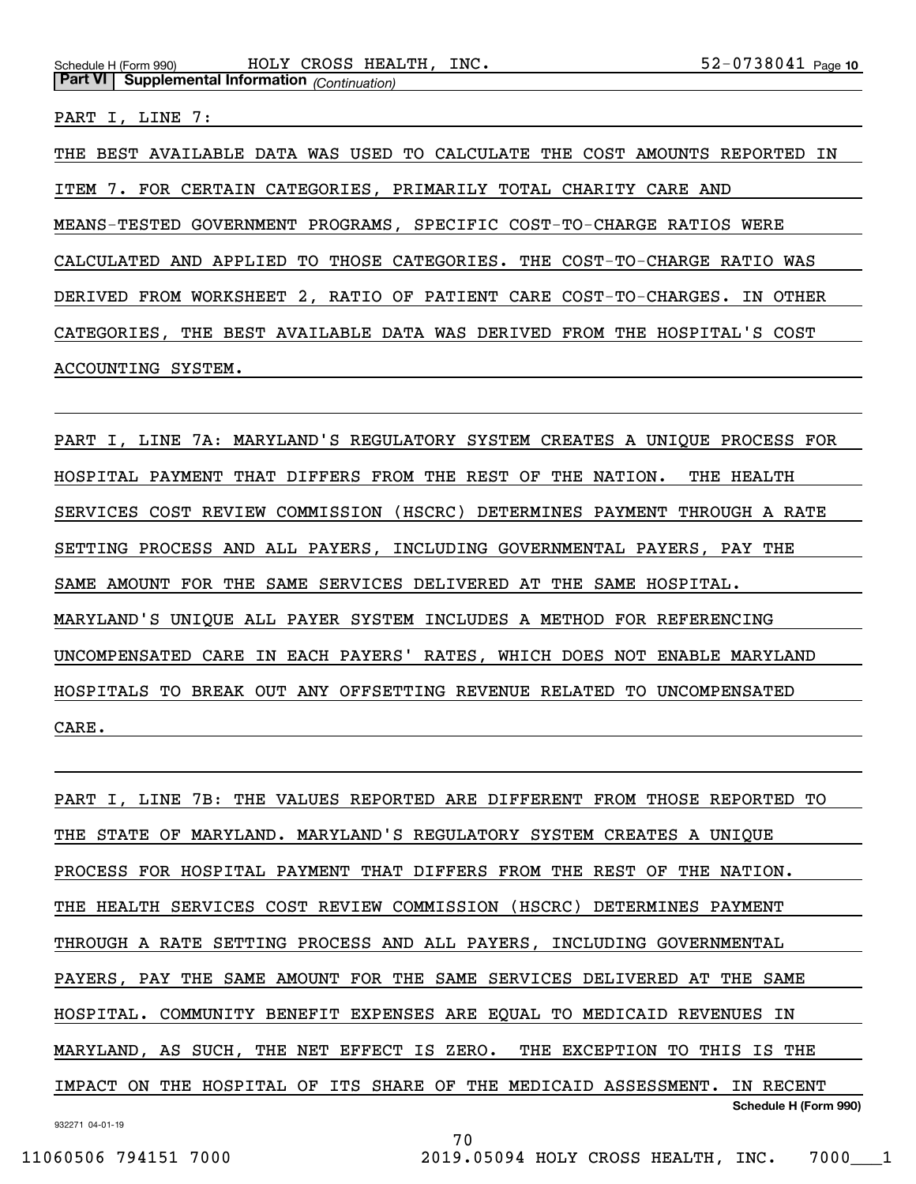**Part VI | Supplemental Information** *(Continuation)*

PART I, LINE 7:

THE BEST AVAILABLE DATA WAS USED TO CALCULATE THE COST AMOUNTS REPORTED IN ITEM 7. FOR CERTAIN CATEGORIES, PRIMARILY TOTAL CHARITY CARE AND MEANS-TESTED GOVERNMENT PROGRAMS, SPECIFIC COST-TO-CHARGE RATIOS WERE CALCULATED AND APPLIED TO THOSE CATEGORIES. THE COST-TO-CHARGE RATIO WAS DERIVED FROM WORKSHEET 2, RATIO OF PATIENT CARE COST-TO-CHARGES. IN OTHER CATEGORIES, THE BEST AVAILABLE DATA WAS DERIVED FROM THE HOSPITAL'S COST ACCOUNTING SYSTEM.

PART I, LINE 7A: MARYLAND'S REGULATORY SYSTEM CREATES A UNIQUE PROCESS FOR HOSPITAL PAYMENT THAT DIFFERS FROM THE REST OF THE NATION. THE HEALTH SERVICES COST REVIEW COMMISSION (HSCRC) DETERMINES PAYMENT THROUGH A RATE SETTING PROCESS AND ALL PAYERS, INCLUDING GOVERNMENTAL PAYERS, PAY THE SAME AMOUNT FOR THE SAME SERVICES DELIVERED AT THE SAME HOSPITAL. MARYLAND'S UNIQUE ALL PAYER SYSTEM INCLUDES A METHOD FOR REFERENCING UNCOMPENSATED CARE IN EACH PAYERS' RATES, WHICH DOES NOT ENABLE MARYLAND HOSPITALS TO BREAK OUT ANY OFFSETTING REVENUE RELATED TO UNCOMPENSATED CARE.

PART I, LINE 7B: THE VALUES REPORTED ARE DIFFERENT FROM THOSE REPORTED TO THE STATE OF MARYLAND. MARYLAND'S REGULATORY SYSTEM CREATES A UNIQUE PROCESS FOR HOSPITAL PAYMENT THAT DIFFERS FROM THE REST OF THE NATION. THE HEALTH SERVICES COST REVIEW COMMISSION (HSCRC) DETERMINES PAYMENT THROUGH A RATE SETTING PROCESS AND ALL PAYERS, INCLUDING GOVERNMENTAL PAYERS, PAY THE SAME AMOUNT FOR THE SAME SERVICES DELIVERED AT THE SAME HOSPITAL. COMMUNITY BENEFIT EXPENSES ARE EQUAL TO MEDICAID REVENUES IN MARYLAND, AS SUCH, THE NET EFFECT IS ZERO. THE EXCEPTION TO THIS IS THE IMPACT ON THE HOSPITAL OF ITS SHARE OF THE MEDICAID ASSESSMENT. IN RECENT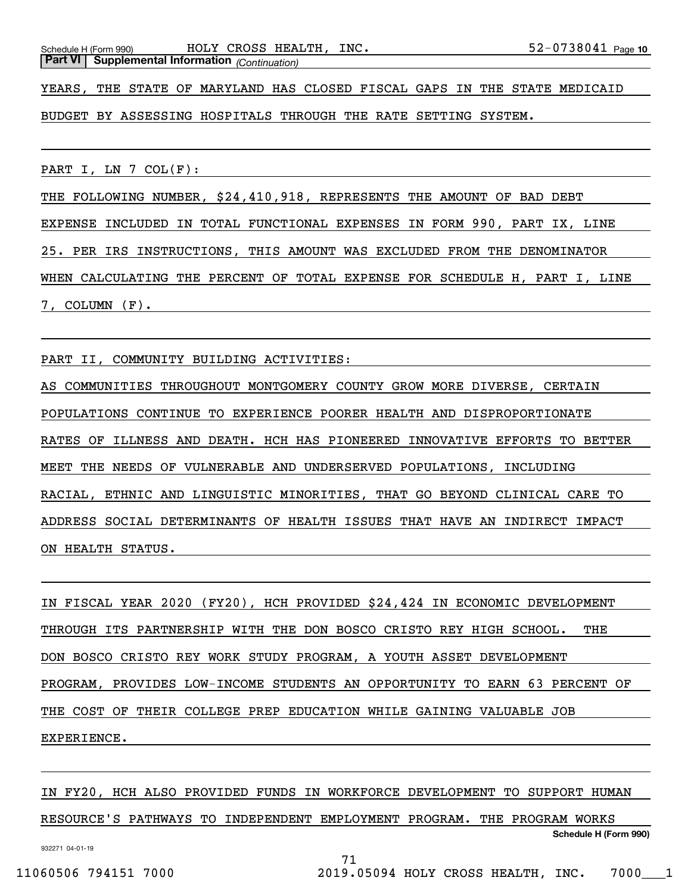**Part VI | Supplemental Information** *(Continuation)*

YEARS, THE STATE OF MARYLAND HAS CLOSED FISCAL GAPS IN THE STATE MEDICAID BUDGET BY ASSESSING HOSPITALS THROUGH THE RATE SETTING SYSTEM.

PART I, LN 7 COL(F):

THE FOLLOWING NUMBER, $24,410,918, REPRESENTS THE AMOUNT OF BAD DEBT EXPENSE INCLUDED IN TOTAL FUNCTIONAL EXPENSES IN FORM 990, PART IX, LINE 25. PER IRS INSTRUCTIONS, THIS AMOUNT WAS EXCLUDED FROM THE DENOMINATOR WHEN CALCULATING THE PERCENT OF TOTAL EXPENSE FOR SCHEDULE H, PART I, LINE 7, COLUMN (F).

PART II, COMMUNITY BUILDING ACTIVITIES:

AS COMMUNITIES THROUGHOUT MONTGOMERY COUNTY GROW MORE DIVERSE, CERTAIN POPULATIONS CONTINUE TO EXPERIENCE POORER HEALTH AND DISPROPORTIONATE RATES OF ILLNESS AND DEATH. HCH HAS PIONEERED INNOVATIVE EFFORTS TO BETTER MEET THE NEEDS OF VULNERABLE AND UNDERSERVED POPULATIONS, INCLUDING RACIAL, ETHNIC AND LINGUISTIC MINORITIES, THAT GO BEYOND CLINICAL CARE TO ADDRESS SOCIAL DETERMINANTS OF HEALTH ISSUES THAT HAVE AN INDIRECT IMPACT ON HEALTH STATUS.

IN FISCAL YEAR 2020 (FY20), HCH PROVIDED $24,424 IN ECONOMIC DEVELOPMENT THROUGH ITS PARTNERSHIP WITH THE DON BOSCO CRISTO REY HIGH SCHOOL. THE DON BOSCO CRISTO REY WORK STUDY PROGRAM, A YOUTH ASSET DEVELOPMENT PROGRAM, PROVIDES LOW-INCOME STUDENTS AN OPPORTUNITY TO EARN 63 PERCENT OF THE COST OF THEIR COLLEGE PREP EDUCATION WHILE GAINING VALUABLE JOB EXPERIENCE.

IN FY20, HCH ALSO PROVIDED FUNDS IN WORKFORCE DEVELOPMENT TO SUPPORT HUMAN RESOURCE'S PATHWAYS TO INDEPENDENT EMPLOYMENT PROGRAM. THE PROGRAM WORKS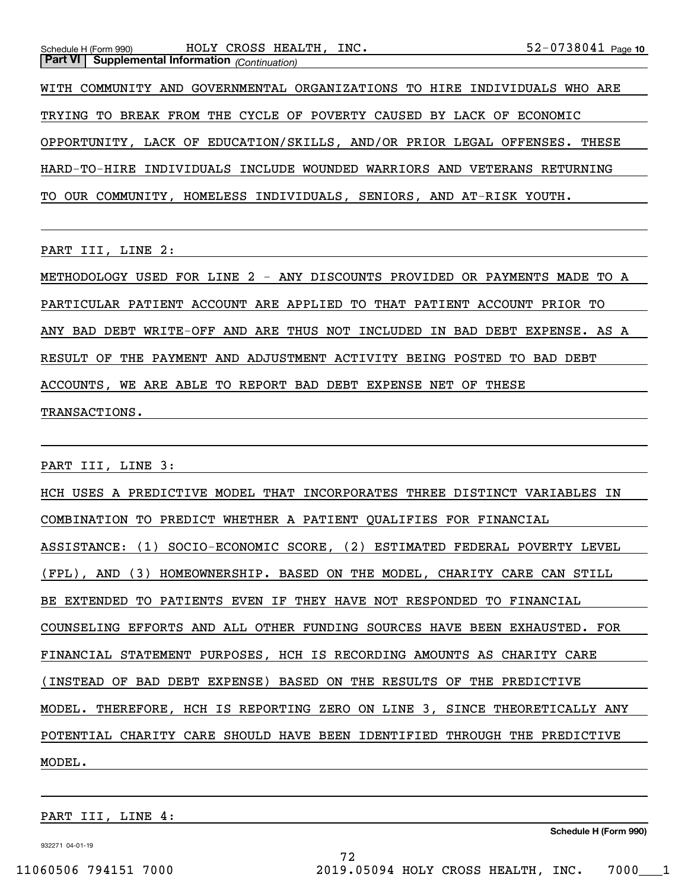**Part VI | Supplemental Information** *(Continuation)*

WITH COMMUNITY AND GOVERNMENTAL ORGANIZATIONS TO HIRE INDIVIDUALS WHO ARE TRYING TO BREAK FROM THE CYCLE OF POVERTY CAUSED BY LACK OF ECONOMIC OPPORTUNITY, LACK OF EDUCATION/SKILLS, AND/OR PRIOR LEGAL OFFENSES. THESE HARD-TO-HIRE INDIVIDUALS INCLUDE WOUNDED WARRIORS AND VETERANS RETURNING TO OUR COMMUNITY, HOMELESS INDIVIDUALS, SENIORS, AND AT-RISK YOUTH.

PART III, LINE 2:

METHODOLOGY USED FOR LINE 2 - ANY DISCOUNTS PROVIDED OR PAYMENTS MADE TO A PARTICULAR PATIENT ACCOUNT ARE APPLIED TO THAT PATIENT ACCOUNT PRIOR TO ANY BAD DEBT WRITE-OFF AND ARE THUS NOT INCLUDED IN BAD DEBT EXPENSE. AS A RESULT OF THE PAYMENT AND ADJUSTMENT ACTIVITY BEING POSTED TO BAD DEBT ACCOUNTS, WE ARE ABLE TO REPORT BAD DEBT EXPENSE NET OF THESE TRANSACTIONS.

PART III, LINE 3:

HCH USES A PREDICTIVE MODEL THAT INCORPORATES THREE DISTINCT VARIABLES IN COMBINATION TO PREDICT WHETHER A PATIENT QUALIFIES FOR FINANCIAL ASSISTANCE: (1) SOCIO-ECONOMIC SCORE, (2) ESTIMATED FEDERAL POVERTY LEVEL (FPL), AND (3) HOMEOWNERSHIP. BASED ON THE MODEL, CHARITY CARE CAN STILL BE EXTENDED TO PATIENTS EVEN IF THEY HAVE NOT RESPONDED TO FINANCIAL COUNSELING EFFORTS AND ALL OTHER FUNDING SOURCES HAVE BEEN EXHAUSTED. FOR FINANCIAL STATEMENT PURPOSES, HCH IS RECORDING AMOUNTS AS CHARITY CARE (INSTEAD OF BAD DEBT EXPENSE) BASED ON THE RESULTS OF THE PREDICTIVE MODEL. THEREFORE, HCH IS REPORTING ZERO ON LINE 3, SINCE THEORETICALLY ANY POTENTIAL CHARITY CARE SHOULD HAVE BEEN IDENTIFIED THROUGH THE PREDICTIVE MODEL.

PART III, LINE 4: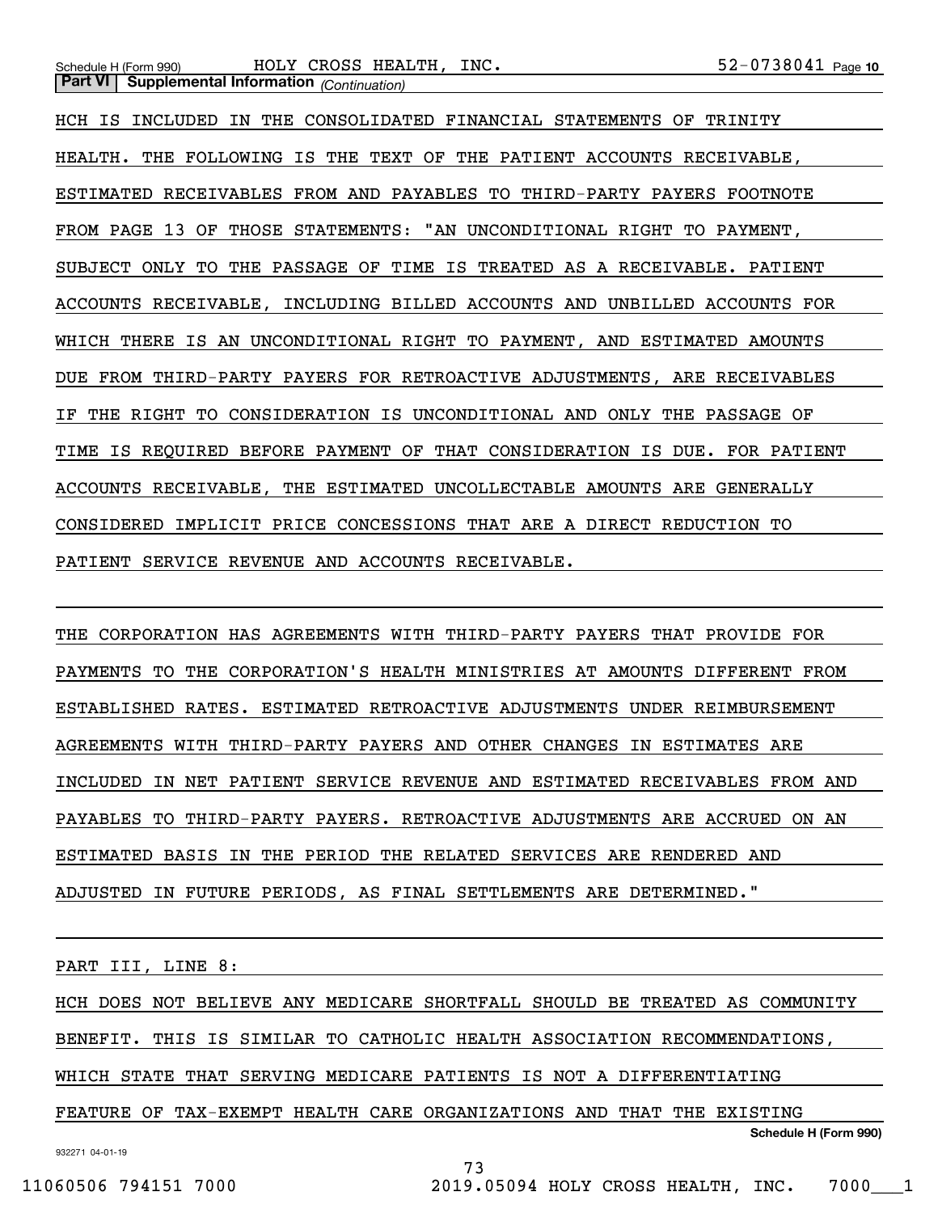**Part VI | Supplemental Information** *(Continuation)*

HCH IS INCLUDED IN THE CONSOLIDATED FINANCIAL STATEMENTS OF TRINITY HEALTH. THE FOLLOWING IS THE TEXT OF THE PATIENT ACCOUNTS RECEIVABLE, ESTIMATED RECEIVABLES FROM AND PAYABLES TO THIRD-PARTY PAYERS FOOTNOTE FROM PAGE 13 OF THOSE STATEMENTS: "AN UNCONDITIONAL RIGHT TO PAYMENT, SUBJECT ONLY TO THE PASSAGE OF TIME IS TREATED AS A RECEIVABLE. PATIENT ACCOUNTS RECEIVABLE, INCLUDING BILLED ACCOUNTS AND UNBILLED ACCOUNTS FOR WHICH THERE IS AN UNCONDITIONAL RIGHT TO PAYMENT, AND ESTIMATED AMOUNTS DUE FROM THIRD-PARTY PAYERS FOR RETROACTIVE ADJUSTMENTS, ARE RECEIVABLES IF THE RIGHT TO CONSIDERATION IS UNCONDITIONAL AND ONLY THE PASSAGE OF TIME IS REQUIRED BEFORE PAYMENT OF THAT CONSIDERATION IS DUE. FOR PATIENT ACCOUNTS RECEIVABLE, THE ESTIMATED UNCOLLECTABLE AMOUNTS ARE GENERALLY CONSIDERED IMPLICIT PRICE CONCESSIONS THAT ARE A DIRECT REDUCTION TO PATIENT SERVICE REVENUE AND ACCOUNTS RECEIVABLE.

THE CORPORATION HAS AGREEMENTS WITH THIRD-PARTY PAYERS THAT PROVIDE FOR PAYMENTS TO THE CORPORATION'S HEALTH MINISTRIES AT AMOUNTS DIFFERENT FROM ESTABLISHED RATES. ESTIMATED RETROACTIVE ADJUSTMENTS UNDER REIMBURSEMENT AGREEMENTS WITH THIRD-PARTY PAYERS AND OTHER CHANGES IN ESTIMATES ARE INCLUDED IN NET PATIENT SERVICE REVENUE AND ESTIMATED RECEIVABLES FROM AND PAYABLES TO THIRD-PARTY PAYERS. RETROACTIVE ADJUSTMENTS ARE ACCRUED ON AN ESTIMATED BASIS IN THE PERIOD THE RELATED SERVICES ARE RENDERED AND ADJUSTED IN FUTURE PERIODS, AS FINAL SETTLEMENTS ARE DETERMINED."

PART III, LINE 8:

HCH DOES NOT BELIEVE ANY MEDICARE SHORTFALL SHOULD BE TREATED AS COMMUNITY BENEFIT. THIS IS SIMILAR TO CATHOLIC HEALTH ASSOCIATION RECOMMENDATIONS, WHICH STATE THAT SERVING MEDICARE PATIENTS IS NOT A DIFFERENTIATING FEATURE OF TAX-EXEMPT HEALTH CARE ORGANIZATIONS AND THAT THE EXISTING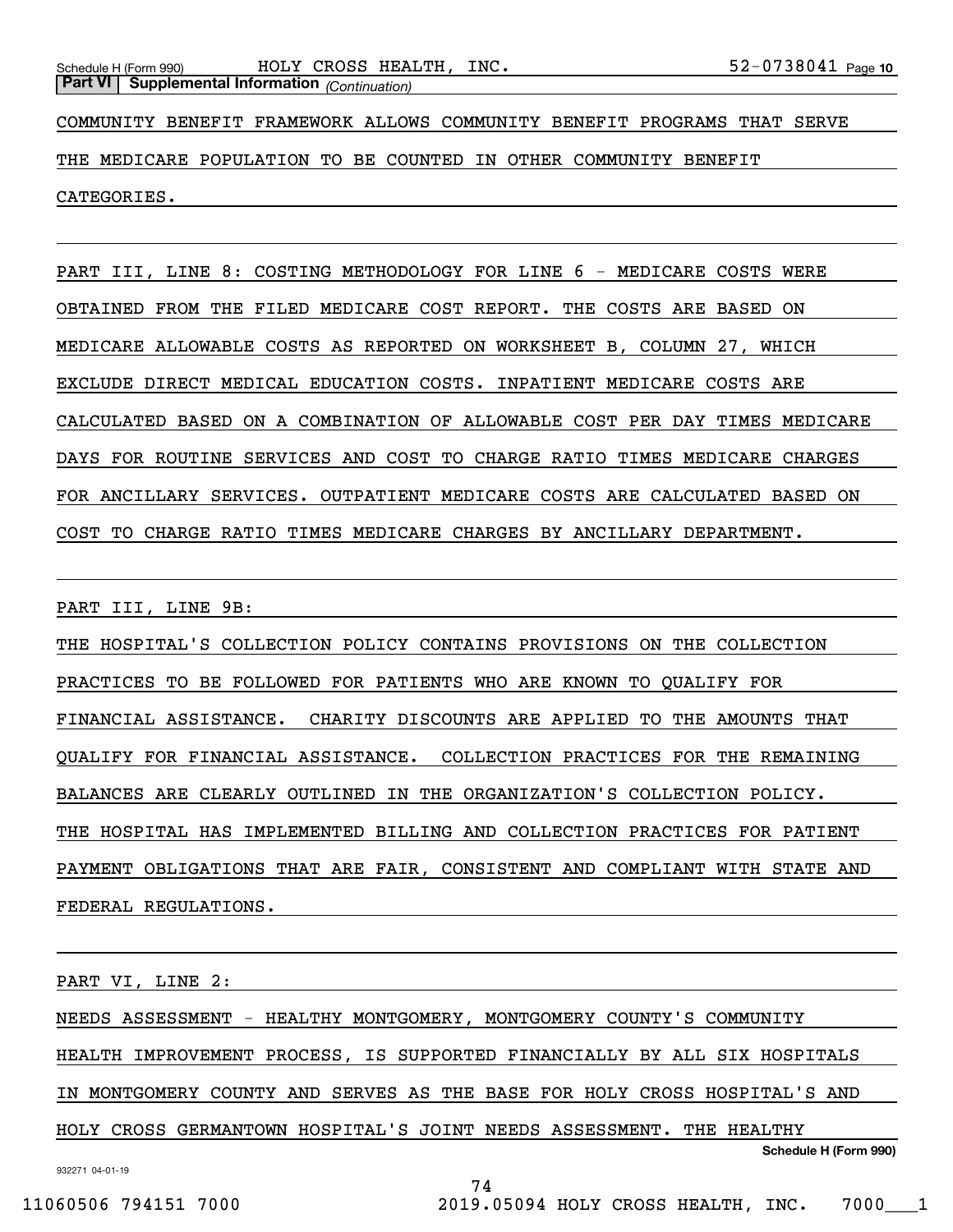COMMUNITY BENEFIT FRAMEWORK ALLOWS COMMUNITY BENEFIT PROGRAMS THAT SERVE THE MEDICARE POPULATION TO BE COUNTED IN OTHER COMMUNITY BENEFIT CATEGORIES.

PART III, LINE 8: COSTING METHODOLOGY FOR LINE 6 - MEDICARE COSTS WERE OBTAINED FROM THE FILED MEDICARE COST REPORT. THE COSTS ARE BASED ON MEDICARE ALLOWABLE COSTS AS REPORTED ON WORKSHEET B, COLUMN 27, WHICH EXCLUDE DIRECT MEDICAL EDUCATION COSTS. INPATIENT MEDICARE COSTS ARE CALCULATED BASED ON A COMBINATION OF ALLOWABLE COST PER DAY TIMES MEDICARE DAYS FOR ROUTINE SERVICES AND COST TO CHARGE RATIO TIMES MEDICARE CHARGES FOR ANCILLARY SERVICES. OUTPATIENT MEDICARE COSTS ARE CALCULATED BASED ON COST TO CHARGE RATIO TIMES MEDICARE CHARGES BY ANCILLARY DEPARTMENT.

PART III, LINE 9B:

THE HOSPITAL'S COLLECTION POLICY CONTAINS PROVISIONS ON THE COLLECTION PRACTICES TO BE FOLLOWED FOR PATIENTS WHO ARE KNOWN TO QUALIFY FOR FINANCIAL ASSISTANCE. CHARITY DISCOUNTS ARE APPLIED TO THE AMOUNTS THAT QUALIFY FOR FINANCIAL ASSISTANCE. COLLECTION PRACTICES FOR THE REMAINING BALANCES ARE CLEARLY OUTLINED IN THE ORGANIZATION'S COLLECTION POLICY. THE HOSPITAL HAS IMPLEMENTED BILLING AND COLLECTION PRACTICES FOR PATIENT PAYMENT OBLIGATIONS THAT ARE FAIR, CONSISTENT AND COMPLIANT WITH STATE AND FEDERAL REGULATIONS.

PART VI, LINE 2:

NEEDS ASSESSMENT - HEALTHY MONTGOMERY, MONTGOMERY COUNTY'S COMMUNITY HEALTH IMPROVEMENT PROCESS, IS SUPPORTED FINANCIALLY BY ALL SIX HOSPITALS IN MONTGOMERY COUNTY AND SERVES AS THE BASE FOR HOLY CROSS HOSPITAL'S AND HOLY CROSS GERMANTOWN HOSPITAL'S JOINT NEEDS ASSESSMENT. THE HEALTHY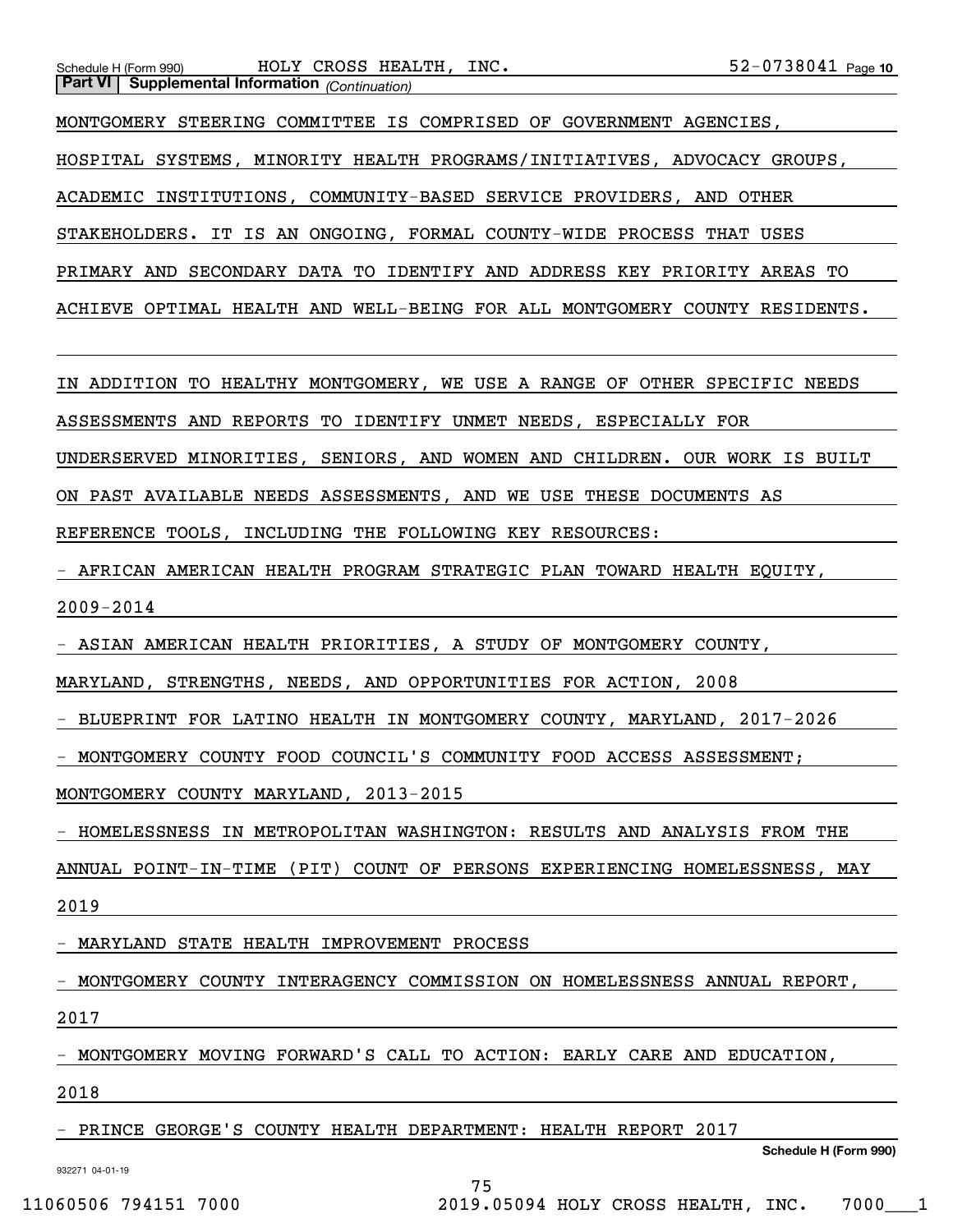MONTGOMERY STEERING COMMITTEE IS COMPRISED OF GOVERNMENT AGENCIES, HOSPITAL SYSTEMS, MINORITY HEALTH PROGRAMS/INITIATIVES, ADVOCACY GROUPS, ACADEMIC INSTITUTIONS, COMMUNITY-BASED SERVICE PROVIDERS, AND OTHER STAKEHOLDERS. IT IS AN ONGOING, FORMAL COUNTY-WIDE PROCESS THAT USES PRIMARY AND SECONDARY DATA TO IDENTIFY AND ADDRESS KEY PRIORITY AREAS TO ACHIEVE OPTIMAL HEALTH AND WELL-BEING FOR ALL MONTGOMERY COUNTY RESIDENTS.

IN ADDITION TO HEALTHY MONTGOMERY, WE USE A RANGE OF OTHER SPECIFIC NEEDS ASSESSMENTS AND REPORTS TO IDENTIFY UNMET NEEDS, ESPECIALLY FOR UNDERSERVED MINORITIES, SENIORS, AND WOMEN AND CHILDREN. OUR WORK IS BUILT ON PAST AVAILABLE NEEDS ASSESSMENTS, AND WE USE THESE DOCUMENTS AS REFERENCE TOOLS, INCLUDING THE FOLLOWING KEY RESOURCES:

- AFRICAN AMERICAN HEALTH PROGRAM STRATEGIC PLAN TOWARD HEALTH EQUITY, 2009-2014
- ASIAN AMERICAN HEALTH PRIORITIES, A STUDY OF MONTGOMERY COUNTY, MARYLAND, STRENGTHS, NEEDS, AND OPPORTUNITIES FOR ACTION, 2008
- BLUEPRINT FOR LATINO HEALTH IN MONTGOMERY COUNTY, MARYLAND, 2017-2026
- MONTGOMERY COUNTY FOOD COUNCIL'S COMMUNITY FOOD ACCESS ASSESSMENT; MONTGOMERY COUNTY MARYLAND, 2013-2015
- HOMELESSNESS IN METROPOLITAN WASHINGTON: RESULTS AND ANALYSIS FROM THE ANNUAL POINT-IN-TIME (PIT) COUNT OF PERSONS EXPERIENCING HOMELESSNESS, MAY 2019
- MARYLAND STATE HEALTH IMPROVEMENT PROCESS
- MONTGOMERY COUNTY INTERAGENCY COMMISSION ON HOMELESSNESS ANNUAL REPORT, 2017
- MONTGOMERY MOVING FORWARD'S CALL TO ACTION: EARLY CARE AND EDUCATION, 2018
- PRINCE GEORGE'S COUNTY HEALTH DEPARTMENT: HEALTH REPORT 2017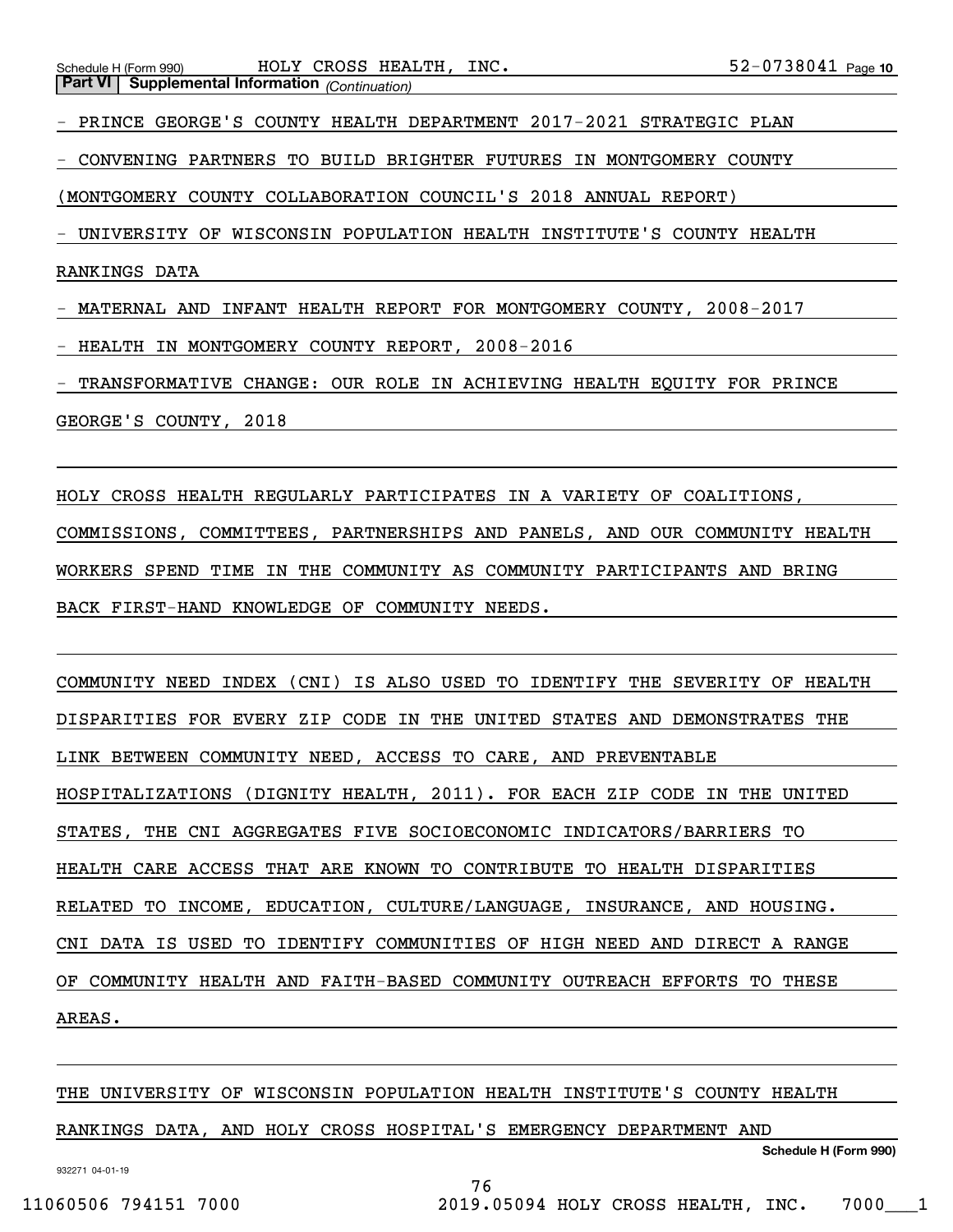**Part VI | Supplemental Information** *(Continuation)*

- PRINCE GEORGE'S COUNTY HEALTH DEPARTMENT 2017-2021 STRATEGIC PLAN
- CONVENING PARTNERS TO BUILD BRIGHTER FUTURES IN MONTGOMERY COUNTY (MONTGOMERY COUNTY COLLABORATION COUNCIL'S 2018 ANNUAL REPORT)
- UNIVERSITY OF WISCONSIN POPULATION HEALTH INSTITUTE'S COUNTY HEALTH RANKINGS DATA
- MATERNAL AND INFANT HEALTH REPORT FOR MONTGOMERY COUNTY, 2008-2017
- HEALTH IN MONTGOMERY COUNTY REPORT, 2008-2016
- TRANSFORMATIVE CHANGE: OUR ROLE IN ACHIEVING HEALTH EQUITY FOR PRINCE GEORGE'S COUNTY, 2018

HOLY CROSS HEALTH REGULARLY PARTICIPATES IN A VARIETY OF COALITIONS, COMMISSIONS, COMMITTEES, PARTNERSHIPS AND PANELS, AND OUR COMMUNITY HEALTH WORKERS SPEND TIME IN THE COMMUNITY AS COMMUNITY PARTICIPANTS AND BRING BACK FIRST-HAND KNOWLEDGE OF COMMUNITY NEEDS.

COMMUNITY NEED INDEX (CNI) IS ALSO USED TO IDENTIFY THE SEVERITY OF HEALTH DISPARITIES FOR EVERY ZIP CODE IN THE UNITED STATES AND DEMONSTRATES THE LINK BETWEEN COMMUNITY NEED, ACCESS TO CARE, AND PREVENTABLE HOSPITALIZATIONS (DIGNITY HEALTH, 2011). FOR EACH ZIP CODE IN THE UNITED STATES, THE CNI AGGREGATES FIVE SOCIOECONOMIC INDICATORS/BARRIERS TO HEALTH CARE ACCESS THAT ARE KNOWN TO CONTRIBUTE TO HEALTH DISPARITIES RELATED TO INCOME, EDUCATION, CULTURE/LANGUAGE, INSURANCE, AND HOUSING. CNI DATA IS USED TO IDENTIFY COMMUNITIES OF HIGH NEED AND DIRECT A RANGE OF COMMUNITY HEALTH AND FAITH-BASED COMMUNITY OUTREACH EFFORTS TO THESE AREAS.

THE UNIVERSITY OF WISCONSIN POPULATION HEALTH INSTITUTE'S COUNTY HEALTH RANKINGS DATA, AND HOLY CROSS HOSPITAL'S EMERGENCY DEPARTMENT AND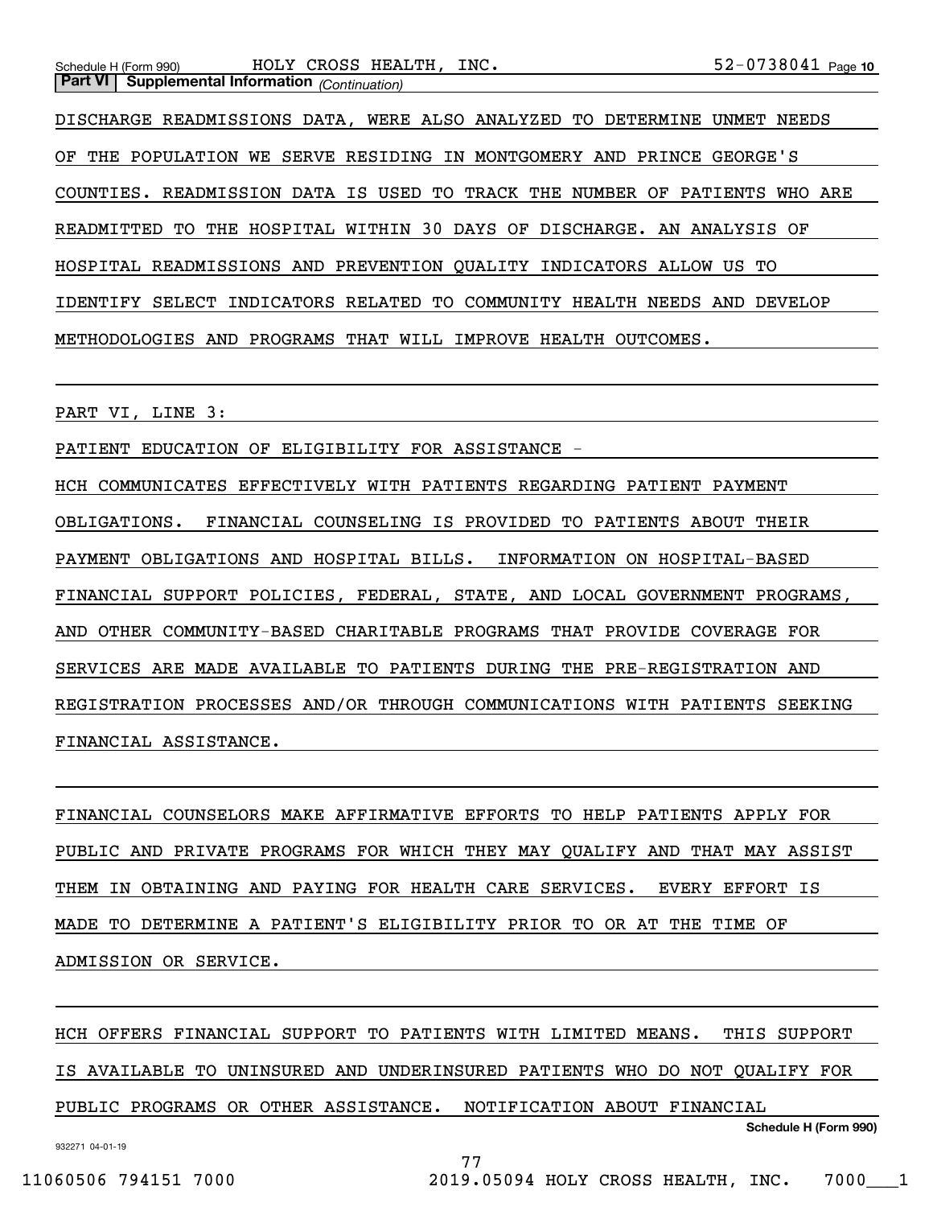DISCHARGE READMISSIONS DATA, WERE ALSO ANALYZED TO DETERMINE UNMET NEEDS OF THE POPULATION WE SERVE RESIDING IN MONTGOMERY AND PRINCE GEORGE'S COUNTIES. READMISSION DATA IS USED TO TRACK THE NUMBER OF PATIENTS WHO ARE READMITTED TO THE HOSPITAL WITHIN 30 DAYS OF DISCHARGE. AN ANALYSIS OF HOSPITAL READMISSIONS AND PREVENTION QUALITY INDICATORS ALLOW US TO IDENTIFY SELECT INDICATORS RELATED TO COMMUNITY HEALTH NEEDS AND DEVELOP METHODOLOGIES AND PROGRAMS THAT WILL IMPROVE HEALTH OUTCOMES.

PART VI, LINE 3:

PATIENT EDUCATION OF ELIGIBILITY FOR ASSISTANCE -

HCH COMMUNICATES EFFECTIVELY WITH PATIENTS REGARDING PATIENT PAYMENT OBLIGATIONS. FINANCIAL COUNSELING IS PROVIDED TO PATIENTS ABOUT THEIR PAYMENT OBLIGATIONS AND HOSPITAL BILLS. INFORMATION ON HOSPITAL-BASED FINANCIAL SUPPORT POLICIES, FEDERAL, STATE, AND LOCAL GOVERNMENT PROGRAMS, AND OTHER COMMUNITY-BASED CHARITABLE PROGRAMS THAT PROVIDE COVERAGE FOR SERVICES ARE MADE AVAILABLE TO PATIENTS DURING THE PRE-REGISTRATION AND REGISTRATION PROCESSES AND/OR THROUGH COMMUNICATIONS WITH PATIENTS SEEKING FINANCIAL ASSISTANCE.

FINANCIAL COUNSELORS MAKE AFFIRMATIVE EFFORTS TO HELP PATIENTS APPLY FOR PUBLIC AND PRIVATE PROGRAMS FOR WHICH THEY MAY QUALIFY AND THAT MAY ASSIST THEM IN OBTAINING AND PAYING FOR HEALTH CARE SERVICES. EVERY EFFORT IS MADE TO DETERMINE A PATIENT'S ELIGIBILITY PRIOR TO OR AT THE TIME OF ADMISSION OR SERVICE.

HCH OFFERS FINANCIAL SUPPORT TO PATIENTS WITH LIMITED MEANS. THIS SUPPORT IS AVAILABLE TO UNINSURED AND UNDERINSURED PATIENTS WHO DO NOT QUALIFY FOR PUBLIC PROGRAMS OR OTHER ASSISTANCE. NOTIFICATION ABOUT FINANCIAL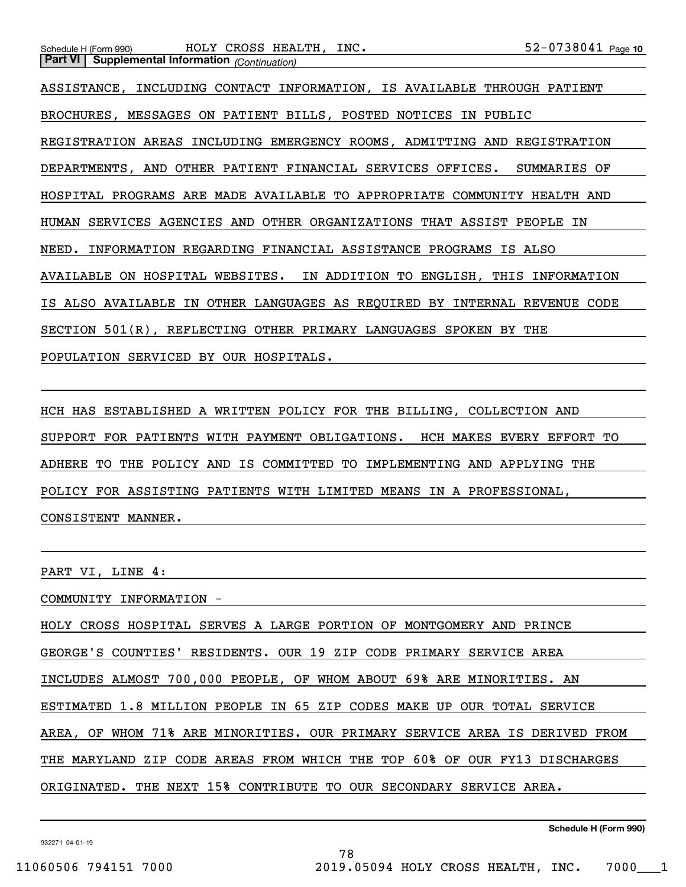**Part VI | Supplemental Information** *(Continuation)*

ASSISTANCE, INCLUDING CONTACT INFORMATION, IS AVAILABLE THROUGH PATIENT BROCHURES, MESSAGES ON PATIENT BILLS, POSTED NOTICES IN PUBLIC REGISTRATION AREAS INCLUDING EMERGENCY ROOMS, ADMITTING AND REGISTRATION DEPARTMENTS, AND OTHER PATIENT FINANCIAL SERVICES OFFICES. SUMMARIES OF HOSPITAL PROGRAMS ARE MADE AVAILABLE TO APPROPRIATE COMMUNITY HEALTH AND HUMAN SERVICES AGENCIES AND OTHER ORGANIZATIONS THAT ASSIST PEOPLE IN NEED. INFORMATION REGARDING FINANCIAL ASSISTANCE PROGRAMS IS ALSO AVAILABLE ON HOSPITAL WEBSITES. IN ADDITION TO ENGLISH, THIS INFORMATION IS ALSO AVAILABLE IN OTHER LANGUAGES AS REQUIRED BY INTERNAL REVENUE CODE SECTION 501(R), REFLECTING OTHER PRIMARY LANGUAGES SPOKEN BY THE POPULATION SERVICED BY OUR HOSPITALS.

HCH HAS ESTABLISHED A WRITTEN POLICY FOR THE BILLING, COLLECTION AND SUPPORT FOR PATIENTS WITH PAYMENT OBLIGATIONS. HCH MAKES EVERY EFFORT TO ADHERE TO THE POLICY AND IS COMMITTED TO IMPLEMENTING AND APPLYING THE POLICY FOR ASSISTING PATIENTS WITH LIMITED MEANS IN A PROFESSIONAL, CONSISTENT MANNER.

PART VI, LINE 4:

COMMUNITY INFORMATION -

HOLY CROSS HOSPITAL SERVES A LARGE PORTION OF MONTGOMERY AND PRINCE GEORGE'S COUNTIES' RESIDENTS. OUR 19 ZIP CODE PRIMARY SERVICE AREA INCLUDES ALMOST 700,000 PEOPLE, OF WHOM ABOUT 69% ARE MINORITIES. AN ESTIMATED 1.8 MILLION PEOPLE IN 65 ZIP CODES MAKE UP OUR TOTAL SERVICE AREA, OF WHOM 71% ARE MINORITIES. OUR PRIMARY SERVICE AREA IS DERIVED FROM THE MARYLAND ZIP CODE AREAS FROM WHICH THE TOP 60% OF OUR FY13 DISCHARGES ORIGINATED. THE NEXT 15% CONTRIBUTE TO OUR SECONDARY SERVICE AREA.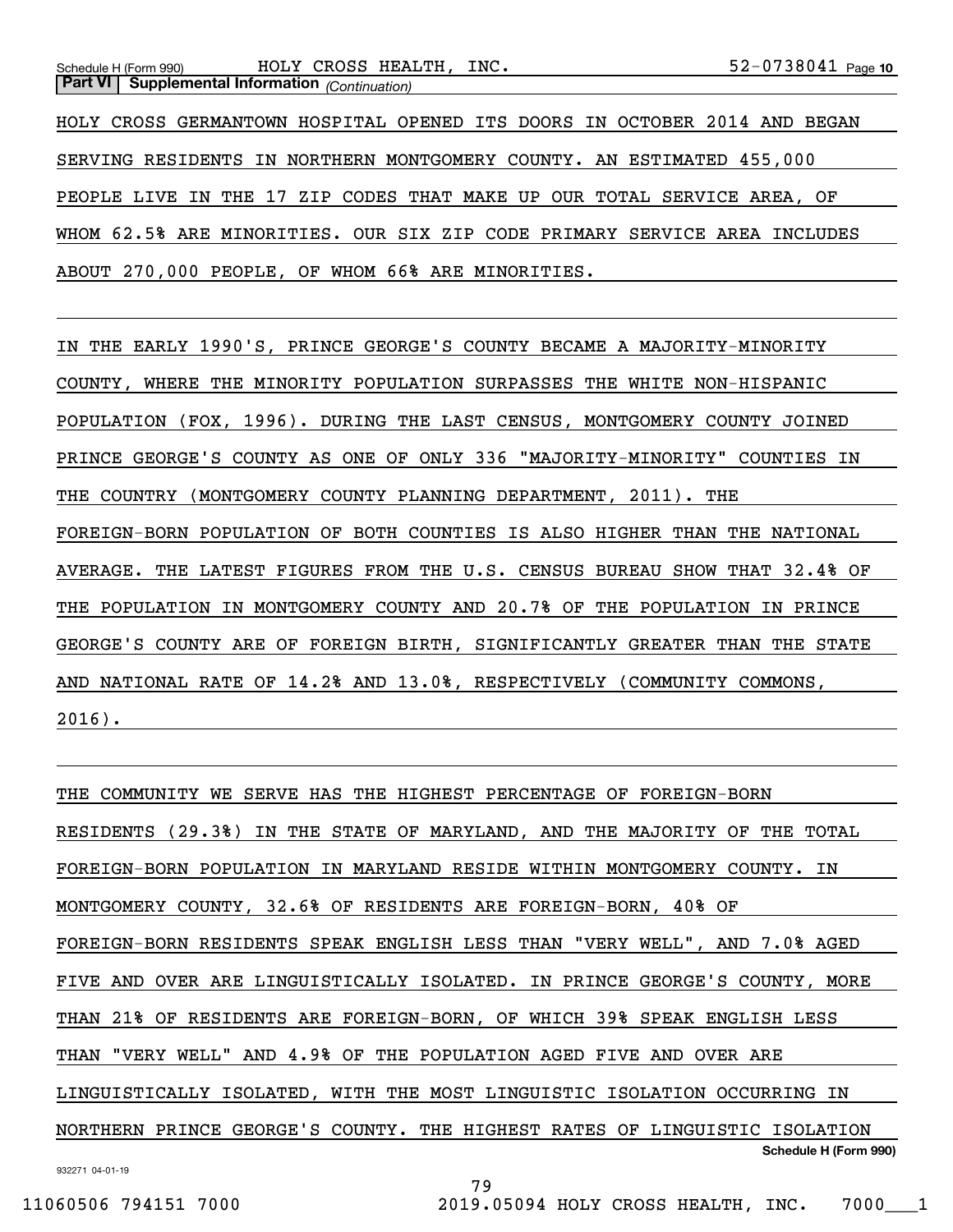**Part VI | Supplemental Information** *(Continuation)*

HOLY CROSS GERMANTOWN HOSPITAL OPENED ITS DOORS IN OCTOBER 2014 AND BEGAN SERVING RESIDENTS IN NORTHERN MONTGOMERY COUNTY. AN ESTIMATED 455,000 PEOPLE LIVE IN THE 17 ZIP CODES THAT MAKE UP OUR TOTAL SERVICE AREA, OF WHOM 62.5% ARE MINORITIES. OUR SIX ZIP CODE PRIMARY SERVICE AREA INCLUDES ABOUT 270,000 PEOPLE, OF WHOM 66% ARE MINORITIES.

IN THE EARLY 1990'S, PRINCE GEORGE'S COUNTY BECAME A MAJORITY-MINORITY COUNTY, WHERE THE MINORITY POPULATION SURPASSES THE WHITE NON-HISPANIC POPULATION (FOX, 1996). DURING THE LAST CENSUS, MONTGOMERY COUNTY JOINED PRINCE GEORGE'S COUNTY AS ONE OF ONLY 336 "MAJORITY-MINORITY" COUNTIES IN THE COUNTRY (MONTGOMERY COUNTY PLANNING DEPARTMENT, 2011). THE FOREIGN-BORN POPULATION OF BOTH COUNTIES IS ALSO HIGHER THAN THE NATIONAL AVERAGE. THE LATEST FIGURES FROM THE U.S. CENSUS BUREAU SHOW THAT 32.4% OF THE POPULATION IN MONTGOMERY COUNTY AND 20.7% OF THE POPULATION IN PRINCE GEORGE'S COUNTY ARE OF FOREIGN BIRTH, SIGNIFICANTLY GREATER THAN THE STATE AND NATIONAL RATE OF 14.2% AND 13.0%, RESPECTIVELY (COMMUNITY COMMONS, 2016).

THE COMMUNITY WE SERVE HAS THE HIGHEST PERCENTAGE OF FOREIGN-BORN RESIDENTS (29.3%) IN THE STATE OF MARYLAND, AND THE MAJORITY OF THE TOTAL FOREIGN-BORN POPULATION IN MARYLAND RESIDE WITHIN MONTGOMERY COUNTY. IN MONTGOMERY COUNTY, 32.6% OF RESIDENTS ARE FOREIGN-BORN, 40% OF FOREIGN-BORN RESIDENTS SPEAK ENGLISH LESS THAN "VERY WELL", AND 7.0% AGED FIVE AND OVER ARE LINGUISTICALLY ISOLATED. IN PRINCE GEORGE'S COUNTY, MORE THAN 21% OF RESIDENTS ARE FOREIGN-BORN, OF WHICH 39% SPEAK ENGLISH LESS THAN "VERY WELL" AND 4.9% OF THE POPULATION AGED FIVE AND OVER ARE LINGUISTICALLY ISOLATED, WITH THE MOST LINGUISTIC ISOLATION OCCURRING IN NORTHERN PRINCE GEORGE'S COUNTY. THE HIGHEST RATES OF LINGUISTIC ISOLATION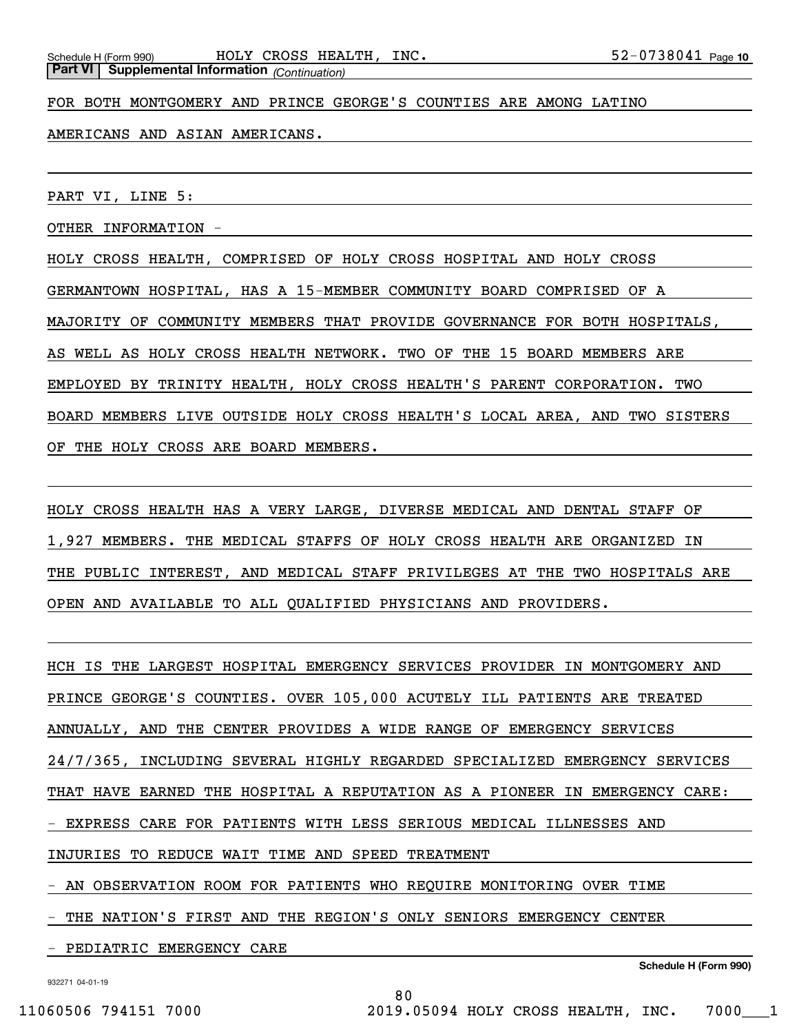FOR BOTH MONTGOMERY AND PRINCE GEORGE'S COUNTIES ARE AMONG LATINO AMERICANS AND ASIAN AMERICANS.

PART VI, LINE 5:

OTHER INFORMATION -

HOLY CROSS HEALTH, COMPRISED OF HOLY CROSS HOSPITAL AND HOLY CROSS GERMANTOWN HOSPITAL, HAS A 15-MEMBER COMMUNITY BOARD COMPRISED OF A MAJORITY OF COMMUNITY MEMBERS THAT PROVIDE GOVERNANCE FOR BOTH HOSPITALS, AS WELL AS HOLY CROSS HEALTH NETWORK. TWO OF THE 15 BOARD MEMBERS ARE EMPLOYED BY TRINITY HEALTH, HOLY CROSS HEALTH'S PARENT CORPORATION. TWO BOARD MEMBERS LIVE OUTSIDE HOLY CROSS HEALTH'S LOCAL AREA, AND TWO SISTERS OF THE HOLY CROSS ARE BOARD MEMBERS.

HOLY CROSS HEALTH HAS A VERY LARGE, DIVERSE MEDICAL AND DENTAL STAFF OF 1,927 MEMBERS. THE MEDICAL STAFFS OF HOLY CROSS HEALTH ARE ORGANIZED IN THE PUBLIC INTEREST, AND MEDICAL STAFF PRIVILEGES AT THE TWO HOSPITALS ARE OPEN AND AVAILABLE TO ALL QUALIFIED PHYSICIANS AND PROVIDERS.

HCH IS THE LARGEST HOSPITAL EMERGENCY SERVICES PROVIDER IN MONTGOMERY AND PRINCE GEORGE'S COUNTIES. OVER 105,000 ACUTELY ILL PATIENTS ARE TREATED ANNUALLY, AND THE CENTER PROVIDES A WIDE RANGE OF EMERGENCY SERVICES 24/7/365, INCLUDING SEVERAL HIGHLY REGARDED SPECIALIZED EMERGENCY SERVICES THAT HAVE EARNED THE HOSPITAL A REPUTATION AS A PIONEER IN EMERGENCY CARE:

- EXPRESS CARE FOR PATIENTS WITH LESS SERIOUS MEDICAL ILLNESSES AND INJURIES TO REDUCE WAIT TIME AND SPEED TREATMENT
- AN OBSERVATION ROOM FOR PATIENTS WHO REQUIRE MONITORING OVER TIME
- THE NATION'S FIRST AND THE REGION'S ONLY SENIORS EMERGENCY CENTER
- PEDIATRIC EMERGENCY CARE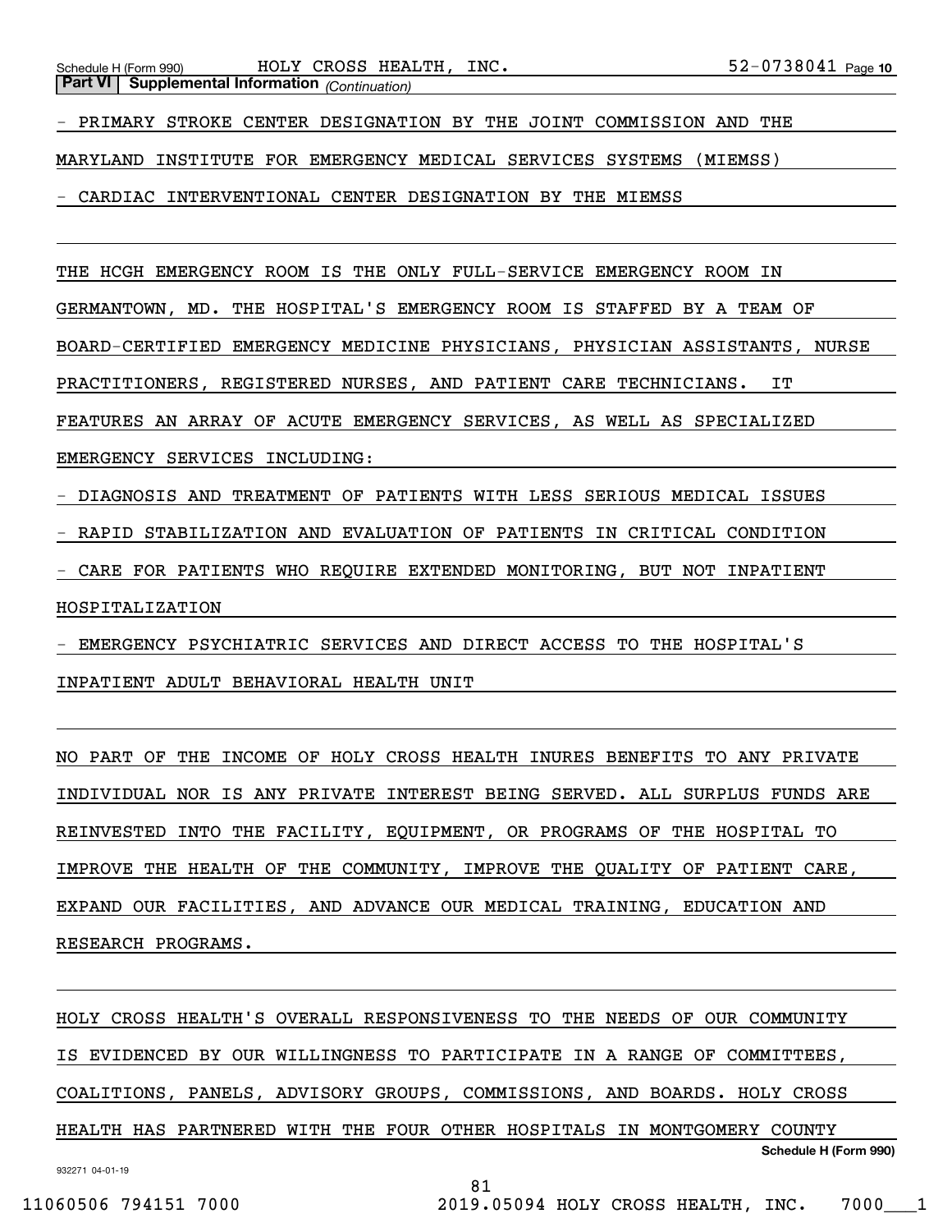- PRIMARY STROKE CENTER DESIGNATION BY THE JOINT COMMISSION AND THE MARYLAND INSTITUTE FOR EMERGENCY MEDICAL SERVICES SYSTEMS (MIEMSS)

- CARDIAC INTERVENTIONAL CENTER DESIGNATION BY THE MIEMSS

THE HCGH EMERGENCY ROOM IS THE ONLY FULL-SERVICE EMERGENCY ROOM IN GERMANTOWN, MD. THE HOSPITAL'S EMERGENCY ROOM IS STAFFED BY A TEAM OF BOARD-CERTIFIED EMERGENCY MEDICINE PHYSICIANS, PHYSICIAN ASSISTANTS, NURSE PRACTITIONERS, REGISTERED NURSES, AND PATIENT CARE TECHNICIANS. IT FEATURES AN ARRAY OF ACUTE EMERGENCY SERVICES, AS WELL AS SPECIALIZED EMERGENCY SERVICES INCLUDING:

- DIAGNOSIS AND TREATMENT OF PATIENTS WITH LESS SERIOUS MEDICAL ISSUES
- RAPID STABILIZATION AND EVALUATION OF PATIENTS IN CRITICAL CONDITION
- CARE FOR PATIENTS WHO REQUIRE EXTENDED MONITORING, BUT NOT INPATIENT HOSPITALIZATION
- EMERGENCY PSYCHIATRIC SERVICES AND DIRECT ACCESS TO THE HOSPITAL'S INPATIENT ADULT BEHAVIORAL HEALTH UNIT

NO PART OF THE INCOME OF HOLY CROSS HEALTH INURES BENEFITS TO ANY PRIVATE INDIVIDUAL NOR IS ANY PRIVATE INTEREST BEING SERVED. ALL SURPLUS FUNDS ARE REINVESTED INTO THE FACILITY, EQUIPMENT, OR PROGRAMS OF THE HOSPITAL TO IMPROVE THE HEALTH OF THE COMMUNITY, IMPROVE THE QUALITY OF PATIENT CARE, EXPAND OUR FACILITIES, AND ADVANCE OUR MEDICAL TRAINING, EDUCATION AND RESEARCH PROGRAMS.

HOLY CROSS HEALTH'S OVERALL RESPONSIVENESS TO THE NEEDS OF OUR COMMUNITY IS EVIDENCED BY OUR WILLINGNESS TO PARTICIPATE IN A RANGE OF COMMITTEES, COALITIONS, PANELS, ADVISORY GROUPS, COMMISSIONS, AND BOARDS. HOLY CROSS HEALTH HAS PARTNERED WITH THE FOUR OTHER HOSPITALS IN MONTGOMERY COUNTY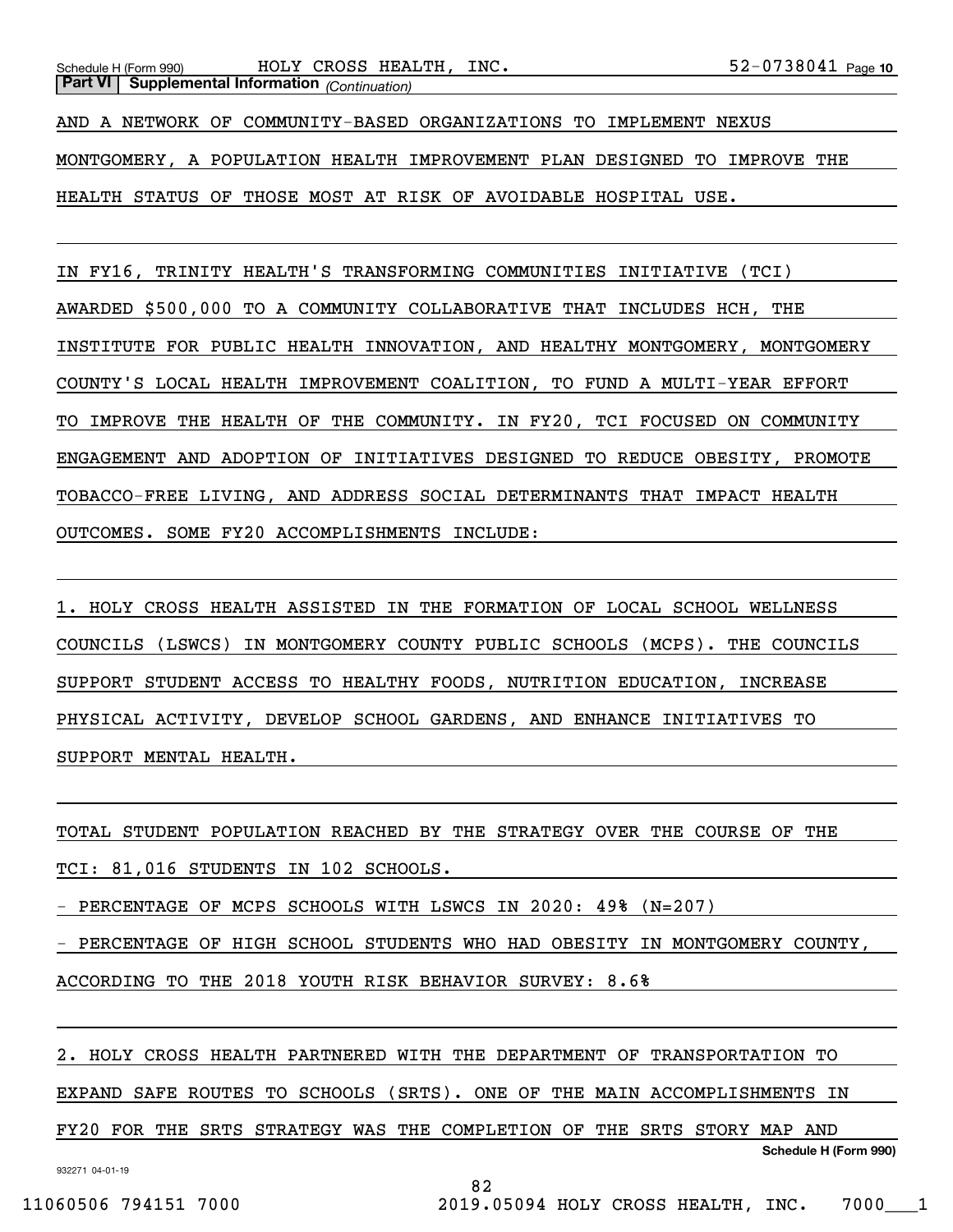AND A NETWORK OF COMMUNITY-BASED ORGANIZATIONS TO IMPLEMENT NEXUS MONTGOMERY, A POPULATION HEALTH IMPROVEMENT PLAN DESIGNED TO IMPROVE THE HEALTH STATUS OF THOSE MOST AT RISK OF AVOIDABLE HOSPITAL USE.

IN FY16, TRINITY HEALTH'S TRANSFORMING COMMUNITIES INITIATIVE (TCI) AWARDED $500,000 TO A COMMUNITY COLLABORATIVE THAT INCLUDES HCH, THE INSTITUTE FOR PUBLIC HEALTH INNOVATION, AND HEALTHY MONTGOMERY, MONTGOMERY COUNTY'S LOCAL HEALTH IMPROVEMENT COALITION, TO FUND A MULTI-YEAR EFFORT TO IMPROVE THE HEALTH OF THE COMMUNITY. IN FY20, TCI FOCUSED ON COMMUNITY ENGAGEMENT AND ADOPTION OF INITIATIVES DESIGNED TO REDUCE OBESITY, PROMOTE TOBACCO-FREE LIVING, AND ADDRESS SOCIAL DETERMINANTS THAT IMPACT HEALTH OUTCOMES. SOME FY20 ACCOMPLISHMENTS INCLUDE:

1. HOLY CROSS HEALTH ASSISTED IN THE FORMATION OF LOCAL SCHOOL WELLNESS COUNCILS (LSWCS) IN MONTGOMERY COUNTY PUBLIC SCHOOLS (MCPS). THE COUNCILS SUPPORT STUDENT ACCESS TO HEALTHY FOODS, NUTRITION EDUCATION, INCREASE PHYSICAL ACTIVITY, DEVELOP SCHOOL GARDENS, AND ENHANCE INITIATIVES TO SUPPORT MENTAL HEALTH.

TOTAL STUDENT POPULATION REACHED BY THE STRATEGY OVER THE COURSE OF THE TCI: 81,016 STUDENTS IN 102 SCHOOLS.

- PERCENTAGE OF MCPS SCHOOLS WITH LSWCS IN 2020: 49% (N=207)
- PERCENTAGE OF HIGH SCHOOL STUDENTS WHO HAD OBESITY IN MONTGOMERY COUNTY, ACCORDING TO THE 2018 YOUTH RISK BEHAVIOR SURVEY: 8.6%

2. HOLY CROSS HEALTH PARTNERED WITH THE DEPARTMENT OF TRANSPORTATION TO EXPAND SAFE ROUTES TO SCHOOLS (SRTS). ONE OF THE MAIN ACCOMPLISHMENTS IN FY20 FOR THE SRTS STRATEGY WAS THE COMPLETION OF THE SRTS STORY MAP AND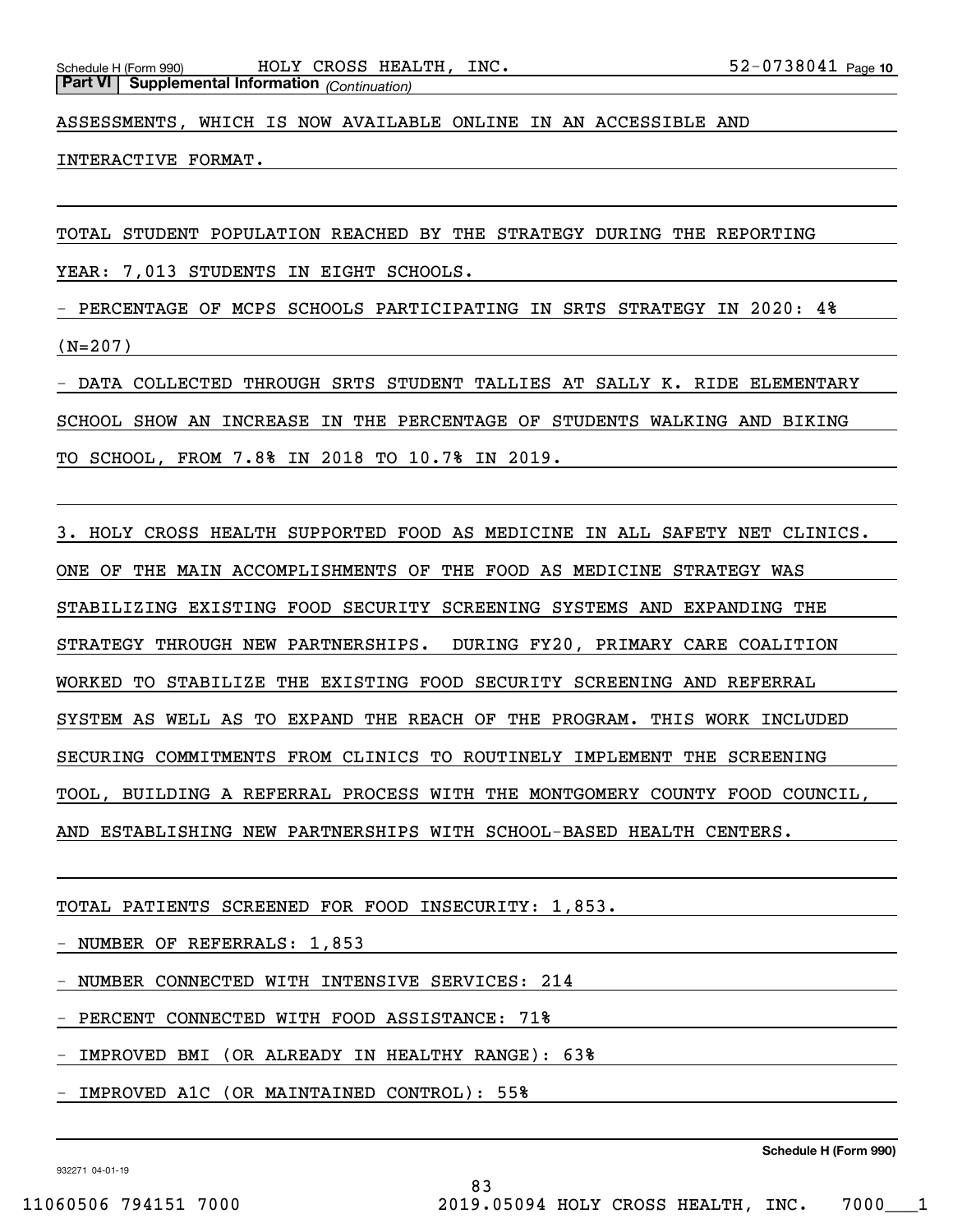**Part VI | Supplemental Information** *(Continuation)*

ASSESSMENTS, WHICH IS NOW AVAILABLE ONLINE IN AN ACCESSIBLE AND INTERACTIVE FORMAT.

TOTAL STUDENT POPULATION REACHED BY THE STRATEGY DURING THE REPORTING YEAR: 7,013 STUDENTS IN EIGHT SCHOOLS.

- PERCENTAGE OF MCPS SCHOOLS PARTICIPATING IN SRTS STRATEGY IN 2020: 4% (N=207)
- DATA COLLECTED THROUGH SRTS STUDENT TALLIES AT SALLY K. RIDE ELEMENTARY SCHOOL SHOW AN INCREASE IN THE PERCENTAGE OF STUDENTS WALKING AND BIKING TO SCHOOL, FROM 7.8% IN 2018 TO 10.7% IN 2019.

3. HOLY CROSS HEALTH SUPPORTED FOOD AS MEDICINE IN ALL SAFETY NET CLINICS. ONE OF THE MAIN ACCOMPLISHMENTS OF THE FOOD AS MEDICINE STRATEGY WAS STABILIZING EXISTING FOOD SECURITY SCREENING SYSTEMS AND EXPANDING THE STRATEGY THROUGH NEW PARTNERSHIPS. DURING FY20, PRIMARY CARE COALITION WORKED TO STABILIZE THE EXISTING FOOD SECURITY SCREENING AND REFERRAL SYSTEM AS WELL AS TO EXPAND THE REACH OF THE PROGRAM. THIS WORK INCLUDED SECURING COMMITMENTS FROM CLINICS TO ROUTINELY IMPLEMENT THE SCREENING TOOL, BUILDING A REFERRAL PROCESS WITH THE MONTGOMERY COUNTY FOOD COUNCIL, AND ESTABLISHING NEW PARTNERSHIPS WITH SCHOOL-BASED HEALTH CENTERS.

TOTAL PATIENTS SCREENED FOR FOOD INSECURITY: 1,853.

- NUMBER OF REFERRALS: 1,853
- NUMBER CONNECTED WITH INTENSIVE SERVICES: 214
- PERCENT CONNECTED WITH FOOD ASSISTANCE: 71%
- IMPROVED BMI (OR ALREADY IN HEALTHY RANGE): 63%
- IMPROVED A1C (OR MAINTAINED CONTROL): 55%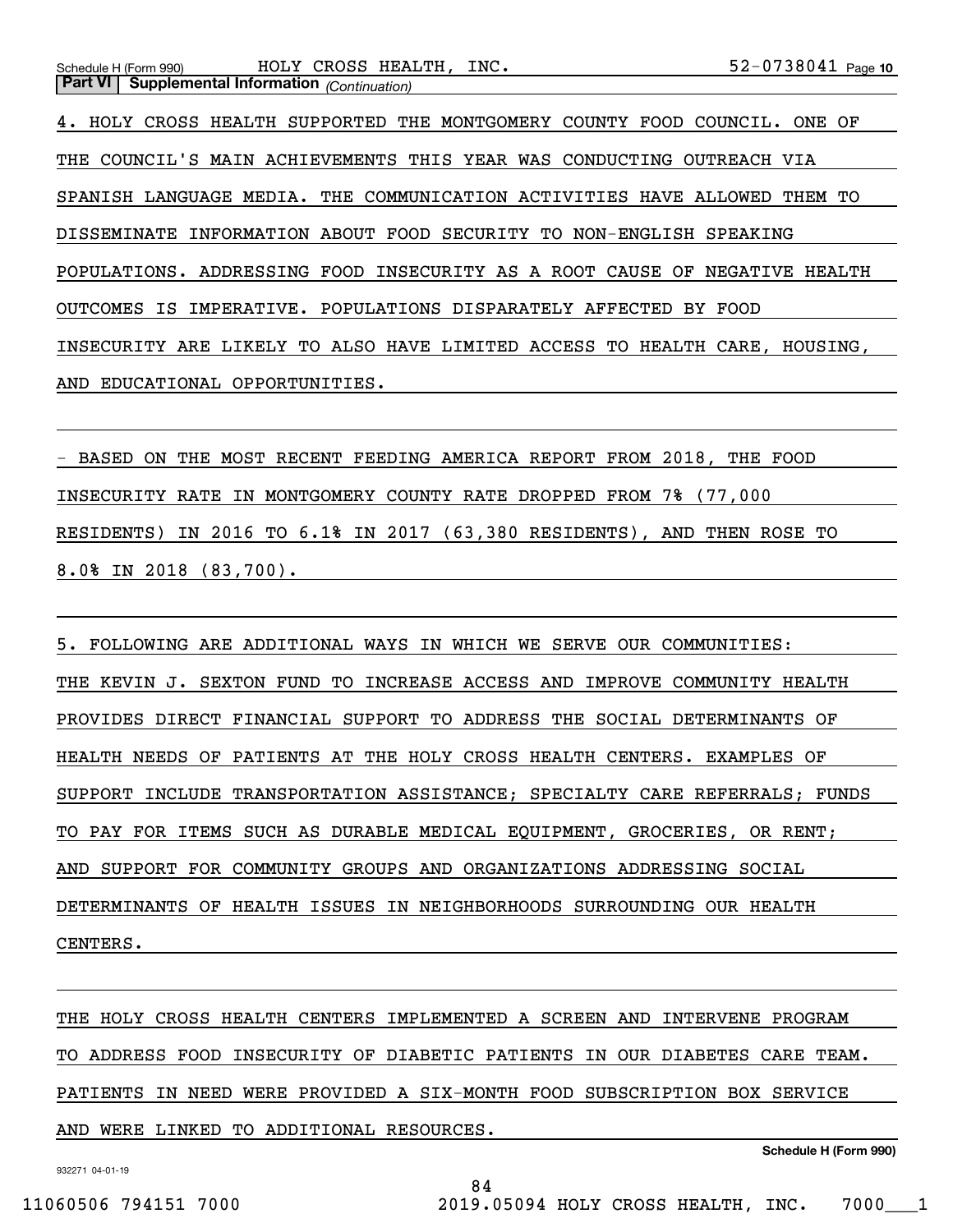**Part VI | Supplemental Information** *(Continuation)*

4. HOLY CROSS HEALTH SUPPORTED THE MONTGOMERY COUNTY FOOD COUNCIL. ONE OF THE COUNCIL'S MAIN ACHIEVEMENTS THIS YEAR WAS CONDUCTING OUTREACH VIA SPANISH LANGUAGE MEDIA. THE COMMUNICATION ACTIVITIES HAVE ALLOWED THEM TO DISSEMINATE INFORMATION ABOUT FOOD SECURITY TO NON-ENGLISH SPEAKING POPULATIONS. ADDRESSING FOOD INSECURITY AS A ROOT CAUSE OF NEGATIVE HEALTH OUTCOMES IS IMPERATIVE. POPULATIONS DISPARATELY AFFECTED BY FOOD INSECURITY ARE LIKELY TO ALSO HAVE LIMITED ACCESS TO HEALTH CARE, HOUSING, AND EDUCATIONAL OPPORTUNITIES.

- BASED ON THE MOST RECENT FEEDING AMERICA REPORT FROM 2018, THE FOOD INSECURITY RATE IN MONTGOMERY COUNTY RATE DROPPED FROM 7% (77,000 RESIDENTS) IN 2016 TO 6.1% IN 2017 (63,380 RESIDENTS), AND THEN ROSE TO 8.0% IN 2018 (83,700).

5. FOLLOWING ARE ADDITIONAL WAYS IN WHICH WE SERVE OUR COMMUNITIES: THE KEVIN J. SEXTON FUND TO INCREASE ACCESS AND IMPROVE COMMUNITY HEALTH PROVIDES DIRECT FINANCIAL SUPPORT TO ADDRESS THE SOCIAL DETERMINANTS OF HEALTH NEEDS OF PATIENTS AT THE HOLY CROSS HEALTH CENTERS. EXAMPLES OF SUPPORT INCLUDE TRANSPORTATION ASSISTANCE; SPECIALTY CARE REFERRALS; FUNDS TO PAY FOR ITEMS SUCH AS DURABLE MEDICAL EQUIPMENT, GROCERIES, OR RENT; AND SUPPORT FOR COMMUNITY GROUPS AND ORGANIZATIONS ADDRESSING SOCIAL DETERMINANTS OF HEALTH ISSUES IN NEIGHBORHOODS SURROUNDING OUR HEALTH CENTERS.

THE HOLY CROSS HEALTH CENTERS IMPLEMENTED A SCREEN AND INTERVENE PROGRAM TO ADDRESS FOOD INSECURITY OF DIABETIC PATIENTS IN OUR DIABETES CARE TEAM. PATIENTS IN NEED WERE PROVIDED A SIX-MONTH FOOD SUBSCRIPTION BOX SERVICE AND WERE LINKED TO ADDITIONAL RESOURCES.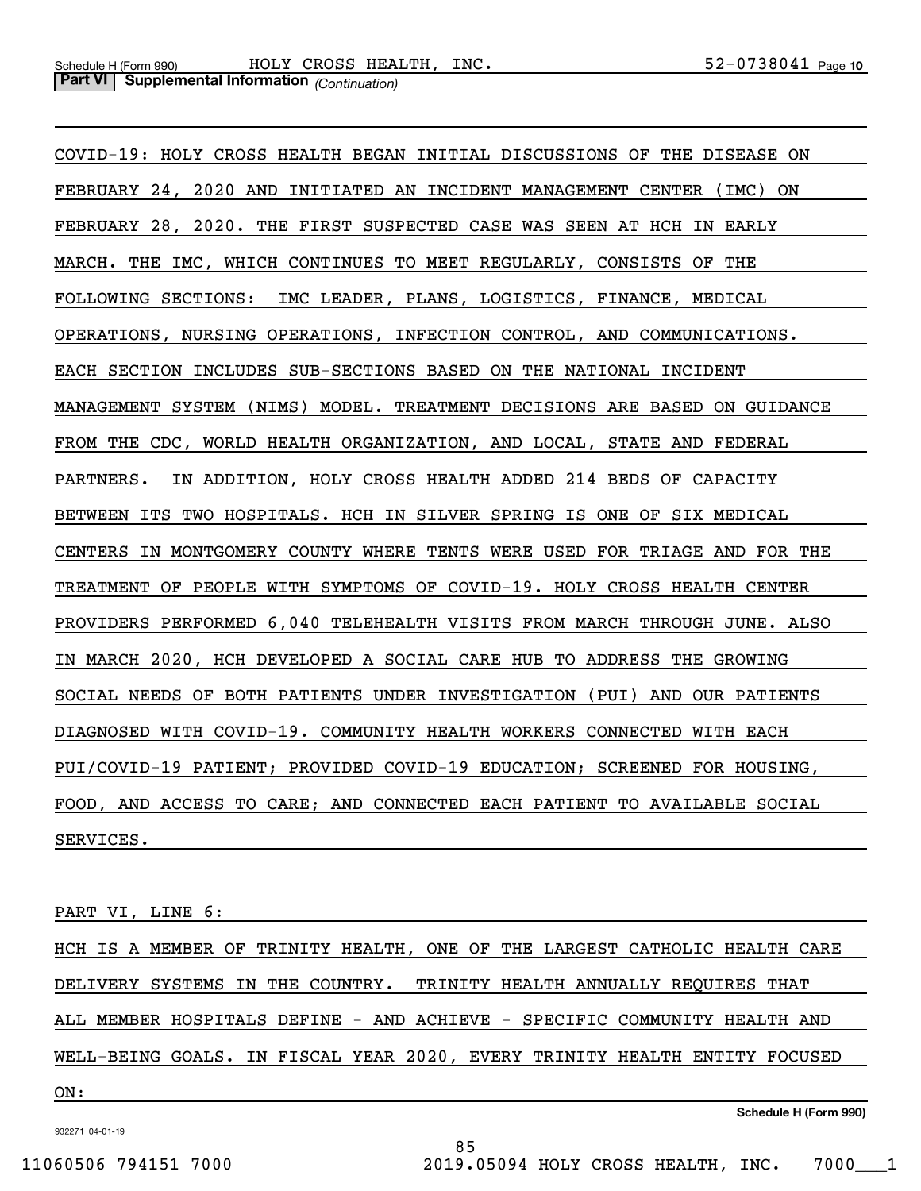COVID-19: HOLY CROSS HEALTH BEGAN INITIAL DISCUSSIONS OF THE DISEASE ON FEBRUARY 24, 2020 AND INITIATED AN INCIDENT MANAGEMENT CENTER (IMC) ON FEBRUARY 28, 2020. THE FIRST SUSPECTED CASE WAS SEEN AT HCH IN EARLY MARCH. THE IMC, WHICH CONTINUES TO MEET REGULARLY, CONSISTS OF THE FOLLOWING SECTIONS: IMC LEADER, PLANS, LOGISTICS, FINANCE, MEDICAL OPERATIONS, NURSING OPERATIONS, INFECTION CONTROL, AND COMMUNICATIONS. EACH SECTION INCLUDES SUB-SECTIONS BASED ON THE NATIONAL INCIDENT MANAGEMENT SYSTEM (NIMS) MODEL. TREATMENT DECISIONS ARE BASED ON GUIDANCE FROM THE CDC, WORLD HEALTH ORGANIZATION, AND LOCAL, STATE AND FEDERAL PARTNERS. IN ADDITION, HOLY CROSS HEALTH ADDED 214 BEDS OF CAPACITY BETWEEN ITS TWO HOSPITALS. HCH IN SILVER SPRING IS ONE OF SIX MEDICAL CENTERS IN MONTGOMERY COUNTY WHERE TENTS WERE USED FOR TRIAGE AND FOR THE TREATMENT OF PEOPLE WITH SYMPTOMS OF COVID-19. HOLY CROSS HEALTH CENTER PROVIDERS PERFORMED 6,040 TELEHEALTH VISITS FROM MARCH THROUGH JUNE. ALSO IN MARCH 2020, HCH DEVELOPED A SOCIAL CARE HUB TO ADDRESS THE GROWING SOCIAL NEEDS OF BOTH PATIENTS UNDER INVESTIGATION (PUI) AND OUR PATIENTS DIAGNOSED WITH COVID-19. COMMUNITY HEALTH WORKERS CONNECTED WITH EACH PUI/COVID-19 PATIENT; PROVIDED COVID-19 EDUCATION; SCREENED FOR HOUSING, FOOD, AND ACCESS TO CARE; AND CONNECTED EACH PATIENT TO AVAILABLE SOCIAL SERVICES.

PART VI, LINE 6:

HCH IS A MEMBER OF TRINITY HEALTH, ONE OF THE LARGEST CATHOLIC HEALTH CARE DELIVERY SYSTEMS IN THE COUNTRY. TRINITY HEALTH ANNUALLY REQUIRES THAT ALL MEMBER HOSPITALS DEFINE - AND ACHIEVE - SPECIFIC COMMUNITY HEALTH AND WELL-BEING GOALS. IN FISCAL YEAR 2020, EVERY TRINITY HEALTH ENTITY FOCUSED ON: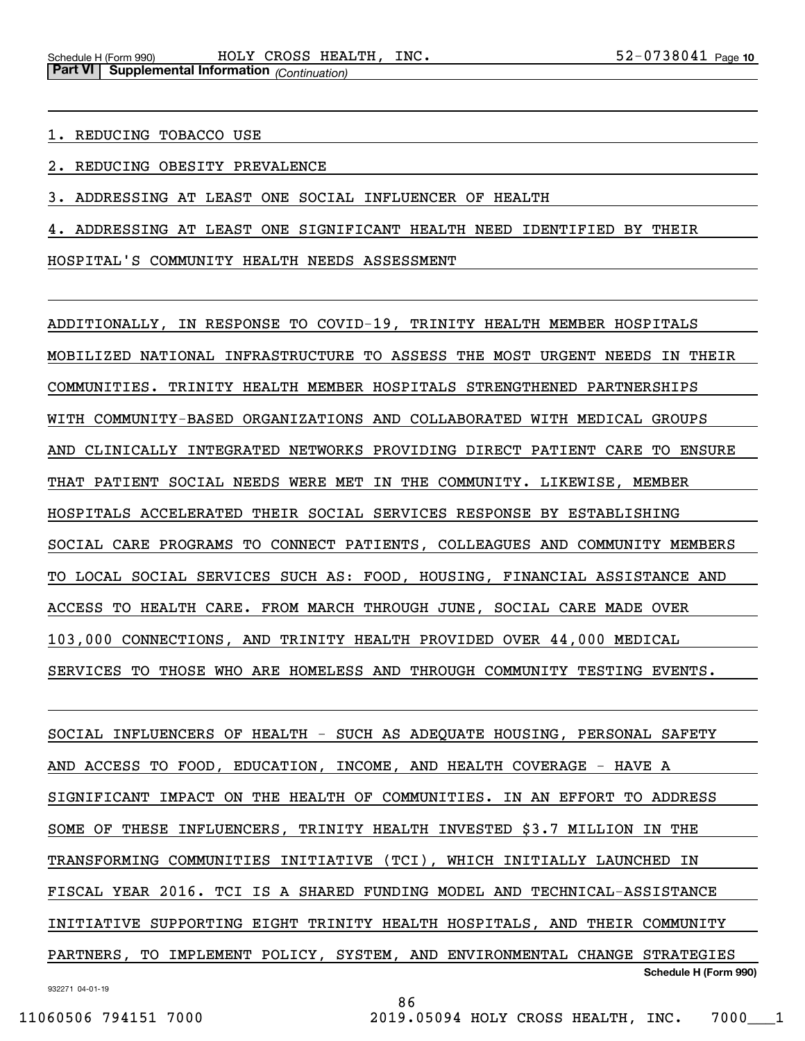1. REDUCING TOBACCO USE

2. REDUCING OBESITY PREVALENCE

3. ADDRESSING AT LEAST ONE SOCIAL INFLUENCER OF HEALTH

4. ADDRESSING AT LEAST ONE SIGNIFICANT HEALTH NEED IDENTIFIED BY THEIR HOSPITAL'S COMMUNITY HEALTH NEEDS ASSESSMENT

ADDITIONALLY, IN RESPONSE TO COVID-19, TRINITY HEALTH MEMBER HOSPITALS MOBILIZED NATIONAL INFRASTRUCTURE TO ASSESS THE MOST URGENT NEEDS IN THEIR COMMUNITIES. TRINITY HEALTH MEMBER HOSPITALS STRENGTHENED PARTNERSHIPS WITH COMMUNITY-BASED ORGANIZATIONS AND COLLABORATED WITH MEDICAL GROUPS AND CLINICALLY INTEGRATED NETWORKS PROVIDING DIRECT PATIENT CARE TO ENSURE THAT PATIENT SOCIAL NEEDS WERE MET IN THE COMMUNITY. LIKEWISE, MEMBER HOSPITALS ACCELERATED THEIR SOCIAL SERVICES RESPONSE BY ESTABLISHING SOCIAL CARE PROGRAMS TO CONNECT PATIENTS, COLLEAGUES AND COMMUNITY MEMBERS TO LOCAL SOCIAL SERVICES SUCH AS: FOOD, HOUSING, FINANCIAL ASSISTANCE AND ACCESS TO HEALTH CARE. FROM MARCH THROUGH JUNE, SOCIAL CARE MADE OVER 103,000 CONNECTIONS, AND TRINITY HEALTH PROVIDED OVER 44,000 MEDICAL SERVICES TO THOSE WHO ARE HOMELESS AND THROUGH COMMUNITY TESTING EVENTS.

SOCIAL INFLUENCERS OF HEALTH - SUCH AS ADEQUATE HOUSING, PERSONAL SAFETY AND ACCESS TO FOOD, EDUCATION, INCOME, AND HEALTH COVERAGE - HAVE A SIGNIFICANT IMPACT ON THE HEALTH OF COMMUNITIES. IN AN EFFORT TO ADDRESS SOME OF THESE INFLUENCERS, TRINITY HEALTH INVESTED $3.7 MILLION IN THE TRANSFORMING COMMUNITIES INITIATIVE (TCI), WHICH INITIALLY LAUNCHED IN FISCAL YEAR 2016. TCI IS A SHARED FUNDING MODEL AND TECHNICAL-ASSISTANCE INITIATIVE SUPPORTING EIGHT TRINITY HEALTH HOSPITALS, AND THEIR COMMUNITY PARTNERS, TO IMPLEMENT POLICY, SYSTEM, AND ENVIRONMENTAL CHANGE STRATEGIES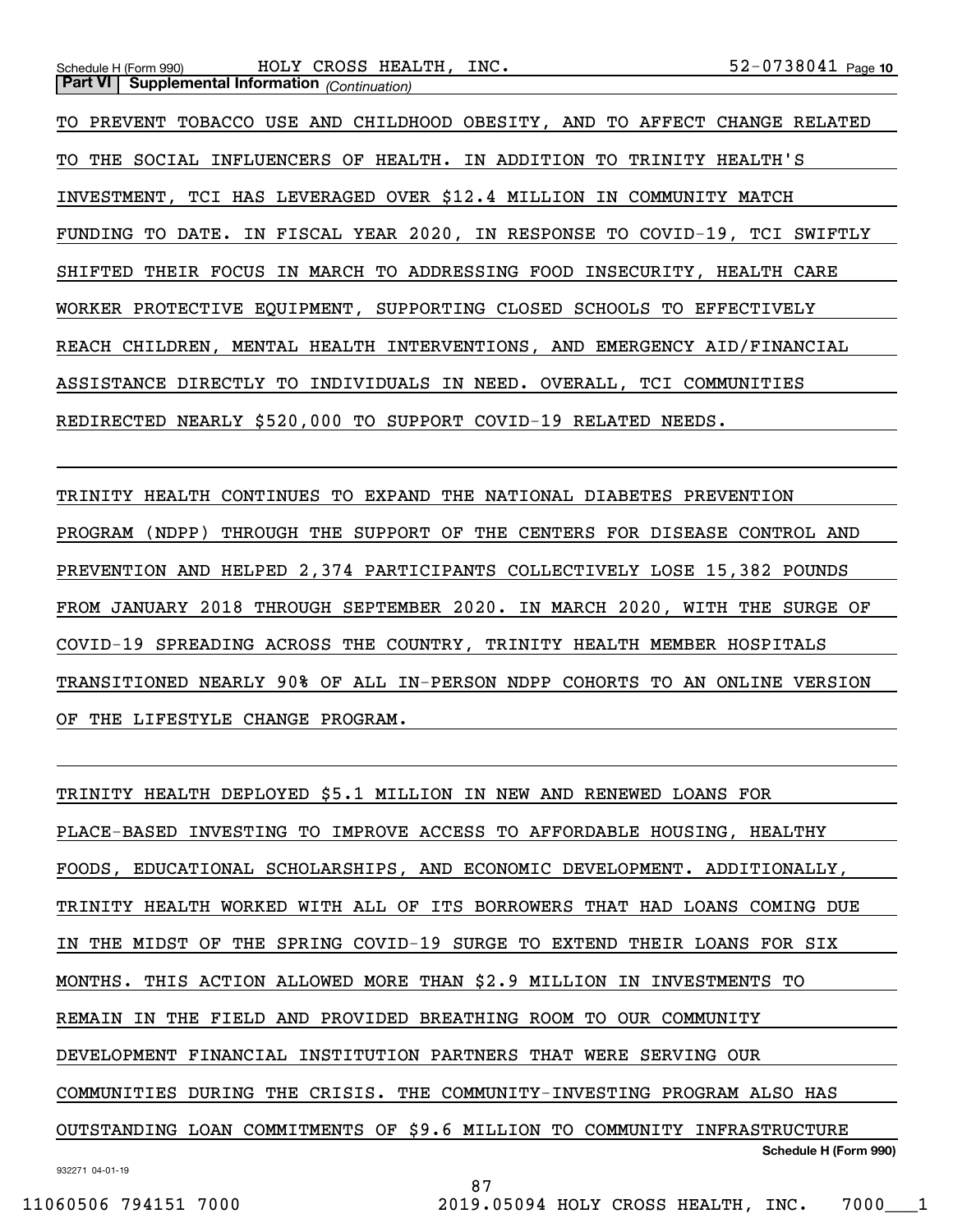**Part VI | Supplemental Information** *(Continuation)*

TO PREVENT TOBACCO USE AND CHILDHOOD OBESITY, AND TO AFFECT CHANGE RELATED TO THE SOCIAL INFLUENCERS OF HEALTH. IN ADDITION TO TRINITY HEALTH'S INVESTMENT, TCI HAS LEVERAGED OVER $12.4 MILLION IN COMMUNITY MATCH FUNDING TO DATE. IN FISCAL YEAR 2020, IN RESPONSE TO COVID-19, TCI SWIFTLY SHIFTED THEIR FOCUS IN MARCH TO ADDRESSING FOOD INSECURITY, HEALTH CARE WORKER PROTECTIVE EQUIPMENT, SUPPORTING CLOSED SCHOOLS TO EFFECTIVELY REACH CHILDREN, MENTAL HEALTH INTERVENTIONS, AND EMERGENCY AID/FINANCIAL ASSISTANCE DIRECTLY TO INDIVIDUALS IN NEED. OVERALL, TCI COMMUNITIES REDIRECTED NEARLY $520,000 TO SUPPORT COVID-19 RELATED NEEDS.

TRINITY HEALTH CONTINUES TO EXPAND THE NATIONAL DIABETES PREVENTION PROGRAM (NDPP) THROUGH THE SUPPORT OF THE CENTERS FOR DISEASE CONTROL AND PREVENTION AND HELPED 2,374 PARTICIPANTS COLLECTIVELY LOSE 15,382 POUNDS FROM JANUARY 2018 THROUGH SEPTEMBER 2020. IN MARCH 2020, WITH THE SURGE OF COVID-19 SPREADING ACROSS THE COUNTRY, TRINITY HEALTH MEMBER HOSPITALS TRANSITIONED NEARLY 90% OF ALL IN-PERSON NDPP COHORTS TO AN ONLINE VERSION OF THE LIFESTYLE CHANGE PROGRAM.

TRINITY HEALTH DEPLOYED $5.1 MILLION IN NEW AND RENEWED LOANS FOR PLACE-BASED INVESTING TO IMPROVE ACCESS TO AFFORDABLE HOUSING, HEALTHY FOODS, EDUCATIONAL SCHOLARSHIPS, AND ECONOMIC DEVELOPMENT. ADDITIONALLY, TRINITY HEALTH WORKED WITH ALL OF ITS BORROWERS THAT HAD LOANS COMING DUE IN THE MIDST OF THE SPRING COVID-19 SURGE TO EXTEND THEIR LOANS FOR SIX MONTHS. THIS ACTION ALLOWED MORE THAN $2.9 MILLION IN INVESTMENTS TO REMAIN IN THE FIELD AND PROVIDED BREATHING ROOM TO OUR COMMUNITY DEVELOPMENT FINANCIAL INSTITUTION PARTNERS THAT WERE SERVING OUR COMMUNITIES DURING THE CRISIS. THE COMMUNITY-INVESTING PROGRAM ALSO HAS OUTSTANDING LOAN COMMITMENTS OF $9.6 MILLION TO COMMUNITY INFRASTRUCTURE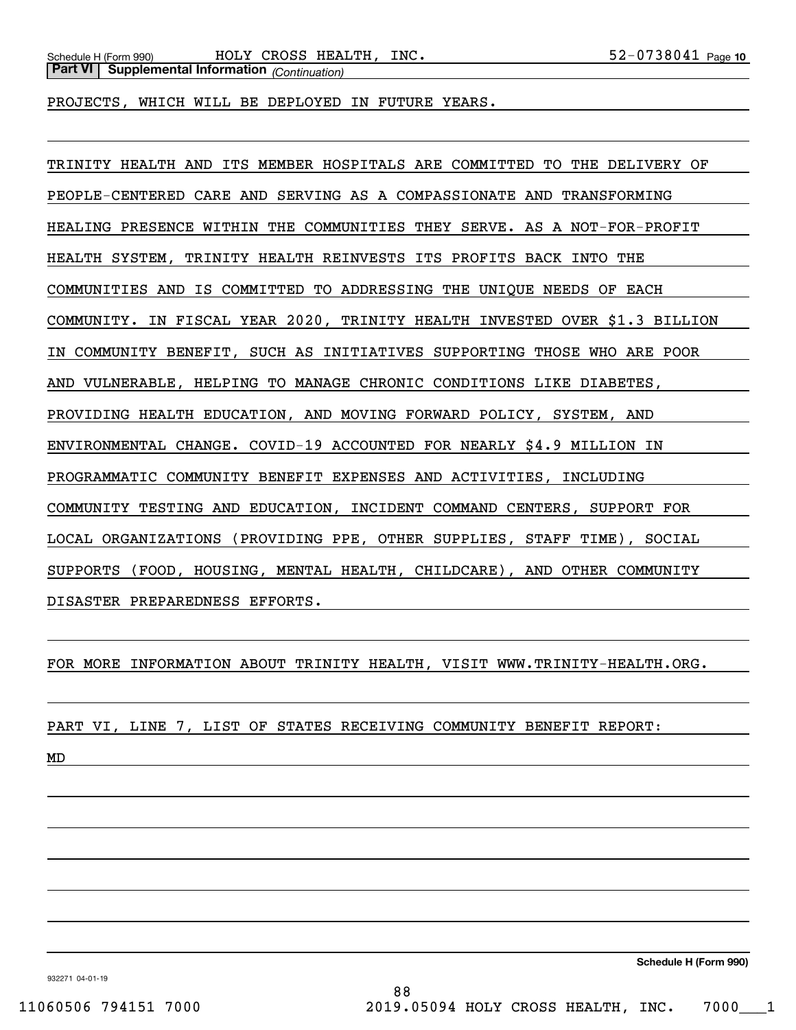**Part VI | Supplemental Information** *(Continuation)*

PROJECTS, WHICH WILL BE DEPLOYED IN FUTURE YEARS.

TRINITY HEALTH AND ITS MEMBER HOSPITALS ARE COMMITTED TO THE DELIVERY OF PEOPLE-CENTERED CARE AND SERVING AS A COMPASSIONATE AND TRANSFORMING HEALING PRESENCE WITHIN THE COMMUNITIES THEY SERVE. AS A NOT-FOR-PROFIT HEALTH SYSTEM, TRINITY HEALTH REINVESTS ITS PROFITS BACK INTO THE COMMUNITIES AND IS COMMITTED TO ADDRESSING THE UNIQUE NEEDS OF EACH COMMUNITY. IN FISCAL YEAR 2020, TRINITY HEALTH INVESTED OVER $1.3 BILLION IN COMMUNITY BENEFIT, SUCH AS INITIATIVES SUPPORTING THOSE WHO ARE POOR AND VULNERABLE, HELPING TO MANAGE CHRONIC CONDITIONS LIKE DIABETES, PROVIDING HEALTH EDUCATION, AND MOVING FORWARD POLICY, SYSTEM, AND ENVIRONMENTAL CHANGE. COVID-19 ACCOUNTED FOR NEARLY $4.9 MILLION IN PROGRAMMATIC COMMUNITY BENEFIT EXPENSES AND ACTIVITIES, INCLUDING COMMUNITY TESTING AND EDUCATION, INCIDENT COMMAND CENTERS, SUPPORT FOR LOCAL ORGANIZATIONS (PROVIDING PPE, OTHER SUPPLIES, STAFF TIME), SOCIAL SUPPORTS (FOOD, HOUSING, MENTAL HEALTH, CHILDCARE), AND OTHER COMMUNITY DISASTER PREPAREDNESS EFFORTS.

FOR MORE INFORMATION ABOUT TRINITY HEALTH, VISIT WWW.TRINITY-HEALTH.ORG.

PART VI, LINE 7, LIST OF STATES RECEIVING COMMUNITY BENEFIT REPORT:

MD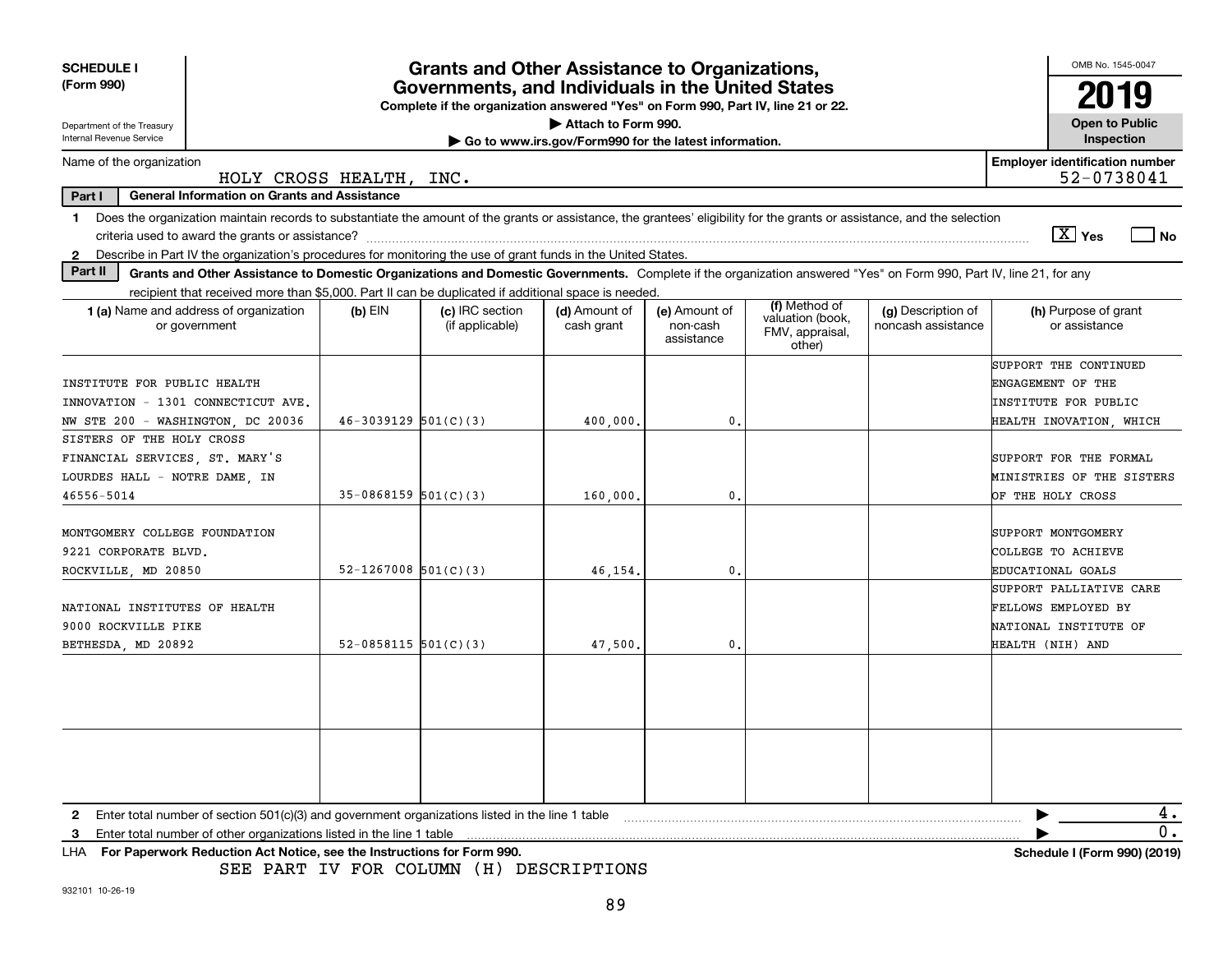**SCHEDULE I (Form 990)**

Department of the Treasury
Internal Revenue Service

# Grants and Other Assistance to Organizations, Governments, and Individuals in the United States

**Complete if the organization answered "Yes" on Form 990, Part IV, line 21 or 22.**
**▶ Attach to Form 990.**
**▶ Go to www.irs.gov/Form990 for the latest information.**

OMB No. 1545-0047
**2019**
**Open to Public Inspection**

Name of the organization: HOLY CROSS HEALTH, INC.
**Employer identification number:** 52-0738041

**Part I — General Information on Grants and Assistance**

1 Does the organization maintain records to substantiate the amount of the grants or assistance, the grantees' eligibility for the grants or assistance, and the selection criteria used to award the grants or assistance? [X] Yes [ ] No

2 Describe in Part IV the organization's procedures for monitoring the use of grant funds in the United States.

**Part II — Grants and Other Assistance to Domestic Organizations and Domestic Governments.** Complete if the organization answered "Yes" on Form 990, Part IV, line 21, for any recipient that received more than $5,000. Part II can be duplicated if additional space is needed.

| 1 (a) Name and address of organization or government | (b) EIN | (c) IRC section (if applicable) | (d) Amount of cash grant | (e) Amount of non-cash assistance | (f) Method of valuation (book, FMV, appraisal, other) | (g) Description of noncash assistance | (h) Purpose of grant or assistance |
|---|---|---|---|---|---|---|---|
| INSTITUTE FOR PUBLIC HEALTH INNOVATION - 1301 CONNECTICUT AVE. NW STE 200 - WASHINGTON, DC 20036 | 46-3039129 | 501(C)(3) | 400,000. | 0. | | | SUPPORT THE CONTINUED ENGAGEMENT OF THE INSTITUTE FOR PUBLIC HEALTH INOVATION, WHICH |
| SISTERS OF THE HOLY CROSS FINANCIAL SERVICES, ST. MARY'S LOURDES HALL - NOTRE DAME, IN 46556-5014 | 35-0868159 | 501(C)(3) | 160,000. | 0. | | | SUPPORT FOR THE FORMAL MINISTRIES OF THE SISTERS OF THE HOLY CROSS |
| MONTGOMERY COLLEGE FOUNDATION 9221 CORPORATE BLVD. ROCKVILLE, MD 20850 | 52-1267008 | 501(C)(3) | 46,154. | 0. | | | SUPPORT MONTGOMERY COLLEGE TO ACHIEVE EDUCATIONAL GOALS |
| NATIONAL INSTITUTES OF HEALTH 9000 ROCKVILLE PIKE BETHESDA, MD 20892 | 52-0858115 | 501(C)(3) | 47,500. | 0. | | | SUPPORT PALLIATIVE CARE FELLOWS EMPLOYED BY NATIONAL INSTITUTE OF HEALTH (NIH) AND |
| | | | | | | | |
| | | | | | | | |

2 Enter total number of section 501(c)(3) and government organizations listed in the line 1 table ▶ 4.

3 Enter total number of other organizations listed in the line 1 table ▶ 0.

LHA **For Paperwork Reduction Act Notice, see the Instructions for Form 990.** **Schedule I (Form 990) (2019)**

SEE PART IV FOR COLUMN (H) DESCRIPTIONS

932101 10-26-19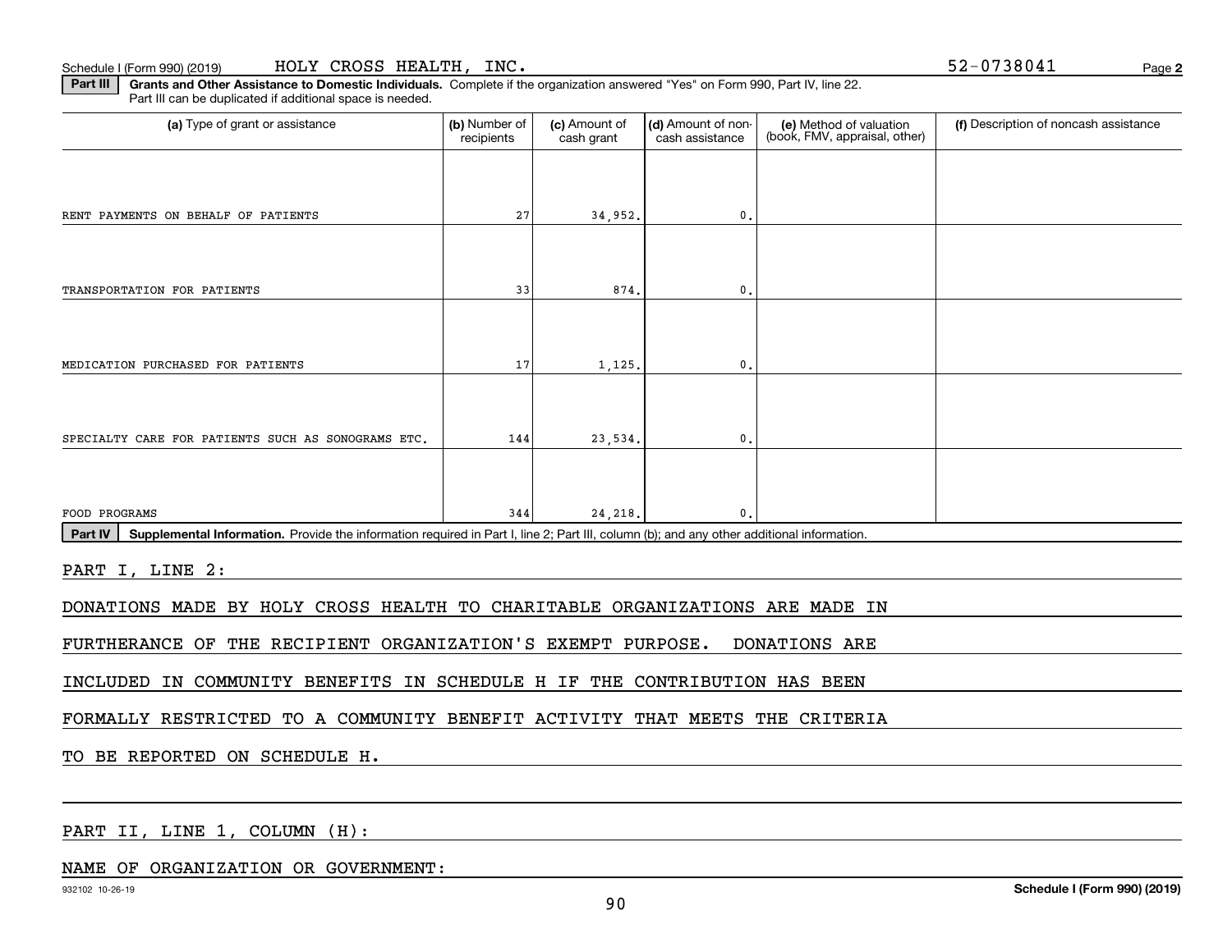Schedule I (Form 990) (2019) HOLY CROSS HEALTH, INC. 52-0738041 Page 2

**Part III** **Grants and Other Assistance to Domestic Individuals.** Complete if the organization answered "Yes" on Form 990, Part IV, line 22. Part III can be duplicated if additional space is needed.

| (a) Type of grant or assistance | (b) Number of recipients | (c) Amount of cash grant | (d) Amount of non-cash assistance | (e) Method of valuation (book, FMV, appraisal, other) | (f) Description of noncash assistance |
|---|---|---|---|---|---|
| RENT PAYMENTS ON BEHALF OF PATIENTS | 27 | 34,952. | 0. | | |
| TRANSPORTATION FOR PATIENTS | 33 | 874. | 0. | | |
| MEDICATION PURCHASED FOR PATIENTS | 17 | 1,125. | 0. | | |
| SPECIALTY CARE FOR PATIENTS SUCH AS SONOGRAMS ETC. | 144 | 23,534. | 0. | | |
| FOOD PROGRAMS | 344 | 24,218. | 0. | | |

**Part IV** **Supplemental Information.** Provide the information required in Part I, line 2; Part III, column (b); and any other additional information.

PART I, LINE 2:

DONATIONS MADE BY HOLY CROSS HEALTH TO CHARITABLE ORGANIZATIONS ARE MADE IN FURTHERANCE OF THE RECIPIENT ORGANIZATION'S EXEMPT PURPOSE. DONATIONS ARE INCLUDED IN COMMUNITY BENEFITS IN SCHEDULE H IF THE CONTRIBUTION HAS BEEN FORMALLY RESTRICTED TO A COMMUNITY BENEFIT ACTIVITY THAT MEETS THE CRITERIA TO BE REPORTED ON SCHEDULE H.

PART II, LINE 1, COLUMN (H):

NAME OF ORGANIZATION OR GOVERNMENT:

932102 10-26-19 Schedule I (Form 990) (2019)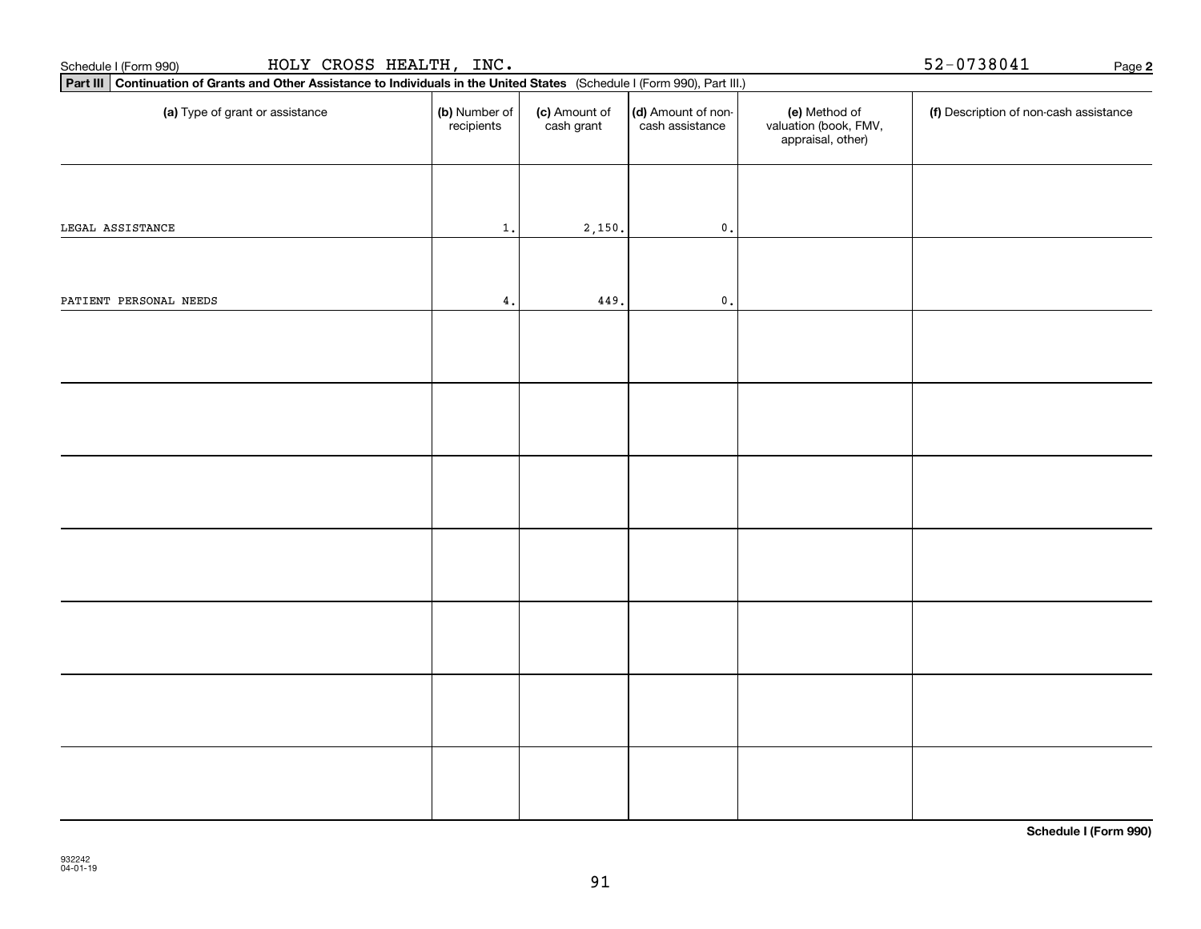Schedule I (Form 990) HOLY CROSS HEALTH, INC. 52-0738041 Page **2**

**Part III** **Continuation of Grants and Other Assistance to Individuals in the United States** (Schedule I (Form 990), Part III.)

| (a) Type of grant or assistance | (b) Number of recipients | (c) Amount of cash grant | (d) Amount of non-cash assistance | (e) Method of valuation (book, FMV, appraisal, other) | (f) Description of non-cash assistance |
|---|---|---|---|---|---|
| LEGAL ASSISTANCE | 1. | 2,150. | 0. | | |
| PATIENT PERSONAL NEEDS | 4. | 449. | 0. | | |
| | | | | | |
| | | | | | |
| | | | | | |
| | | | | | |
| | | | | | |
| | | | | | |
| | | | | | |

**Schedule I (Form 990)**

932242
04-01-19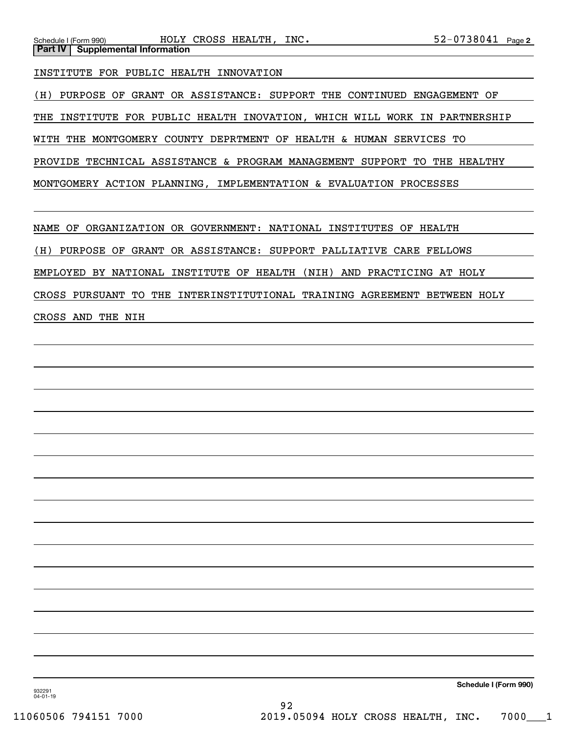Schedule I (Form 990) HOLY CROSS HEALTH, INC. 52-0738041 Page 2

**Part IV | Supplemental Information**

INSTITUTE FOR PUBLIC HEALTH INNOVATION

(H) PURPOSE OF GRANT OR ASSISTANCE: SUPPORT THE CONTINUED ENGAGEMENT OF THE INSTITUTE FOR PUBLIC HEALTH INOVATION, WHICH WILL WORK IN PARTNERSHIP WITH THE MONTGOMERY COUNTY DEPRTMENT OF HEALTH & HUMAN SERVICES TO PROVIDE TECHNICAL ASSISTANCE & PROGRAM MANAGEMENT SUPPORT TO THE HEALTHY MONTGOMERY ACTION PLANNING, IMPLEMENTATION & EVALUATION PROCESSES

NAME OF ORGANIZATION OR GOVERNMENT: NATIONAL INSTITUTES OF HEALTH

(H) PURPOSE OF GRANT OR ASSISTANCE: SUPPORT PALLIATIVE CARE FELLOWS EMPLOYED BY NATIONAL INSTITUTE OF HEALTH (NIH) AND PRACTICING AT HOLY CROSS PURSUANT TO THE INTERINSTITUTIONAL TRAINING AGREEMENT BETWEEN HOLY CROSS AND THE NIH

932291 04-01-19 Schedule I (Form 990)

11060506 794151 7000 2019.05094 HOLY CROSS HEALTH, INC. 7000___1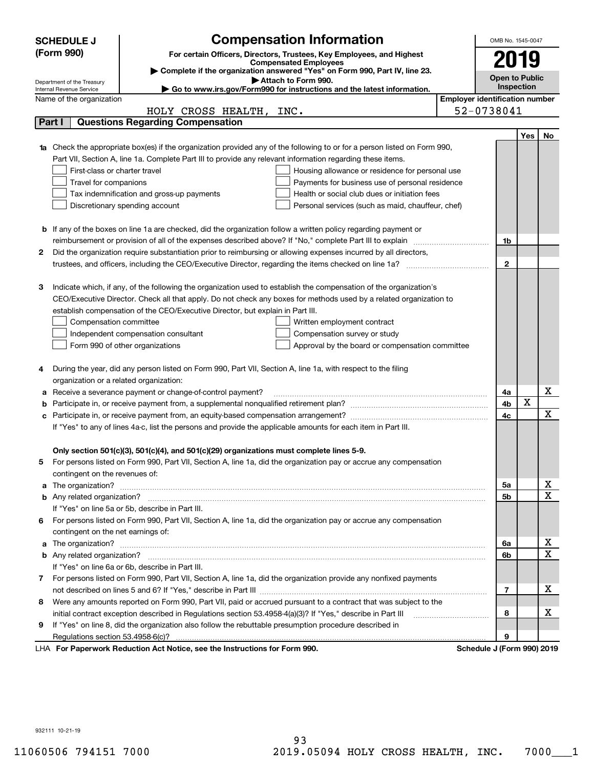**SCHEDULE J (Form 990)**

Department of the Treasury
Internal Revenue Service

# Compensation Information

**For certain Officers, Directors, Trustees, Key Employees, and Highest Compensated Employees**

▶ Complete if the organization answered "Yes" on Form 990, Part IV, line 23.
▶ Attach to Form 990.
▶ Go to www.irs.gov/Form990 for instructions and the latest information.

OMB No. 1545-0047

**2019**

**Open to Public Inspection**

Name of the organization: HOLY CROSS HEALTH, INC.

Employer identification number: 52-0738041

## Part I Questions Regarding Compensation

| | | Line | Yes | No |
|---|---|---|---|---|
| **1a** | Check the appropriate box(es) if the organization provided any of the following to or for a person listed on Form 990, Part VII, Section A, line 1a. Complete Part III to provide any relevant information regarding these items.<br>☐ First-class or charter travel ☐ Housing allowance or residence for personal use<br>☐ Travel for companions ☐ Payments for business use of personal residence<br>☐ Tax indemnification and gross-up payments ☐ Health or social club dues or initiation fees<br>☐ Discretionary spending account ☐ Personal services (such as maid, chauffeur, chef) | | | |
| **b** | If any of the boxes on line 1a are checked, did the organization follow a written policy regarding payment or reimbursement or provision of all of the expenses described above? If "No," complete Part III to explain | 1b | | |
| **2** | Did the organization require substantiation prior to reimbursing or allowing expenses incurred by all directors, trustees, and officers, including the CEO/Executive Director, regarding the items checked on line 1a? | 2 | | |
| **3** | Indicate which, if any, of the following the organization used to establish the compensation of the organization's CEO/Executive Director. Check all that apply. Do not check any boxes for methods used by a related organization to establish compensation of the CEO/Executive Director, but explain in Part III.<br>☐ Compensation committee ☐ Written employment contract<br>☐ Independent compensation consultant ☐ Compensation survey or study<br>☐ Form 990 of other organizations ☐ Approval by the board or compensation committee | | | |
| **4** | During the year, did any person listed on Form 990, Part VII, Section A, line 1a, with respect to the filing organization or a related organization: | | | |
| **a** | Receive a severance payment or change-of-control payment? | 4a | | X |
| **b** | Participate in, or receive payment from, a supplemental nonqualified retirement plan? | 4b | X | |
| **c** | Participate in, or receive payment from, an equity-based compensation arrangement? | 4c | | X |
| | If "Yes" to any of lines 4a-c, list the persons and provide the applicable amounts for each item in Part III. | | | |
| | **Only section 501(c)(3), 501(c)(4), and 501(c)(29) organizations must complete lines 5-9.** | | | |
| **5** | For persons listed on Form 990, Part VII, Section A, line 1a, did the organization pay or accrue any compensation contingent on the revenues of: | | | |
| **a** | The organization? | 5a | | X |
| **b** | Any related organization? | 5b | | X |
| | If "Yes" on line 5a or 5b, describe in Part III. | | | |
| **6** | For persons listed on Form 990, Part VII, Section A, line 1a, did the organization pay or accrue any compensation contingent on the net earnings of: | | | |
| **a** | The organization? | 6a | | X |
| **b** | Any related organization? | 6b | | X |
| | If "Yes" on line 6a or 6b, describe in Part III. | | | |
| **7** | For persons listed on Form 990, Part VII, Section A, line 1a, did the organization provide any nonfixed payments not described on lines 5 and 6? If "Yes," describe in Part III | 7 | | X |
| **8** | Were any amounts reported on Form 990, Part VII, paid or accrued pursuant to a contract that was subject to the initial contract exception described in Regulations section 53.4958-4(a)(3)? If "Yes," describe in Part III | 8 | | X |
| **9** | If "Yes" on line 8, did the organization also follow the rebuttable presumption procedure described in Regulations section 53.4958-6(c)? | 9 | | |

LHA **For Paperwork Reduction Act Notice, see the Instructions for Form 990.** **Schedule J (Form 990) 2019**

932111 10-21-19

11060506 794151 7000 2019.05094 HOLY CROSS HEALTH, INC. 7000___1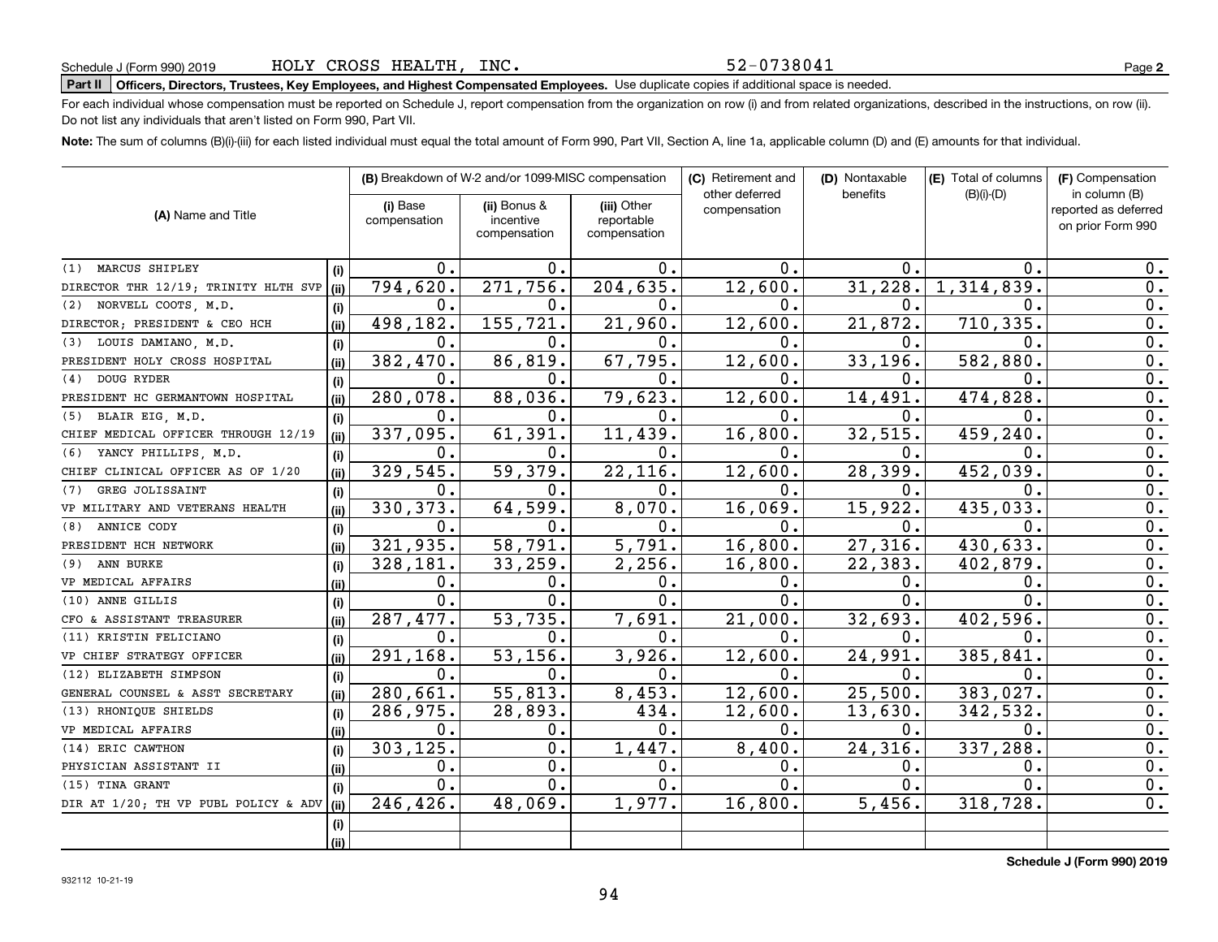Schedule J (Form 990) 2019 HOLY CROSS HEALTH, INC. 52-0738041 Page **2**

**Part II** **Officers, Directors, Trustees, Key Employees, and Highest Compensated Employees.** Use duplicate copies if additional space is needed.

For each individual whose compensation must be reported on Schedule J, report compensation from the organization on row (i) and from related organizations, described in the instructions, on row (ii). Do not list any individuals that aren't listed on Form 990, Part VII.

**Note:** The sum of columns (B)(i)-(iii) for each listed individual must equal the total amount of Form 990, Part VII, Section A, line 1a, applicable column (D) and (E) amounts for that individual.

| (A) Name and Title | | (B) Breakdown of W-2 and/or 1099-MISC compensation | | | (C) Retirement and other deferred compensation | (D) Nontaxable benefits | (E) Total of columns (B)(i)-(D) | (F) Compensation in column (B) reported as deferred on prior Form 990 |
|---|---|---|---|---|---|---|---|---|
| | | (i) Base compensation | (ii) Bonus & incentive compensation | (iii) Other reportable compensation | | | | |
| (1) MARCUS SHIPLEY | (i) | 0. | 0. | 0. | 0. | 0. | 0. | 0. |
| DIRECTOR THR 12/19; TRINITY HLTH SVP | (ii) | 794,620. | 271,756. | 204,635. | 12,600. | 31,228. | 1,314,839. | 0. |
| (2) NORVELL COOTS, M.D. | (i) | 0. | 0. | 0. | 0. | 0. | 0. | 0. |
| DIRECTOR; PRESIDENT & CEO HCH | (ii) | 498,182. | 155,721. | 21,960. | 12,600. | 21,872. | 710,335. | 0. |
| (3) LOUIS DAMIANO, M.D. | (i) | 0. | 0. | 0. | 0. | 0. | 0. | 0. |
| PRESIDENT HOLY CROSS HOSPITAL | (ii) | 382,470. | 86,819. | 67,795. | 12,600. | 33,196. | 582,880. | 0. |
| (4) DOUG RYDER | (i) | 0. | 0. | 0. | 0. | 0. | 0. | 0. |
| PRESIDENT HC GERMANTOWN HOSPITAL | (ii) | 280,078. | 88,036. | 79,623. | 12,600. | 14,491. | 474,828. | 0. |
| (5) BLAIR EIG, M.D. | (i) | 0. | 0. | 0. | 0. | 0. | 0. | 0. |
| CHIEF MEDICAL OFFICER THROUGH 12/19 | (ii) | 337,095. | 61,391. | 11,439. | 16,800. | 32,515. | 459,240. | 0. |
| (6) YANCY PHILLIPS, M.D. | (i) | 0. | 0. | 0. | 0. | 0. | 0. | 0. |
| CHIEF CLINICAL OFFICER AS OF 1/20 | (ii) | 329,545. | 59,379. | 22,116. | 12,600. | 28,399. | 452,039. | 0. |
| (7) GREG JOLISSAINT | (i) | 0. | 0. | 0. | 0. | 0. | 0. | 0. |
| VP MILITARY AND VETERANS HEALTH | (ii) | 330,373. | 64,599. | 8,070. | 16,069. | 15,922. | 435,033. | 0. |
| (8) ANNICE CODY | (i) | 0. | 0. | 0. | 0. | 0. | 0. | 0. |
| PRESIDENT HCH NETWORK | (ii) | 321,935. | 58,791. | 5,791. | 16,800. | 27,316. | 430,633. | 0. |
| (9) ANN BURKE | (i) | 328,181. | 33,259. | 2,256. | 16,800. | 22,383. | 402,879. | 0. |
| VP MEDICAL AFFAIRS | (ii) | 0. | 0. | 0. | 0. | 0. | 0. | 0. |
| (10) ANNE GILLIS | (i) | 0. | 0. | 0. | 0. | 0. | 0. | 0. |
| CFO & ASSISTANT TREASURER | (ii) | 287,477. | 53,735. | 7,691. | 21,000. | 32,693. | 402,596. | 0. |
| (11) KRISTIN FELICIANO | (i) | 0. | 0. | 0. | 0. | 0. | 0. | 0. |
| VP CHIEF STRATEGY OFFICER | (ii) | 291,168. | 53,156. | 3,926. | 12,600. | 24,991. | 385,841. | 0. |
| (12) ELIZABETH SIMPSON | (i) | 0. | 0. | 0. | 0. | 0. | 0. | 0. |
| GENERAL COUNSEL & ASST SECRETARY | (ii) | 280,661. | 55,813. | 8,453. | 12,600. | 25,500. | 383,027. | 0. |
| (13) RHONIQUE SHIELDS | (i) | 286,975. | 28,893. | 434. | 12,600. | 13,630. | 342,532. | 0. |
| VP MEDICAL AFFAIRS | (ii) | 0. | 0. | 0. | 0. | 0. | 0. | 0. |
| (14) ERIC CAWTHON | (i) | 303,125. | 0. | 1,447. | 8,400. | 24,316. | 337,288. | 0. |
| PHYSICIAN ASSISTANT II | (ii) | 0. | 0. | 0. | 0. | 0. | 0. | 0. |
| (15) TINA GRANT | (i) | 0. | 0. | 0. | 0. | 0. | 0. | 0. |
| DIR AT 1/20; TH VP PUBL POLICY & ADV | (ii) | 246,426. | 48,069. | 1,977. | 16,800. | 5,456. | 318,728. | 0. |
| | (i) | | | | | | | |
| | (ii) | | | | | | | |

**Schedule J (Form 990) 2019**

932112 10-21-19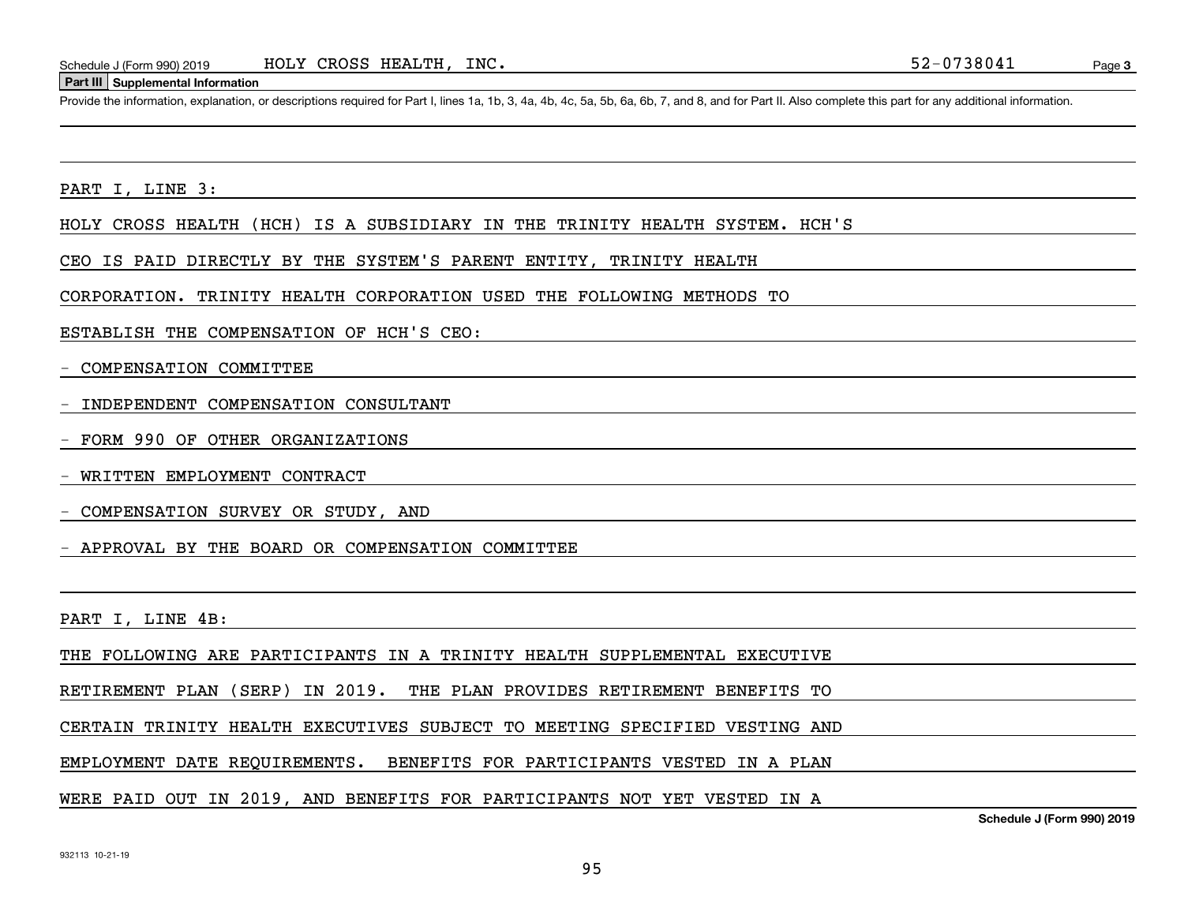**Part III | Supplemental Information**

Provide the information, explanation, or descriptions required for Part I, lines 1a, 1b, 3, 4a, 4b, 4c, 5a, 5b, 6a, 6b, 7, and 8, and for Part II. Also complete this part for any additional information.

PART I, LINE 3:

HOLY CROSS HEALTH (HCH) IS A SUBSIDIARY IN THE TRINITY HEALTH SYSTEM. HCH'S CEO IS PAID DIRECTLY BY THE SYSTEM'S PARENT ENTITY, TRINITY HEALTH CORPORATION. TRINITY HEALTH CORPORATION USED THE FOLLOWING METHODS TO ESTABLISH THE COMPENSATION OF HCH'S CEO:

- COMPENSATION COMMITTEE
- INDEPENDENT COMPENSATION CONSULTANT
- FORM 990 OF OTHER ORGANIZATIONS
- WRITTEN EMPLOYMENT CONTRACT
- COMPENSATION SURVEY OR STUDY, AND
- APPROVAL BY THE BOARD OR COMPENSATION COMMITTEE

PART I, LINE 4B:

THE FOLLOWING ARE PARTICIPANTS IN A TRINITY HEALTH SUPPLEMENTAL EXECUTIVE RETIREMENT PLAN (SERP) IN 2019. THE PLAN PROVIDES RETIREMENT BENEFITS TO CERTAIN TRINITY HEALTH EXECUTIVES SUBJECT TO MEETING SPECIFIED VESTING AND EMPLOYMENT DATE REQUIREMENTS. BENEFITS FOR PARTICIPANTS VESTED IN A PLAN WERE PAID OUT IN 2019, AND BENEFITS FOR PARTICIPANTS NOT YET VESTED IN A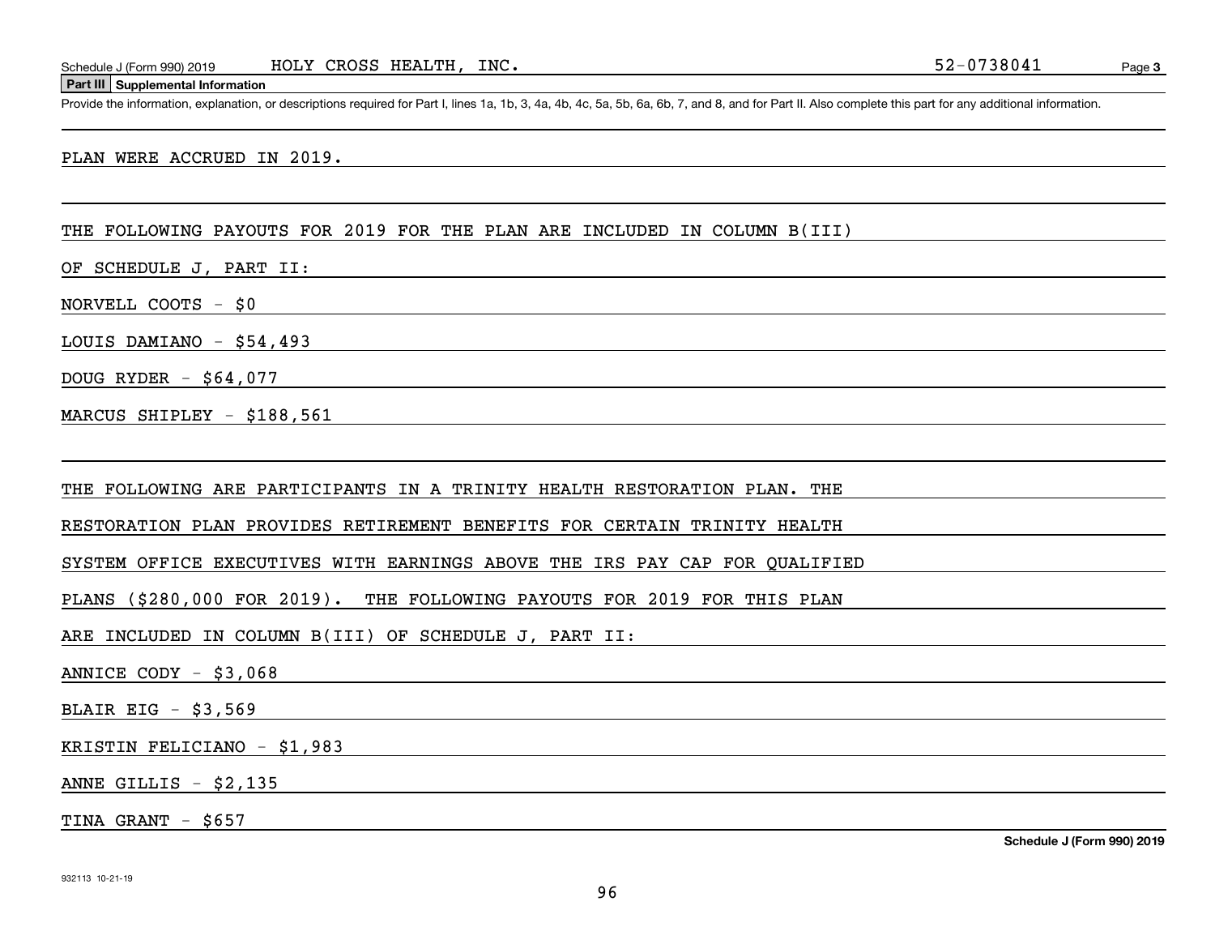**Part III Supplemental Information**

Provide the information, explanation, or descriptions required for Part I, lines 1a, 1b, 3, 4a, 4b, 4c, 5a, 5b, 6a, 6b, 7, and 8, and for Part II. Also complete this part for any additional information.

PLAN WERE ACCRUED IN 2019.

THE FOLLOWING PAYOUTS FOR 2019 FOR THE PLAN ARE INCLUDED IN COLUMN B(III) OF SCHEDULE J, PART II:

NORVELL COOTS - $0

LOUIS DAMIANO - $54,493

DOUG RYDER - $64,077

MARCUS SHIPLEY - $188,561

THE FOLLOWING ARE PARTICIPANTS IN A TRINITY HEALTH RESTORATION PLAN. THE RESTORATION PLAN PROVIDES RETIREMENT BENEFITS FOR CERTAIN TRINITY HEALTH SYSTEM OFFICE EXECUTIVES WITH EARNINGS ABOVE THE IRS PAY CAP FOR QUALIFIED PLANS ($280,000 FOR 2019). THE FOLLOWING PAYOUTS FOR 2019 FOR THIS PLAN ARE INCLUDED IN COLUMN B(III) OF SCHEDULE J, PART II:

ANNICE CODY - $3,068

BLAIR EIG - $3,569

KRISTIN FELICIANO - $1,983

ANNE GILLIS - $2,135

TINA GRANT - $657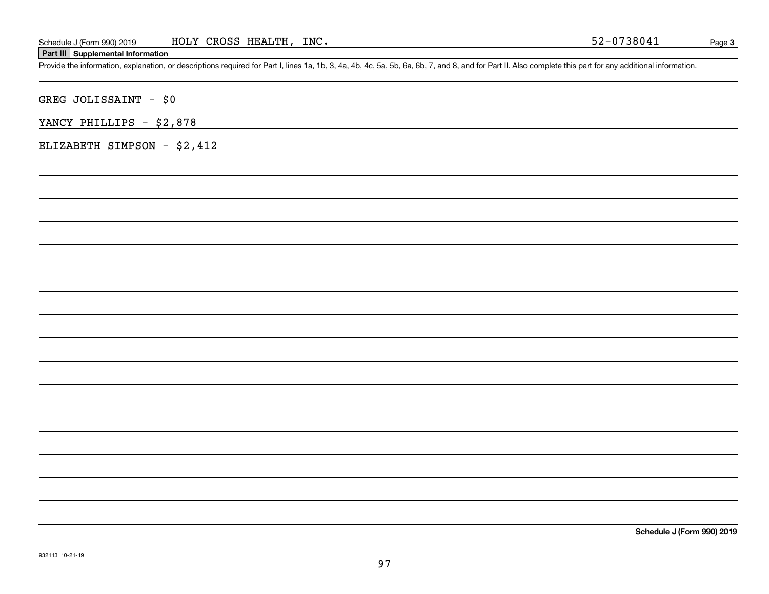Schedule J (Form 990) 2019 HOLY CROSS HEALTH, INC. 52-0738041

## Part III Supplemental Information

Provide the information, explanation, or descriptions required for Part I, lines 1a, 1b, 3, 4a, 4b, 4c, 5a, 5b, 6a, 6b, 7, and 8, and for Part II. Also complete this part for any additional information.

GREG JOLISSAINT - $0

YANCY PHILLIPS - $2,878

ELIZABETH SIMPSON - $2,412

**Schedule J (Form 990) 2019**

932113 10-21-19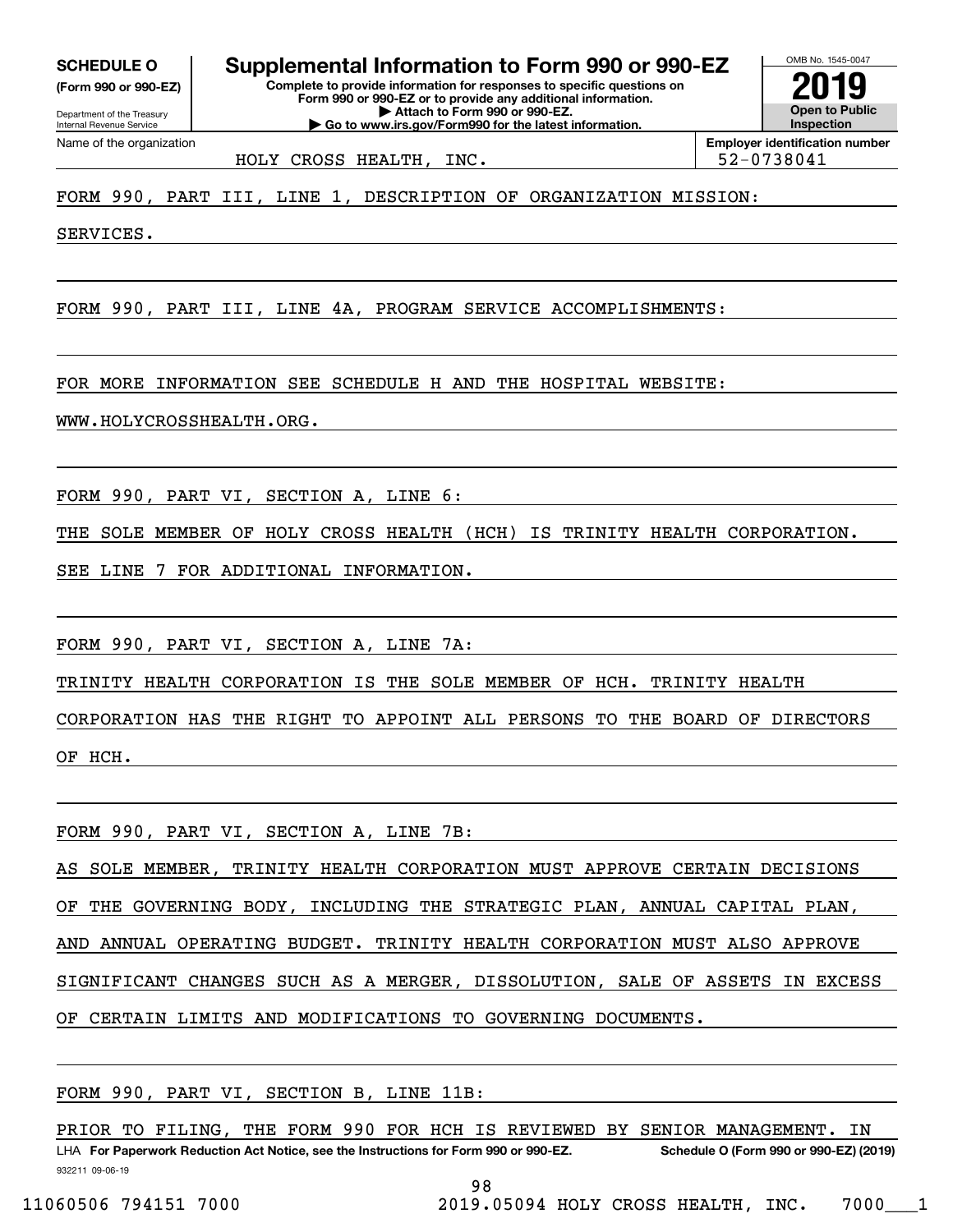**SCHEDULE O**
**(Form 990 or 990-EZ)**

Department of the Treasury
Internal Revenue Service

# Supplemental Information to Form 990 or 990-EZ

**Complete to provide information for responses to specific questions on Form 990 or 990-EZ or to provide any additional information.**
**▶ Attach to Form 990 or 990-EZ.**
**▶ Go to www.irs.gov/Form990 for the latest information.**

OMB No. 1545-0047
**2019**
**Open to Public Inspection**

Name of the organization: HOLY CROSS HEALTH, INC.
**Employer identification number:** 52-0738041

FORM 990, PART III, LINE 1, DESCRIPTION OF ORGANIZATION MISSION:

SERVICES.

FORM 990, PART III, LINE 4A, PROGRAM SERVICE ACCOMPLISHMENTS:

FOR MORE INFORMATION SEE SCHEDULE H AND THE HOSPITAL WEBSITE:

WWW.HOLYCROSSHEALTH.ORG.

FORM 990, PART VI, SECTION A, LINE 6:

THE SOLE MEMBER OF HOLY CROSS HEALTH (HCH) IS TRINITY HEALTH CORPORATION.

SEE LINE 7 FOR ADDITIONAL INFORMATION.

FORM 990, PART VI, SECTION A, LINE 7A:

TRINITY HEALTH CORPORATION IS THE SOLE MEMBER OF HCH. TRINITY HEALTH CORPORATION HAS THE RIGHT TO APPOINT ALL PERSONS TO THE BOARD OF DIRECTORS OF HCH.

FORM 990, PART VI, SECTION A, LINE 7B:

AS SOLE MEMBER, TRINITY HEALTH CORPORATION MUST APPROVE CERTAIN DECISIONS OF THE GOVERNING BODY, INCLUDING THE STRATEGIC PLAN, ANNUAL CAPITAL PLAN, AND ANNUAL OPERATING BUDGET. TRINITY HEALTH CORPORATION MUST ALSO APPROVE SIGNIFICANT CHANGES SUCH AS A MERGER, DISSOLUTION, SALE OF ASSETS IN EXCESS OF CERTAIN LIMITS AND MODIFICATIONS TO GOVERNING DOCUMENTS.

FORM 990, PART VI, SECTION B, LINE 11B:

PRIOR TO FILING, THE FORM 990 FOR HCH IS REVIEWED BY SENIOR MANAGEMENT. IN

LHA **For Paperwork Reduction Act Notice, see the Instructions for Form 990 or 990-EZ.** **Schedule O (Form 990 or 990-EZ) (2019)**
932211 09-06-19

11060506 794151 7000 2019.05094 HOLY CROSS HEALTH, INC. 7000___1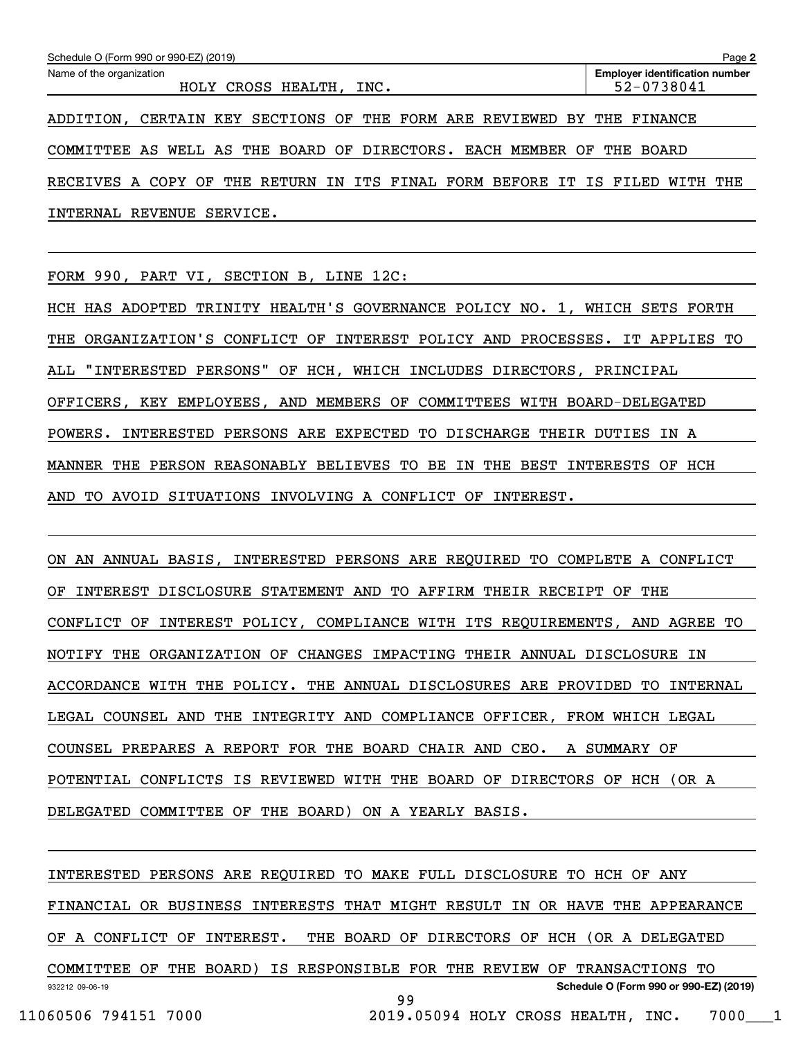ADDITION, CERTAIN KEY SECTIONS OF THE FORM ARE REVIEWED BY THE FINANCE COMMITTEE AS WELL AS THE BOARD OF DIRECTORS. EACH MEMBER OF THE BOARD RECEIVES A COPY OF THE RETURN IN ITS FINAL FORM BEFORE IT IS FILED WITH THE INTERNAL REVENUE SERVICE.

FORM 990, PART VI, SECTION B, LINE 12C:

HCH HAS ADOPTED TRINITY HEALTH'S GOVERNANCE POLICY NO. 1, WHICH SETS FORTH THE ORGANIZATION'S CONFLICT OF INTEREST POLICY AND PROCESSES. IT APPLIES TO ALL "INTERESTED PERSONS" OF HCH, WHICH INCLUDES DIRECTORS, PRINCIPAL OFFICERS, KEY EMPLOYEES, AND MEMBERS OF COMMITTEES WITH BOARD-DELEGATED POWERS. INTERESTED PERSONS ARE EXPECTED TO DISCHARGE THEIR DUTIES IN A MANNER THE PERSON REASONABLY BELIEVES TO BE IN THE BEST INTERESTS OF HCH AND TO AVOID SITUATIONS INVOLVING A CONFLICT OF INTEREST.

ON AN ANNUAL BASIS, INTERESTED PERSONS ARE REQUIRED TO COMPLETE A CONFLICT OF INTEREST DISCLOSURE STATEMENT AND TO AFFIRM THEIR RECEIPT OF THE CONFLICT OF INTEREST POLICY, COMPLIANCE WITH ITS REQUIREMENTS, AND AGREE TO NOTIFY THE ORGANIZATION OF CHANGES IMPACTING THEIR ANNUAL DISCLOSURE IN ACCORDANCE WITH THE POLICY. THE ANNUAL DISCLOSURES ARE PROVIDED TO INTERNAL LEGAL COUNSEL AND THE INTEGRITY AND COMPLIANCE OFFICER, FROM WHICH LEGAL COUNSEL PREPARES A REPORT FOR THE BOARD CHAIR AND CEO. A SUMMARY OF POTENTIAL CONFLICTS IS REVIEWED WITH THE BOARD OF DIRECTORS OF HCH (OR A DELEGATED COMMITTEE OF THE BOARD) ON A YEARLY BASIS.

INTERESTED PERSONS ARE REQUIRED TO MAKE FULL DISCLOSURE TO HCH OF ANY FINANCIAL OR BUSINESS INTERESTS THAT MIGHT RESULT IN OR HAVE THE APPEARANCE OF A CONFLICT OF INTEREST. THE BOARD OF DIRECTORS OF HCH (OR A DELEGATED COMMITTEE OF THE BOARD) IS RESPONSIBLE FOR THE REVIEW OF TRANSACTIONS TO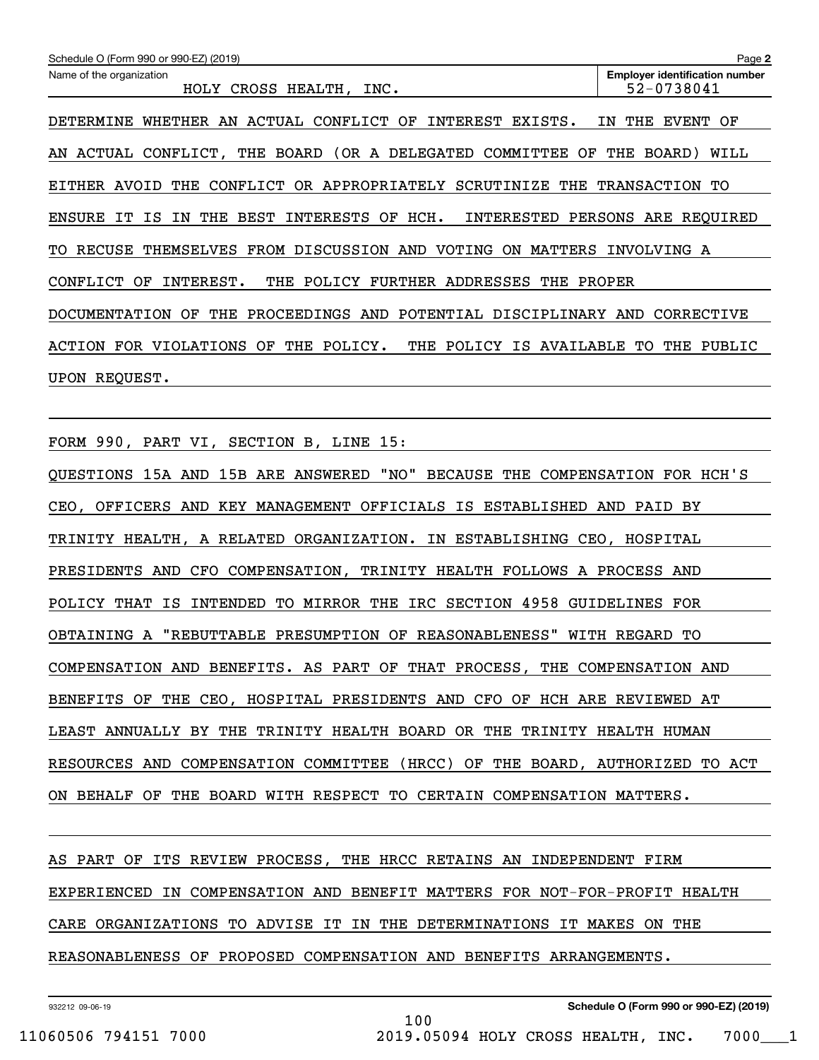Name of the organization: HOLY CROSS HEALTH, INC.

Employer identification number: 52-0738041

DETERMINE WHETHER AN ACTUAL CONFLICT OF INTEREST EXISTS. IN THE EVENT OF AN ACTUAL CONFLICT, THE BOARD (OR A DELEGATED COMMITTEE OF THE BOARD) WILL EITHER AVOID THE CONFLICT OR APPROPRIATELY SCRUTINIZE THE TRANSACTION TO ENSURE IT IS IN THE BEST INTERESTS OF HCH. INTERESTED PERSONS ARE REQUIRED TO RECUSE THEMSELVES FROM DISCUSSION AND VOTING ON MATTERS INVOLVING A CONFLICT OF INTEREST. THE POLICY FURTHER ADDRESSES THE PROPER DOCUMENTATION OF THE PROCEEDINGS AND POTENTIAL DISCIPLINARY AND CORRECTIVE ACTION FOR VIOLATIONS OF THE POLICY. THE POLICY IS AVAILABLE TO THE PUBLIC UPON REQUEST.

FORM 990, PART VI, SECTION B, LINE 15:

QUESTIONS 15A AND 15B ARE ANSWERED "NO" BECAUSE THE COMPENSATION FOR HCH'S CEO, OFFICERS AND KEY MANAGEMENT OFFICIALS IS ESTABLISHED AND PAID BY TRINITY HEALTH, A RELATED ORGANIZATION. IN ESTABLISHING CEO, HOSPITAL PRESIDENTS AND CFO COMPENSATION, TRINITY HEALTH FOLLOWS A PROCESS AND POLICY THAT IS INTENDED TO MIRROR THE IRC SECTION 4958 GUIDELINES FOR OBTAINING A "REBUTTABLE PRESUMPTION OF REASONABLENESS" WITH REGARD TO COMPENSATION AND BENEFITS. AS PART OF THAT PROCESS, THE COMPENSATION AND BENEFITS OF THE CEO, HOSPITAL PRESIDENTS AND CFO OF HCH ARE REVIEWED AT LEAST ANNUALLY BY THE TRINITY HEALTH BOARD OR THE TRINITY HEALTH HUMAN RESOURCES AND COMPENSATION COMMITTEE (HRCC) OF THE BOARD, AUTHORIZED TO ACT ON BEHALF OF THE BOARD WITH RESPECT TO CERTAIN COMPENSATION MATTERS.

AS PART OF ITS REVIEW PROCESS, THE HRCC RETAINS AN INDEPENDENT FIRM EXPERIENCED IN COMPENSATION AND BENEFIT MATTERS FOR NOT-FOR-PROFIT HEALTH CARE ORGANIZATIONS TO ADVISE IT IN THE DETERMINATIONS IT MAKES ON THE REASONABLENESS OF PROPOSED COMPENSATION AND BENEFITS ARRANGEMENTS.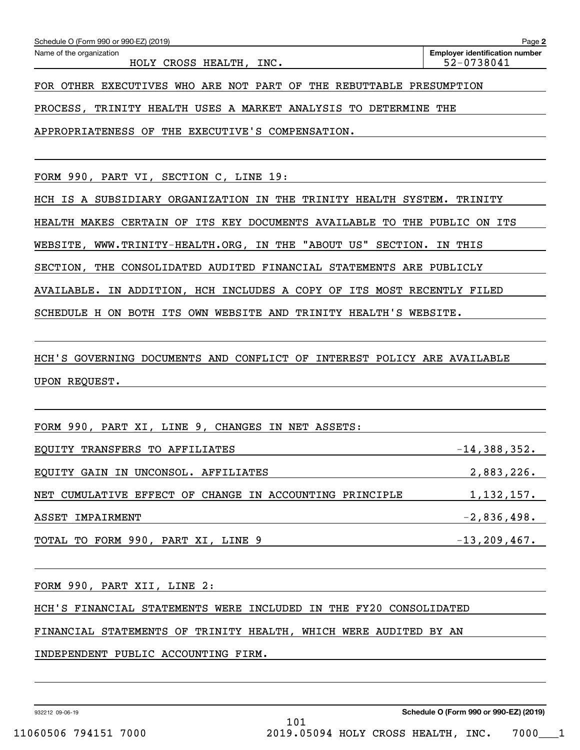Schedule O (Form 990 or 990-EZ) (2019)

Name of the organization: HOLY CROSS HEALTH, INC.

Employer identification number: 52-0738041

FOR OTHER EXECUTIVES WHO ARE NOT PART OF THE REBUTTABLE PRESUMPTION PROCESS, TRINITY HEALTH USES A MARKET ANALYSIS TO DETERMINE THE APPROPRIATENESS OF THE EXECUTIVE'S COMPENSATION.

FORM 990, PART VI, SECTION C, LINE 19:

HCH IS A SUBSIDIARY ORGANIZATION IN THE TRINITY HEALTH SYSTEM. TRINITY HEALTH MAKES CERTAIN OF ITS KEY DOCUMENTS AVAILABLE TO THE PUBLIC ON ITS WEBSITE, WWW.TRINITY-HEALTH.ORG, IN THE "ABOUT US" SECTION. IN THIS SECTION, THE CONSOLIDATED AUDITED FINANCIAL STATEMENTS ARE PUBLICLY AVAILABLE. IN ADDITION, HCH INCLUDES A COPY OF ITS MOST RECENTLY FILED SCHEDULE H ON BOTH ITS OWN WEBSITE AND TRINITY HEALTH'S WEBSITE.

HCH'S GOVERNING DOCUMENTS AND CONFLICT OF INTEREST POLICY ARE AVAILABLE UPON REQUEST.

FORM 990, PART XI, LINE 9, CHANGES IN NET ASSETS:

| | |
|---|---:|
| EQUITY TRANSFERS TO AFFILIATES | -14,388,352. |
| EQUITY GAIN IN UNCONSOL. AFFILIATES | 2,883,226. |
| NET CUMULATIVE EFFECT OF CHANGE IN ACCOUNTING PRINCIPLE | 1,132,157. |
| ASSET IMPAIRMENT | -2,836,498. |
| TOTAL TO FORM 990, PART XI, LINE 9 | -13,209,467. |

FORM 990, PART XII, LINE 2:

HCH'S FINANCIAL STATEMENTS WERE INCLUDED IN THE FY20 CONSOLIDATED FINANCIAL STATEMENTS OF TRINITY HEALTH, WHICH WERE AUDITED BY AN INDEPENDENT PUBLIC ACCOUNTING FIRM.

932212 09-06-19

Schedule O (Form 990 or 990-EZ) (2019)

11060506 794151 7000 2019.05094 HOLY CROSS HEALTH, INC. 7000___1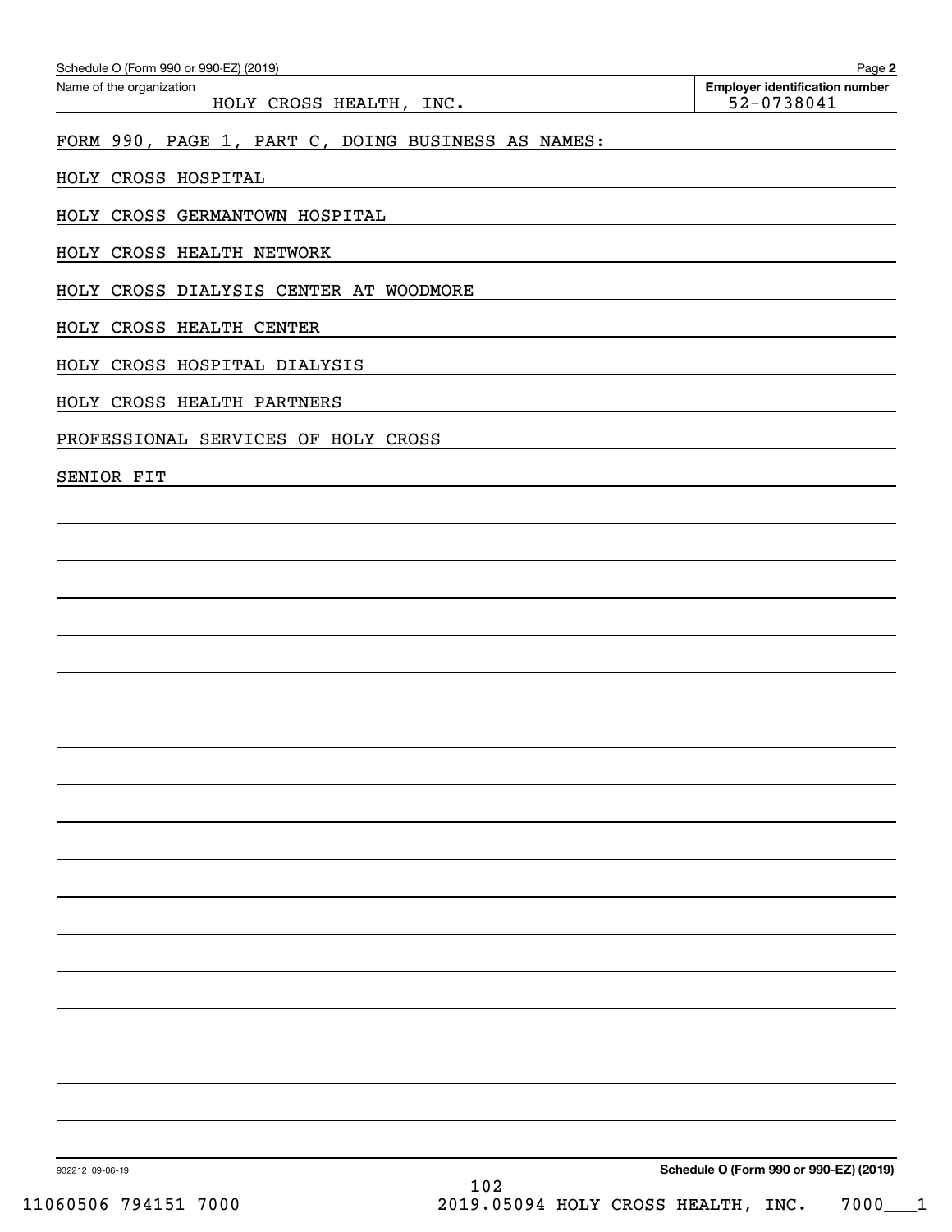Schedule O (Form 990 or 990-EZ) (2019)

Name of the organization: HOLY CROSS HEALTH, INC.

Employer identification number: 52-0738041

FORM 990, PAGE 1, PART C, DOING BUSINESS AS NAMES:

HOLY CROSS HOSPITAL

HOLY CROSS GERMANTOWN HOSPITAL

HOLY CROSS HEALTH NETWORK

HOLY CROSS DIALYSIS CENTER AT WOODMORE

HOLY CROSS HEALTH CENTER

HOLY CROSS HOSPITAL DIALYSIS

HOLY CROSS HEALTH PARTNERS

PROFESSIONAL SERVICES OF HOLY CROSS

SENIOR FIT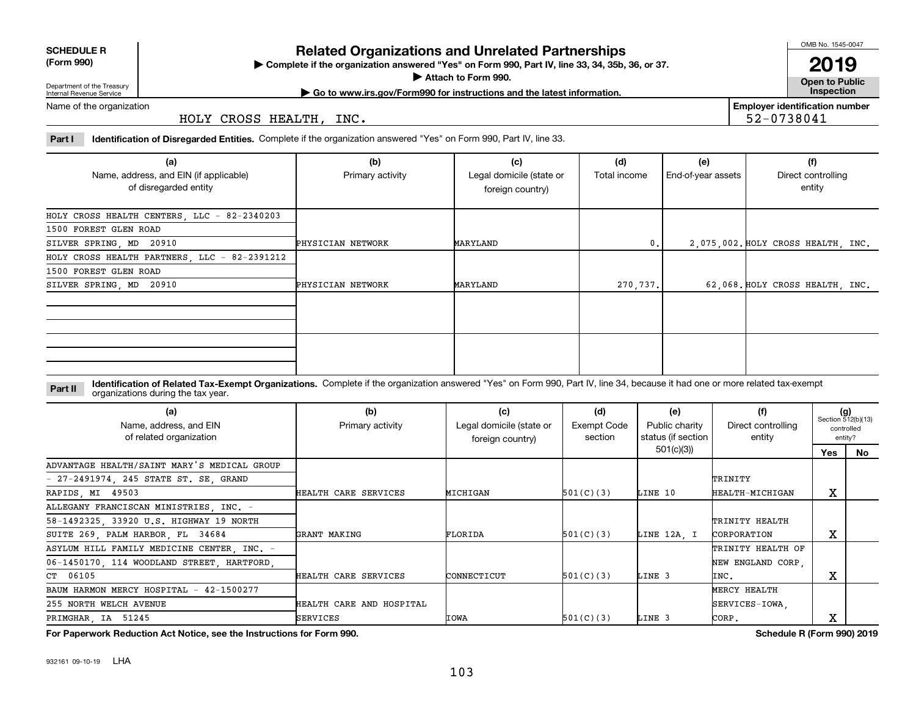**SCHEDULE R (Form 990)**

Department of the Treasury
Internal Revenue Service

# Related Organizations and Unrelated Partnerships

▶ Complete if the organization answered "Yes" on Form 990, Part IV, line 33, 34, 35b, 36, or 37.
▶ Attach to Form 990.
▶ Go to www.irs.gov/Form990 for instructions and the latest information.

OMB No. 1545-0047

**2019**

**Open to Public Inspection**

Name of the organization: HOLY CROSS HEALTH, INC.

Employer identification number: 52-0738041

**Part I** **Identification of Disregarded Entities.** Complete if the organization answered "Yes" on Form 990, Part IV, line 33.

| (a) Name, address, and EIN (if applicable) of disregarded entity | (b) Primary activity | (c) Legal domicile (state or foreign country) | (d) Total income | (e) End-of-year assets | (f) Direct controlling entity |
|---|---|---|---|---|---|
| HOLY CROSS HEALTH CENTERS, LLC - 82-2340203 1500 FOREST GLEN ROAD SILVER SPRING, MD 20910 | PHYSICIAN NETWORK | MARYLAND | 0. | 2,075,002. | HOLY CROSS HEALTH, INC. |
| HOLY CROSS HEALTH PARTNERS, LLC - 82-2391212 1500 FOREST GLEN ROAD SILVER SPRING, MD 20910 | PHYSICIAN NETWORK | MARYLAND | 270,737. | 62,068. | HOLY CROSS HEALTH, INC. |
| | | | | | |
| | | | | | |

**Part II** **Identification of Related Tax-Exempt Organizations.** Complete if the organization answered "Yes" on Form 990, Part IV, line 34, because it had one or more related tax-exempt organizations during the tax year.

| (a) Name, address, and EIN of related organization | (b) Primary activity | (c) Legal domicile (state or foreign country) | (d) Exempt Code section | (e) Public charity status (if section 501(c)(3)) | (f) Direct controlling entity | (g) Section 512(b)(13) controlled entity? Yes | No |
|---|---|---|---|---|---|---|---|
| ADVANTAGE HEALTH/SAINT MARY'S MEDICAL GROUP - 27-2491974, 245 STATE ST. SE, GRAND RAPIDS, MI 49503 | HEALTH CARE SERVICES | MICHIGAN | 501(C)(3) | LINE 10 | TRINITY HEALTH-MICHIGAN | X | |
| ALLEGANY FRANCISCAN MINISTRIES, INC. - 58-1492325, 33920 U.S. HIGHWAY 19 NORTH SUITE 269, PALM HARBOR, FL 34684 | GRANT MAKING | FLORIDA | 501(C)(3) | LINE 12A, I | TRINITY HEALTH CORPORATION | X | |
| ASYLUM HILL FAMILY MEDICINE CENTER, INC. - 06-1450170, 114 WOODLAND STREET, HARTFORD, CT 06105 | HEALTH CARE SERVICES | CONNECTICUT | 501(C)(3) | LINE 3 | TRINITY HEALTH OF NEW ENGLAND CORP, INC. | X | |
| BAUM HARMON MERCY HOSPITAL - 42-1500277 255 NORTH WELCH AVENUE PRIMGHAR, IA 51245 | HEALTH CARE AND HOSPITAL SERVICES | IOWA | 501(C)(3) | LINE 3 | MERCY HEALTH SERVICES-IOWA, CORP. | X | |

**For Paperwork Reduction Act Notice, see the Instructions for Form 990.** **Schedule R (Form 990) 2019**

932161 09-10-19 LHA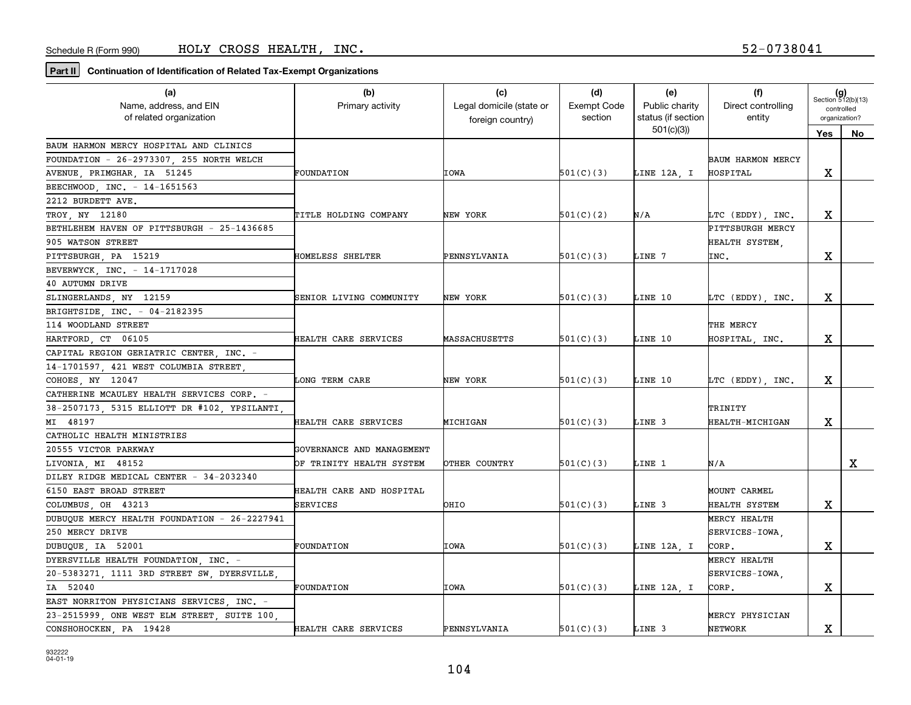Schedule R (Form 990) HOLY CROSS HEALTH, INC. 52-0738041

**Part II** **Continuation of Identification of Related Tax-Exempt Organizations**

| (a) Name, address, and EIN of related organization | (b) Primary activity | (c) Legal domicile (state or foreign country) | (d) Exempt Code section | (e) Public charity status (if section 501(c)(3)) | (f) Direct controlling entity | (g) Section 512(b)(13) controlled organization? Yes | No |
|---|---|---|---|---|---|---|---|
| BAUM HARMON MERCY HOSPITAL AND CLINICS FOUNDATION - 26-2973307, 255 NORTH WELCH AVENUE, PRIMGHAR, IA 51245 | FOUNDATION | IOWA | 501(C)(3) | LINE 12A, I | BAUM HARMON MERCY HOSPITAL | X | |
| BEECHWOOD, INC. - 14-1651563 2212 BURDETT AVE. TROY, NY 12180 | TITLE HOLDING COMPANY | NEW YORK | 501(C)(2) | N/A | LTC (EDDY), INC. | X | |
| BETHLEHEM HAVEN OF PITTSBURGH - 25-1436685 905 WATSON STREET PITTSBURGH, PA 15219 | HOMELESS SHELTER | PENNSYLVANIA | 501(C)(3) | LINE 7 | PITTSBURGH MERCY HEALTH SYSTEM, INC. | X | |
| BEVERWYCK, INC. - 14-1717028 40 AUTUMN DRIVE SLINGERLANDS, NY 12159 | SENIOR LIVING COMMUNITY | NEW YORK | 501(C)(3) | LINE 10 | LTC (EDDY), INC. | X | |
| BRIGHTSIDE, INC. - 04-2182395 114 WOODLAND STREET HARTFORD, CT 06105 | HEALTH CARE SERVICES | MASSACHUSETTS | 501(C)(3) | LINE 10 | THE MERCY HOSPITAL, INC. | X | |
| CAPITAL REGION GERIATRIC CENTER, INC. - 14-1701597, 421 WEST COLUMBIA STREET, COHOES, NY 12047 | LONG TERM CARE | NEW YORK | 501(C)(3) | LINE 10 | LTC (EDDY), INC. | X | |
| CATHERINE MCAULEY HEALTH SERVICES CORP. - 38-2507173, 5315 ELLIOTT DR #102, YPSILANTI, MI 48197 | HEALTH CARE SERVICES | MICHIGAN | 501(C)(3) | LINE 3 | TRINITY HEALTH-MICHIGAN | X | |
| CATHOLIC HEALTH MINISTRIES 20555 VICTOR PARKWAY LIVONIA, MI 48152 | GOVERNANCE AND MANAGEMENT OF TRINITY HEALTH SYSTEM | OTHER COUNTRY | 501(C)(3) | LINE 1 | N/A | | X |
| DILEY RIDGE MEDICAL CENTER - 34-2032340 6150 EAST BROAD STREET COLUMBUS, OH 43213 | HEALTH CARE AND HOSPITAL SERVICES | OHIO | 501(C)(3) | LINE 3 | MOUNT CARMEL HEALTH SYSTEM | X | |
| DUBUQUE MERCY HEALTH FOUNDATION - 26-2227941 250 MERCY DRIVE DUBUQUE, IA 52001 | FOUNDATION | IOWA | 501(C)(3) | LINE 12A, I | MERCY HEALTH SERVICES-IOWA, CORP. | X | |
| DYERSVILLE HEALTH FOUNDATION, INC. - 20-5383271, 1111 3RD STREET SW, DYERSVILLE, IA 52040 | FOUNDATION | IOWA | 501(C)(3) | LINE 12A, I | MERCY HEALTH SERVICES-IOWA, CORP. | X | |
| EAST NORRITON PHYSICIANS SERVICES, INC. - 23-2515999, ONE WEST ELM STREET, SUITE 100, CONSHOHOCKEN, PA 19428 | HEALTH CARE SERVICES | PENNSYLVANIA | 501(C)(3) | LINE 3 | MERCY PHYSICIAN NETWORK | X | |

932222 04-01-19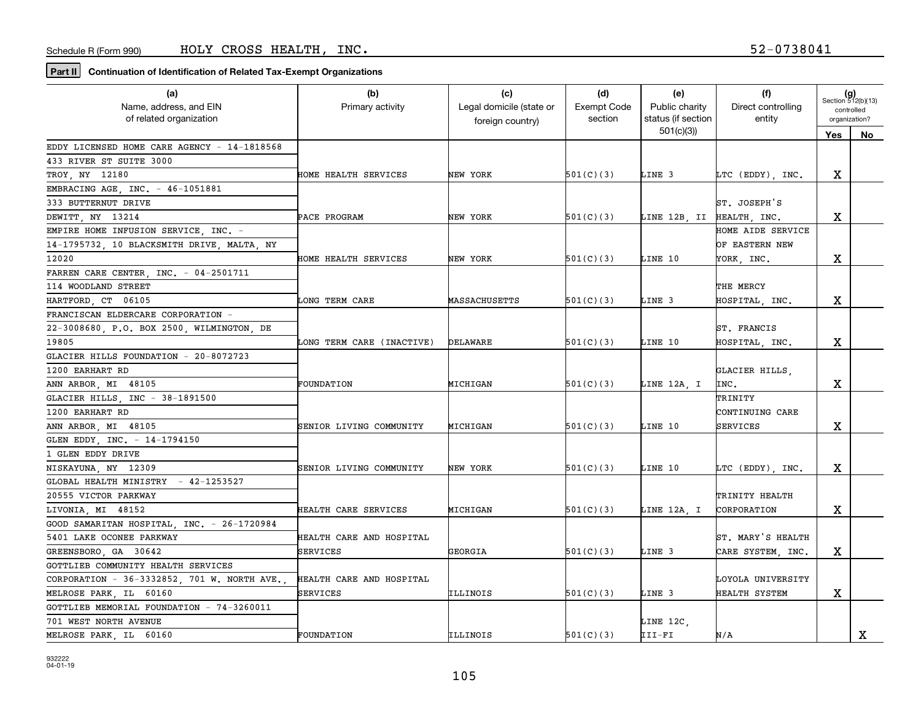Schedule R (Form 990) HOLY CROSS HEALTH, INC. 52-0738041

**Part II** **Continuation of Identification of Related Tax-Exempt Organizations**

| (a) Name, address, and EIN of related organization | (b) Primary activity | (c) Legal domicile (state or foreign country) | (d) Exempt Code section | (e) Public charity status (if section 501(c)(3)) | (f) Direct controlling entity | (g) Section 512(b)(13) controlled organization? Yes | No |
|---|---|---|---|---|---|---|---|
| EDDY LICENSED HOME CARE AGENCY - 14-1818568 433 RIVER ST SUITE 3000 TROY, NY 12180 | HOME HEALTH SERVICES | NEW YORK | 501(C)(3) | LINE 3 | LTC (EDDY), INC. | X | |
| EMBRACING AGE, INC. - 46-1051881 333 BUTTERNUT DRIVE DEWITT, NY 13214 | PACE PROGRAM | NEW YORK | 501(C)(3) | LINE 12B, II | ST. JOSEPH'S HEALTH, INC. | X | |
| EMPIRE HOME INFUSION SERVICE, INC. - 14-1795732, 10 BLACKSMITH DRIVE, MALTA, NY 12020 | HOME HEALTH SERVICES | NEW YORK | 501(C)(3) | LINE 10 | HOME AIDE SERVICE OF EASTERN NEW YORK, INC. | X | |
| FARREN CARE CENTER, INC. - 04-2501711 114 WOODLAND STREET HARTFORD, CT 06105 | LONG TERM CARE | MASSACHUSETTS | 501(C)(3) | LINE 3 | THE MERCY HOSPITAL, INC. | X | |
| FRANCISCAN ELDERCARE CORPORATION - 22-3008680, P.O. BOX 2500, WILMINGTON, DE 19805 | LONG TERM CARE (INACTIVE) | DELAWARE | 501(C)(3) | LINE 10 | ST. FRANCIS HOSPITAL, INC. | X | |
| GLACIER HILLS FOUNDATION - 20-8072723 1200 EARHART RD ANN ARBOR, MI 48105 | FOUNDATION | MICHIGAN | 501(C)(3) | LINE 12A, I | GLACIER HILLS, INC. | X | |
| GLACIER HILLS, INC - 38-1891500 1200 EARHART RD ANN ARBOR, MI 48105 | SENIOR LIVING COMMUNITY | MICHIGAN | 501(C)(3) | LINE 10 | TRINITY CONTINUING CARE SERVICES | X | |
| GLEN EDDY, INC. - 14-1794150 1 GLEN EDDY DRIVE NISKAYUNA, NY 12309 | SENIOR LIVING COMMUNITY | NEW YORK | 501(C)(3) | LINE 10 | LTC (EDDY), INC. | X | |
| GLOBAL HEALTH MINISTRY - 42-1253527 20555 VICTOR PARKWAY LIVONIA, MI 48152 | HEALTH CARE SERVICES | MICHIGAN | 501(C)(3) | LINE 12A, I | TRINITY HEALTH CORPORATION | X | |
| GOOD SAMARITAN HOSPITAL, INC. - 26-1720984 5401 LAKE OCONEE PARKWAY GREENSBORO, GA 30642 | HEALTH CARE AND HOSPITAL SERVICES | GEORGIA | 501(C)(3) | LINE 3 | ST. MARY'S HEALTH CARE SYSTEM, INC. | X | |
| GOTTLIEB COMMUNITY HEALTH SERVICES CORPORATION - 36-3332852, 701 W. NORTH AVE., MELROSE PARK, IL 60160 | HEALTH CARE AND HOSPITAL SERVICES | ILLINOIS | 501(C)(3) | LINE 3 | LOYOLA UNIVERSITY HEALTH SYSTEM | X | |
| GOTTLIEB MEMORIAL FOUNDATION - 74-3260011 701 WEST NORTH AVENUE MELROSE PARK, IL 60160 | FOUNDATION | ILLINOIS | 501(C)(3) | LINE 12C, III-FI | N/A | | X |

932222 04-01-19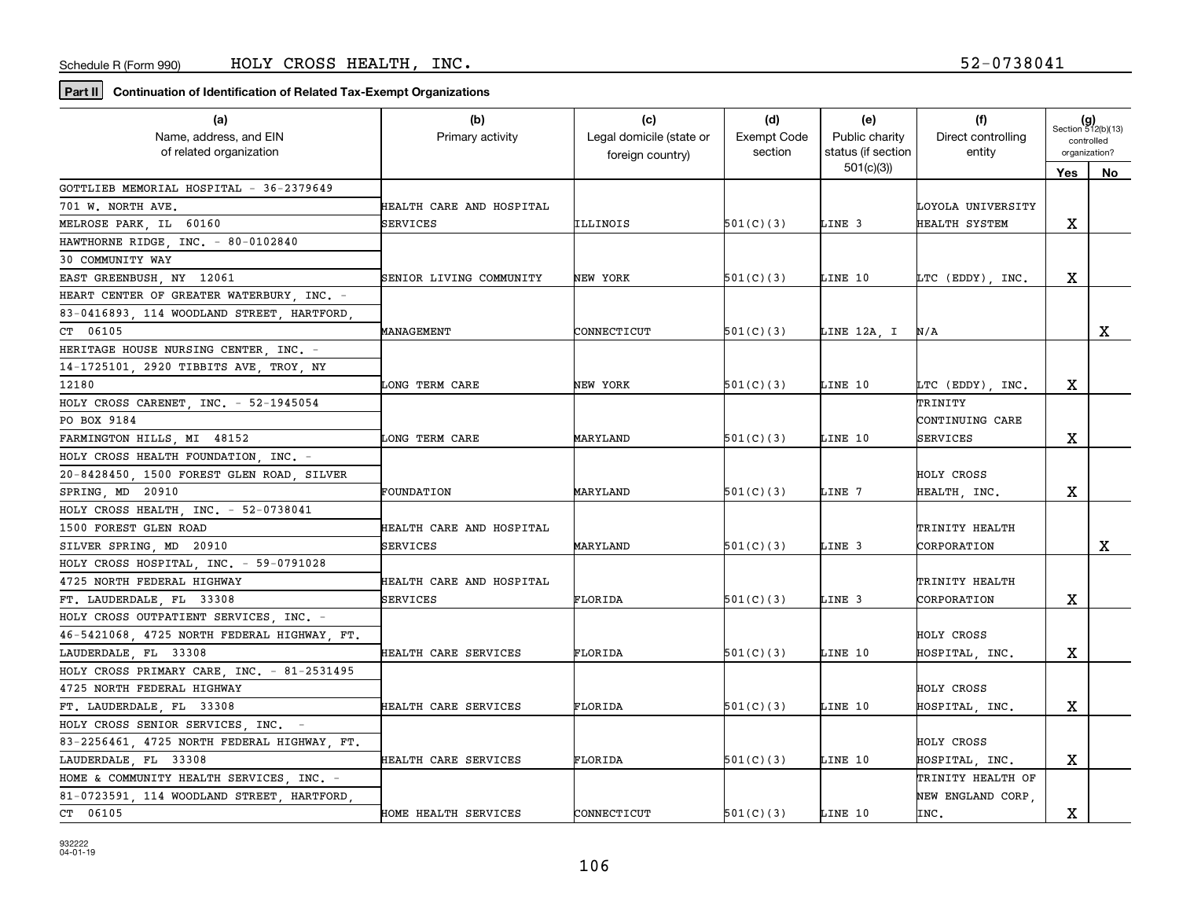Schedule R (Form 990) HOLY CROSS HEALTH, INC. 52-0738041

**Part II** **Continuation of Identification of Related Tax-Exempt Organizations**

| (a) Name, address, and EIN of related organization | (b) Primary activity | (c) Legal domicile (state or foreign country) | (d) Exempt Code section | (e) Public charity status (if section 501(c)(3)) | (f) Direct controlling entity | (g) Section 512(b)(13) controlled organization? Yes | No |
|---|---|---|---|---|---|---|---|
| GOTTLIEB MEMORIAL HOSPITAL - 36-2379649 701 W. NORTH AVE. MELROSE PARK, IL 60160 | HEALTH CARE AND HOSPITAL SERVICES | ILLINOIS | 501(C)(3) | LINE 3 | LOYOLA UNIVERSITY HEALTH SYSTEM | X | |
| HAWTHORNE RIDGE, INC. - 80-0102840 30 COMMUNITY WAY EAST GREENBUSH, NY 12061 | SENIOR LIVING COMMUNITY | NEW YORK | 501(C)(3) | LINE 10 | LTC (EDDY), INC. | X | |
| HEART CENTER OF GREATER WATERBURY, INC. - 83-0416893, 114 WOODLAND STREET, HARTFORD, CT 06105 | MANAGEMENT | CONNECTICUT | 501(C)(3) | LINE 12A, I | N/A | | X |
| HERITAGE HOUSE NURSING CENTER, INC. - 14-1725101, 2920 TIBBITS AVE, TROY, NY 12180 | LONG TERM CARE | NEW YORK | 501(C)(3) | LINE 10 | LTC (EDDY), INC. | X | |
| HOLY CROSS CARENET, INC. - 52-1945054 PO BOX 9184 FARMINGTON HILLS, MI 48152 | LONG TERM CARE | MARYLAND | 501(C)(3) | LINE 10 | TRINITY CONTINUING CARE SERVICES | X | |
| HOLY CROSS HEALTH FOUNDATION, INC. - 20-8428450, 1500 FOREST GLEN ROAD, SILVER SPRING, MD 20910 | FOUNDATION | MARYLAND | 501(C)(3) | LINE 7 | HOLY CROSS HEALTH, INC. | X | |
| HOLY CROSS HEALTH, INC. - 52-0738041 1500 FOREST GLEN ROAD SILVER SPRING, MD 20910 | HEALTH CARE AND HOSPITAL SERVICES | MARYLAND | 501(C)(3) | LINE 3 | TRINITY HEALTH CORPORATION | | X |
| HOLY CROSS HOSPITAL, INC. - 59-0791028 4725 NORTH FEDERAL HIGHWAY FT. LAUDERDALE, FL 33308 | HEALTH CARE AND HOSPITAL SERVICES | FLORIDA | 501(C)(3) | LINE 3 | TRINITY HEALTH CORPORATION | X | |
| HOLY CROSS OUTPATIENT SERVICES, INC. - 46-5421068, 4725 NORTH FEDERAL HIGHWAY, FT. LAUDERDALE, FL 33308 | HEALTH CARE SERVICES | FLORIDA | 501(C)(3) | LINE 10 | HOLY CROSS HOSPITAL, INC. | X | |
| HOLY CROSS PRIMARY CARE, INC. - 81-2531495 4725 NORTH FEDERAL HIGHWAY FT. LAUDERDALE, FL 33308 | HEALTH CARE SERVICES | FLORIDA | 501(C)(3) | LINE 10 | HOLY CROSS HOSPITAL, INC. | X | |
| HOLY CROSS SENIOR SERVICES, INC. - 83-2256461, 4725 NORTH FEDERAL HIGHWAY, FT. LAUDERDALE, FL 33308 | HEALTH CARE SERVICES | FLORIDA | 501(C)(3) | LINE 10 | HOLY CROSS HOSPITAL, INC. | X | |
| HOME & COMMUNITY HEALTH SERVICES, INC. - 81-0723591, 114 WOODLAND STREET, HARTFORD, CT 06105 | HOME HEALTH SERVICES | CONNECTICUT | 501(C)(3) | LINE 10 | TRINITY HEALTH OF NEW ENGLAND CORP, INC. | X | |

932222 04-01-19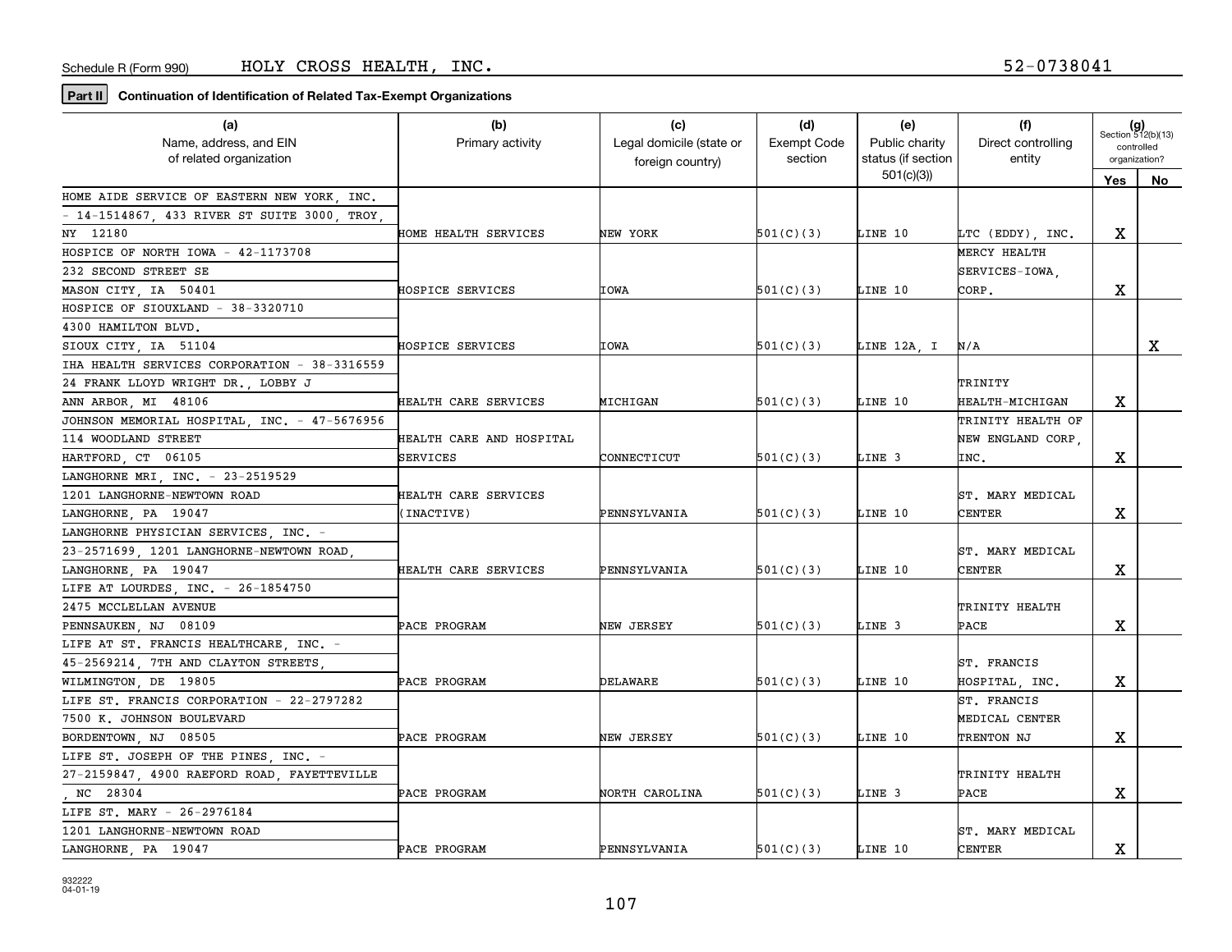Schedule R (Form 990) HOLY CROSS HEALTH, INC. 52-0738041

**Part II** **Continuation of Identification of Related Tax-Exempt Organizations**

| (a) Name, address, and EIN of related organization | (b) Primary activity | (c) Legal domicile (state or foreign country) | (d) Exempt Code section | (e) Public charity status (if section 501(c)(3)) | (f) Direct controlling entity | (g) Section 512(b)(13) controlled organization? Yes | No |
|---|---|---|---|---|---|---|---|
| HOME AIDE SERVICE OF EASTERN NEW YORK, INC. - 14-1514867, 433 RIVER ST SUITE 3000, TROY, NY 12180 | HOME HEALTH SERVICES | NEW YORK | 501(C)(3) | LINE 10 | LTC (EDDY), INC. | X | |
| HOSPICE OF NORTH IOWA - 42-1173708 232 SECOND STREET SE MASON CITY, IA 50401 | HOSPICE SERVICES | IOWA | 501(C)(3) | LINE 10 | MERCY HEALTH SERVICES-IOWA, CORP. | X | |
| HOSPICE OF SIOUXLAND - 38-3320710 4300 HAMILTON BLVD. SIOUX CITY, IA 51104 | HOSPICE SERVICES | IOWA | 501(C)(3) | LINE 12A, I | N/A | | X |
| IHA HEALTH SERVICES CORPORATION - 38-3316559 24 FRANK LLOYD WRIGHT DR., LOBBY J ANN ARBOR, MI 48106 | HEALTH CARE SERVICES | MICHIGAN | 501(C)(3) | LINE 10 | TRINITY HEALTH-MICHIGAN | X | |
| JOHNSON MEMORIAL HOSPITAL, INC. - 47-5676956 114 WOODLAND STREET HARTFORD, CT 06105 | HEALTH CARE AND HOSPITAL SERVICES | CONNECTICUT | 501(C)(3) | LINE 3 | TRINITY HEALTH OF NEW ENGLAND CORP, INC. | X | |
| LANGHORNE MRI, INC. - 23-2519529 1201 LANGHORNE-NEWTOWN ROAD LANGHORNE, PA 19047 | HEALTH CARE SERVICES (INACTIVE) | PENNSYLVANIA | 501(C)(3) | LINE 10 | ST. MARY MEDICAL CENTER | X | |
| LANGHORNE PHYSICIAN SERVICES, INC. - 23-2571699, 1201 LANGHORNE-NEWTOWN ROAD, LANGHORNE, PA 19047 | HEALTH CARE SERVICES | PENNSYLVANIA | 501(C)(3) | LINE 10 | ST. MARY MEDICAL CENTER | X | |
| LIFE AT LOURDES, INC. - 26-1854750 2475 MCCLELLAN AVENUE PENNSAUKEN, NJ 08109 | PACE PROGRAM | NEW JERSEY | 501(C)(3) | LINE 3 | TRINITY HEALTH PACE | X | |
| LIFE AT ST. FRANCIS HEALTHCARE, INC. - 45-2569214, 7TH AND CLAYTON STREETS, WILMINGTON, DE 19805 | PACE PROGRAM | DELAWARE | 501(C)(3) | LINE 10 | ST. FRANCIS HOSPITAL, INC. | X | |
| LIFE ST. FRANCIS CORPORATION - 22-2797282 7500 K. JOHNSON BOULEVARD BORDENTOWN, NJ 08505 | PACE PROGRAM | NEW JERSEY | 501(C)(3) | LINE 10 | ST. FRANCIS MEDICAL CENTER TRENTON NJ | X | |
| LIFE ST. JOSEPH OF THE PINES, INC. - 27-2159847, 4900 RAEFORD ROAD, FAYETTEVILLE, NC 28304 | PACE PROGRAM | NORTH CAROLINA | 501(C)(3) | LINE 3 | TRINITY HEALTH PACE | X | |
| LIFE ST. MARY - 26-2976184 1201 LANGHORNE-NEWTOWN ROAD LANGHORNE, PA 19047 | PACE PROGRAM | PENNSYLVANIA | 501(C)(3) | LINE 10 | ST. MARY MEDICAL CENTER | X | |

932222
04-01-19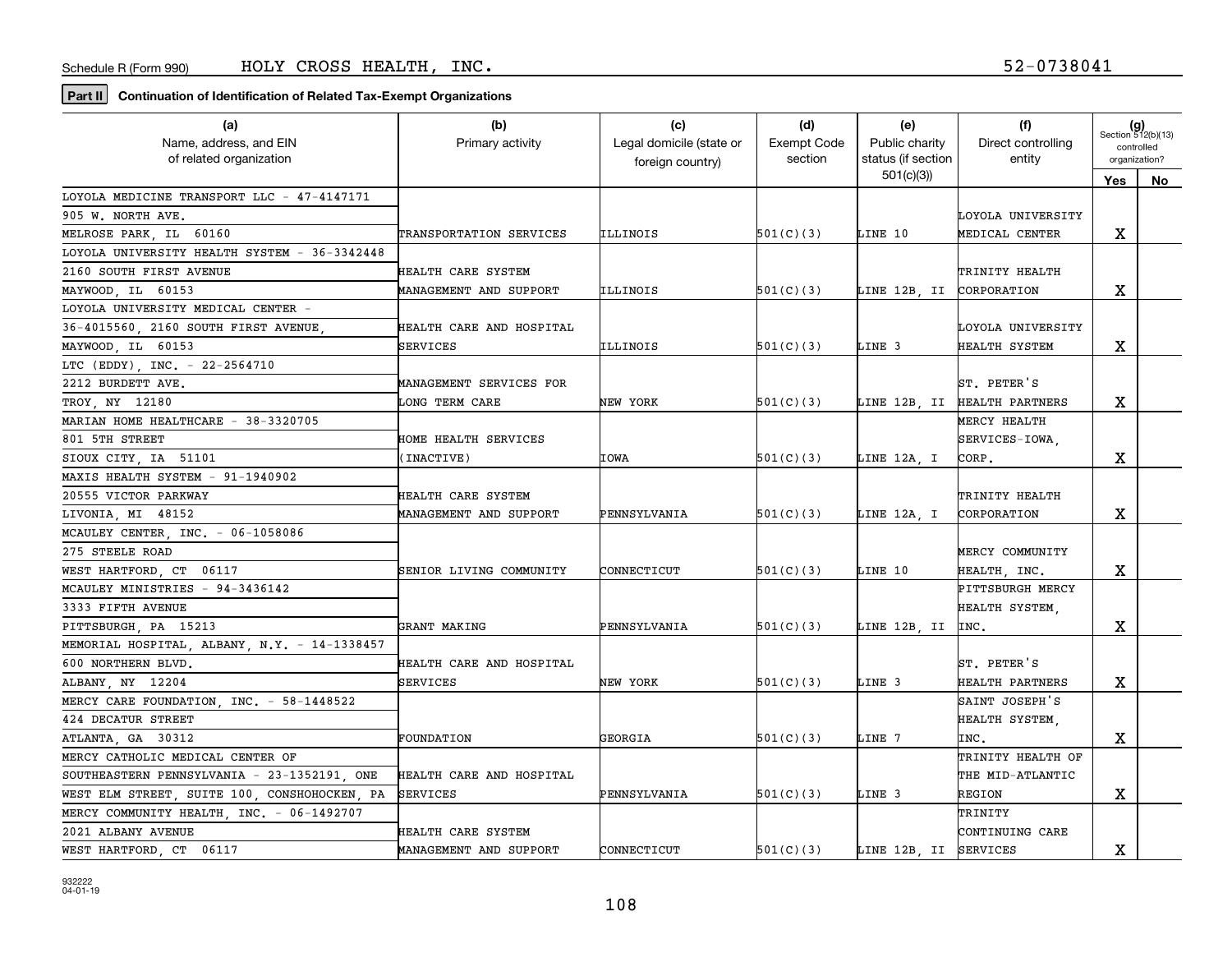Schedule R (Form 990) HOLY CROSS HEALTH, INC. 52-0738041

**Part II** **Continuation of Identification of Related Tax-Exempt Organizations**

| (a) Name, address, and EIN of related organization | (b) Primary activity | (c) Legal domicile (state or foreign country) | (d) Exempt Code section | (e) Public charity status (if section 501(c)(3)) | (f) Direct controlling entity | (g) Section 512(b)(13) controlled organization? Yes | No |
|---|---|---|---|---|---|---|---|
| LOYOLA MEDICINE TRANSPORT LLC - 47-4147171, 905 W. NORTH AVE., MELROSE PARK, IL 60160 | TRANSPORTATION SERVICES | ILLINOIS | 501(C)(3) | LINE 10 | LOYOLA UNIVERSITY MEDICAL CENTER | X | |
| LOYOLA UNIVERSITY HEALTH SYSTEM - 36-3342448, 2160 SOUTH FIRST AVENUE, MAYWOOD, IL 60153 | HEALTH CARE SYSTEM MANAGEMENT AND SUPPORT | ILLINOIS | 501(C)(3) | LINE 12B, II | TRINITY HEALTH CORPORATION | X | |
| LOYOLA UNIVERSITY MEDICAL CENTER - 36-4015560, 2160 SOUTH FIRST AVENUE, MAYWOOD, IL 60153 | HEALTH CARE AND HOSPITAL SERVICES | ILLINOIS | 501(C)(3) | LINE 3 | LOYOLA UNIVERSITY HEALTH SYSTEM | X | |
| LTC (EDDY), INC. - 22-2564710, 2212 BURDETT AVE., TROY, NY 12180 | MANAGEMENT SERVICES FOR LONG TERM CARE | NEW YORK | 501(C)(3) | LINE 12B, II | ST. PETER'S HEALTH PARTNERS | X | |
| MARIAN HOME HEALTHCARE - 38-3320705, 801 5TH STREET, SIOUX CITY, IA 51101 | HOME HEALTH SERVICES (INACTIVE) | IOWA | 501(C)(3) | LINE 12A, I | MERCY HEALTH SERVICES-IOWA, CORP. | X | |
| MAXIS HEALTH SYSTEM - 91-1940902, 20555 VICTOR PARKWAY, LIVONIA, MI 48152 | HEALTH CARE SYSTEM MANAGEMENT AND SUPPORT | PENNSYLVANIA | 501(C)(3) | LINE 12A, I | TRINITY HEALTH CORPORATION | X | |
| MCAULEY CENTER, INC. - 06-1058086, 275 STEELE ROAD, WEST HARTFORD, CT 06117 | SENIOR LIVING COMMUNITY | CONNECTICUT | 501(C)(3) | LINE 10 | MERCY COMMUNITY HEALTH, INC. | X | |
| MCAULEY MINISTRIES - 94-3436142, 3333 FIFTH AVENUE, PITTSBURGH, PA 15213 | GRANT MAKING | PENNSYLVANIA | 501(C)(3) | LINE 12B, II | PITTSBURGH MERCY HEALTH SYSTEM, INC. | X | |
| MEMORIAL HOSPITAL, ALBANY, N.Y. - 14-1338457, 600 NORTHERN BLVD., ALBANY, NY 12204 | HEALTH CARE AND HOSPITAL SERVICES | NEW YORK | 501(C)(3) | LINE 3 | ST. PETER'S HEALTH PARTNERS | X | |
| MERCY CARE FOUNDATION, INC. - 58-1448522, 424 DECATUR STREET, ATLANTA, GA 30312 | FOUNDATION | GEORGIA | 501(C)(3) | LINE 7 | SAINT JOSEPH'S HEALTH SYSTEM, INC. | X | |
| MERCY CATHOLIC MEDICAL CENTER OF SOUTHEASTERN PENNSYLVANIA - 23-1352191, ONE WEST ELM STREET, SUITE 100, CONSHOHOCKEN, PA | HEALTH CARE AND HOSPITAL SERVICES | PENNSYLVANIA | 501(C)(3) | LINE 3 | TRINITY HEALTH OF THE MID-ATLANTIC REGION | X | |
| MERCY COMMUNITY HEALTH, INC. - 06-1492707, 2021 ALBANY AVENUE, WEST HARTFORD, CT 06117 | HEALTH CARE SYSTEM MANAGEMENT AND SUPPORT | CONNECTICUT | 501(C)(3) | LINE 12B, II | TRINITY CONTINUING CARE SERVICES | X | |

932222
04-01-19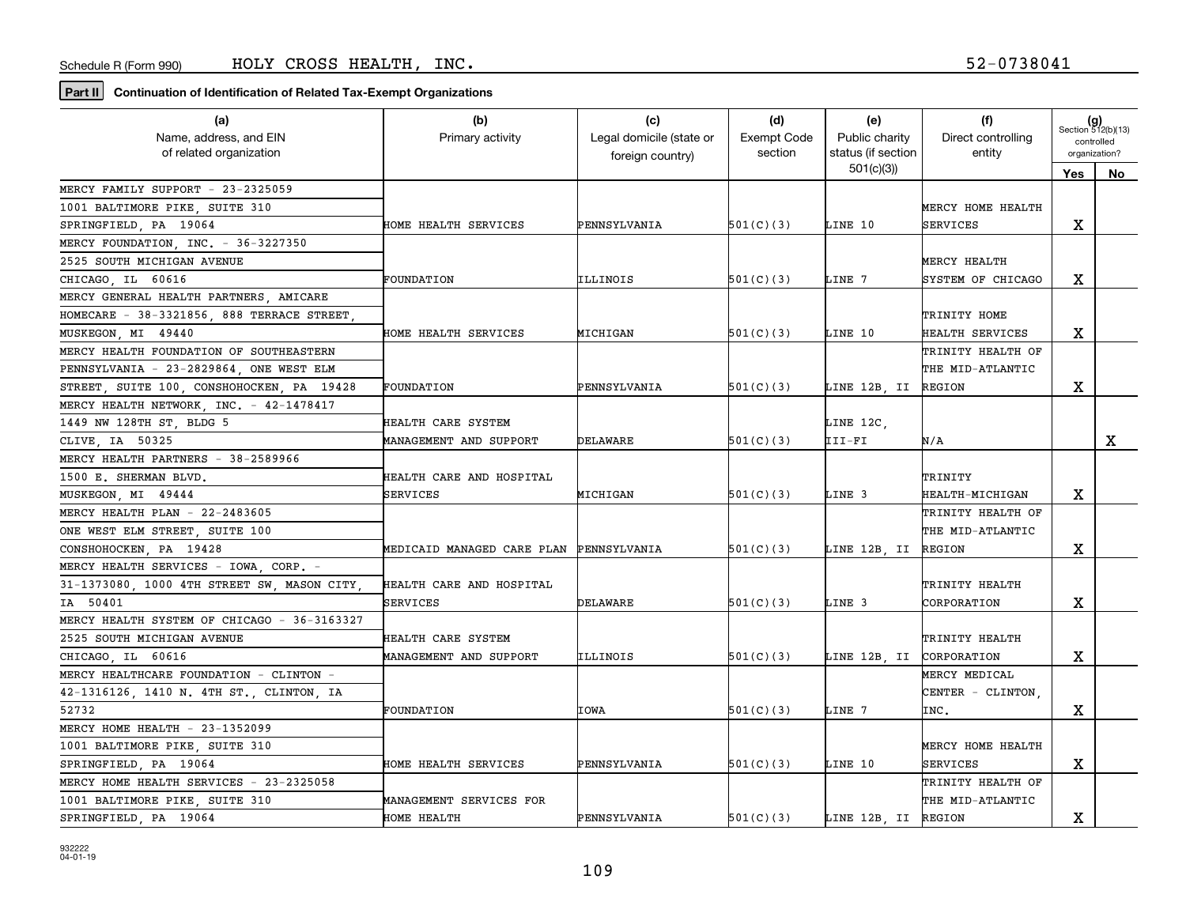Schedule R (Form 990) HOLY CROSS HEALTH, INC. 52-0738041

**Part II** **Continuation of Identification of Related Tax-Exempt Organizations**

| (a) Name, address, and EIN of related organization | (b) Primary activity | (c) Legal domicile (state or foreign country) | (d) Exempt Code section | (e) Public charity status (if section 501(c)(3)) | (f) Direct controlling entity | (g) Section 512(b)(13) controlled organization? Yes | No |
|---|---|---|---|---|---|---|---|
| MERCY FAMILY SUPPORT - 23-2325059 1001 BALTIMORE PIKE, SUITE 310 SPRINGFIELD, PA 19064 | HOME HEALTH SERVICES | PENNSYLVANIA | 501(C)(3) | LINE 10 | MERCY HOME HEALTH SERVICES | X | |
| MERCY FOUNDATION, INC. - 36-3227350 2525 SOUTH MICHIGAN AVENUE CHICAGO, IL 60616 | FOUNDATION | ILLINOIS | 501(C)(3) | LINE 7 | MERCY HEALTH SYSTEM OF CHICAGO | X | |
| MERCY GENERAL HEALTH PARTNERS, AMICARE HOMECARE - 38-3321856, 888 TERRACE STREET, MUSKEGON, MI 49440 | HOME HEALTH SERVICES | MICHIGAN | 501(C)(3) | LINE 10 | TRINITY HOME HEALTH SERVICES | X | |
| MERCY HEALTH FOUNDATION OF SOUTHEASTERN PENNSYLVANIA - 23-2829864, ONE WEST ELM STREET, SUITE 100, CONSHOHOCKEN, PA 19428 | FOUNDATION | PENNSYLVANIA | 501(C)(3) | LINE 12B, II | TRINITY HEALTH OF THE MID-ATLANTIC REGION | X | |
| MERCY HEALTH NETWORK, INC. - 42-1478417 1449 NW 128TH ST, BLDG 5 CLIVE, IA 50325 | HEALTH CARE SYSTEM MANAGEMENT AND SUPPORT | DELAWARE | 501(C)(3) | LINE 12C, III-FI | N/A | | X |
| MERCY HEALTH PARTNERS - 38-2589966 1500 E. SHERMAN BLVD. MUSKEGON, MI 49444 | HEALTH CARE AND HOSPITAL SERVICES | MICHIGAN | 501(C)(3) | LINE 3 | TRINITY HEALTH-MICHIGAN | X | |
| MERCY HEALTH PLAN - 22-2483605 ONE WEST ELM STREET, SUITE 100 CONSHOHOCKEN, PA 19428 | MEDICAID MANAGED CARE PLAN | PENNSYLVANIA | 501(C)(3) | LINE 12B, II | TRINITY HEALTH OF THE MID-ATLANTIC REGION | X | |
| MERCY HEALTH SERVICES - IOWA, CORP. - 31-1373080, 1000 4TH STREET SW, MASON CITY, IA 50401 | HEALTH CARE AND HOSPITAL SERVICES | DELAWARE | 501(C)(3) | LINE 3 | TRINITY HEALTH CORPORATION | X | |
| MERCY HEALTH SYSTEM OF CHICAGO - 36-3163327 2525 SOUTH MICHIGAN AVENUE CHICAGO, IL 60616 | HEALTH CARE SYSTEM MANAGEMENT AND SUPPORT | ILLINOIS | 501(C)(3) | LINE 12B, II | TRINITY HEALTH CORPORATION | X | |
| MERCY HEALTHCARE FOUNDATION - CLINTON - 42-1316126, 1410 N. 4TH ST., CLINTON, IA 52732 | FOUNDATION | IOWA | 501(C)(3) | LINE 7 | MERCY MEDICAL CENTER - CLINTON, INC. | X | |
| MERCY HOME HEALTH - 23-1352099 1001 BALTIMORE PIKE, SUITE 310 SPRINGFIELD, PA 19064 | HOME HEALTH SERVICES | PENNSYLVANIA | 501(C)(3) | LINE 10 | MERCY HOME HEALTH SERVICES | X | |
| MERCY HOME HEALTH SERVICES - 23-2325058 1001 BALTIMORE PIKE, SUITE 310 SPRINGFIELD, PA 19064 | MANAGEMENT SERVICES FOR HOME HEALTH | PENNSYLVANIA | 501(C)(3) | LINE 12B, II | TRINITY HEALTH OF THE MID-ATLANTIC REGION | X | |

932222 04-01-19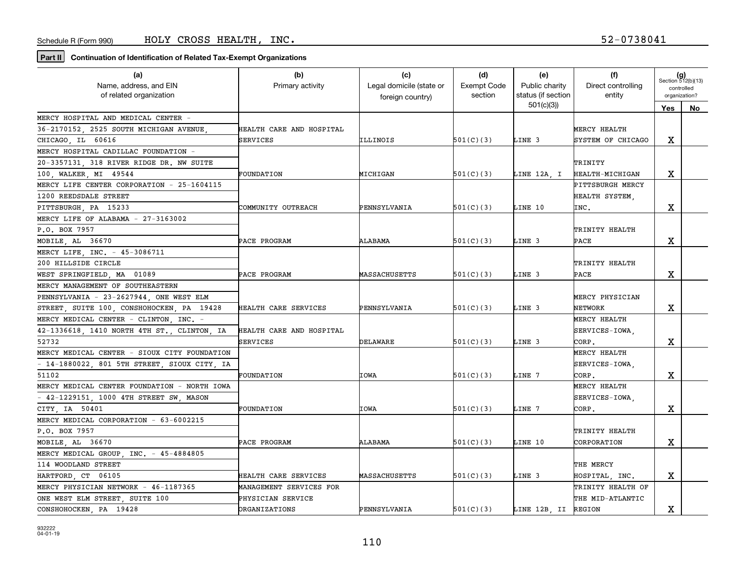Schedule R (Form 990) HOLY CROSS HEALTH, INC. 52-0738041

**Part II** **Continuation of Identification of Related Tax-Exempt Organizations**

| (a) Name, address, and EIN of related organization | (b) Primary activity | (c) Legal domicile (state or foreign country) | (d) Exempt Code section | (e) Public charity status (if section 501(c)(3)) | (f) Direct controlling entity | (g) Section 512(b)(13) controlled organization? Yes | No |
|---|---|---|---|---|---|---|---|
| MERCY HOSPITAL AND MEDICAL CENTER - 36-2170152, 2525 SOUTH MICHIGAN AVENUE, CHICAGO, IL 60616 | HEALTH CARE AND HOSPITAL SERVICES | ILLINOIS | 501(C)(3) | LINE 3 | MERCY HEALTH SYSTEM OF CHICAGO | X | |
| MERCY HOSPITAL CADILLAC FOUNDATION - 20-3357131, 318 RIVER RIDGE DR. NW SUITE 100, WALKER, MI 49544 | FOUNDATION | MICHIGAN | 501(C)(3) | LINE 12A, I | TRINITY HEALTH-MICHIGAN | X | |
| MERCY LIFE CENTER CORPORATION - 25-1604115 1200 REEDSDALE STREET PITTSBURGH, PA 15233 | COMMUNITY OUTREACH | PENNSYLVANIA | 501(C)(3) | LINE 10 | PITTSBURGH MERCY HEALTH SYSTEM, INC. | X | |
| MERCY LIFE OF ALABAMA - 27-3163002 P.O. BOX 7957 MOBILE, AL 36670 | PACE PROGRAM | ALABAMA | 501(C)(3) | LINE 3 | TRINITY HEALTH PACE | X | |
| MERCY LIFE, INC. - 45-3086711 200 HILLSIDE CIRCLE WEST SPRINGFIELD, MA 01089 | PACE PROGRAM | MASSACHUSETTS | 501(C)(3) | LINE 3 | TRINITY HEALTH PACE | X | |
| MERCY MANAGEMENT OF SOUTHEASTERN PENNSYLVANIA - 23-2627944, ONE WEST ELM STREET, SUITE 100, CONSHOHOCKEN, PA 19428 | HEALTH CARE SERVICES | PENNSYLVANIA | 501(C)(3) | LINE 3 | MERCY PHYSICIAN NETWORK | X | |
| MERCY MEDICAL CENTER - CLINTON, INC. - 42-1336618, 1410 NORTH 4TH ST., CLINTON, IA 52732 | HEALTH CARE AND HOSPITAL SERVICES | DELAWARE | 501(C)(3) | LINE 3 | MERCY HEALTH SERVICES-IOWA, CORP. | X | |
| MERCY MEDICAL CENTER - SIOUX CITY FOUNDATION - 14-1880022, 801 5TH STREET, SIOUX CITY, IA 51102 | FOUNDATION | IOWA | 501(C)(3) | LINE 7 | MERCY HEALTH SERVICES-IOWA, CORP. | X | |
| MERCY MEDICAL CENTER FOUNDATION - NORTH IOWA - 42-1229151, 1000 4TH STREET SW, MASON CITY, IA 50401 | FOUNDATION | IOWA | 501(C)(3) | LINE 7 | MERCY HEALTH SERVICES-IOWA, CORP. | X | |
| MERCY MEDICAL CORPORATION - 63-6002215 P.O. BOX 7957 MOBILE, AL 36670 | PACE PROGRAM | ALABAMA | 501(C)(3) | LINE 10 | TRINITY HEALTH CORPORATION | X | |
| MERCY MEDICAL GROUP, INC. - 45-4884805 114 WOODLAND STREET HARTFORD, CT 06105 | HEALTH CARE SERVICES | MASSACHUSETTS | 501(C)(3) | LINE 3 | THE MERCY HOSPITAL, INC. | X | |
| MERCY PHYSICIAN NETWORK - 46-1187365 ONE WEST ELM STREET, SUITE 100 CONSHOHOCKEN, PA 19428 | MANAGEMENT SERVICES FOR PHYSICIAN SERVICE ORGANIZATIONS | PENNSYLVANIA | 501(C)(3) | LINE 12B, II | TRINITY HEALTH OF THE MID-ATLANTIC REGION | X | |

932222 04-01-19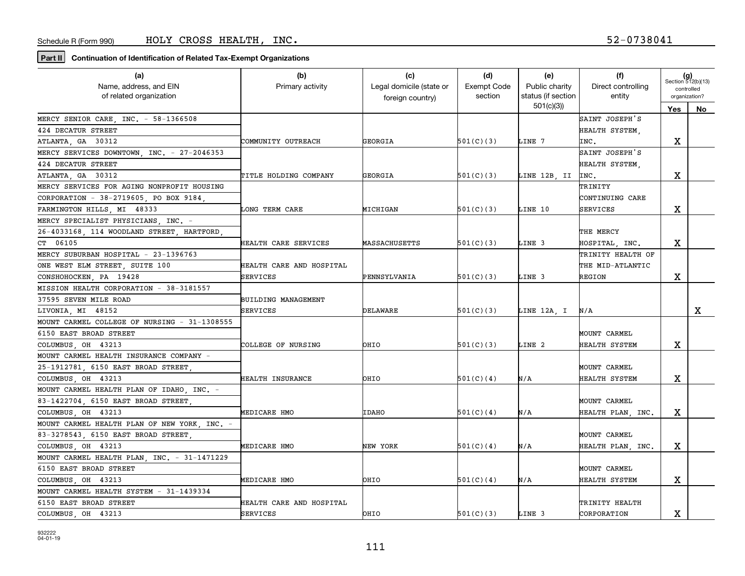Schedule R (Form 990) HOLY CROSS HEALTH, INC. 52-0738041

**Part II** **Continuation of Identification of Related Tax-Exempt Organizations**

| (a) Name, address, and EIN of related organization | (b) Primary activity | (c) Legal domicile (state or foreign country) | (d) Exempt Code section | (e) Public charity status (if section 501(c)(3)) | (f) Direct controlling entity | (g) Section 512(b)(13) controlled organization? Yes | No |
|---|---|---|---|---|---|---|---|
| MERCY SENIOR CARE, INC. - 58-1366508 424 DECATUR STREET ATLANTA, GA 30312 | COMMUNITY OUTREACH | GEORGIA | 501(C)(3) | LINE 7 | SAINT JOSEPH'S HEALTH SYSTEM, INC. | X | |
| MERCY SERVICES DOWNTOWN, INC. - 27-2046353 424 DECATUR STREET ATLANTA, GA 30312 | TITLE HOLDING COMPANY | GEORGIA | 501(C)(3) | LINE 12B, II | SAINT JOSEPH'S HEALTH SYSTEM, INC. | X | |
| MERCY SERVICES FOR AGING NONPROFIT HOUSING CORPORATION - 38-2719605, PO BOX 9184, FARMINGTON HILLS, MI 48333 | LONG TERM CARE | MICHIGAN | 501(C)(3) | LINE 10 | TRINITY CONTINUING CARE SERVICES | X | |
| MERCY SPECIALIST PHYSICIANS, INC. - 26-4033168, 114 WOODLAND STREET, HARTFORD, CT 06105 | HEALTH CARE SERVICES | MASSACHUSETTS | 501(C)(3) | LINE 3 | THE MERCY HOSPITAL, INC. | X | |
| MERCY SUBURBAN HOSPITAL - 23-1396763 ONE WEST ELM STREET, SUITE 100 CONSHOHOCKEN, PA 19428 | HEALTH CARE AND HOSPITAL SERVICES | PENNSYLVANIA | 501(C)(3) | LINE 3 | TRINITY HEALTH OF THE MID-ATLANTIC REGION | X | |
| MISSION HEALTH CORPORATION - 38-3181557 37595 SEVEN MILE ROAD LIVONIA, MI 48152 | BUILDING MANAGEMENT SERVICES | DELAWARE | 501(C)(3) | LINE 12A, I | N/A | | X |
| MOUNT CARMEL COLLEGE OF NURSING - 31-1308555 6150 EAST BROAD STREET COLUMBUS, OH 43213 | COLLEGE OF NURSING | OHIO | 501(C)(3) | LINE 2 | MOUNT CARMEL HEALTH SYSTEM | X | |
| MOUNT CARMEL HEALTH INSURANCE COMPANY - 25-1912781, 6150 EAST BROAD STREET, COLUMBUS, OH 43213 | HEALTH INSURANCE | OHIO | 501(C)(4) | N/A | MOUNT CARMEL HEALTH SYSTEM | X | |
| MOUNT CARMEL HEALTH PLAN OF IDAHO, INC. - 83-1422704, 6150 EAST BROAD STREET, COLUMBUS, OH 43213 | MEDICARE HMO | IDAHO | 501(C)(4) | N/A | MOUNT CARMEL HEALTH PLAN, INC. | X | |
| MOUNT CARMEL HEALTH PLAN OF NEW YORK, INC. - 83-3278543, 6150 EAST BROAD STREET, COLUMBUS, OH 43213 | MEDICARE HMO | NEW YORK | 501(C)(4) | N/A | MOUNT CARMEL HEALTH PLAN, INC. | X | |
| MOUNT CARMEL HEALTH PLAN, INC. - 31-1471229 6150 EAST BROAD STREET COLUMBUS, OH 43213 | MEDICARE HMO | OHIO | 501(C)(4) | N/A | MOUNT CARMEL HEALTH SYSTEM | X | |
| MOUNT CARMEL HEALTH SYSTEM - 31-1439334 6150 EAST BROAD STREET COLUMBUS, OH 43213 | HEALTH CARE AND HOSPITAL SERVICES | OHIO | 501(C)(3) | LINE 3 | TRINITY HEALTH CORPORATION | X | |

932222 04-01-19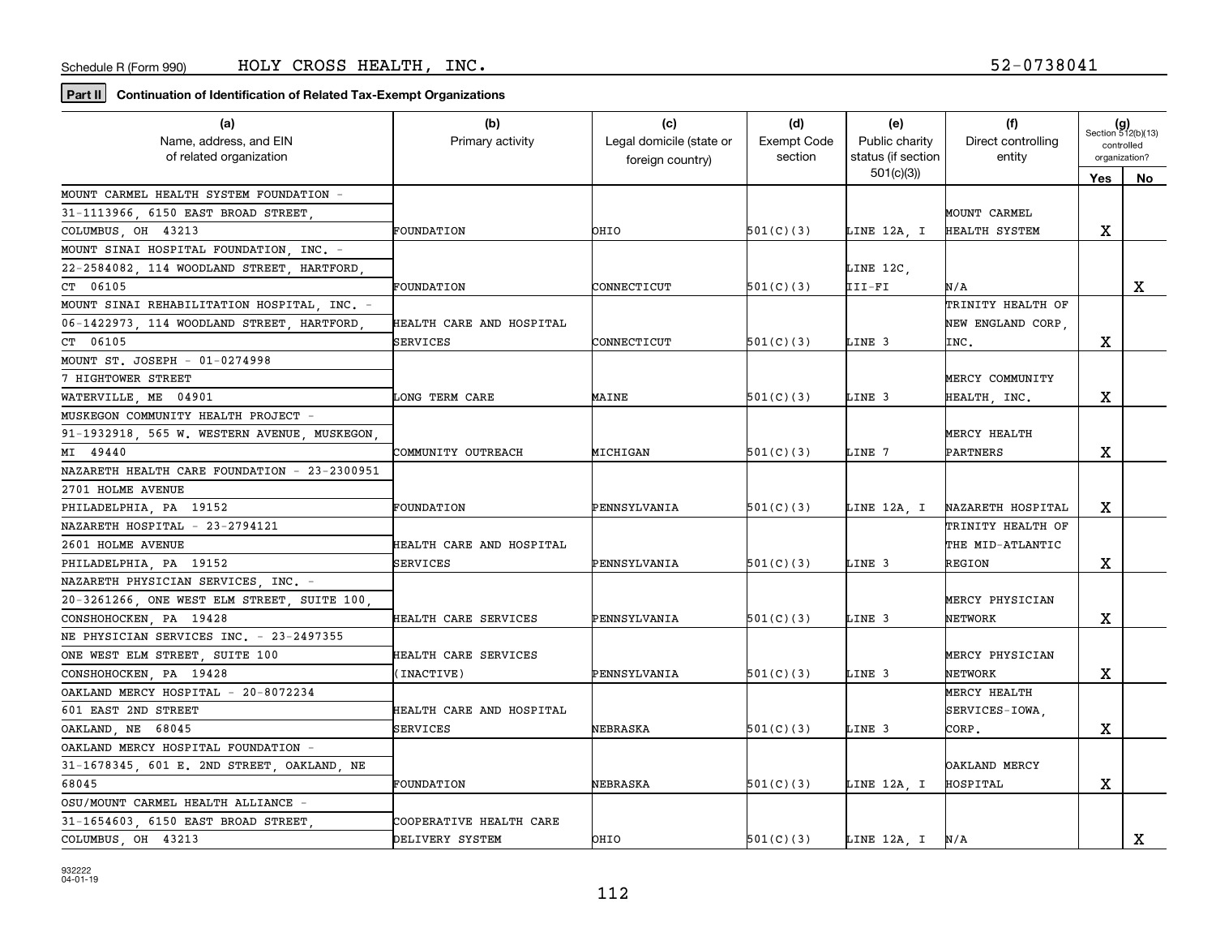Schedule R (Form 990) HOLY CROSS HEALTH, INC. 52-0738041

**Part II** **Continuation of Identification of Related Tax-Exempt Organizations**

| (a) Name, address, and EIN of related organization | (b) Primary activity | (c) Legal domicile (state or foreign country) | (d) Exempt Code section | (e) Public charity status (if section 501(c)(3)) | (f) Direct controlling entity | (g) Section 512(b)(13) controlled organization? Yes | No |
|---|---|---|---|---|---|---|---|
| MOUNT CARMEL HEALTH SYSTEM FOUNDATION - 31-1113966, 6150 EAST BROAD STREET, COLUMBUS, OH 43213 | FOUNDATION | OHIO | 501(C)(3) | LINE 12A, I | MOUNT CARMEL HEALTH SYSTEM | X | |
| MOUNT SINAI HOSPITAL FOUNDATION, INC. - 22-2584082, 114 WOODLAND STREET, HARTFORD, CT 06105 | FOUNDATION | CONNECTICUT | 501(C)(3) | LINE 12C, III-FI | N/A | | X |
| MOUNT SINAI REHABILITATION HOSPITAL, INC. - 06-1422973, 114 WOODLAND STREET, HARTFORD, CT 06105 | HEALTH CARE AND HOSPITAL SERVICES | CONNECTICUT | 501(C)(3) | LINE 3 | TRINITY HEALTH OF NEW ENGLAND CORP, INC. | X | |
| MOUNT ST. JOSEPH - 01-0274998 7 HIGHTOWER STREET WATERVILLE, ME 04901 | LONG TERM CARE | MAINE | 501(C)(3) | LINE 3 | MERCY COMMUNITY HEALTH, INC. | X | |
| MUSKEGON COMMUNITY HEALTH PROJECT - 91-1932918, 565 W. WESTERN AVENUE, MUSKEGON, MI 49440 | COMMUNITY OUTREACH | MICHIGAN | 501(C)(3) | LINE 7 | MERCY HEALTH PARTNERS | X | |
| NAZARETH HEALTH CARE FOUNDATION - 23-2300951 2701 HOLME AVENUE PHILADELPHIA, PA 19152 | FOUNDATION | PENNSYLVANIA | 501(C)(3) | LINE 12A, I | NAZARETH HOSPITAL | X | |
| NAZARETH HOSPITAL - 23-2794121 2601 HOLME AVENUE PHILADELPHIA, PA 19152 | HEALTH CARE AND HOSPITAL SERVICES | PENNSYLVANIA | 501(C)(3) | LINE 3 | TRINITY HEALTH OF THE MID-ATLANTIC REGION | X | |
| NAZARETH PHYSICIAN SERVICES, INC. - 20-3261266, ONE WEST ELM STREET, SUITE 100, CONSHOHOCKEN, PA 19428 | HEALTH CARE SERVICES | PENNSYLVANIA | 501(C)(3) | LINE 3 | MERCY PHYSICIAN NETWORK | X | |
| NE PHYSICIAN SERVICES INC. - 23-2497355 ONE WEST ELM STREET, SUITE 100 CONSHOHOCKEN, PA 19428 | HEALTH CARE SERVICES (INACTIVE) | PENNSYLVANIA | 501(C)(3) | LINE 3 | MERCY PHYSICIAN NETWORK | X | |
| OAKLAND MERCY HOSPITAL - 20-8072234 601 EAST 2ND STREET OAKLAND, NE 68045 | HEALTH CARE AND HOSPITAL SERVICES | NEBRASKA | 501(C)(3) | LINE 3 | MERCY HEALTH SERVICES-IOWA, CORP. | X | |
| OAKLAND MERCY HOSPITAL FOUNDATION - 31-1678345, 601 E. 2ND STREET, OAKLAND, NE 68045 | FOUNDATION | NEBRASKA | 501(C)(3) | LINE 12A, I | OAKLAND MERCY HOSPITAL | X | |
| OSU/MOUNT CARMEL HEALTH ALLIANCE - 31-1654603, 6150 EAST BROAD STREET, COLUMBUS, OH 43213 | COOPERATIVE HEALTH CARE DELIVERY SYSTEM | OHIO | 501(C)(3) | LINE 12A, I | N/A | | X |

932222 04-01-19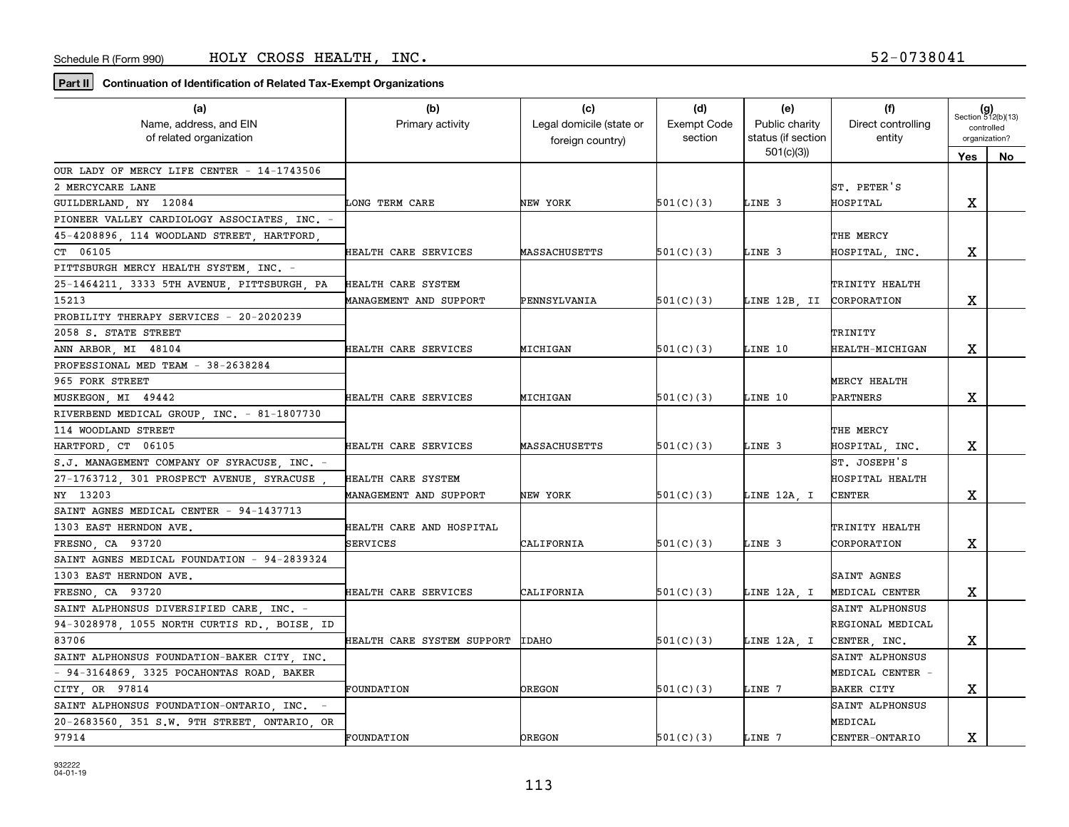Schedule R (Form 990) HOLY CROSS HEALTH, INC. 52-0738041

**Part II** **Continuation of Identification of Related Tax-Exempt Organizations**

| (a) Name, address, and EIN of related organization | (b) Primary activity | (c) Legal domicile (state or foreign country) | (d) Exempt Code section | (e) Public charity status (if section 501(c)(3)) | (f) Direct controlling entity | (g) Section 512(b)(13) controlled organization? Yes | No |
|---|---|---|---|---|---|---|---|
| OUR LADY OF MERCY LIFE CENTER - 14-1743506 2 MERCYCARE LANE GUILDERLAND, NY 12084 | LONG TERM CARE | NEW YORK | 501(C)(3) | LINE 3 | ST. PETER'S HOSPITAL | X | |
| PIONEER VALLEY CARDIOLOGY ASSOCIATES, INC. - 45-4208896, 114 WOODLAND STREET, HARTFORD, CT 06105 | HEALTH CARE SERVICES | MASSACHUSETTS | 501(C)(3) | LINE 3 | THE MERCY HOSPITAL, INC. | X | |
| PITTSBURGH MERCY HEALTH SYSTEM, INC. - 25-1464211, 3333 5TH AVENUE, PITTSBURGH, PA 15213 | HEALTH CARE SYSTEM MANAGEMENT AND SUPPORT | PENNSYLVANIA | 501(C)(3) | LINE 12B, II | TRINITY HEALTH CORPORATION | X | |
| PROBILITY THERAPY SERVICES - 20-2020239 2058 S. STATE STREET ANN ARBOR, MI 48104 | HEALTH CARE SERVICES | MICHIGAN | 501(C)(3) | LINE 10 | TRINITY HEALTH-MICHIGAN | X | |
| PROFESSIONAL MED TEAM - 38-2638284 965 FORK STREET MUSKEGON, MI 49442 | HEALTH CARE SERVICES | MICHIGAN | 501(C)(3) | LINE 10 | MERCY HEALTH PARTNERS | X | |
| RIVERBEND MEDICAL GROUP, INC. - 81-1807730 114 WOODLAND STREET HARTFORD, CT 06105 | HEALTH CARE SERVICES | MASSACHUSETTS | 501(C)(3) | LINE 3 | THE MERCY HOSPITAL, INC. | X | |
| S.J. MANAGEMENT COMPANY OF SYRACUSE, INC. - 27-1763712, 301 PROSPECT AVENUE, SYRACUSE , NY 13203 | HEALTH CARE SYSTEM MANAGEMENT AND SUPPORT | NEW YORK | 501(C)(3) | LINE 12A, I | ST. JOSEPH'S HOSPITAL HEALTH CENTER | X | |
| SAINT AGNES MEDICAL CENTER - 94-1437713 1303 EAST HERNDON AVE. FRESNO, CA 93720 | HEALTH CARE AND HOSPITAL SERVICES | CALIFORNIA | 501(C)(3) | LINE 3 | TRINITY HEALTH CORPORATION | X | |
| SAINT AGNES MEDICAL FOUNDATION - 94-2839324 1303 EAST HERNDON AVE. FRESNO, CA 93720 | HEALTH CARE SERVICES | CALIFORNIA | 501(C)(3) | LINE 12A, I | SAINT AGNES MEDICAL CENTER | X | |
| SAINT ALPHONSUS DIVERSIFIED CARE, INC. - 94-3028978, 1055 NORTH CURTIS RD., BOISE, ID 83706 | HEALTH CARE SYSTEM SUPPORT | IDAHO | 501(C)(3) | LINE 12A, I | SAINT ALPHONSUS REGIONAL MEDICAL CENTER, INC. | X | |
| SAINT ALPHONSUS FOUNDATION-BAKER CITY, INC. - 94-3164869, 3325 POCAHONTAS ROAD, BAKER CITY, OR 97814 | FOUNDATION | OREGON | 501(C)(3) | LINE 7 | SAINT ALPHONSUS MEDICAL CENTER - BAKER CITY | X | |
| SAINT ALPHONSUS FOUNDATION-ONTARIO, INC. - 20-2683560, 351 S.W. 9TH STREET, ONTARIO, OR 97914 | FOUNDATION | OREGON | 501(C)(3) | LINE 7 | SAINT ALPHONSUS MEDICAL CENTER-ONTARIO | X | |

932222
04-01-19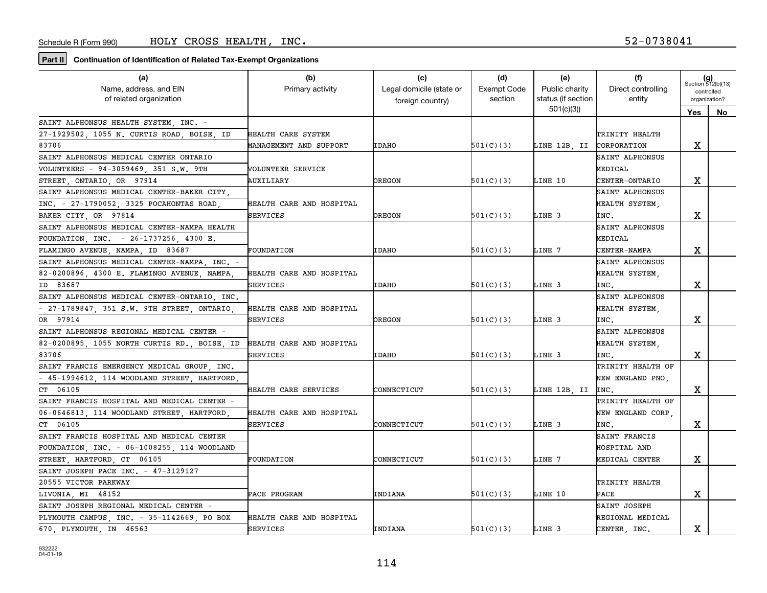Schedule R (Form 990) HOLY CROSS HEALTH, INC. 52-0738041

**Part II** **Continuation of Identification of Related Tax-Exempt Organizations**

| (a) Name, address, and EIN of related organization | (b) Primary activity | (c) Legal domicile (state or foreign country) | (d) Exempt Code section | (e) Public charity status (if section 501(c)(3)) | (f) Direct controlling entity | (g) Section 512(b)(13) controlled organization? Yes | No |
|---|---|---|---|---|---|---|---|
| SAINT ALPHONSUS HEALTH SYSTEM, INC. - 27-1929502, 1055 N. CURTIS ROAD, BOISE, ID 83706 | HEALTH CARE SYSTEM MANAGEMENT AND SUPPORT | IDAHO | 501(C)(3) | LINE 12B, II | TRINITY HEALTH CORPORATION | X | |
| SAINT ALPHONSUS MEDICAL CENTER ONTARIO VOLUNTEERS - 94-3059469, 351 S.W. 9TH STREET, ONTARIO, OR 97914 | VOLUNTEER SERVICE AUXILIARY | OREGON | 501(C)(3) | LINE 10 | SAINT ALPHONSUS MEDICAL CENTER-ONTARIO | X | |
| SAINT ALPHONSUS MEDICAL CENTER-BAKER CITY, INC. - 27-1790052, 3325 POCAHONTAS ROAD, BAKER CITY, OR 97814 | HEALTH CARE AND HOSPITAL SERVICES | OREGON | 501(C)(3) | LINE 3 | SAINT ALPHONSUS HEALTH SYSTEM, INC. | X | |
| SAINT ALPHONSUS MEDICAL CENTER-NAMPA HEALTH FOUNDATION, INC. - 26-1737256, 4300 E. FLAMINGO AVENUE, NAMPA, ID 83687 | FOUNDATION | IDAHO | 501(C)(3) | LINE 7 | SAINT ALPHONSUS MEDICAL CENTER-NAMPA | X | |
| SAINT ALPHONSUS MEDICAL CENTER-NAMPA, INC. - 82-0200896, 4300 E. FLAMINGO AVENUE, NAMPA, ID 83687 | HEALTH CARE AND HOSPITAL SERVICES | IDAHO | 501(C)(3) | LINE 3 | SAINT ALPHONSUS HEALTH SYSTEM, INC. | X | |
| SAINT ALPHONSUS MEDICAL CENTER-ONTARIO, INC. - 27-1789847, 351 S.W. 9TH STREET, ONTARIO, OR 97914 | HEALTH CARE AND HOSPITAL SERVICES | OREGON | 501(C)(3) | LINE 3 | SAINT ALPHONSUS HEALTH SYSTEM, INC. | X | |
| SAINT ALPHONSUS REGIONAL MEDICAL CENTER - 82-0200895, 1055 NORTH CURTIS RD., BOISE, ID 83706 | HEALTH CARE AND HOSPITAL SERVICES | IDAHO | 501(C)(3) | LINE 3 | SAINT ALPHONSUS HEALTH SYSTEM, INC. | X | |
| SAINT FRANCIS EMERGENCY MEDICAL GROUP, INC. - 45-1994612, 114 WOODLAND STREET, HARTFORD, CT 06105 | HEALTH CARE SERVICES | CONNECTICUT | 501(C)(3) | LINE 12B, II | TRINITY HEALTH OF NEW ENGLAND PNO, INC. | X | |
| SAINT FRANCIS HOSPITAL AND MEDICAL CENTER - 06-0646813, 114 WOODLAND STREET, HARTFORD, CT 06105 | HEALTH CARE AND HOSPITAL SERVICES | CONNECTICUT | 501(C)(3) | LINE 3 | TRINITY HEALTH OF NEW ENGLAND CORP, INC. | X | |
| SAINT FRANCIS HOSPITAL AND MEDICAL CENTER FOUNDATION, INC. - 06-1008255, 114 WOODLAND STREET, HARTFORD, CT 06105 | FOUNDATION | CONNECTICUT | 501(C)(3) | LINE 7 | SAINT FRANCIS HOSPITAL AND MEDICAL CENTER | X | |
| SAINT JOSEPH PACE INC. - 47-3129127 20555 VICTOR PARKWAY LIVONIA, MI 48152 | PACE PROGRAM | INDIANA | 501(C)(3) | LINE 10 | TRINITY HEALTH PACE | X | |
| SAINT JOSEPH REGIONAL MEDICAL CENTER - PLYMOUTH CAMPUS, INC. - 35-1142669, PO BOX 670, PLYMOUTH, IN 46563 | HEALTH CARE AND HOSPITAL SERVICES | INDIANA | 501(C)(3) | LINE 3 | SAINT JOSEPH REGIONAL MEDICAL CENTER, INC. | X | |

932222
04-01-19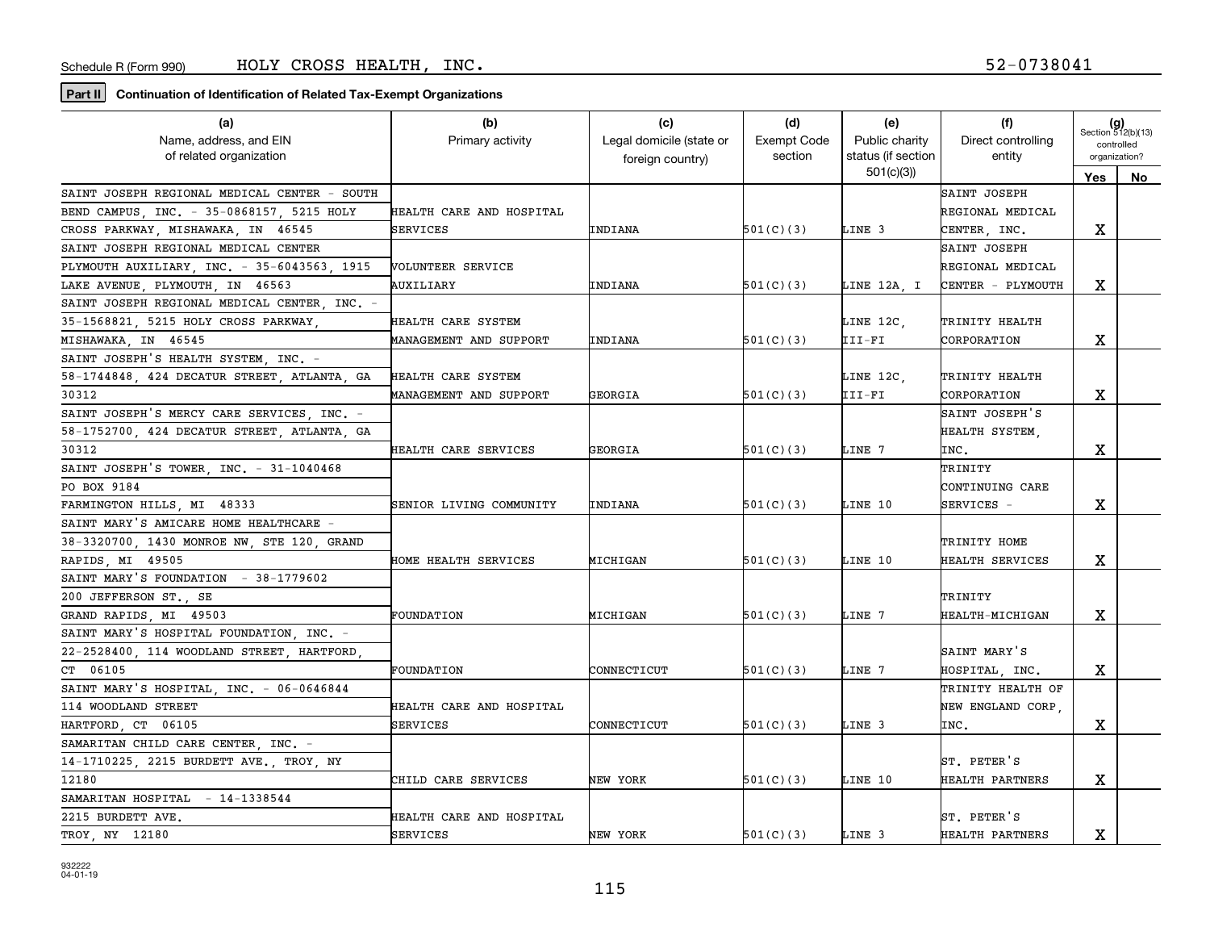Schedule R (Form 990) HOLY CROSS HEALTH, INC. 52-0738041

**Part II** Continuation of Identification of Related Tax-Exempt Organizations

| (a) Name, address, and EIN of related organization | (b) Primary activity | (c) Legal domicile (state or foreign country) | (d) Exempt Code section | (e) Public charity status (if section 501(c)(3)) | (f) Direct controlling entity | (g) Section 512(b)(13) controlled organization? Yes | No |
|---|---|---|---|---|---|---|---|
| SAINT JOSEPH REGIONAL MEDICAL CENTER - SOUTH BEND CAMPUS, INC. - 35-0868157, 5215 HOLY CROSS PARKWAY, MISHAWAKA, IN 46545 | HEALTH CARE AND HOSPITAL SERVICES | INDIANA | 501(C)(3) | LINE 3 | SAINT JOSEPH REGIONAL MEDICAL CENTER, INC. | X | |
| SAINT JOSEPH REGIONAL MEDICAL CENTER PLYMOUTH AUXILIARY, INC. - 35-6043563, 1915 LAKE AVENUE, PLYMOUTH, IN 46563 | VOLUNTEER SERVICE AUXILIARY | INDIANA | 501(C)(3) | LINE 12A, I | SAINT JOSEPH REGIONAL MEDICAL CENTER - PLYMOUTH | X | |
| SAINT JOSEPH REGIONAL MEDICAL CENTER, INC. - 35-1568821, 5215 HOLY CROSS PARKWAY, MISHAWAKA, IN 46545 | HEALTH CARE SYSTEM MANAGEMENT AND SUPPORT | INDIANA | 501(C)(3) | LINE 12C, III-FI | TRINITY HEALTH CORPORATION | X | |
| SAINT JOSEPH'S HEALTH SYSTEM, INC. - 58-1744848, 424 DECATUR STREET, ATLANTA, GA 30312 | HEALTH CARE SYSTEM MANAGEMENT AND SUPPORT | GEORGIA | 501(C)(3) | LINE 12C, III-FI | TRINITY HEALTH CORPORATION | X | |
| SAINT JOSEPH'S MERCY CARE SERVICES, INC. - 58-1752700, 424 DECATUR STREET, ATLANTA, GA 30312 | HEALTH CARE SERVICES | GEORGIA | 501(C)(3) | LINE 7 | SAINT JOSEPH'S HEALTH SYSTEM, INC. | X | |
| SAINT JOSEPH'S TOWER, INC. - 31-1040468 PO BOX 9184 FARMINGTON HILLS, MI 48333 | SENIOR LIVING COMMUNITY | INDIANA | 501(C)(3) | LINE 10 | TRINITY CONTINUING CARE SERVICES - | X | |
| SAINT MARY'S AMICARE HOME HEALTHCARE - 38-3320700, 1430 MONROE NW, STE 120, GRAND RAPIDS, MI 49505 | HOME HEALTH SERVICES | MICHIGAN | 501(C)(3) | LINE 10 | TRINITY HOME HEALTH SERVICES | X | |
| SAINT MARY'S FOUNDATION - 38-1779602 200 JEFFERSON ST., SE GRAND RAPIDS, MI 49503 | FOUNDATION | MICHIGAN | 501(C)(3) | LINE 7 | TRINITY HEALTH-MICHIGAN | X | |
| SAINT MARY'S HOSPITAL FOUNDATION, INC. - 22-2528400, 114 WOODLAND STREET, HARTFORD, CT 06105 | FOUNDATION | CONNECTICUT | 501(C)(3) | LINE 7 | SAINT MARY'S HOSPITAL, INC. | X | |
| SAINT MARY'S HOSPITAL, INC. - 06-0646844 114 WOODLAND STREET HARTFORD, CT 06105 | HEALTH CARE AND HOSPITAL SERVICES | CONNECTICUT | 501(C)(3) | LINE 3 | TRINITY HEALTH OF NEW ENGLAND CORP, INC. | X | |
| SAMARITAN CHILD CARE CENTER, INC. - 14-1710225, 2215 BURDETT AVE., TROY, NY 12180 | CHILD CARE SERVICES | NEW YORK | 501(C)(3) | LINE 10 | ST. PETER'S HEALTH PARTNERS | X | |
| SAMARITAN HOSPITAL - 14-1338544 2215 BURDETT AVE. TROY, NY 12180 | HEALTH CARE AND HOSPITAL SERVICES | NEW YORK | 501(C)(3) | LINE 3 | ST. PETER'S HEALTH PARTNERS | X | |

932222 04-01-19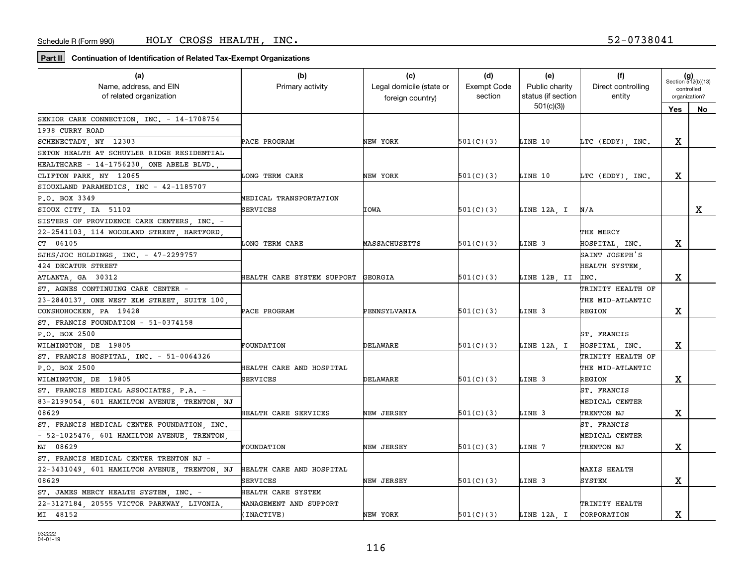Schedule R (Form 990) HOLY CROSS HEALTH, INC. 52-0738041

**Part II** **Continuation of Identification of Related Tax-Exempt Organizations**

| (a) Name, address, and EIN of related organization | (b) Primary activity | (c) Legal domicile (state or foreign country) | (d) Exempt Code section | (e) Public charity status (if section 501(c)(3)) | (f) Direct controlling entity | (g) Section 512(b)(13) controlled organization? Yes | No |
|---|---|---|---|---|---|---|---|
| SENIOR CARE CONNECTION, INC. - 14-1708754, 1938 CURRY ROAD, SCHENECTADY, NY 12303 | PACE PROGRAM | NEW YORK | 501(C)(3) | LINE 10 | LTC (EDDY), INC. | X | |
| SETON HEALTH AT SCHUYLER RIDGE RESIDENTIAL HEALTHCARE - 14-1756230, ONE ABELE BLVD., CLIFTON PARK, NY 12065 | LONG TERM CARE | NEW YORK | 501(C)(3) | LINE 10 | LTC (EDDY), INC. | X | |
| SIOUXLAND PARAMEDICS, INC - 42-1185707, P.O. BOX 3349, SIOUX CITY, IA 51102 | MEDICAL TRANSPORTATION SERVICES | IOWA | 501(C)(3) | LINE 12A, I | N/A | | X |
| SISTERS OF PROVIDENCE CARE CENTERS, INC. - 22-2541103, 114 WOODLAND STREET, HARTFORD, CT 06105 | LONG TERM CARE | MASSACHUSETTS | 501(C)(3) | LINE 3 | THE MERCY HOSPITAL, INC. | X | |
| SJHS/JOC HOLDINGS, INC. - 47-2299757, 424 DECATUR STREET, ATLANTA, GA 30312 | HEALTH CARE SYSTEM SUPPORT | GEORGIA | 501(C)(3) | LINE 12B, II | SAINT JOSEPH'S HEALTH SYSTEM, INC. | X | |
| ST. AGNES CONTINUING CARE CENTER - 23-2840137, ONE WEST ELM STREET, SUITE 100, CONSHOHOCKEN, PA 19428 | PACE PROGRAM | PENNSYLVANIA | 501(C)(3) | LINE 3 | TRINITY HEALTH OF THE MID-ATLANTIC REGION | X | |
| ST. FRANCIS FOUNDATION - 51-0374158, P.O. BOX 2500, WILMINGTON, DE 19805 | FOUNDATION | DELAWARE | 501(C)(3) | LINE 12A, I | ST. FRANCIS HOSPITAL, INC. | X | |
| ST. FRANCIS HOSPITAL, INC. - 51-0064326, P.O. BOX 2500, WILMINGTON, DE 19805 | HEALTH CARE AND HOSPITAL SERVICES | DELAWARE | 501(C)(3) | LINE 3 | TRINITY HEALTH OF THE MID-ATLANTIC REGION | X | |
| ST. FRANCIS MEDICAL ASSOCIATES, P.A. - 83-2199054, 601 HAMILTON AVENUE, TRENTON, NJ 08629 | HEALTH CARE SERVICES | NEW JERSEY | 501(C)(3) | LINE 3 | ST. FRANCIS MEDICAL CENTER TRENTON NJ | X | |
| ST. FRANCIS MEDICAL CENTER FOUNDATION, INC. - 52-1025476, 601 HAMILTON AVENUE, TRENTON, NJ 08629 | FOUNDATION | NEW JERSEY | 501(C)(3) | LINE 7 | ST. FRANCIS MEDICAL CENTER TRENTON NJ | X | |
| ST. FRANCIS MEDICAL CENTER TRENTON NJ - 22-3431049, 601 HAMILTON AVENUE, TRENTON, NJ 08629 | HEALTH CARE AND HOSPITAL SERVICES | NEW JERSEY | 501(C)(3) | LINE 3 | MAXIS HEALTH SYSTEM | X | |
| ST. JAMES MERCY HEALTH SYSTEM, INC. - 22-3127184, 20555 VICTOR PARKWAY, LIVONIA, MI 48152 | HEALTH CARE SYSTEM MANAGEMENT AND SUPPORT (INACTIVE) | NEW YORK | 501(C)(3) | LINE 12A, I | TRINITY HEALTH CORPORATION | X | |

932222
04-01-19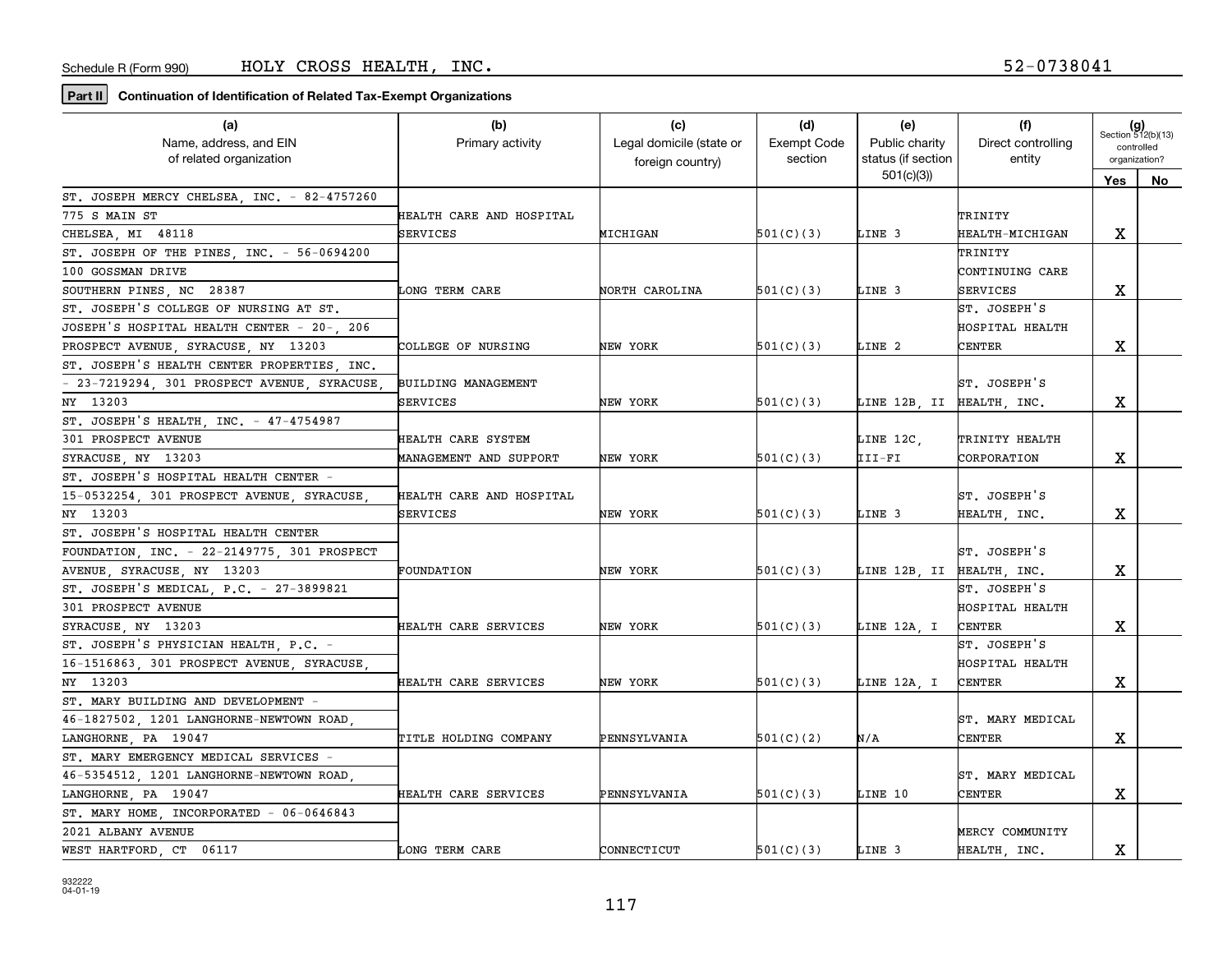Schedule R (Form 990) HOLY CROSS HEALTH, INC. 52-0738041

**Part II Continuation of Identification of Related Tax-Exempt Organizations**

| (a) Name, address, and EIN of related organization | (b) Primary activity | (c) Legal domicile (state or foreign country) | (d) Exempt Code section | (e) Public charity status (if section 501(c)(3)) | (f) Direct controlling entity | (g) Section 512(b)(13) controlled organization? Yes | No |
|---|---|---|---|---|---|---|---|
| ST. JOSEPH MERCY CHELSEA, INC. - 82-4757260 775 S MAIN ST CHELSEA, MI 48118 | HEALTH CARE AND HOSPITAL SERVICES | MICHIGAN | 501(C)(3) | LINE 3 | TRINITY HEALTH-MICHIGAN | X | |
| ST. JOSEPH OF THE PINES, INC. - 56-0694200 100 GOSSMAN DRIVE SOUTHERN PINES, NC 28387 | LONG TERM CARE | NORTH CAROLINA | 501(C)(3) | LINE 3 | TRINITY CONTINUING CARE SERVICES | X | |
| ST. JOSEPH'S COLLEGE OF NURSING AT ST. JOSEPH'S HOSPITAL HEALTH CENTER - 20-, 206 PROSPECT AVENUE, SYRACUSE, NY 13203 | COLLEGE OF NURSING | NEW YORK | 501(C)(3) | LINE 2 | ST. JOSEPH'S HOSPITAL HEALTH CENTER | X | |
| ST. JOSEPH'S HEALTH CENTER PROPERTIES, INC. - 23-7219294, 301 PROSPECT AVENUE, SYRACUSE, NY 13203 | BUILDING MANAGEMENT SERVICES | NEW YORK | 501(C)(3) | LINE 12B, II | ST. JOSEPH'S HEALTH, INC. | X | |
| ST. JOSEPH'S HEALTH, INC. - 47-4754987 301 PROSPECT AVENUE SYRACUSE, NY 13203 | HEALTH CARE SYSTEM MANAGEMENT AND SUPPORT | NEW YORK | 501(C)(3) | LINE 12C, III-FI | TRINITY HEALTH CORPORATION | X | |
| ST. JOSEPH'S HOSPITAL HEALTH CENTER - 15-0532254, 301 PROSPECT AVENUE, SYRACUSE, NY 13203 | HEALTH CARE AND HOSPITAL SERVICES | NEW YORK | 501(C)(3) | LINE 3 | ST. JOSEPH'S HEALTH, INC. | X | |
| ST. JOSEPH'S HOSPITAL HEALTH CENTER FOUNDATION, INC. - 22-2149775, 301 PROSPECT AVENUE, SYRACUSE, NY 13203 | FOUNDATION | NEW YORK | 501(C)(3) | LINE 12B, II | ST. JOSEPH'S HEALTH, INC. | X | |
| ST. JOSEPH'S MEDICAL, P.C. - 27-3899821 301 PROSPECT AVENUE SYRACUSE, NY 13203 | HEALTH CARE SERVICES | NEW YORK | 501(C)(3) | LINE 12A, I | ST. JOSEPH'S HOSPITAL HEALTH CENTER | X | |
| ST. JOSEPH'S PHYSICIAN HEALTH, P.C. - 16-1516863, 301 PROSPECT AVENUE, SYRACUSE, NY 13203 | HEALTH CARE SERVICES | NEW YORK | 501(C)(3) | LINE 12A, I | ST. JOSEPH'S HOSPITAL HEALTH CENTER | X | |
| ST. MARY BUILDING AND DEVELOPMENT - 46-1827502, 1201 LANGHORNE-NEWTOWN ROAD, LANGHORNE, PA 19047 | TITLE HOLDING COMPANY | PENNSYLVANIA | 501(C)(2) | N/A | ST. MARY MEDICAL CENTER | X | |
| ST. MARY EMERGENCY MEDICAL SERVICES - 46-5354512, 1201 LANGHORNE-NEWTOWN ROAD, LANGHORNE, PA 19047 | HEALTH CARE SERVICES | PENNSYLVANIA | 501(C)(3) | LINE 10 | ST. MARY MEDICAL CENTER | X | |
| ST. MARY HOME, INCORPORATED - 06-0646843 2021 ALBANY AVENUE WEST HARTFORD, CT 06117 | LONG TERM CARE | CONNECTICUT | 501(C)(3) | LINE 3 | MERCY COMMUNITY HEALTH, INC. | X | |

932222 04-01-19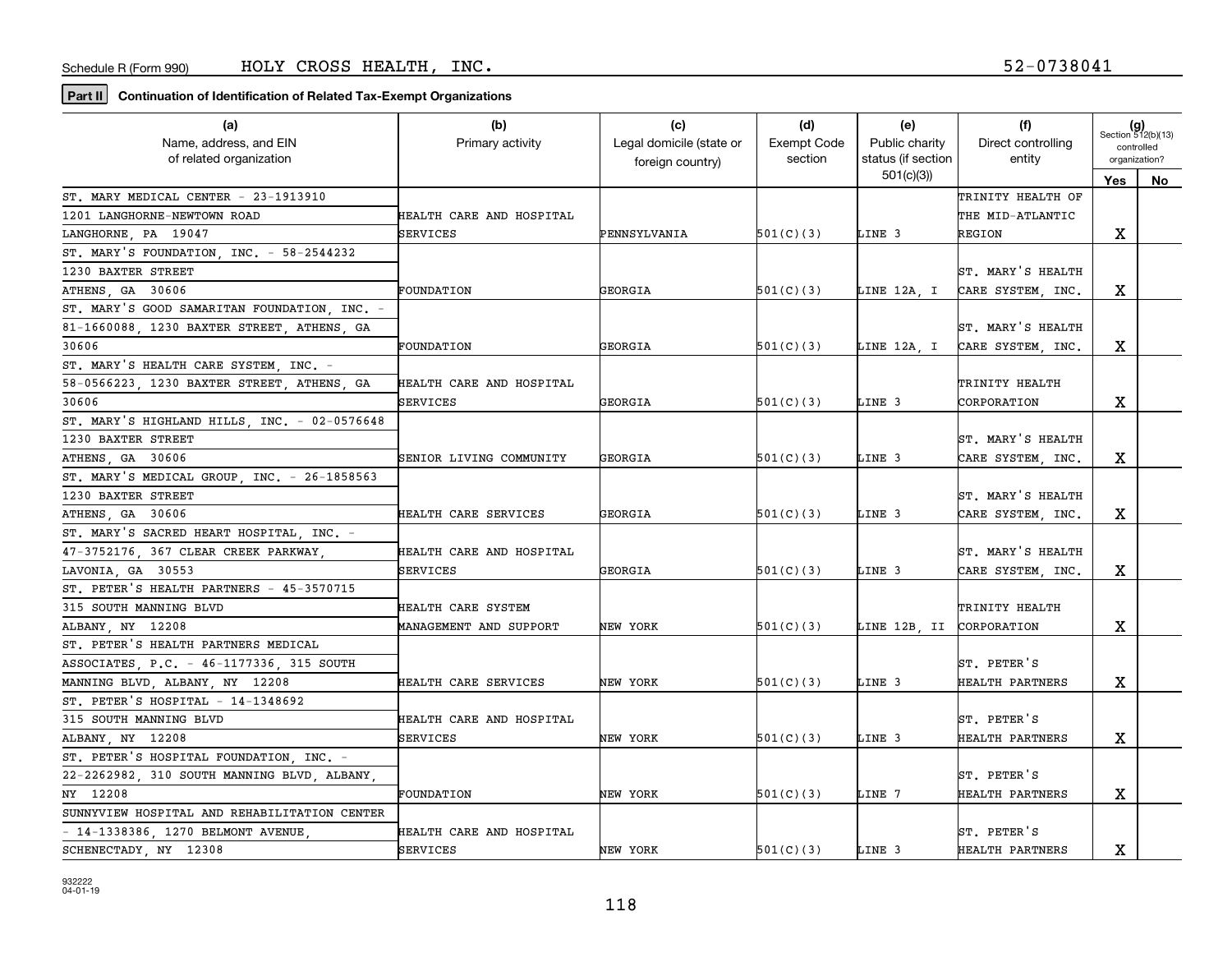Schedule R (Form 990) HOLY CROSS HEALTH, INC. 52-0738041

**Part II** **Continuation of Identification of Related Tax-Exempt Organizations**

| (a) Name, address, and EIN of related organization | (b) Primary activity | (c) Legal domicile (state or foreign country) | (d) Exempt Code section | (e) Public charity status (if section 501(c)(3)) | (f) Direct controlling entity | (g) Section 512(b)(13) controlled organization? Yes | No |
|---|---|---|---|---|---|---|---|
| ST. MARY MEDICAL CENTER - 23-1913910 1201 LANGHORNE-NEWTOWN ROAD LANGHORNE, PA 19047 | HEALTH CARE AND HOSPITAL SERVICES | PENNSYLVANIA | 501(C)(3) | LINE 3 | TRINITY HEALTH OF THE MID-ATLANTIC REGION | X | |
| ST. MARY'S FOUNDATION, INC. - 58-2544232 1230 BAXTER STREET ATHENS, GA 30606 | FOUNDATION | GEORGIA | 501(C)(3) | LINE 12A, I | ST. MARY'S HEALTH CARE SYSTEM, INC. | X | |
| ST. MARY'S GOOD SAMARITAN FOUNDATION, INC. - 81-1660088, 1230 BAXTER STREET, ATHENS, GA 30606 | FOUNDATION | GEORGIA | 501(C)(3) | LINE 12A, I | ST. MARY'S HEALTH CARE SYSTEM, INC. | X | |
| ST. MARY'S HEALTH CARE SYSTEM, INC. - 58-0566223, 1230 BAXTER STREET, ATHENS, GA 30606 | HEALTH CARE AND HOSPITAL SERVICES | GEORGIA | 501(C)(3) | LINE 3 | TRINITY HEALTH CORPORATION | X | |
| ST. MARY'S HIGHLAND HILLS, INC. - 02-0576648 1230 BAXTER STREET ATHENS, GA 30606 | SENIOR LIVING COMMUNITY | GEORGIA | 501(C)(3) | LINE 3 | ST. MARY'S HEALTH CARE SYSTEM, INC. | X | |
| ST. MARY'S MEDICAL GROUP, INC. - 26-1858563 1230 BAXTER STREET ATHENS, GA 30606 | HEALTH CARE SERVICES | GEORGIA | 501(C)(3) | LINE 3 | ST. MARY'S HEALTH CARE SYSTEM, INC. | X | |
| ST. MARY'S SACRED HEART HOSPITAL, INC. - 47-3752176, 367 CLEAR CREEK PARKWAY, LAVONIA, GA 30553 | HEALTH CARE AND HOSPITAL SERVICES | GEORGIA | 501(C)(3) | LINE 3 | ST. MARY'S HEALTH CARE SYSTEM, INC. | X | |
| ST. PETER'S HEALTH PARTNERS - 45-3570715 315 SOUTH MANNING BLVD ALBANY, NY 12208 | HEALTH CARE SYSTEM MANAGEMENT AND SUPPORT | NEW YORK | 501(C)(3) | LINE 12B, II | TRINITY HEALTH CORPORATION | X | |
| ST. PETER'S HEALTH PARTNERS MEDICAL ASSOCIATES, P.C. - 46-1177336, 315 SOUTH MANNING BLVD, ALBANY, NY 12208 | HEALTH CARE SERVICES | NEW YORK | 501(C)(3) | LINE 3 | ST. PETER'S HEALTH PARTNERS | X | |
| ST. PETER'S HOSPITAL - 14-1348692 315 SOUTH MANNING BLVD ALBANY, NY 12208 | HEALTH CARE AND HOSPITAL SERVICES | NEW YORK | 501(C)(3) | LINE 3 | ST. PETER'S HEALTH PARTNERS | X | |
| ST. PETER'S HOSPITAL FOUNDATION, INC. - 22-2262982, 310 SOUTH MANNING BLVD, ALBANY, NY 12208 | FOUNDATION | NEW YORK | 501(C)(3) | LINE 7 | ST. PETER'S HEALTH PARTNERS | X | |
| SUNNYVIEW HOSPITAL AND REHABILITATION CENTER - 14-1338386, 1270 BELMONT AVENUE, SCHENECTADY, NY 12308 | HEALTH CARE AND HOSPITAL SERVICES | NEW YORK | 501(C)(3) | LINE 3 | ST. PETER'S HEALTH PARTNERS | X | |

932222 04-01-19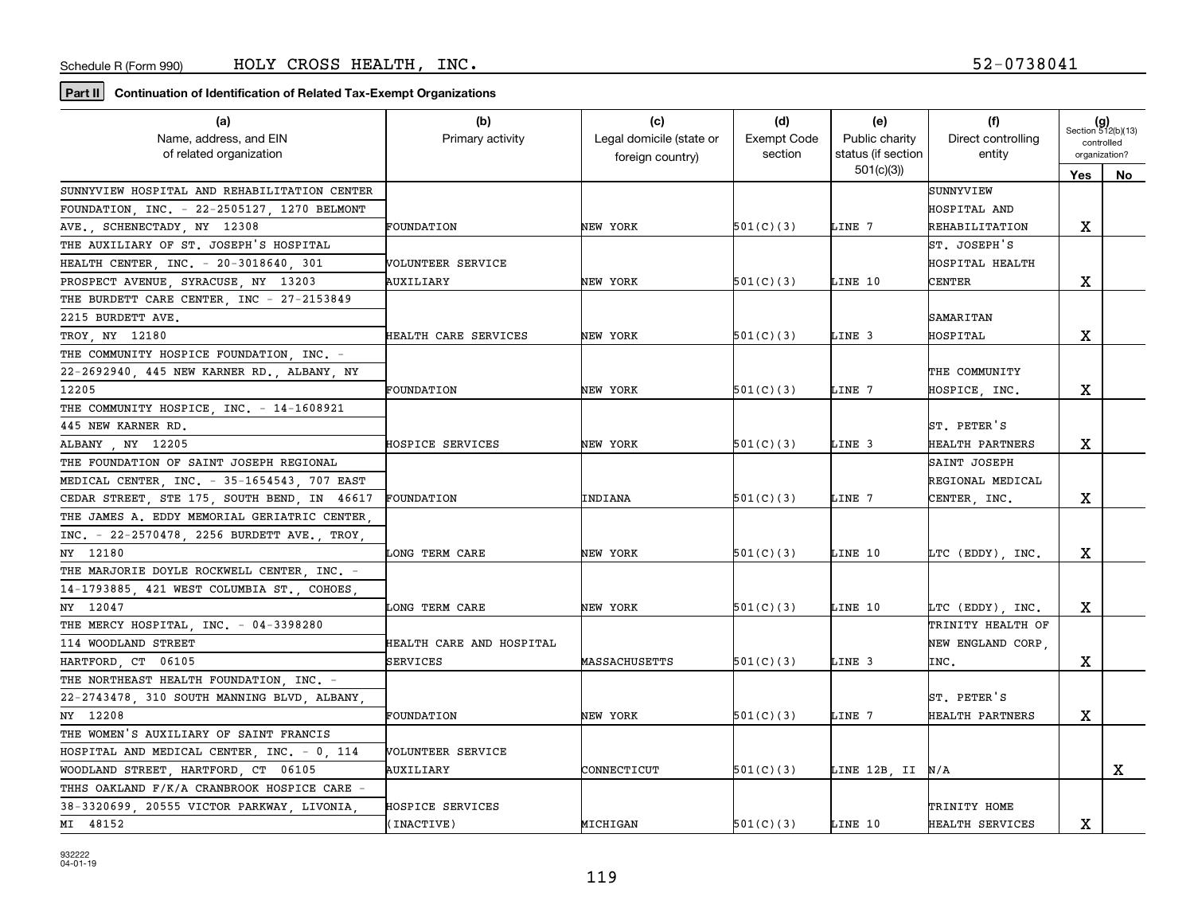Schedule R (Form 990) HOLY CROSS HEALTH, INC. 52-0738041

**Part II** **Continuation of Identification of Related Tax-Exempt Organizations**

| (a) Name, address, and EIN of related organization | (b) Primary activity | (c) Legal domicile (state or foreign country) | (d) Exempt Code section | (e) Public charity status (if section 501(c)(3)) | (f) Direct controlling entity | (g) Section 512(b)(13) controlled organization? Yes | No |
|---|---|---|---|---|---|---|---|
| SUNNYVIEW HOSPITAL AND REHABILITATION CENTER FOUNDATION, INC. - 22-2505127, 1270 BELMONT AVE., SCHENECTADY, NY 12308 | FOUNDATION | NEW YORK | 501(C)(3) | LINE 7 | SUNNYVIEW HOSPITAL AND REHABILITATION | X | |
| THE AUXILIARY OF ST. JOSEPH'S HOSPITAL HEALTH CENTER, INC. - 20-3018640, 301 PROSPECT AVENUE, SYRACUSE, NY 13203 | VOLUNTEER SERVICE AUXILIARY | NEW YORK | 501(C)(3) | LINE 10 | ST. JOSEPH'S HOSPITAL HEALTH CENTER | X | |
| THE BURDETT CARE CENTER, INC - 27-2153849 2215 BURDETT AVE. TROY, NY 12180 | HEALTH CARE SERVICES | NEW YORK | 501(C)(3) | LINE 3 | SAMARITAN HOSPITAL | X | |
| THE COMMUNITY HOSPICE FOUNDATION, INC. - 22-2692940, 445 NEW KARNER RD., ALBANY, NY 12205 | FOUNDATION | NEW YORK | 501(C)(3) | LINE 7 | THE COMMUNITY HOSPICE, INC. | X | |
| THE COMMUNITY HOSPICE, INC. - 14-1608921 445 NEW KARNER RD. ALBANY , NY 12205 | HOSPICE SERVICES | NEW YORK | 501(C)(3) | LINE 3 | ST. PETER'S HEALTH PARTNERS | X | |
| THE FOUNDATION OF SAINT JOSEPH REGIONAL MEDICAL CENTER, INC. - 35-1654543, 707 EAST CEDAR STREET, STE 175, SOUTH BEND, IN 46617 | FOUNDATION | INDIANA | 501(C)(3) | LINE 7 | SAINT JOSEPH REGIONAL MEDICAL CENTER, INC. | X | |
| THE JAMES A. EDDY MEMORIAL GERIATRIC CENTER, INC. - 22-2570478, 2256 BURDETT AVE., TROY, NY 12180 | LONG TERM CARE | NEW YORK | 501(C)(3) | LINE 10 | LTC (EDDY), INC. | X | |
| THE MARJORIE DOYLE ROCKWELL CENTER, INC. - 14-1793885, 421 WEST COLUMBIA ST., COHOES, NY 12047 | LONG TERM CARE | NEW YORK | 501(C)(3) | LINE 10 | LTC (EDDY), INC. | X | |
| THE MERCY HOSPITAL, INC. - 04-3398280 114 WOODLAND STREET HARTFORD, CT 06105 | HEALTH CARE AND HOSPITAL SERVICES | MASSACHUSETTS | 501(C)(3) | LINE 3 | TRINITY HEALTH OF NEW ENGLAND CORP, INC. | X | |
| THE NORTHEAST HEALTH FOUNDATION, INC. - 22-2743478, 310 SOUTH MANNING BLVD, ALBANY, NY 12208 | FOUNDATION | NEW YORK | 501(C)(3) | LINE 7 | ST. PETER'S HEALTH PARTNERS | X | |
| THE WOMEN'S AUXILIARY OF SAINT FRANCIS HOSPITAL AND MEDICAL CENTER, INC. - 0, 114 WOODLAND STREET, HARTFORD, CT 06105 | VOLUNTEER SERVICE AUXILIARY | CONNECTICUT | 501(C)(3) | LINE 12B, II | N/A | | X |
| THHS OAKLAND F/K/A CRANBROOK HOSPICE CARE - 38-3320699, 20555 VICTOR PARKWAY, LIVONIA, MI 48152 | HOSPICE SERVICES (INACTIVE) | MICHIGAN | 501(C)(3) | LINE 10 | TRINITY HOME HEALTH SERVICES | X | |

932222
04-01-19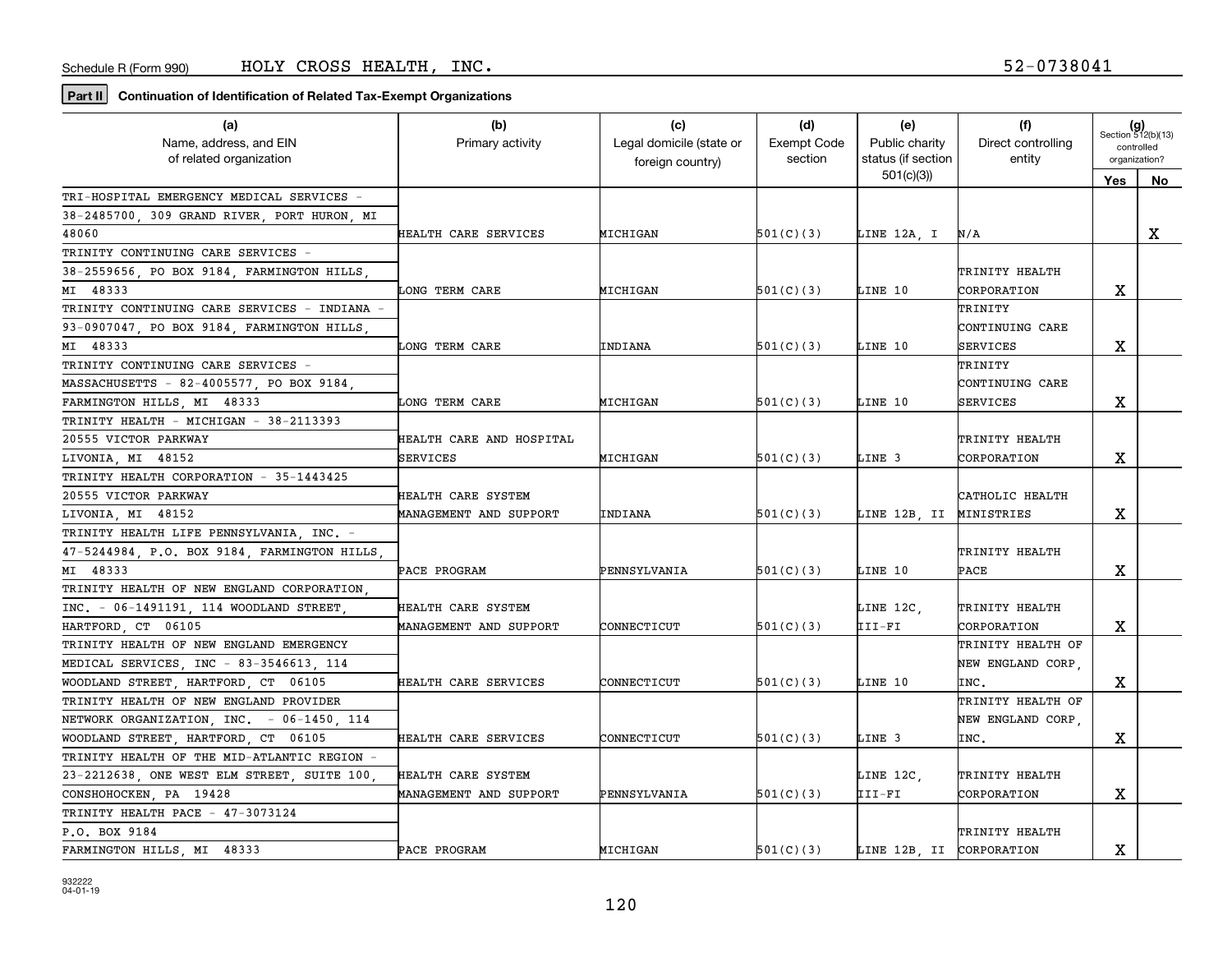Schedule R (Form 990) HOLY CROSS HEALTH, INC. 52-0738041

**Part II** **Continuation of Identification of Related Tax-Exempt Organizations**

| (a) Name, address, and EIN of related organization | (b) Primary activity | (c) Legal domicile (state or foreign country) | (d) Exempt Code section | (e) Public charity status (if section 501(c)(3)) | (f) Direct controlling entity | (g) Section 512(b)(13) controlled organization? Yes | No |
|---|---|---|---|---|---|---|---|
| TRI-HOSPITAL EMERGENCY MEDICAL SERVICES - 38-2485700, 309 GRAND RIVER, PORT HURON, MI 48060 | HEALTH CARE SERVICES | MICHIGAN | 501(C)(3) | LINE 12A, I | N/A | | X |
| TRINITY CONTINUING CARE SERVICES - 38-2559656, PO BOX 9184, FARMINGTON HILLS, MI 48333 | LONG TERM CARE | MICHIGAN | 501(C)(3) | LINE 10 | TRINITY HEALTH CORPORATION | X | |
| TRINITY CONTINUING CARE SERVICES - INDIANA - 93-0907047, PO BOX 9184, FARMINGTON HILLS, MI 48333 | LONG TERM CARE | INDIANA | 501(C)(3) | LINE 10 | TRINITY CONTINUING CARE SERVICES | X | |
| TRINITY CONTINUING CARE SERVICES - MASSACHUSETTS - 82-4005577, PO BOX 9184, FARMINGTON HILLS, MI 48333 | LONG TERM CARE | MICHIGAN | 501(C)(3) | LINE 10 | TRINITY CONTINUING CARE SERVICES | X | |
| TRINITY HEALTH - MICHIGAN - 38-2113393 20555 VICTOR PARKWAY LIVONIA, MI 48152 | HEALTH CARE AND HOSPITAL SERVICES | MICHIGAN | 501(C)(3) | LINE 3 | TRINITY HEALTH CORPORATION | X | |
| TRINITY HEALTH CORPORATION - 35-1443425 20555 VICTOR PARKWAY LIVONIA, MI 48152 | HEALTH CARE SYSTEM MANAGEMENT AND SUPPORT | INDIANA | 501(C)(3) | LINE 12B, II | CATHOLIC HEALTH MINISTRIES | X | |
| TRINITY HEALTH LIFE PENNSYLVANIA, INC. - 47-5244984, P.O. BOX 9184, FARMINGTON HILLS, MI 48333 | PACE PROGRAM | PENNSYLVANIA | 501(C)(3) | LINE 10 | TRINITY HEALTH PACE | X | |
| TRINITY HEALTH OF NEW ENGLAND CORPORATION, INC. - 06-1491191, 114 WOODLAND STREET, HARTFORD, CT 06105 | HEALTH CARE SYSTEM MANAGEMENT AND SUPPORT | CONNECTICUT | 501(C)(3) | LINE 12C, III-FI | TRINITY HEALTH CORPORATION | X | |
| TRINITY HEALTH OF NEW ENGLAND EMERGENCY MEDICAL SERVICES, INC - 83-3546613, 114 WOODLAND STREET, HARTFORD, CT 06105 | HEALTH CARE SERVICES | CONNECTICUT | 501(C)(3) | LINE 10 | TRINITY HEALTH OF NEW ENGLAND CORP, INC. | X | |
| TRINITY HEALTH OF NEW ENGLAND PROVIDER NETWORK ORGANIZATION, INC. - 06-1450, 114 WOODLAND STREET, HARTFORD, CT 06105 | HEALTH CARE SERVICES | CONNECTICUT | 501(C)(3) | LINE 3 | TRINITY HEALTH OF NEW ENGLAND CORP, INC. | X | |
| TRINITY HEALTH OF THE MID-ATLANTIC REGION - 23-2212638, ONE WEST ELM STREET, SUITE 100, CONSHOHOCKEN, PA 19428 | HEALTH CARE SYSTEM MANAGEMENT AND SUPPORT | PENNSYLVANIA | 501(C)(3) | LINE 12C, III-FI | TRINITY HEALTH CORPORATION | X | |
| TRINITY HEALTH PACE - 47-3073124 P.O. BOX 9184 FARMINGTON HILLS, MI 48333 | PACE PROGRAM | MICHIGAN | 501(C)(3) | LINE 12B, II | TRINITY HEALTH CORPORATION | X | |

932222 04-01-19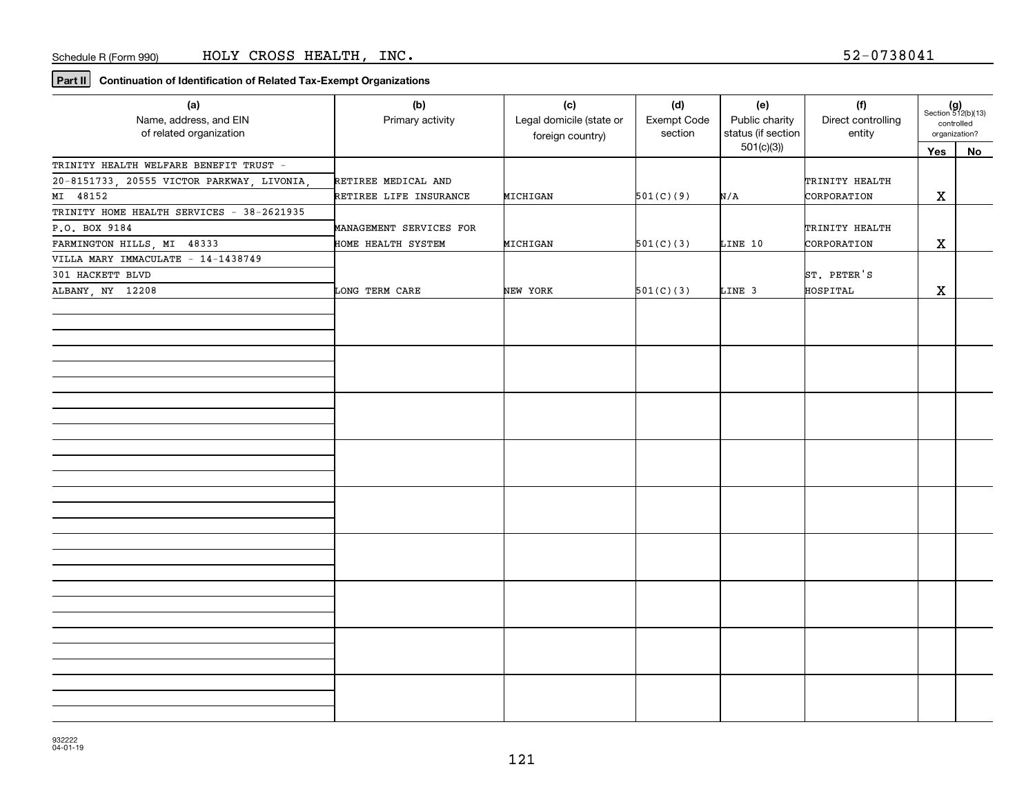Schedule R (Form 990) HOLY CROSS HEALTH, INC. 52-0738041

**Part II** **Continuation of Identification of Related Tax-Exempt Organizations**

| (a) Name, address, and EIN of related organization | (b) Primary activity | (c) Legal domicile (state or foreign country) | (d) Exempt Code section | (e) Public charity status (if section 501(c)(3)) | (f) Direct controlling entity | (g) Section 512(b)(13) controlled organization? Yes | No |
|---|---|---|---|---|---|---|---|
| TRINITY HEALTH WELFARE BENEFIT TRUST - 20-8151733, 20555 VICTOR PARKWAY, LIVONIA, MI 48152 | RETIREE MEDICAL AND RETIREE LIFE INSURANCE | MICHIGAN | 501(C)(9) | N/A | TRINITY HEALTH CORPORATION | X | |
| TRINITY HOME HEALTH SERVICES - 38-2621935 P.O. BOX 9184 FARMINGTON HILLS, MI 48333 | MANAGEMENT SERVICES FOR HOME HEALTH SYSTEM | MICHIGAN | 501(C)(3) | LINE 10 | TRINITY HEALTH CORPORATION | X | |
| VILLA MARY IMMACULATE - 14-1438749 301 HACKETT BLVD ALBANY, NY 12208 | LONG TERM CARE | NEW YORK | 501(C)(3) | LINE 3 | ST. PETER'S HOSPITAL | X | |

932222 04-01-19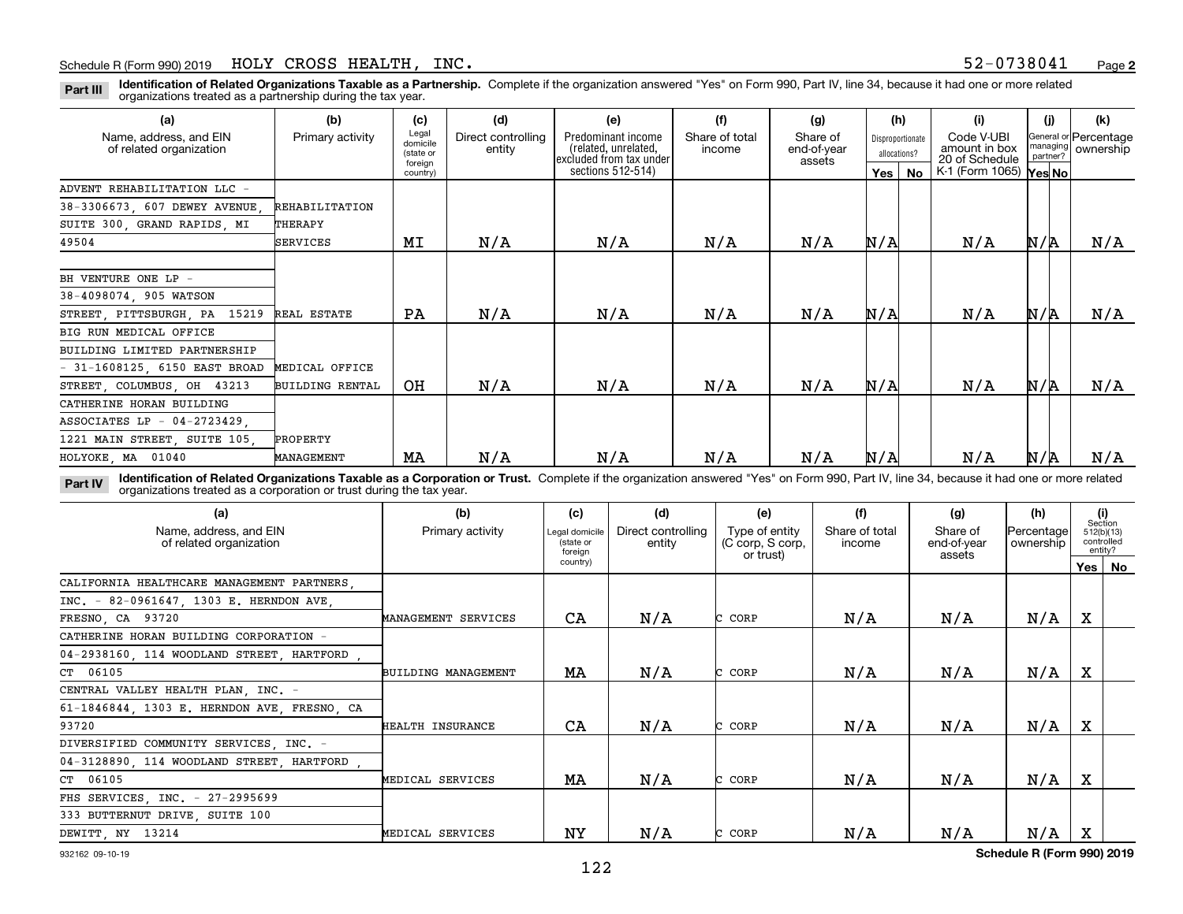Schedule R (Form 990) 2019 HOLY CROSS HEALTH, INC. 52-0738041 Page **2**

**Part III** **Identification of Related Organizations Taxable as a Partnership.** Complete if the organization answered "Yes" on Form 990, Part IV, line 34, because it had one or more related organizations treated as a partnership during the tax year.

| (a) Name, address, and EIN of related organization | (b) Primary activity | (c) Legal domicile (state or foreign country) | (d) Direct controlling entity | (e) Predominant income (related, unrelated, excluded from tax under sections 512-514) | (f) Share of total income | (g) Share of end-of-year assets | (h) Disproportionate allocations? Yes | (h) No | (i) Code V-UBI amount in box 20 of Schedule K-1 (Form 1065) | (j) General or managing partner? Yes | (j) No | (k) Percentage ownership |
|---|---|---|---|---|---|---|---|---|---|---|---|---|
| ADVENT REHABILITATION LLC - 38-3306673, 607 DEWEY AVENUE, SUITE 300, GRAND RAPIDS, MI 49504 | REHABILITATION THERAPY SERVICES | MI | N/A | N/A | N/A | N/A | N/A | | N/A | N/A | | N/A |
| BH VENTURE ONE LP - 38-4098074, 905 WATSON STREET, PITTSBURGH, PA 15219 | REAL ESTATE | PA | N/A | N/A | N/A | N/A | N/A | | N/A | N/A | | N/A |
| BIG RUN MEDICAL OFFICE BUILDING LIMITED PARTNERSHIP - 31-1608125, 6150 EAST BROAD STREET, COLUMBUS, OH 43213 | MEDICAL OFFICE BUILDING RENTAL | OH | N/A | N/A | N/A | N/A | N/A | | N/A | N/A | | N/A |
| CATHERINE HORAN BUILDING ASSOCIATES LP - 04-2723429, 1221 MAIN STREET, SUITE 105, HOLYOKE, MA 01040 | PROPERTY MANAGEMENT | MA | N/A | N/A | N/A | N/A | N/A | | N/A | N/A | | N/A |

**Part IV** **Identification of Related Organizations Taxable as a Corporation or Trust.** Complete if the organization answered "Yes" on Form 990, Part IV, line 34, because it had one or more related organizations treated as a corporation or trust during the tax year.

| (a) Name, address, and EIN of related organization | (b) Primary activity | (c) Legal domicile (state or foreign country) | (d) Direct controlling entity | (e) Type of entity (C corp, S corp, or trust) | (f) Share of total income | (g) Share of end-of-year assets | (h) Percentage ownership | (i) Section 512(b)(13) controlled entity? Yes | (i) No |
|---|---|---|---|---|---|---|---|---|---|
| CALIFORNIA HEALTHCARE MANAGEMENT PARTNERS, INC. - 82-0961647, 1303 E. HERNDON AVE, FRESNO, CA 93720 | MANAGEMENT SERVICES | CA | N/A | C CORP | N/A | N/A | N/A | X | |
| CATHERINE HORAN BUILDING CORPORATION - 04-2938160, 114 WOODLAND STREET, HARTFORD , CT 06105 | BUILDING MANAGEMENT | MA | N/A | C CORP | N/A | N/A | N/A | X | |
| CENTRAL VALLEY HEALTH PLAN, INC. - 61-1846844, 1303 E. HERNDON AVE, FRESNO, CA 93720 | HEALTH INSURANCE | CA | N/A | C CORP | N/A | N/A | N/A | X | |
| DIVERSIFIED COMMUNITY SERVICES, INC. - 04-3128890, 114 WOODLAND STREET, HARTFORD , CT 06105 | MEDICAL SERVICES | MA | N/A | C CORP | N/A | N/A | N/A | X | |
| FHS SERVICES, INC. - 27-2995699 333 BUTTERNUT DRIVE, SUITE 100 DEWITT, NY 13214 | MEDICAL SERVICES | NY | N/A | C CORP | N/A | N/A | N/A | X | |

932162 09-10-19 **Schedule R (Form 990) 2019**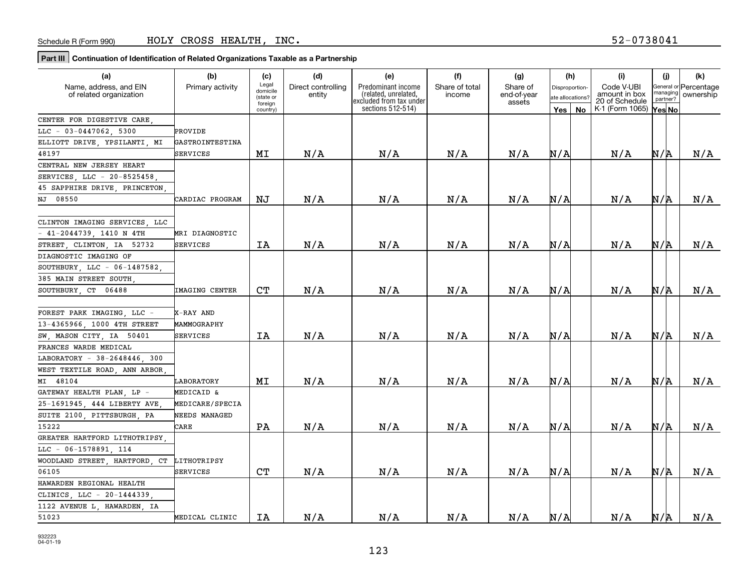Schedule R (Form 990) HOLY CROSS HEALTH, INC. 52-0738041

**Part III Continuation of Identification of Related Organizations Taxable as a Partnership**

| (a) Name, address, and EIN of related organization | (b) Primary activity | (c) Legal domicile (state or foreign country) | (d) Direct controlling entity | (e) Predominant income (related, unrelated, excluded from tax under sections 512-514) | (f) Share of total income | (g) Share of end-of-year assets | (h) Disproportionate allocations? Yes | (h) No | (i) Code V-UBI amount in box 20 of Schedule K-1 (Form 1065) | (j) General or managing partner? Yes | (j) No | (k) Percentage ownership |
|---|---|---|---|---|---|---|---|---|---|---|---|---|
| CENTER FOR DIGESTIVE CARE, LLC - 03-0447062, 5300 ELLIOTT DRIVE, YPSILANTI, MI 48197 | PROVIDE GASTROINTESTINA SERVICES | MI | N/A | N/A | N/A | N/A | N/A | | N/A | N/A | | N/A |
| CENTRAL NEW JERSEY HEART SERVICES, LLC - 20-8525458, 45 SAPPHIRE DRIVE, PRINCETON, NJ 08550 | CARDIAC PROGRAM | NJ | N/A | N/A | N/A | N/A | N/A | | N/A | N/A | | N/A |
| CLINTON IMAGING SERVICES, LLC - 41-2044739, 1410 N 4TH STREET, CLINTON, IA 52732 | MRI DIAGNOSTIC SERVICES | IA | N/A | N/A | N/A | N/A | N/A | | N/A | N/A | | N/A |
| DIAGNOSTIC IMAGING OF SOUTHBURY, LLC - 06-1487582, 385 MAIN STREET SOUTH, SOUTHBURY, CT 06488 | IMAGING CENTER | CT | N/A | N/A | N/A | N/A | N/A | | N/A | N/A | | N/A |
| FOREST PARK IMAGING, LLC - 13-4365966, 1000 4TH STREET SW, MASON CITY, IA 50401 | X-RAY AND MAMMOGRAPHY SERVICES | IA | N/A | N/A | N/A | N/A | N/A | | N/A | N/A | | N/A |
| FRANCES WARDE MEDICAL LABORATORY - 38-2648446, 300 WEST TEXTILE ROAD, ANN ARBOR, MI 48104 | LABORATORY | MI | N/A | N/A | N/A | N/A | N/A | | N/A | N/A | | N/A |
| GATEWAY HEALTH PLAN, LP - 25-1691945, 444 LIBERTY AVE, SUITE 2100, PITTSBURGH, PA 15222 | MEDICAID & MEDICARE/SPECIA NEEDS MANAGED CARE | PA | N/A | N/A | N/A | N/A | N/A | | N/A | N/A | | N/A |
| GREATER HARTFORD LITHOTRIPSY, LLC - 06-1578891, 114 WOODLAND STREET, HARTFORD, CT 06105 | LITHOTRIPSY SERVICES | CT | N/A | N/A | N/A | N/A | N/A | | N/A | N/A | | N/A |
| HAWARDEN REGIONAL HEALTH CLINICS, LLC - 20-1444339, 1122 AVENUE L, HAWARDEN, IA 51023 | MEDICAL CLINIC | IA | N/A | N/A | N/A | N/A | N/A | | N/A | N/A | | N/A |

932223 04-01-19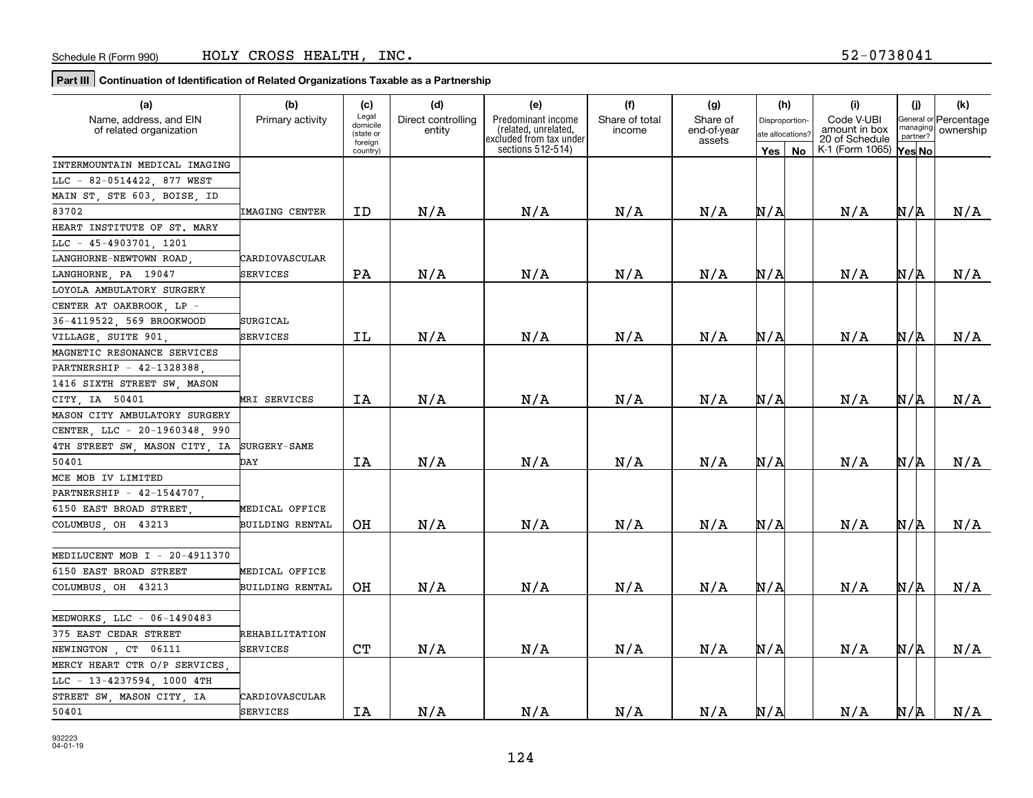Schedule R (Form 990) HOLY CROSS HEALTH, INC. 52-0738041

**Part III | Continuation of Identification of Related Organizations Taxable as a Partnership**

| (a) Name, address, and EIN of related organization | (b) Primary activity | (c) Legal domicile (state or foreign country) | (d) Direct controlling entity | (e) Predominant income (related, unrelated, excluded from tax under sections 512-514) | (f) Share of total income | (g) Share of end-of-year assets | (h) Disproportionate allocations? Yes | (h) No | (i) Code V-UBI amount in box 20 of Schedule K-1 (Form 1065) | (j) General or managing partner? Yes | (j) No | (k) Percentage ownership |
|---|---|---|---|---|---|---|---|---|---|---|---|---|
| INTERMOUNTAIN MEDICAL IMAGING LLC - 82-0514422, 877 WEST MAIN ST, STE 603, BOISE, ID 83702 | IMAGING CENTER | ID | N/A | N/A | N/A | N/A | N/A | | N/A | N/A | | N/A |
| HEART INSTITUTE OF ST. MARY LLC - 45-4903701, 1201 LANGHORNE-NEWTOWN ROAD, LANGHORNE, PA 19047 | CARDIOVASCULAR SERVICES | PA | N/A | N/A | N/A | N/A | N/A | | N/A | N/A | | N/A |
| LOYOLA AMBULATORY SURGERY CENTER AT OAKBROOK, LP - 36-4119522, 569 BROOKWOOD VILLAGE, SUITE 901, | SURGICAL SERVICES | IL | N/A | N/A | N/A | N/A | N/A | | N/A | N/A | | N/A |
| MAGNETIC RESONANCE SERVICES PARTNERSHIP - 42-1328388, 1416 SIXTH STREET SW, MASON CITY, IA 50401 | MRI SERVICES | IA | N/A | N/A | N/A | N/A | N/A | | N/A | N/A | | N/A |
| MASON CITY AMBULATORY SURGERY CENTER, LLC - 20-1960348, 990 4TH STREET SW, MASON CITY, IA 50401 | SURGERY-SAME DAY | IA | N/A | N/A | N/A | N/A | N/A | | N/A | N/A | | N/A |
| MCE MOB IV LIMITED PARTNERSHIP - 42-1544707, 6150 EAST BROAD STREET, COLUMBUS, OH 43213 | MEDICAL OFFICE BUILDING RENTAL | OH | N/A | N/A | N/A | N/A | N/A | | N/A | N/A | | N/A |
| MEDILUCENT MOB I - 20-4911370 6150 EAST BROAD STREET COLUMBUS, OH 43213 | MEDICAL OFFICE BUILDING RENTAL | OH | N/A | N/A | N/A | N/A | N/A | | N/A | N/A | | N/A |
| MEDWORKS, LLC - 06-1490483 375 EAST CEDAR STREET NEWINGTON , CT 06111 | REHABILITATION SERVICES | CT | N/A | N/A | N/A | N/A | N/A | | N/A | N/A | | N/A |
| MERCY HEART CTR O/P SERVICES, LLC - 13-4237594, 1000 4TH STREET SW, MASON CITY, IA 50401 | CARDIOVASCULAR SERVICES | IA | N/A | N/A | N/A | N/A | N/A | | N/A | N/A | | N/A |

932223 04-01-19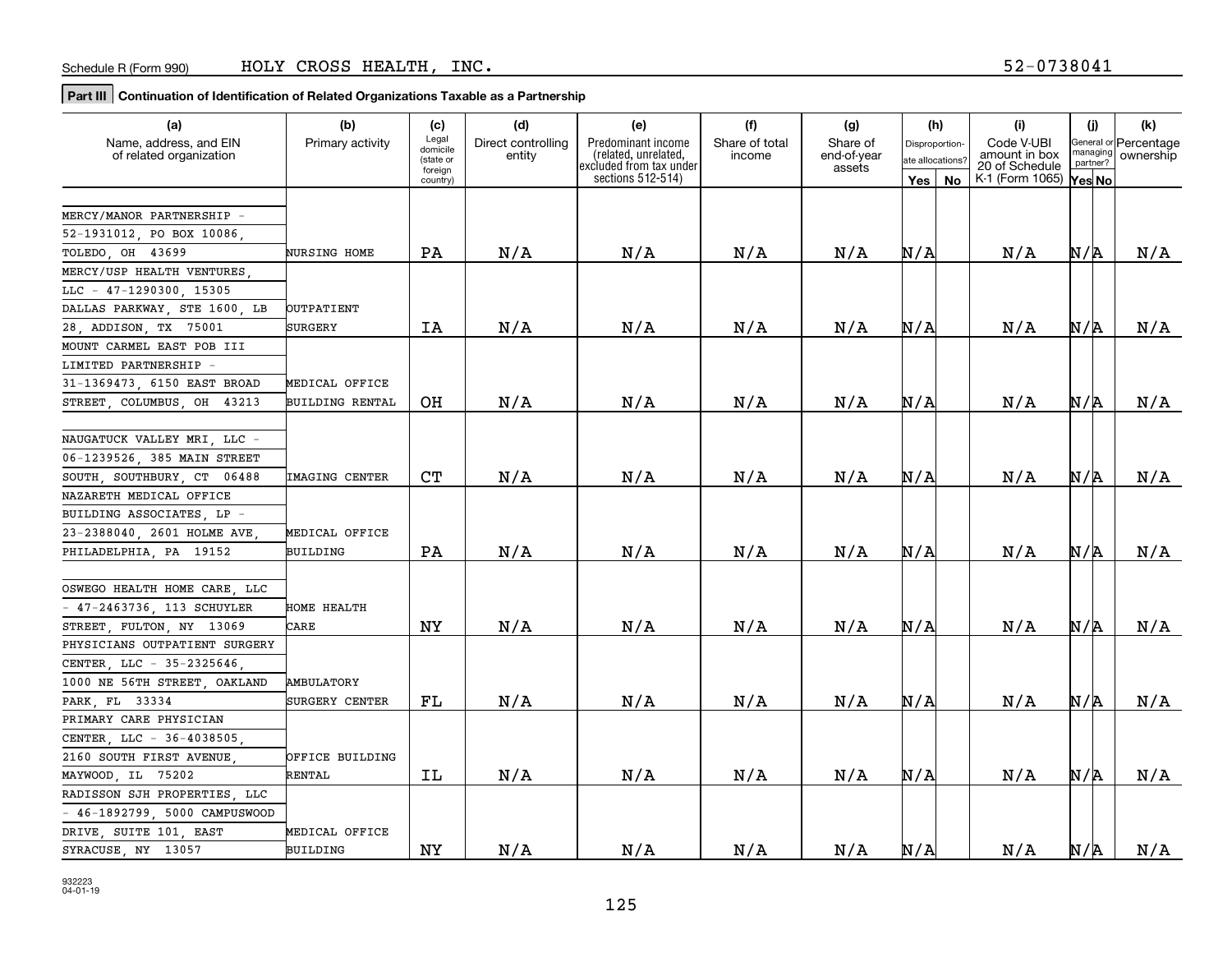Schedule R (Form 990)    HOLY CROSS HEALTH, INC.    52-0738041

**Part III | Continuation of Identification of Related Organizations Taxable as a Partnership**

| (a) Name, address, and EIN of related organization | (b) Primary activity | (c) Legal domicile (state or foreign country) | (d) Direct controlling entity | (e) Predominant income (related, unrelated, excluded from tax under sections 512-514) | (f) Share of total income | (g) Share of end-of-year assets | (h) Disproportionate allocations? Yes | (h) No | (i) Code V-UBI amount in box 20 of Schedule K-1 (Form 1065) | (j) General or managing partner? Yes | (j) No | (k) Percentage ownership |
|---|---|---|---|---|---|---|---|---|---|---|---|---|
| MERCY/MANOR PARTNERSHIP - 52-1931012, PO BOX 10086, TOLEDO, OH 43699 | NURSING HOME | PA | N/A | N/A | N/A | N/A | N/A | | N/A | N/A | | N/A |
| MERCY/USP HEALTH VENTURES, LLC - 47-1290300, 15305 DALLAS PARKWAY, STE 1600, LB 28, ADDISON, TX 75001 | OUTPATIENT SURGERY | IA | N/A | N/A | N/A | N/A | N/A | | N/A | N/A | | N/A |
| MOUNT CARMEL EAST POB III LIMITED PARTNERSHIP - 31-1369473, 6150 EAST BROAD STREET, COLUMBUS, OH 43213 | MEDICAL OFFICE BUILDING RENTAL | OH | N/A | N/A | N/A | N/A | N/A | | N/A | N/A | | N/A |
| NAUGATUCK VALLEY MRI, LLC - 06-1239526, 385 MAIN STREET SOUTH, SOUTHBURY, CT 06488 | IMAGING CENTER | CT | N/A | N/A | N/A | N/A | N/A | | N/A | N/A | | N/A |
| NAZARETH MEDICAL OFFICE BUILDING ASSOCIATES, LP - 23-2388040, 2601 HOLME AVE, PHILADELPHIA, PA 19152 | MEDICAL OFFICE BUILDING | PA | N/A | N/A | N/A | N/A | N/A | | N/A | N/A | | N/A |
| OSWEGO HEALTH HOME CARE, LLC - 47-2463736, 113 SCHUYLER STREET, FULTON, NY 13069 | HOME HEALTH CARE | NY | N/A | N/A | N/A | N/A | N/A | | N/A | N/A | | N/A |
| PHYSICIANS OUTPATIENT SURGERY CENTER, LLC - 35-2325646, 1000 NE 56TH STREET, OAKLAND PARK, FL 33334 | AMBULATORY SURGERY CENTER | FL | N/A | N/A | N/A | N/A | N/A | | N/A | N/A | | N/A |
| PRIMARY CARE PHYSICIAN CENTER, LLC - 36-4038505, 2160 SOUTH FIRST AVENUE, MAYWOOD, IL 75202 | OFFICE BUILDING RENTAL | IL | N/A | N/A | N/A | N/A | N/A | | N/A | N/A | | N/A |
| RADISSON SJH PROPERTIES, LLC - 46-1892799, 5000 CAMPUSWOOD DRIVE, SUITE 101, EAST SYRACUSE, NY 13057 | MEDICAL OFFICE BUILDING | NY | N/A | N/A | N/A | N/A | N/A | | N/A | N/A | | N/A |

932223 04-01-19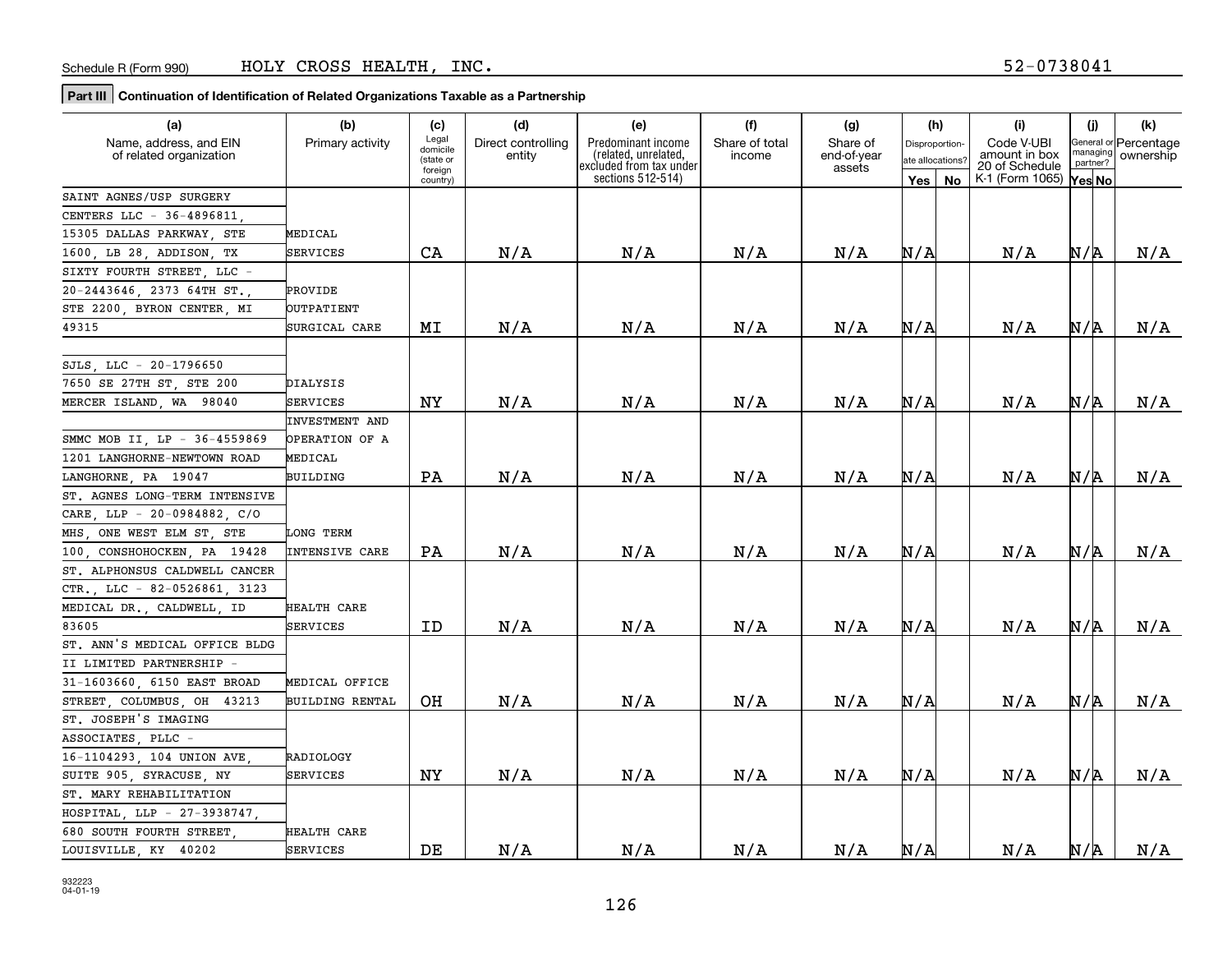Schedule R (Form 990) HOLY CROSS HEALTH, INC. 52-0738041

**Part III Continuation of Identification of Related Organizations Taxable as a Partnership**

| (a) Name, address, and EIN of related organization | (b) Primary activity | (c) Legal domicile (state or foreign country) | (d) Direct controlling entity | (e) Predominant income (related, unrelated, excluded from tax under sections 512-514) | (f) Share of total income | (g) Share of end-of-year assets | (h) Disproportionate allocations? Yes | (h) No | (i) Code V-UBI amount in box 20 of Schedule K-1 (Form 1065) | (j) General or managing partner? Yes | (j) No | (k) Percentage ownership |
|---|---|---|---|---|---|---|---|---|---|---|---|---|
| SAINT AGNES/USP SURGERY CENTERS LLC - 36-4896811, 15305 DALLAS PARKWAY, STE 1600, LB 28, ADDISON, TX | MEDICAL SERVICES | CA | N/A | N/A | N/A | N/A | N/A | | N/A | N/A | | N/A |
| SIXTY FOURTH STREET, LLC - 20-2443646, 2373 64TH ST., STE 2200, BYRON CENTER, MI 49315 | PROVIDE OUTPATIENT SURGICAL CARE | MI | N/A | N/A | N/A | N/A | N/A | | N/A | N/A | | N/A |
| SJLS, LLC - 20-1796650 7650 SE 27TH ST, STE 200 MERCER ISLAND, WA 98040 | DIALYSIS SERVICES | NY | N/A | N/A | N/A | N/A | N/A | | N/A | N/A | | N/A |
| SMMC MOB II, LP - 36-4559869 1201 LANGHORNE-NEWTOWN ROAD LANGHORNE, PA 19047 | INVESTMENT AND OPERATION OF A MEDICAL BUILDING | PA | N/A | N/A | N/A | N/A | N/A | | N/A | N/A | | N/A |
| ST. AGNES LONG-TERM INTENSIVE CARE, LLP - 20-0984882, C/O MHS, ONE WEST ELM ST, STE 100, CONSHOHOCKEN, PA 19428 | LONG TERM INTENSIVE CARE | PA | N/A | N/A | N/A | N/A | N/A | | N/A | N/A | | N/A |
| ST. ALPHONSUS CALDWELL CANCER CTR., LLC - 82-0526861, 3123 MEDICAL DR., CALDWELL, ID 83605 | HEALTH CARE SERVICES | ID | N/A | N/A | N/A | N/A | N/A | | N/A | N/A | | N/A |
| ST. ANN'S MEDICAL OFFICE BLDG II LIMITED PARTNERSHIP - 31-1603660, 6150 EAST BROAD STREET, COLUMBUS, OH 43213 | MEDICAL OFFICE BUILDING RENTAL | OH | N/A | N/A | N/A | N/A | N/A | | N/A | N/A | | N/A |
| ST. JOSEPH'S IMAGING ASSOCIATES, PLLC - 16-1104293, 104 UNION AVE, SUITE 905, SYRACUSE, NY | RADIOLOGY SERVICES | NY | N/A | N/A | N/A | N/A | N/A | | N/A | N/A | | N/A |
| ST. MARY REHABILITATION HOSPITAL, LLP - 27-3938747, 680 SOUTH FOURTH STREET, LOUISVILLE, KY 40202 | HEALTH CARE SERVICES | DE | N/A | N/A | N/A | N/A | N/A | | N/A | N/A | | N/A |

932223
04-01-19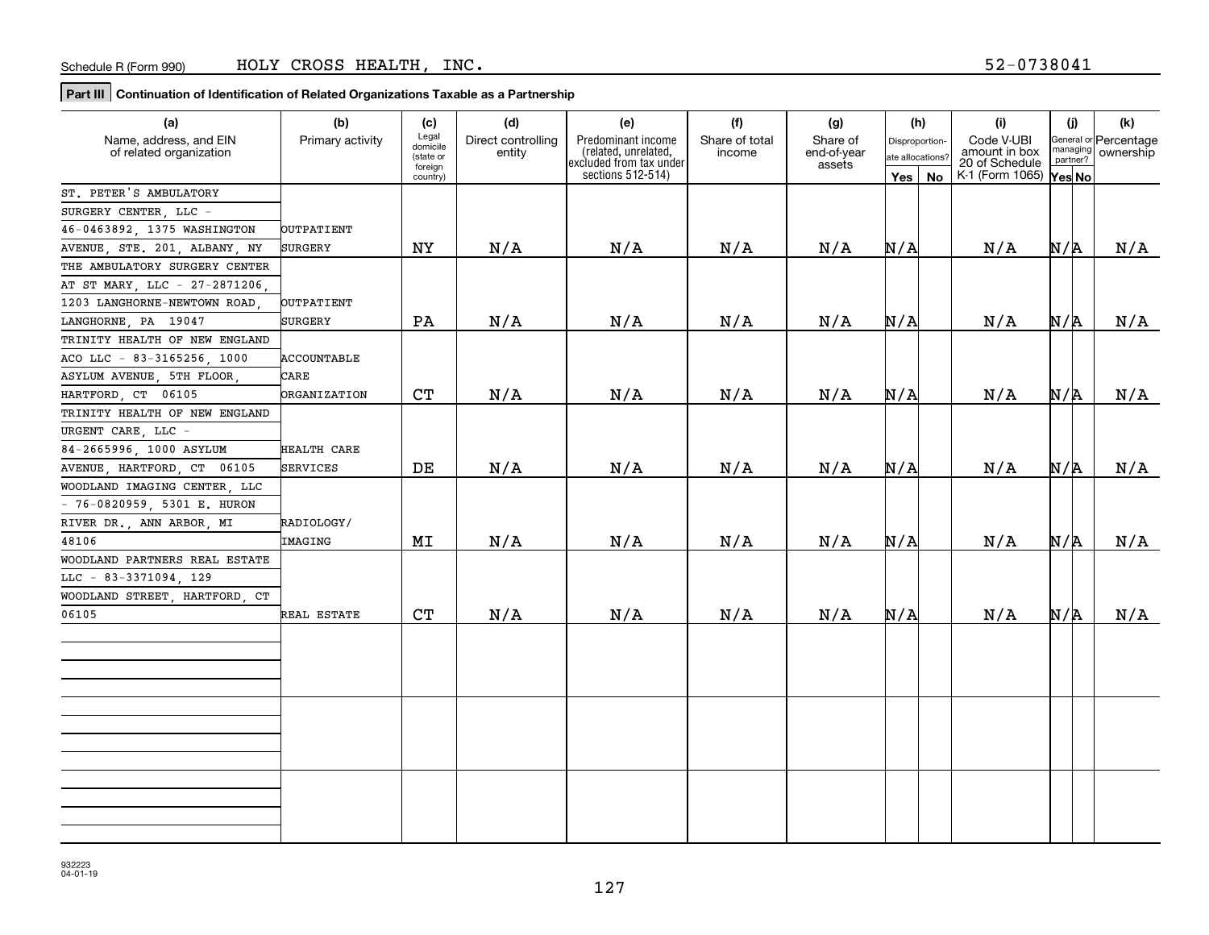Schedule R (Form 990) HOLY CROSS HEALTH, INC. 52-0738041

**Part III** **Continuation of Identification of Related Organizations Taxable as a Partnership**

| (a) Name, address, and EIN of related organization | (b) Primary activity | (c) Legal domicile (state or foreign country) | (d) Direct controlling entity | (e) Predominant income (related, unrelated, excluded from tax under sections 512-514) | (f) Share of total income | (g) Share of end-of-year assets | (h) Disproportionate allocations? Yes | (h) No | (i) Code V-UBI amount in box 20 of Schedule K-1 (Form 1065) | (j) General or managing partner? Yes | (j) No | (k) Percentage ownership |
|---|---|---|---|---|---|---|---|---|---|---|---|---|
| ST. PETER'S AMBULATORY SURGERY CENTER, LLC - 46-0463892, 1375 WASHINGTON AVENUE, STE. 201, ALBANY, NY | OUTPATIENT SURGERY | NY | N/A | N/A | N/A | N/A | N/A | | N/A | N/A | | N/A |
| THE AMBULATORY SURGERY CENTER AT ST MARY, LLC - 27-2871206, 1203 LANGHORNE-NEWTOWN ROAD, LANGHORNE, PA 19047 | OUTPATIENT SURGERY | PA | N/A | N/A | N/A | N/A | N/A | | N/A | N/A | | N/A |
| TRINITY HEALTH OF NEW ENGLAND ACO LLC - 83-3165256, 1000 ASYLUM AVENUE, 5TH FLOOR, HARTFORD, CT 06105 | ACCOUNTABLE CARE ORGANIZATION | CT | N/A | N/A | N/A | N/A | N/A | | N/A | N/A | | N/A |
| TRINITY HEALTH OF NEW ENGLAND URGENT CARE, LLC - 84-2665996, 1000 ASYLUM AVENUE, HARTFORD, CT 06105 | HEALTH CARE SERVICES | DE | N/A | N/A | N/A | N/A | N/A | | N/A | N/A | | N/A |
| WOODLAND IMAGING CENTER, LLC - 76-0820959, 5301 E. HURON RIVER DR., ANN ARBOR, MI 48106 | RADIOLOGY/ IMAGING | MI | N/A | N/A | N/A | N/A | N/A | | N/A | N/A | | N/A |
| WOODLAND PARTNERS REAL ESTATE LLC - 83-3371094, 129 WOODLAND STREET, HARTFORD, CT 06105 | REAL ESTATE | CT | N/A | N/A | N/A | N/A | N/A | | N/A | N/A | | N/A |
| | | | | | | | | | | | | |
| | | | | | | | | | | | | |
| | | | | | | | | | | | | |

932223 04-01-19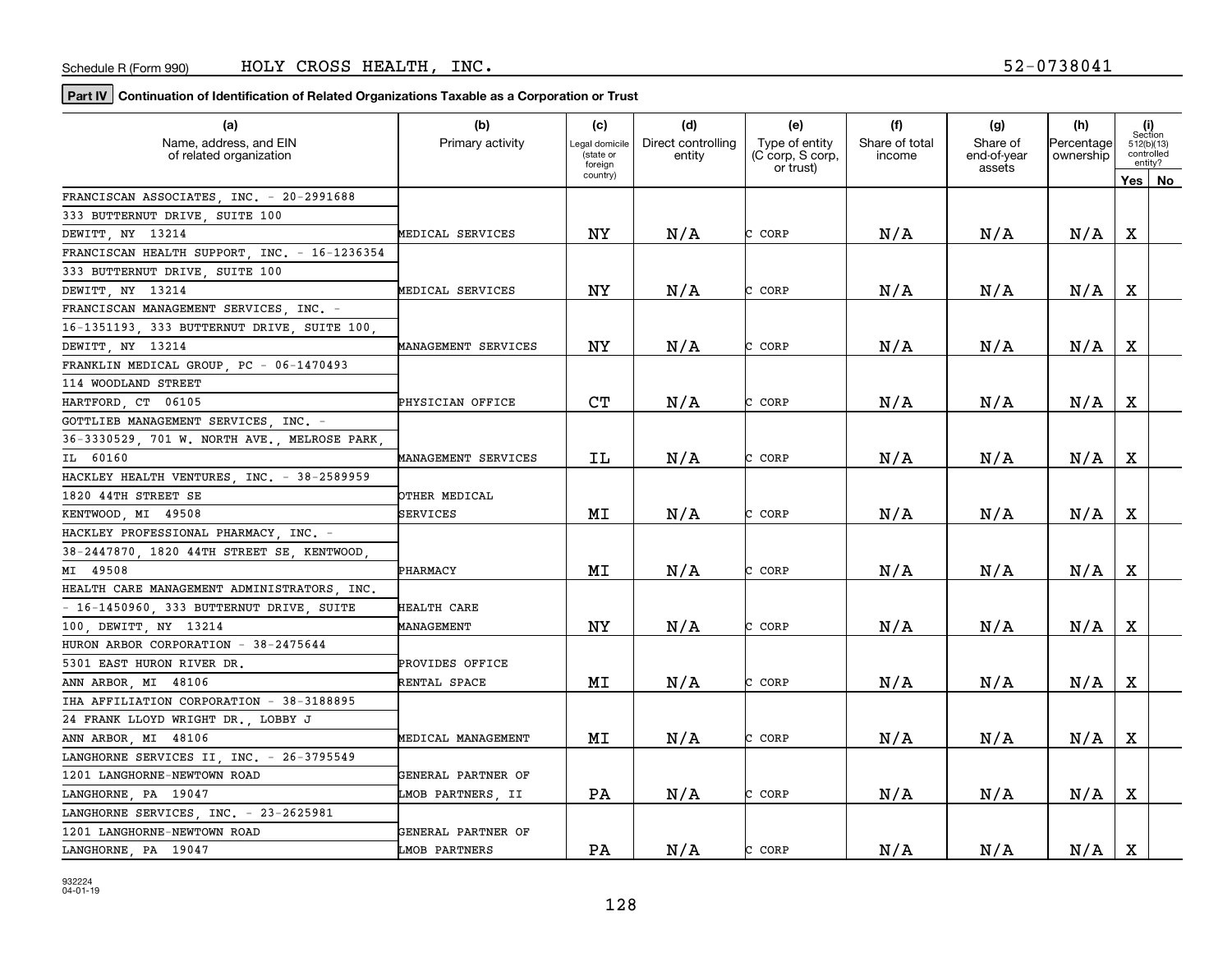Schedule R (Form 990) HOLY CROSS HEALTH, INC. 52-0738041

**Part IV** **Continuation of Identification of Related Organizations Taxable as a Corporation or Trust**

| (a) Name, address, and EIN of related organization | (b) Primary activity | (c) Legal domicile (state or foreign country) | (d) Direct controlling entity | (e) Type of entity (C corp, S corp, or trust) | (f) Share of total income | (g) Share of end-of-year assets | (h) Percentage ownership | (i) Section 512(b)(13) controlled entity? Yes | No |
|---|---|---|---|---|---|---|---|---|---|
| FRANCISCAN ASSOCIATES, INC. - 20-2991688 333 BUTTERNUT DRIVE, SUITE 100 DEWITT, NY 13214 | MEDICAL SERVICES | NY | N/A | C CORP | N/A | N/A | N/A | X | |
| FRANCISCAN HEALTH SUPPORT, INC. - 16-1236354 333 BUTTERNUT DRIVE, SUITE 100 DEWITT, NY 13214 | MEDICAL SERVICES | NY | N/A | C CORP | N/A | N/A | N/A | X | |
| FRANCISCAN MANAGEMENT SERVICES, INC. - 16-1351193, 333 BUTTERNUT DRIVE, SUITE 100, DEWITT, NY 13214 | MANAGEMENT SERVICES | NY | N/A | C CORP | N/A | N/A | N/A | X | |
| FRANKLIN MEDICAL GROUP, PC - 06-1470493 114 WOODLAND STREET HARTFORD, CT 06105 | PHYSICIAN OFFICE | CT | N/A | C CORP | N/A | N/A | N/A | X | |
| GOTTLIEB MANAGEMENT SERVICES, INC. - 36-3330529, 701 W. NORTH AVE., MELROSE PARK, IL 60160 | MANAGEMENT SERVICES | IL | N/A | C CORP | N/A | N/A | N/A | X | |
| HACKLEY HEALTH VENTURES, INC. - 38-2589959 1820 44TH STREET SE KENTWOOD, MI 49508 | OTHER MEDICAL SERVICES | MI | N/A | C CORP | N/A | N/A | N/A | X | |
| HACKLEY PROFESSIONAL PHARMACY, INC. - 38-2447870, 1820 44TH STREET SE, KENTWOOD, MI 49508 | PHARMACY | MI | N/A | C CORP | N/A | N/A | N/A | X | |
| HEALTH CARE MANAGEMENT ADMINISTRATORS, INC. - 16-1450960, 333 BUTTERNUT DRIVE, SUITE 100, DEWITT, NY 13214 | HEALTH CARE MANAGEMENT | NY | N/A | C CORP | N/A | N/A | N/A | X | |
| HURON ARBOR CORPORATION - 38-2475644 5301 EAST HURON RIVER DR. ANN ARBOR, MI 48106 | PROVIDES OFFICE RENTAL SPACE | MI | N/A | C CORP | N/A | N/A | N/A | X | |
| IHA AFFILIATION CORPORATION - 38-3188895 24 FRANK LLOYD WRIGHT DR., LOBBY J ANN ARBOR, MI 48106 | MEDICAL MANAGEMENT | MI | N/A | C CORP | N/A | N/A | N/A | X | |
| LANGHORNE SERVICES II, INC. - 26-3795549 1201 LANGHORNE-NEWTOWN ROAD LANGHORNE, PA 19047 | GENERAL PARTNER OF LMOB PARTNERS, II | PA | N/A | C CORP | N/A | N/A | N/A | X | |
| LANGHORNE SERVICES, INC. - 23-2625981 1201 LANGHORNE-NEWTOWN ROAD LANGHORNE, PA 19047 | GENERAL PARTNER OF LMOB PARTNERS | PA | N/A | C CORP | N/A | N/A | N/A | X | |

932224 04-01-19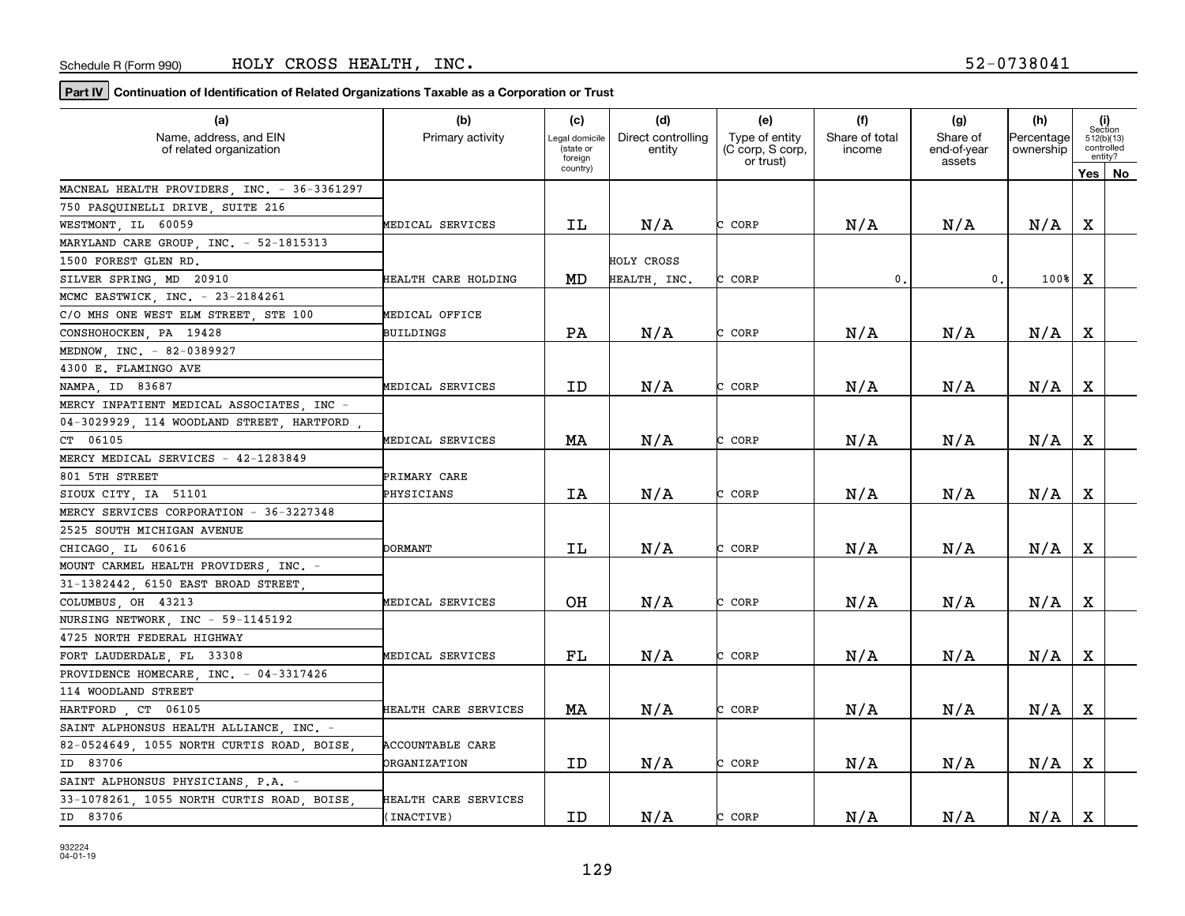Schedule R (Form 990) HOLY CROSS HEALTH, INC. 52-0738041

**Part IV** **Continuation of Identification of Related Organizations Taxable as a Corporation or Trust**

| (a) Name, address, and EIN of related organization | (b) Primary activity | (c) Legal domicile (state or foreign country) | (d) Direct controlling entity | (e) Type of entity (C corp, S corp, or trust) | (f) Share of total income | (g) Share of end-of-year assets | (h) Percentage ownership | (i) Section 512(b)(13) controlled entity? Yes | No |
|---|---|---|---|---|---|---|---|---|---|
| MACNEAL HEALTH PROVIDERS, INC. - 36-3361297, 750 PASQUINELLI DRIVE, SUITE 216, WESTMONT, IL 60059 | MEDICAL SERVICES | IL | N/A | C CORP | N/A | N/A | N/A | X | |
| MARYLAND CARE GROUP, INC. - 52-1815313, 1500 FOREST GLEN RD., SILVER SPRING, MD 20910 | HEALTH CARE HOLDING | MD | HOLY CROSS HEALTH, INC. | C CORP | 0. | 0. | 100% | X | |
| MCMC EASTWICK, INC. - 23-2184261, C/O MHS ONE WEST ELM STREET, STE 100, CONSHOHOCKEN, PA 19428 | MEDICAL OFFICE BUILDINGS | PA | N/A | C CORP | N/A | N/A | N/A | X | |
| MEDNOW, INC. - 82-0389927, 4300 E. FLAMINGO AVE, NAMPA, ID 83687 | MEDICAL SERVICES | ID | N/A | C CORP | N/A | N/A | N/A | X | |
| MERCY INPATIENT MEDICAL ASSOCIATES, INC - 04-3029929, 114 WOODLAND STREET, HARTFORD , CT 06105 | MEDICAL SERVICES | MA | N/A | C CORP | N/A | N/A | N/A | X | |
| MERCY MEDICAL SERVICES - 42-1283849, 801 5TH STREET, SIOUX CITY, IA 51101 | PRIMARY CARE PHYSICIANS | IA | N/A | C CORP | N/A | N/A | N/A | X | |
| MERCY SERVICES CORPORATION - 36-3227348, 2525 SOUTH MICHIGAN AVENUE, CHICAGO, IL 60616 | DORMANT | IL | N/A | C CORP | N/A | N/A | N/A | X | |
| MOUNT CARMEL HEALTH PROVIDERS, INC. - 31-1382442, 6150 EAST BROAD STREET, COLUMBUS, OH 43213 | MEDICAL SERVICES | OH | N/A | C CORP | N/A | N/A | N/A | X | |
| NURSING NETWORK, INC - 59-1145192, 4725 NORTH FEDERAL HIGHWAY, FORT LAUDERDALE, FL 33308 | MEDICAL SERVICES | FL | N/A | C CORP | N/A | N/A | N/A | X | |
| PROVIDENCE HOMECARE, INC. - 04-3317426, 114 WOODLAND STREET, HARTFORD , CT 06105 | HEALTH CARE SERVICES | MA | N/A | C CORP | N/A | N/A | N/A | X | |
| SAINT ALPHONSUS HEALTH ALLIANCE, INC. - 82-0524649, 1055 NORTH CURTIS ROAD, BOISE, ID 83706 | ACCOUNTABLE CARE ORGANIZATION | ID | N/A | C CORP | N/A | N/A | N/A | X | |
| SAINT ALPHONSUS PHYSICIANS, P.A. - 33-1078261, 1055 NORTH CURTIS ROAD, BOISE, ID 83706 | HEALTH CARE SERVICES (INACTIVE) | ID | N/A | C CORP | N/A | N/A | N/A | X | |

932224 04-01-19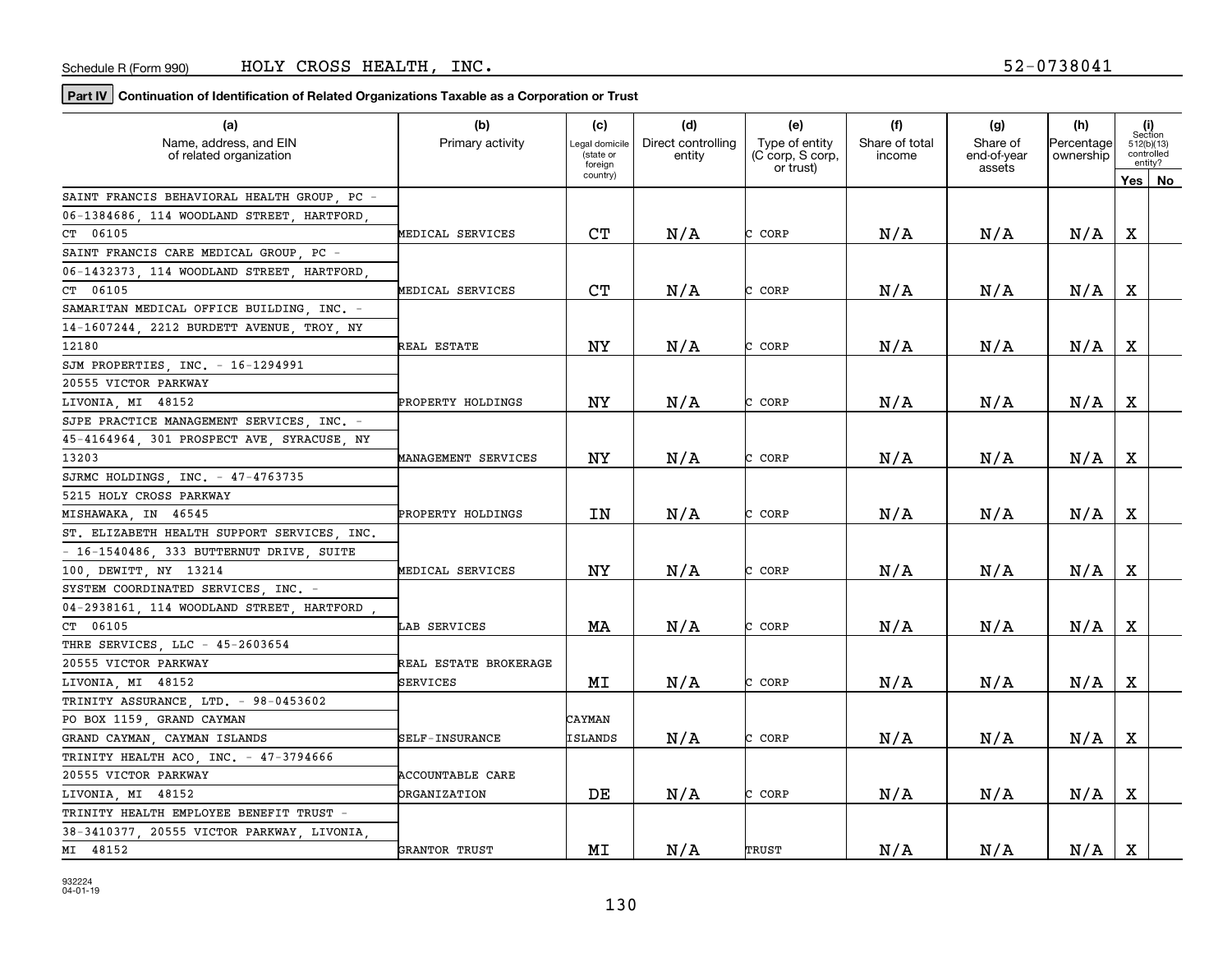Schedule R (Form 990) HOLY CROSS HEALTH, INC. 52-0738041

**Part IV** **Continuation of Identification of Related Organizations Taxable as a Corporation or Trust**

| (a) Name, address, and EIN of related organization | (b) Primary activity | (c) Legal domicile (state or foreign country) | (d) Direct controlling entity | (e) Type of entity (C corp, S corp, or trust) | (f) Share of total income | (g) Share of end-of-year assets | (h) Percentage ownership | (i) Section 512(b)(13) controlled entity? Yes | No |
|---|---|---|---|---|---|---|---|---|---|
| SAINT FRANCIS BEHAVIORAL HEALTH GROUP, PC - 06-1384686, 114 WOODLAND STREET, HARTFORD, CT 06105 | MEDICAL SERVICES | CT | N/A | C CORP | N/A | N/A | N/A | X | |
| SAINT FRANCIS CARE MEDICAL GROUP, PC - 06-1432373, 114 WOODLAND STREET, HARTFORD, CT 06105 | MEDICAL SERVICES | CT | N/A | C CORP | N/A | N/A | N/A | X | |
| SAMARITAN MEDICAL OFFICE BUILDING, INC. - 14-1607244, 2212 BURDETT AVENUE, TROY, NY 12180 | REAL ESTATE | NY | N/A | C CORP | N/A | N/A | N/A | X | |
| SJM PROPERTIES, INC. - 16-1294991 20555 VICTOR PARKWAY LIVONIA, MI 48152 | PROPERTY HOLDINGS | NY | N/A | C CORP | N/A | N/A | N/A | X | |
| SJPE PRACTICE MANAGEMENT SERVICES, INC. - 45-4164964, 301 PROSPECT AVE, SYRACUSE, NY 13203 | MANAGEMENT SERVICES | NY | N/A | C CORP | N/A | N/A | N/A | X | |
| SJRMC HOLDINGS, INC. - 47-4763735 5215 HOLY CROSS PARKWAY MISHAWAKA, IN 46545 | PROPERTY HOLDINGS | IN | N/A | C CORP | N/A | N/A | N/A | X | |
| ST. ELIZABETH HEALTH SUPPORT SERVICES, INC. - 16-1540486, 333 BUTTERNUT DRIVE, SUITE 100, DEWITT, NY 13214 | MEDICAL SERVICES | NY | N/A | C CORP | N/A | N/A | N/A | X | |
| SYSTEM COORDINATED SERVICES, INC. - 04-2938161, 114 WOODLAND STREET, HARTFORD , CT 06105 | LAB SERVICES | MA | N/A | C CORP | N/A | N/A | N/A | X | |
| THRE SERVICES, LLC - 45-2603654 20555 VICTOR PARKWAY LIVONIA, MI 48152 | REAL ESTATE BROKERAGE SERVICES | MI | N/A | C CORP | N/A | N/A | N/A | X | |
| TRINITY ASSURANCE, LTD. - 98-0453602 PO BOX 1159, GRAND CAYMAN GRAND CAYMAN, CAYMAN ISLANDS | SELF-INSURANCE | CAYMAN ISLANDS | N/A | C CORP | N/A | N/A | N/A | X | |
| TRINITY HEALTH ACO, INC. - 47-3794666 20555 VICTOR PARKWAY LIVONIA, MI 48152 | ACCOUNTABLE CARE ORGANIZATION | DE | N/A | C CORP | N/A | N/A | N/A | X | |
| TRINITY HEALTH EMPLOYEE BENEFIT TRUST - 38-3410377, 20555 VICTOR PARKWAY, LIVONIA, MI 48152 | GRANTOR TRUST | MI | N/A | TRUST | N/A | N/A | N/A | X | |

932224 04-01-19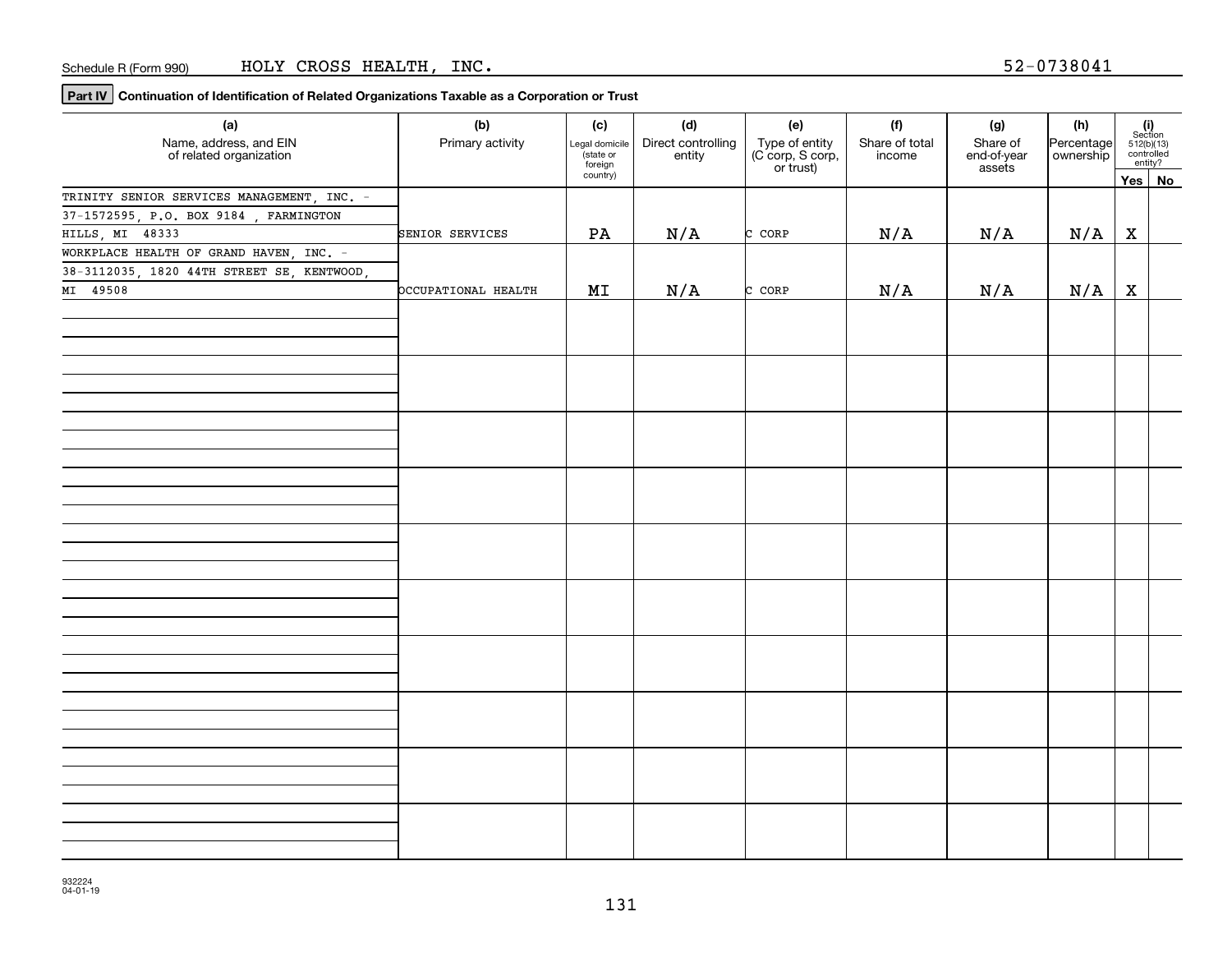Schedule R (Form 990) HOLY CROSS HEALTH, INC. 52-0738041

**Part IV** **Continuation of Identification of Related Organizations Taxable as a Corporation or Trust**

| (a) Name, address, and EIN of related organization | (b) Primary activity | (c) Legal domicile (state or foreign country) | (d) Direct controlling entity | (e) Type of entity (C corp, S corp, or trust) | (f) Share of total income | (g) Share of end-of-year assets | (h) Percentage ownership | (i) Section 512(b)(13) controlled entity? Yes | No |
|---|---|---|---|---|---|---|---|---|---|
| TRINITY SENIOR SERVICES MANAGEMENT, INC. - 37-1572595, P.O. BOX 9184 , FARMINGTON HILLS, MI 48333 | SENIOR SERVICES | PA | N/A | C CORP | N/A | N/A | N/A | X | |
| WORKPLACE HEALTH OF GRAND HAVEN, INC. - 38-3112035, 1820 44TH STREET SE, KENTWOOD, MI 49508 | OCCUPATIONAL HEALTH | MI | N/A | C CORP | N/A | N/A | N/A | X | |

932224 04-01-19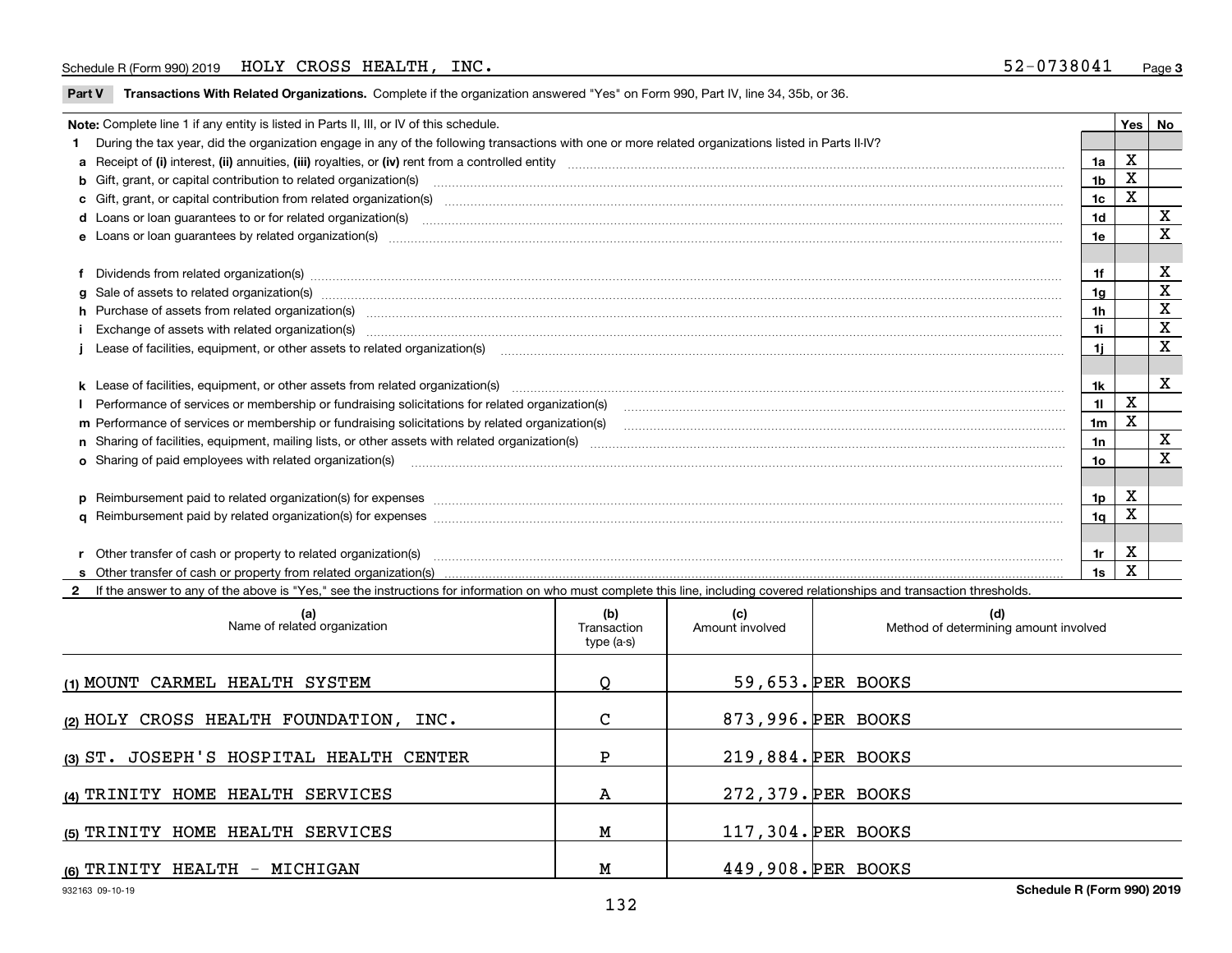Schedule R (Form 990) 2019 HOLY CROSS HEALTH, INC. 52-0738041 Page 3

**Part V Transactions With Related Organizations.** Complete if the organization answered "Yes" on Form 990, Part IV, line 34, 35b, or 36.

| Note: Complete line 1 if any entity is listed in Parts II, III, or IV of this schedule. | | Yes | No |
|---|---|---|---|
| **1** During the tax year, did the organization engage in any of the following transactions with one or more related organizations listed in Parts II-IV? | | | |
| **a** Receipt of **(i)** interest, **(ii)** annuities, **(iii)** royalties, or **(iv)** rent from a controlled entity | 1a | X | |
| **b** Gift, grant, or capital contribution to related organization(s) | 1b | X | |
| **c** Gift, grant, or capital contribution from related organization(s) | 1c | X | |
| **d** Loans or loan guarantees to or for related organization(s) | 1d | | X |
| **e** Loans or loan guarantees by related organization(s) | 1e | | X |
| **f** Dividends from related organization(s) | 1f | | X |
| **g** Sale of assets to related organization(s) | 1g | | X |
| **h** Purchase of assets from related organization(s) | 1h | | X |
| **i** Exchange of assets with related organization(s) | 1i | | X |
| **j** Lease of facilities, equipment, or other assets to related organization(s) | 1j | | X |
| **k** Lease of facilities, equipment, or other assets from related organization(s) | 1k | | X |
| **l** Performance of services or membership or fundraising solicitations for related organization(s) | 1l | X | |
| **m** Performance of services or membership or fundraising solicitations by related organization(s) | 1m | X | |
| **n** Sharing of facilities, equipment, mailing lists, or other assets with related organization(s) | 1n | | X |
| **o** Sharing of paid employees with related organization(s) | 1o | | X |
| **p** Reimbursement paid to related organization(s) for expenses | 1p | X | |
| **q** Reimbursement paid by related organization(s) for expenses | 1q | X | |
| **r** Other transfer of cash or property to related organization(s) | 1r | X | |
| **s** Other transfer of cash or property from related organization(s) | 1s | X | |

**2** If the answer to any of the above is "Yes," see the instructions for information on who must complete this line, including covered relationships and transaction thresholds.

| (a) Name of related organization | (b) Transaction type (a-s) | (c) Amount involved | (d) Method of determining amount involved |
|---|---|---|---|
| (1) MOUNT CARMEL HEALTH SYSTEM | Q | 59,653. | PER BOOKS |
| (2) HOLY CROSS HEALTH FOUNDATION, INC. | C | 873,996. | PER BOOKS |
| (3) ST. JOSEPH'S HOSPITAL HEALTH CENTER | P | 219,884. | PER BOOKS |
| (4) TRINITY HOME HEALTH SERVICES | A | 272,379. | PER BOOKS |
| (5) TRINITY HOME HEALTH SERVICES | M | 117,304. | PER BOOKS |
| (6) TRINITY HEALTH - MICHIGAN | M | 449,908. | PER BOOKS |

932163 09-10-19 Schedule R (Form 990) 2019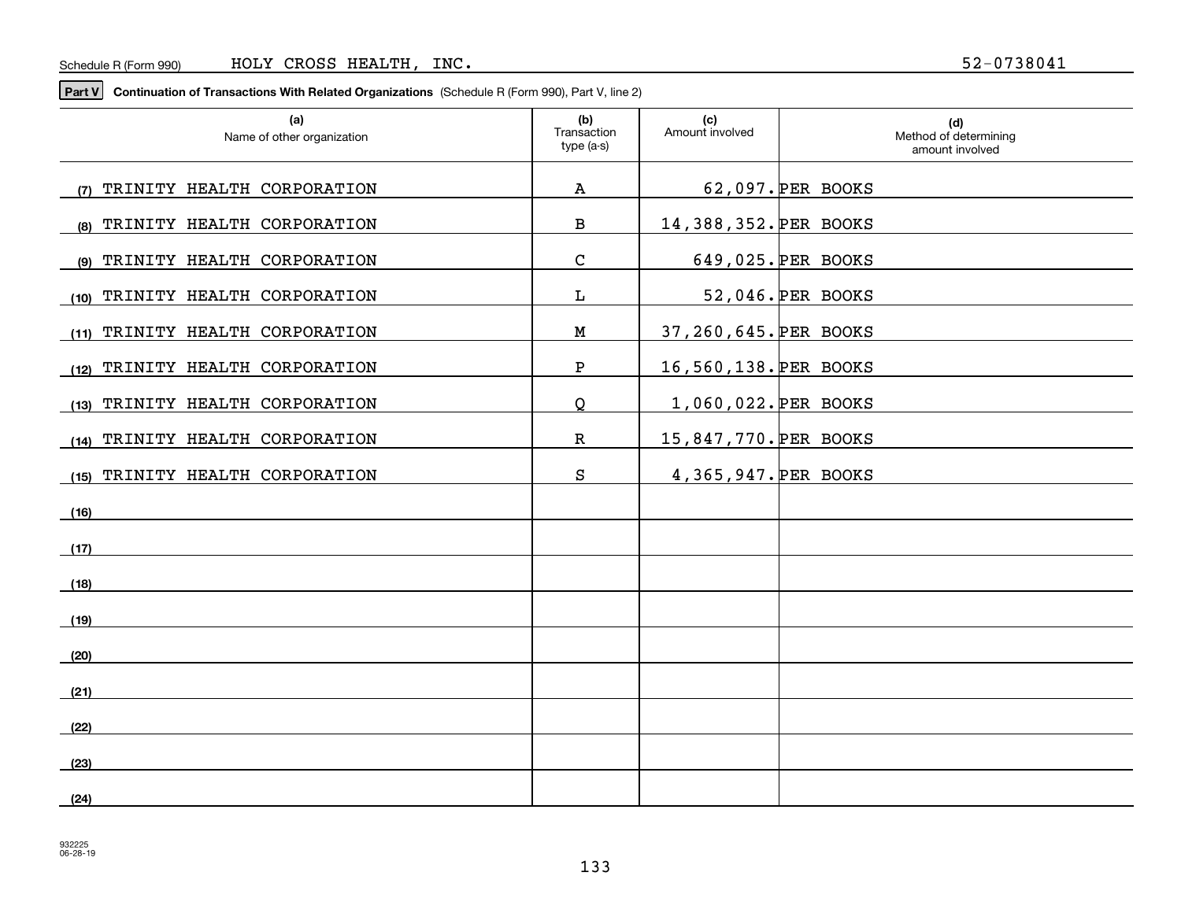Schedule R (Form 990) HOLY CROSS HEALTH, INC. 52-0738041

**Part V** **Continuation of Transactions With Related Organizations** (Schedule R (Form 990), Part V, line 2)

| (a) Name of other organization | (b) Transaction type (a-s) | (c) Amount involved | (d) Method of determining amount involved |
|---|---|---|---|
| (7) TRINITY HEALTH CORPORATION | A | 62,097. | PER BOOKS |
| (8) TRINITY HEALTH CORPORATION | B | 14,388,352. | PER BOOKS |
| (9) TRINITY HEALTH CORPORATION | C | 649,025. | PER BOOKS |
| (10) TRINITY HEALTH CORPORATION | L | 52,046. | PER BOOKS |
| (11) TRINITY HEALTH CORPORATION | M | 37,260,645. | PER BOOKS |
| (12) TRINITY HEALTH CORPORATION | P | 16,560,138. | PER BOOKS |
| (13) TRINITY HEALTH CORPORATION | Q | 1,060,022. | PER BOOKS |
| (14) TRINITY HEALTH CORPORATION | R | 15,847,770. | PER BOOKS |
| (15) TRINITY HEALTH CORPORATION | S | 4,365,947. | PER BOOKS |
| (16) | | | |
| (17) | | | |
| (18) | | | |
| (19) | | | |
| (20) | | | |
| (21) | | | |
| (22) | | | |
| (23) | | | |
| (24) | | | |

932225
06-28-19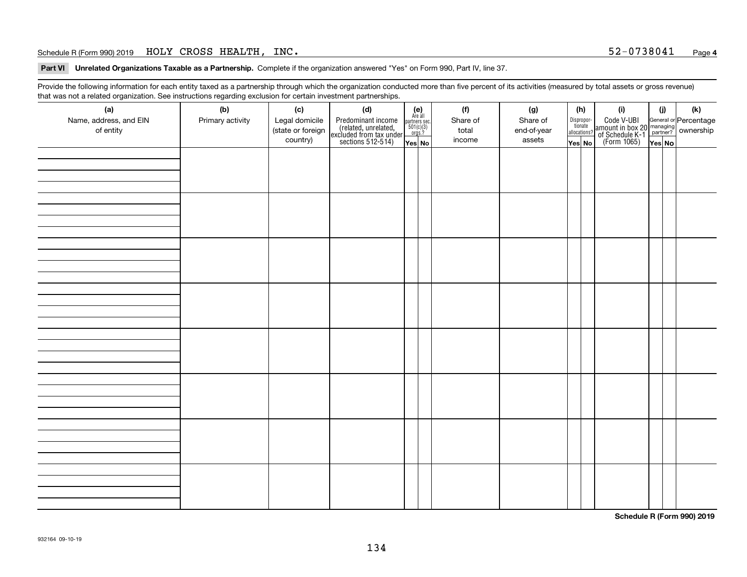Schedule R (Form 990) 2019 HOLY CROSS HEALTH, INC. 52-0738041

**Part VI Unrelated Organizations Taxable as a Partnership.** Complete if the organization answered "Yes" on Form 990, Part IV, line 37.

Provide the following information for each entity taxed as a partnership through which the organization conducted more than five percent of its activities (measured by total assets or gross revenue) that was not a related organization. See instructions regarding exclusion for certain investment partnerships.

| (a) Name, address, and EIN of entity | (b) Primary activity | (c) Legal domicile (state or foreign country) | (d) Predominant income (related, unrelated, excluded from tax under sections 512-514) | (e) Are all partners sec. 501(c)(3) orgs.? Yes | (e) No | (f) Share of total income | (g) Share of end-of-year assets | (h) Disproportionate allocations? Yes | (h) No | (i) Code V-UBI amount in box 20 of Schedule K-1 (Form 1065) | (j) General or managing partner? Yes | (j) No | (k) Percentage ownership |
|---|---|---|---|---|---|---|---|---|---|---|---|---|---|
| | | | | | | | | | | | | | |
| | | | | | | | | | | | | | |
| | | | | | | | | | | | | | |
| | | | | | | | | | | | | | |
| | | | | | | | | | | | | | |
| | | | | | | | | | | | | | |
| | | | | | | | | | | | | | |
| | | | | | | | | | | | | | |

**Schedule R (Form 990) 2019**

932164 09-10-19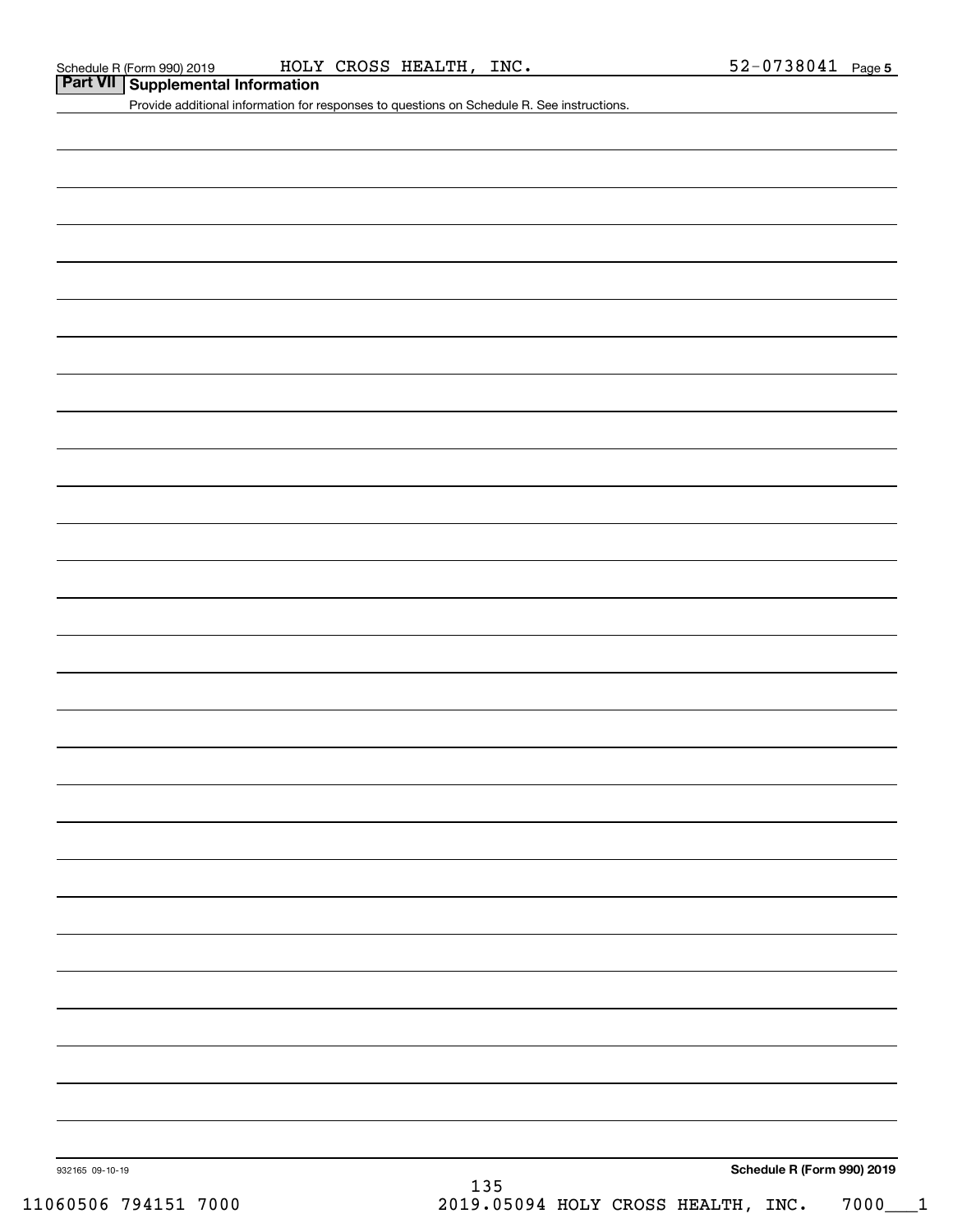Schedule R (Form 990) 2019 HOLY CROSS HEALTH, INC. 52-0738041 Page **5**

## Part VII Supplemental Information

Provide additional information for responses to questions on Schedule R. See instructions.

932165 09-10-19

**Schedule R (Form 990) 2019**

11060506 794151 7000 2019.05094 HOLY CROSS HEALTH, INC. 7000___1